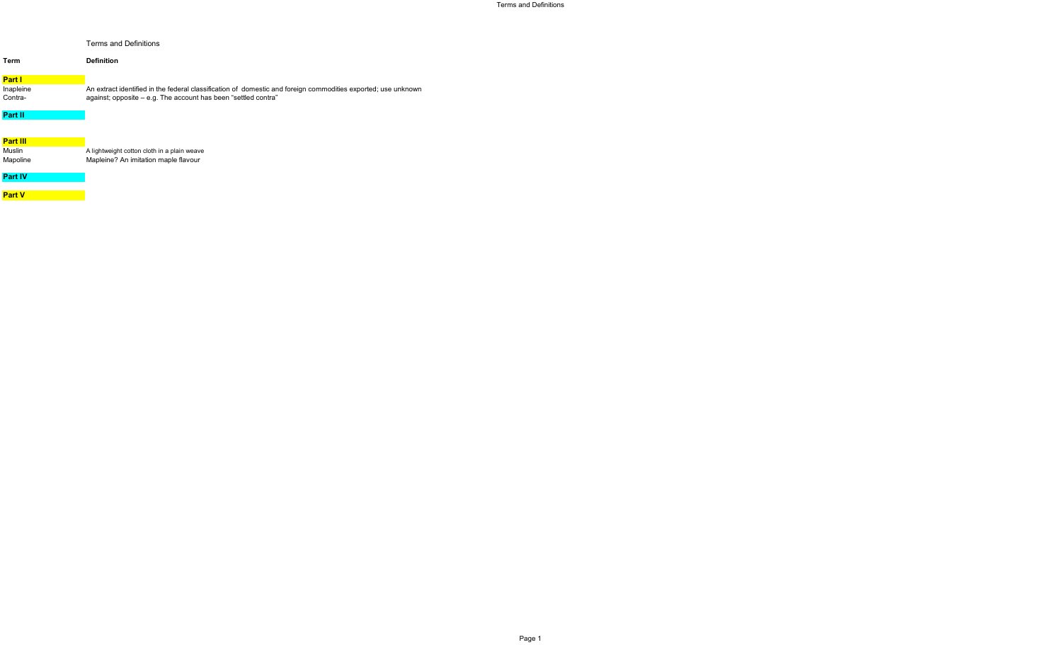Terms and Definitions

| Term | Definition |
| --- | --- |
| **Part I** | |
| Inapleine | An extract identified in the federal classification of domestic and foreign commodities exported; use unknown |
| Contra- | against; opposite – e.g. The account has been "settled contra" |
| **Part II** | |
| **Part III** | |
| Muslin | A lightweight cotton cloth in a plain weave |
| Mapoline | Mapleine? An imitation maple flavour |
| **Part IV** | |
| **Part V** | |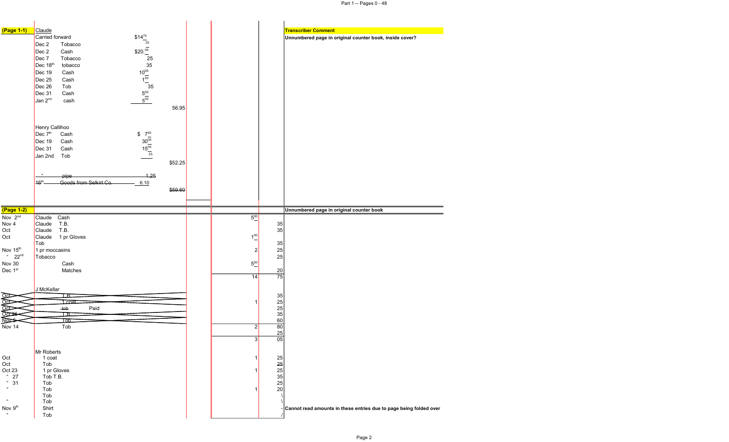| (Page 1-1) | Claude | | | | | Transcriber Comment |
|---|---|---|---|---|---|---|
| | Carried forward | $14.75 | | | | Unnumbered page in original counter book, inside cover? |
| | Dec 2 Tobacco | 25 | | | | |
| | Dec 2 Cash | $20.00 | | | | |
| | Dec 7 Tobacco | 25 | | | | |
| | Dec 18th tobacco | 35 | | | | |
| | Dec 19 Cash | 10.00 | | | | |
| | Dec 25 Cash | 1.00 | | | | |
| | Dec 26 Tob | 35 | | | | |
| | Dec 31 Cash | 5.00 | | | | |
| | Jan 2nd cash | 5.00 | | | | |
| | | | 56.95 | | | |
| | Henry Callihoo | | | | | |
| | Dec 7th Cash | $ 7.00 | | | | |
| | Dec 19 Cash | 30.00 | | | | |
| | Dec 31 Cash | 15.00 | | | | |
| | Jan 2nd Tob | 25 | | | | |
| | | | $52.25 | | | |
| | ~~" pipe~~ | ~~1.25~~ | | | | |
| | ~~16th Goods from Selkirt Co.~~ | ~~6.10~~ | | | | |
| | | | ~~$59.60~~ | | | |

| (Page 1-2) | | | | Unnumbered page in original counter book |
|---|---|---|---|---|
| Nov 2nd | Claude Cash | 5.00 | | |
| Nov 4 | Claude T.B. | | 35 | |
| Oct | Claude T.B. | | 35 | |
| Oct | Claude 1 pr Gloves | 1.00 | | |
| | Tob | | 35 | |
| Nov 15th | 1 pr moccasins | 2 | 25 | |
| " 22nd | Tobacco | | 25 | |
| Nov 30 | Cash | 5.00 | | |
| Dec 1st | Matches | | 20 | |
| | | 14 | 75 | |
| | J McKellar | | | |
| ~~Oct~~ | ~~T.B.~~ | | 35 | |
| ~~Oct~~ | ~~1 coat~~ | 1 | 25 | |
| ~~Oct~~ | ~~tob~~ Paid | | 25 | |
| ~~Oct 26~~ | ~~T.B.~~ | | 35 | |
| ~~Nov 5~~ | ~~Tob~~ | | 60 | |
| Nov 14 | Tob | 2 | 80 | |
| | | | 25 | |
| | | 3 | 05 | |
| | Mr Roberts | | | |
| Oct | 1 coat | 1 | 25 | |
| Oct | Tob | | 25 | |
| Oct 23 | 1 pr Gloves | 1 | 25 | |
| " 27 | Tob T.B. | | 35 | |
| " 31 | Tob | | 25 | |
| " | Tob | 1 | 20 | |
| | Tob | | \ | |
| " | Tob | | \ | |
| Nov 9th | Shirt | | - | Cannot read amounts in these entries due to page being folded over |
| " | Tob | | / | |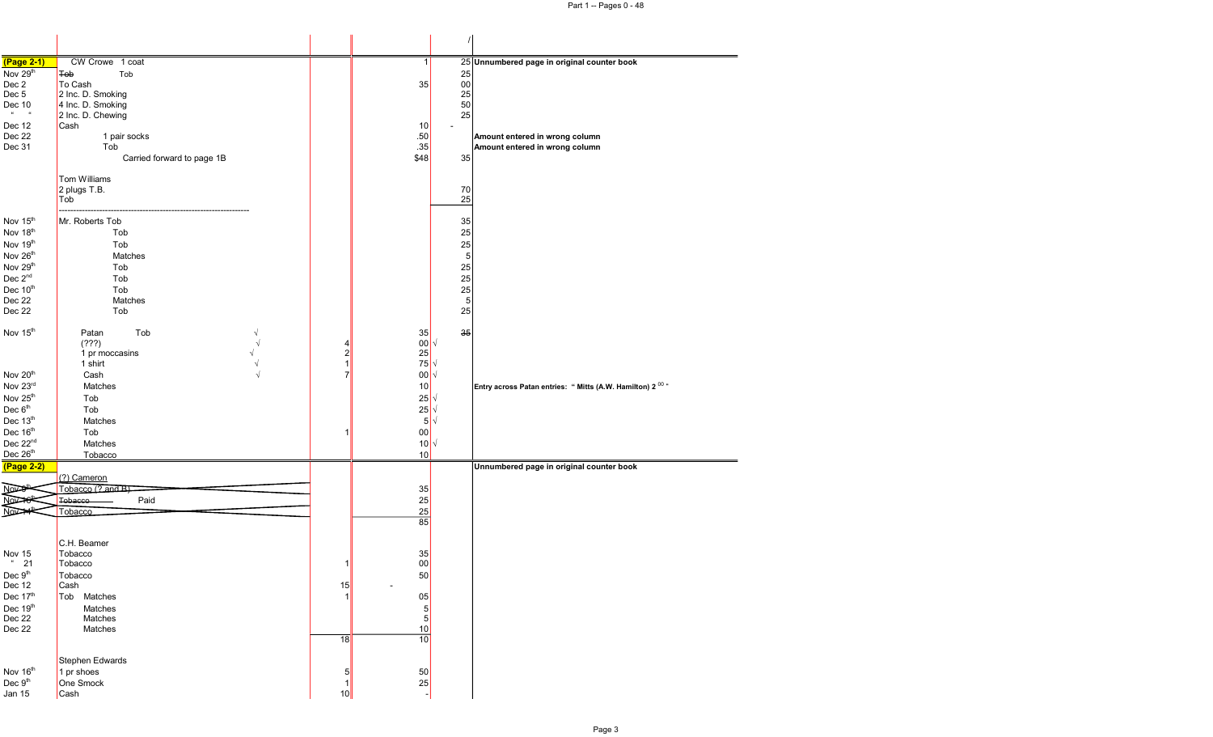| | | | | | | |
|---|---|---|---|---|---|---|
| | | | | | / | |
| **(Page 2-1)** | CW Crowe 1 coat | | | 1 | 25 | **Unnumbered page in original counter book** |
| Nov 29th | ~~Tob~~ Tob | | | | 25 | |
| Dec 2 | To Cash | | | 35 | 00 | |
| Dec 5 | 2 Inc. D. Smoking | | | | 25 | |
| Dec 10 | 4 Inc. D. Smoking | | | | 50 | |
| " " | 2 Inc. D. Chewing | | | | 25 | |
| Dec 12 | Cash | | | 10 | - | |
| Dec 22 | 1 pair socks | | | .50 | | **Amount entered in wrong column** |
| Dec 31 | Tob | | | .35 | | **Amount entered in wrong column** |
| | Carried forward to page 1B | | | $48 | 35 | |
| | | | | | | |
| | Tom Williams | | | | | |
| | 2 plugs T.B. | | | | 70 | |
| | Tob | | | | 25 | |
| | ------------------------------------------------ | | | | | |
| Nov 15th | Mr. Roberts Tob | | | | 35 | |
| Nov 18th | Tob | | | | 25 | |
| Nov 19th | Tob | | | | 25 | |
| Nov 26th | Matches | | | | 5 | |
| Nov 29th | Tob | | | | 25 | |
| Dec 2nd | Tob | | | | 25 | |
| Dec 10th | Tob | | | | 25 | |
| Dec 22 | Matches | | | | 5 | |
| Dec 22 | Tob | | | | 25 | |
| | | | | | | |
| Nov 15th | Patan Tob | √ | | 35 | ~~35~~ | |
| | (???) | √ | 4 | 00 √ | | |
| | 1 pr moccasins | √ | 2 | 25 | | |
| | 1 shirt | √ | 1 | 75 √ | | |
| Nov 20th | Cash | √ | 7 | 00 √ | | |
| Nov 23rd | Matches | | | 10 | | **Entry across Patan entries: " Mitts (A.W. Hamilton) 2 00 "** |
| Nov 25th | Tob | | | 25 √ | | |
| Dec 6th | Tob | | | 25 √ | | |
| Dec 13th | Matches | | | 5 √ | | |
| Dec 16th | Tob | | 1 | 00 | | |
| Dec 22nd | Matches | | | 10 √ | | |
| Dec 26th | Tobacco | | | 10 | | |
| **(Page 2-2)** | | | | | | **Unnumbered page in original counter book** |
| | (?) Cameron | | | | | |
| ~~Nov 8th~~ | ~~Tobacco (? and B)~~ | | | 35 | | |
| ~~Nov 10th~~ | ~~Tobacco~~ Paid | | | 25 | | |
| ~~Nov 14th~~ | ~~Tobacco~~ | | | 25 | | |
| | | | | 85 | | |
| | | | | | | |
| | C.H. Beamer | | | | | |
| Nov 15 | Tobacco | | | 35 | | |
| " 21 | Tobacco | | 1 | 00 | | |
| Dec 9th | Tobacco | | | 50 | | |
| Dec 12 | Cash | | 15 | - | | |
| Dec 17th | Tob Matches | | 1 | 05 | | |
| Dec 19th | Matches | | | 5 | | |
| Dec 22 | Matches | | | 5 | | |
| Dec 22 | Matches | | | 10 | | |
| | | | 18 | 10 | | |
| | | | | | | |
| | Stephen Edwards | | | | | |
| Nov 16th | 1 pr shoes | | 5 | 50 | | |
| Dec 9th | One Smock | | 1 | 25 | | |
| Jan 15 | Cash | | 10 | - | | |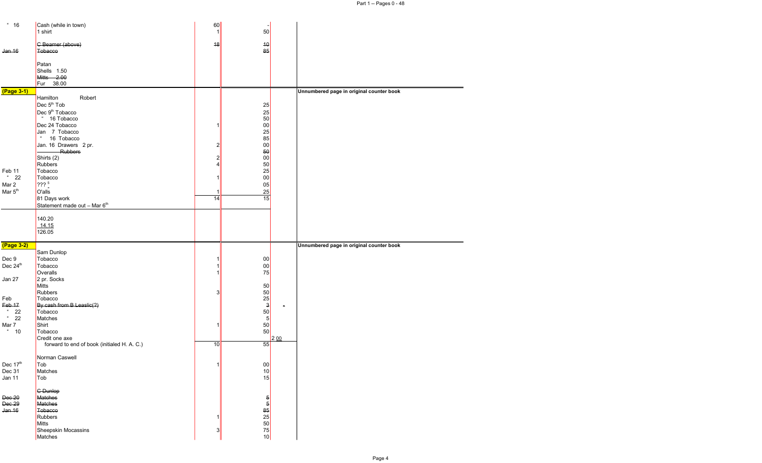| Date | Item | $ | ¢ | Credit | Notes |
|---|---|---|---|---|---|
| " 16 | Cash (while in town) | 60 | - | | |
| | 1 shirt | 1 | 50 | | |
| | ~~C Beamer (above)~~ | ~~18~~ | ~~10~~ | | |
| ~~Jan 16~~ | ~~Tobacco~~ | | ~~85~~ | | |
| | Patan | | | | |
| | Shells 1.50 | | | | |
| | ~~Mitts 2.00~~ | | | | |
| | Fur 38.00 | | | | |
| **(Page 3-1)** | | | | | **Unnumbered page in original counter book** |
| | Hamilton Robert | | | | |
| | Dec 5th Tob | | 25 | | |
| | Dec 9th Tobacco | | 25 | | |
| | " 16 Tobacco | | 50 | | |
| | Dec 24 Tobacco | 1 | 00 | | |
| | Jan 7 Tobacco | | 25 | | |
| | " 16 Tobacco | | 85 | | |
| | Jan. 16 Drawers 2 pr. | 2 | 00 | | |
| | ~~Rubbers~~ | | ~~50~~ | | |
| | Shirts (2) | 2 | 00 | | |
| | Rubbers | 4 | 50 | | |
| Feb 11 | Tobacco | | 25 | | |
| " 22 | Tobacco | 1 | 00 | | |
| Mar 2 | ??? 5 | | 05 | | |
| Mar 5th | O'alls | 1 | 25 | | |
| | 81 Days work | 14 | 15 | | |
| | Statement made out – Mar 6th | | | | |
| | 140.20 | | | | |
| | 14.15 | | | | |
| | 126.05 | | | | |
| **(Page 3-2)** | | | | | **Unnumbered page in original counter book** |
| | Sam Dunlop | | | | |
| Dec 9 | Tobacco | 1 | 00 | | |
| Dec 24th | Tobacco | 1 | 00 | | |
| | Overalls | 1 | 75 | | |
| Jan 27 | 2 pr. Socks | | | | |
| | Mitts | | 50 | | |
| | Rubbers | 3 | 50 | | |
| Feb | Tobacco | | 25 | | |
| ~~Feb 17~~ | ~~By cash from B Leaslic(?)~~ | | ~~3~~ | - | |
| " 22 | Tobacco | | 50 | | |
| " 22 | Matches | | 5 | | |
| Mar 7 | Shirt | 1 | 50 | | |
| " 10 | Tobacco | | 50 | | |
| | Credit one axe | | | 2 00 | |
| | forward to end of book (initialed H. A. C.) | 10 | 55 | | |
| | Norman Caswell | | | | |
| Dec 17th | Tob | 1 | 00 | | |
| Dec 31 | Matches | | 10 | | |
| Jan 11 | Tob | | 15 | | |
| | ~~C Dunlop~~ | | | | |
| ~~Dec 20~~ | ~~Matches~~ | | ~~5~~ | | |
| ~~Dec 29~~ | ~~Matches~~ | | ~~5~~ | | |
| ~~Jan 16~~ | ~~Tobacco~~ | | ~~85~~ | | |
| | Rubbers | 1 | 25 | | |
| | Mitts | | 50 | | |
| | Sheepskin Mocassins | 3 | 75 | | |
| | Matches | | 10 | | |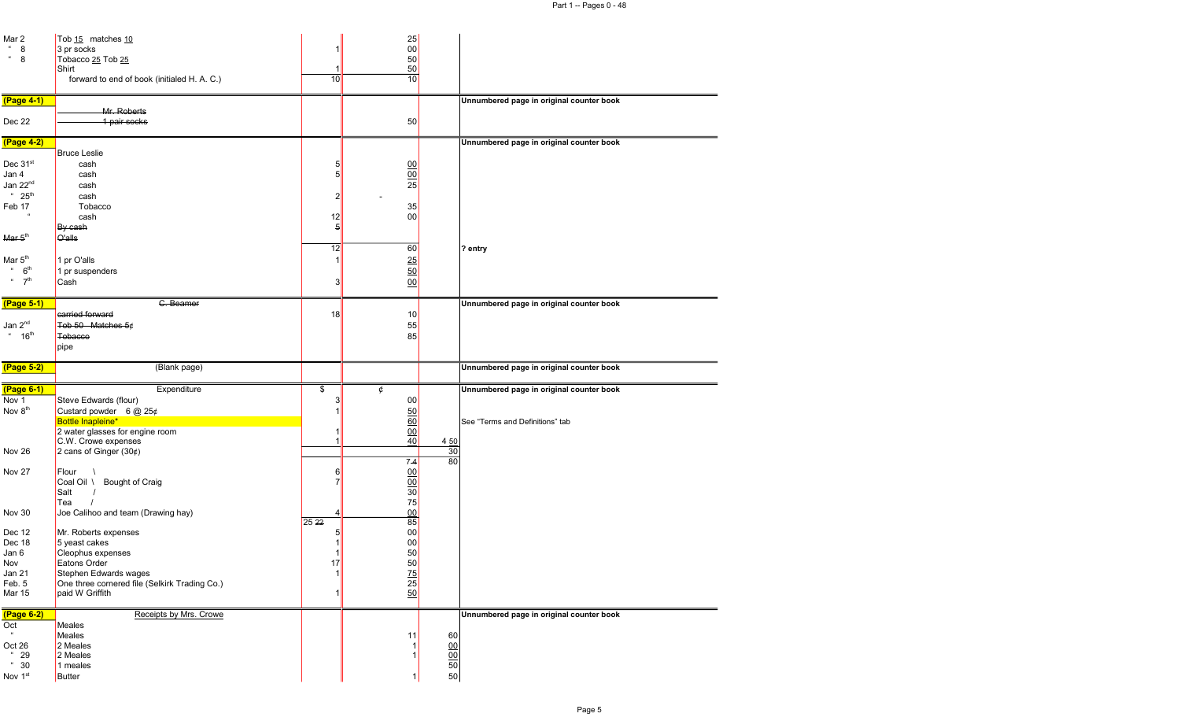| Date | Item | $ | ¢ | | Notes |
|---|---|---|---|---|---|
| Mar 2 | Tob 15 matches 10 | | 25 | | |
| " 8 | 3 pr socks | 1 | 00 | | |
| " 8 | Tobacco 25 Tob 25 | | 50 | | |
| | Shirt | 1 | 50 | | |
| | forward to end of book (initialed H. A. C.) | 10 | 10 | | |
| **(Page 4-1)** | | | | | **Unnumbered page in original counter book** |
| | ~~Mr. Roberts~~ | | | | |
| Dec 22 | ~~1 pair socks~~ | | 50 | | |
| **(Page 4-2)** | | | | | **Unnumbered page in original counter book** |
| | Bruce Leslie | | | | |
| Dec 31st | cash | 5 | 00 | | |
| Jan 4 | cash | 5 | 00 | | |
| Jan 22nd | cash | | 25 | | |
| " 25th | cash | 2 | - | | |
| Feb 17 | Tobacco | | 35 | | |
| " | cash | 12 | 00 | | |
| | ~~By cash~~ | ~~5~~ | | | |
| ~~Mar 5th~~ | ~~O'alls~~ | | | | |
| | | 12 | 60 | | **? entry** |
| Mar 5th | 1 pr O'alls | 1 | 25 | | |
| " 6th | 1 pr suspenders | | 50 | | |
| " 7th | Cash | 3 | 00 | | |
| **(Page 5-1)** | ~~C. Beamer~~ | | | | **Unnumbered page in original counter book** |
| | ~~carried forward~~ | 18 | 10 | | |
| Jan 2nd | ~~Tob 50 Matches 5¢~~ | | 55 | | |
| " 16th | ~~Tobacco~~ | | 85 | | |
| | pipe | | | | |
| **(Page 5-2)** | (Blank page) | | | | **Unnumbered page in original counter book** |
| **(Page 6-1)** | Expenditure | $ | ¢ | | **Unnumbered page in original counter book** |
| Nov 1 | Steve Edwards (flour) | 3 | 00 | | |
| Nov 8th | Custard powder 6 @ 25¢ | 1 | 50 | | |
| | Bottle Inapleine* | | 60 | | See "Terms and Definitions" tab |
| | 2 water glasses for engine room | 1 | 00 | | |
| | C.W. Crowe expenses | 1 | 40 | 4 50 | |
| Nov 26 | 2 cans of Ginger (30¢) | | | 30 | |
| | | | ~~7~~4 | 80 | |
| Nov 27 | Flour \ | 6 | 00 | | |
| | Coal Oil \ Bought of Craig | 7 | 00 | | |
| | Salt / | | 30 | | |
| | Tea / | | 75 | | |
| Nov 30 | Joe Calihoo and team (Drawing hay) | 4 | 00 | | |
| | | 25 ~~22~~ | 85 | | |
| Dec 12 | Mr. Roberts expenses | 5 | 00 | | |
| Dec 18 | 5 yeast cakes | 1 | 00 | | |
| Jan 6 | Cleophus expenses | 1 | 50 | | |
| Nov | Eatons Order | 17 | 50 | | |
| Jan 21 | Stephen Edwards wages | 1 | 75 | | |
| Feb. 5 | One three cornered file (Selkirk Trading Co.) | | 25 | | |
| Mar 15 | paid W Griffith | 1 | 50 | | |
| **(Page 6-2)** | Receipts by Mrs. Crowe | | | | **Unnumbered page in original counter book** |
| Oct | Meales | | | | |
| " | Meales | | 11 | 60 | |
| Oct 26 | 2 Meales | | 1 | 00 | |
| " 29 | 2 Meales | | 1 | 00 | |
| " 30 | 1 meales | | | 50 | |
| Nov 1st | Butter | | 1 | 50 | |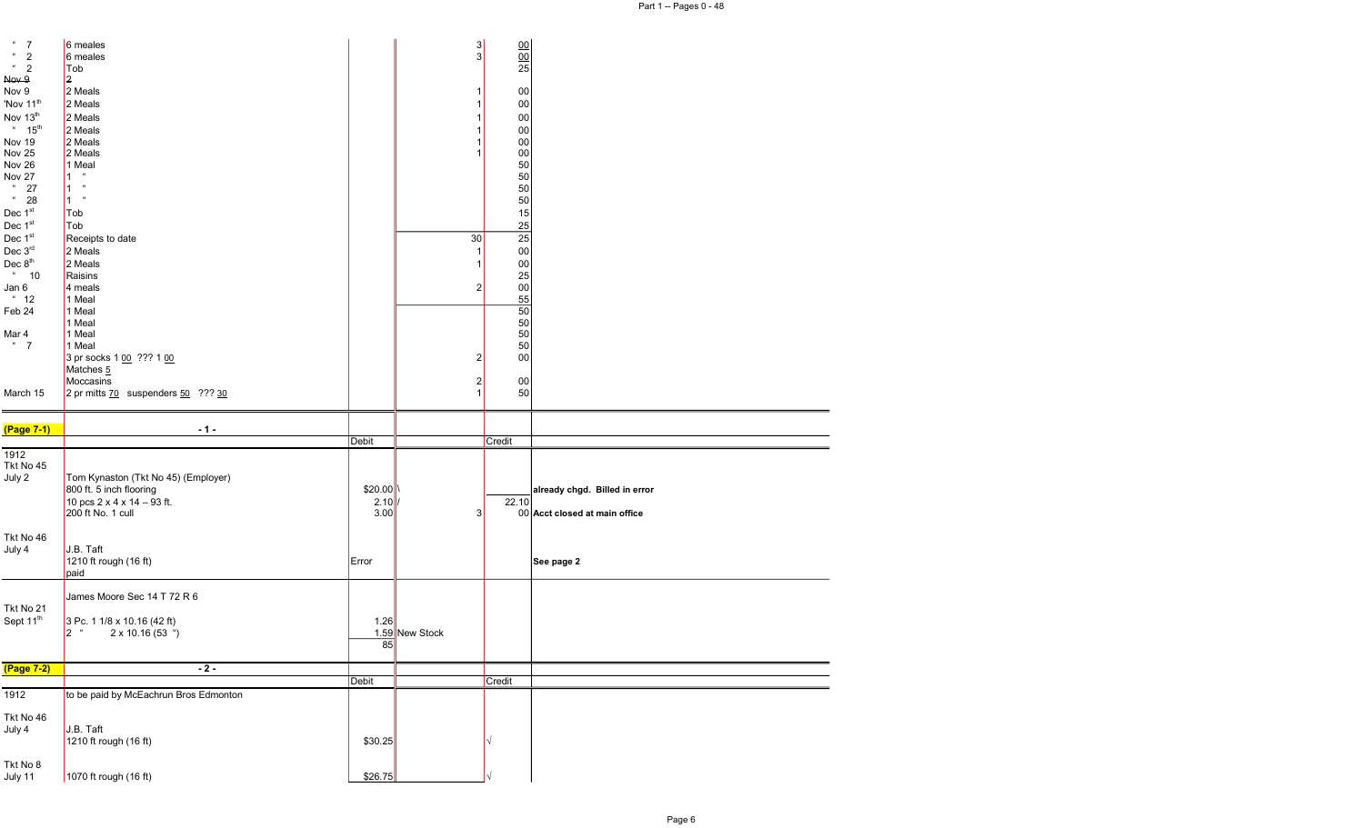| | | | | | |
|---|---|---|---|---|---|
| " 7 | 6 meales | | 3 | 00 | |
| " 2 | 6 meales | | 3 | 00 | |
| " 2 | Tob | | | 25 | |
| ~~Nov 9~~ | ~~2~~ | | | | |
| Nov 9 | 2 Meals | | 1 | 00 | |
| 'Nov 11th | 2 Meals | | 1 | 00 | |
| Nov 13th | 2 Meals | | 1 | 00 | |
| " 15th | 2 Meals | | 1 | 00 | |
| Nov 19 | 2 Meals | | 1 | 00 | |
| Nov 25 | 2 Meals | | 1 | 00 | |
| Nov 26 | 1 Meal | | | 50 | |
| Nov 27 | 1 " | | | 50 | |
| " 27 | 1 " | | | 50 | |
| " 28 | 1 " | | | 50 | |
| Dec 1st | Tob | | | 15 | |
| Dec 1st | Tob | | | 25 | |
| Dec 1st | Receipts to date | | 30 | 25 | |
| Dec 3rd | 2 Meals | | 1 | 00 | |
| Dec 8th | 2 Meals | | 1 | 00 | |
| " 10 | Raisins | | | 25 | |
| Jan 6 | 4 meals | | 2 | 00 | |
| " 12 | 1 Meal | | | 55 | |
| Feb 24 | 1 Meal | | | 50 | |
| | 1 Meal | | | 50 | |
| Mar 4 | 1 Meal | | | 50 | |
| " 7 | 1 Meal | | | 50 | |
| | 3 pr socks 1 00 ??? 1 00 | | 2 | 00 | |
| | Matches 5 | | | | |
| | Moccasins | | 2 | 00 | |
| March 15 | 2 pr mitts 70 suspenders 50 ??? 30 | | 1 | 50 | |

(Page 7-1)

- 1 -

| | | Debit | | Credit | |
|---|---|---|---|---|---|
| 1912 | | | | | |
| Tkt No 45 | | | | | |
| July 2 | Tom Kynaston (Tkt No 45) (Employer) | | | | |
| | 800 ft. 5 inch flooring | $20.00 \ | | | already chgd. Billed in error |
| | 10 pcs 2 x 4 x 14 – 93 ft. | 2.10 / | | 22.10 | |
| | 200 ft No. 1 cull | 3.00 | 3 | 00 | Acct closed at main office |
| Tkt No 46 | | | | | |
| July 4 | J.B. Taft | | | | |
| | 1210 ft rough (16 ft) | Error | | | See page 2 |
| | paid | | | | |
| | James Moore Sec 14 T 72 R 6 | | | | |
| Tkt No 21 | | | | | |
| Sept 11th | 3 Pc. 1 1/8 x 10.16 (42 ft) | 1.26 | | | |
| | 2 " 2 x 10.16 (53 ") | 1.59 | New Stock | | |
| | | 85 | | | |

(Page 7-2)

- 2 -

| | | Debit | | Credit |
|---|---|---|---|---|
| 1912 | to be paid by McEachrun Bros Edmonton | | | |
| Tkt No 46 | | | | |
| July 4 | J.B. Taft | | | |
| | 1210 ft rough (16 ft) | $30.25 | | √ |
| Tkt No 8 | | | | |
| July 11 | 1070 ft rough (16 ft) | $26.75 | | √ |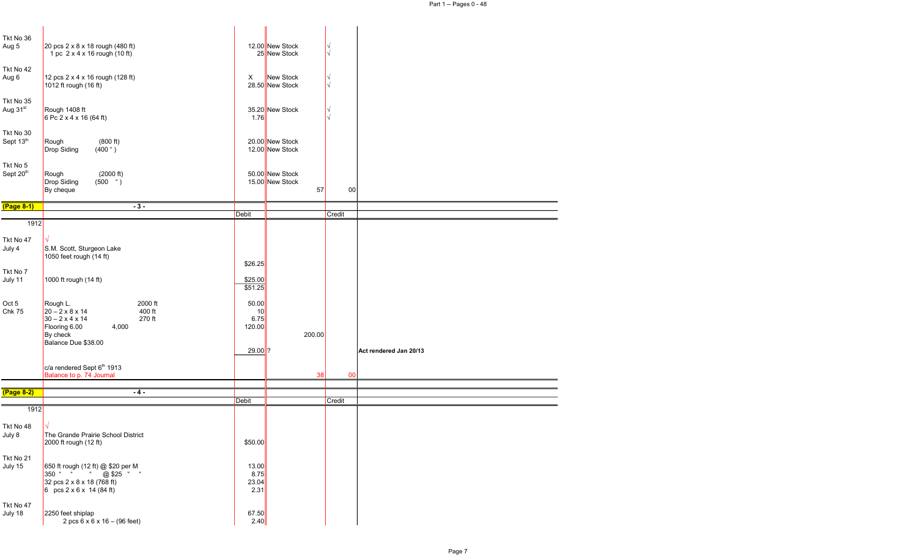| | | | | | | |
|---|---|---|---|---|---|---|
| Tkt No 36<br>Aug 5 | 20 pcs 2 x 8 x 18 rough (480 ft)<br>1 pc 2 x 4 x 16 rough (10 ft) | | 12.00 New Stock<br>25 New Stock | | √<br>√ | |
| Tkt No 42<br>Aug 6 | 12 pcs 2 x 4 x 16 rough (128 ft)<br>1012 ft rough (16 ft) | X | New Stock<br>28.50 New Stock | | √<br>√ | |
| Tkt No 35<br>Aug 31st | Rough 1408 ft<br>6 Pc 2 x 4 x 16 (64 ft) | | 35.20 New Stock<br>1.76 | | √<br>√ | |
| Tkt No 30<br>Sept 13th | Rough (800 ft)<br>Drop Siding (400 ") | | 20.00 New Stock<br>12.00 New Stock | | | |
| Tkt No 5<br>Sept 20th | Rough (2000 ft)<br>Drop Siding (500 ")<br>By cheque | | 50.00 New Stock<br>15.00 New Stock | 57 | 00 | |

**(Page 8-1)**

- 3 -

| | | Debit | | Credit | | |
|---|---|---|---|---|---|---|
| 1912 | | | | | | |
| Tkt No 47<br>July 4 | √<br>S.M. Scott, Sturgeon Lake<br>1050 feet rough (14 ft) | $26.25 | | | | |
| Tkt No 7<br>July 11 | 1000 ft rough (14 ft) | $25.00<br>$51.25 | | | | |
| Oct 5<br>Chk 75 | Rough L. 2000 ft<br>20 – 2 x 8 x 14 400 ft<br>30 – 2 x 4 x 14 270 ft<br>Flooring 6.00 4,000<br>By check<br>Balance Due $38.00 | 50.00<br>10<br>6.75<br>120.00 | 200.00 | | | |
| | | 29.00 | ? | | | Act rendered Jan 20/13 |
| | c/a rendered Sept 6th 1913<br>Balance to p. 74 Journal | | 38 | 00 | | |

**(Page 8-2)**

- 4 -

| | | Debit | | Credit | |
|---|---|---|---|---|---|
| 1912 | | | | | |
| Tkt No 48<br>July 8 | √<br>The Grande Prairie School District<br>2000 ft rough (12 ft) | $50.00 | | | |
| Tkt No 21<br>July 15 | 650 ft rough (12 ft) @ $20 per M<br>350 " " " @ $25 " "<br>32 pcs 2 x 8 x 18 (768 ft)<br>6 pcs 2 x 6 x 14 (84 ft) | 13.00<br>8.75<br>23.04<br>2.31 | | | |
| Tkt No 47<br>July 18 | 2250 feet shiplap<br>2 pcs 6 x 6 x 16 – (96 feet) | 67.50<br>2.40 | | | |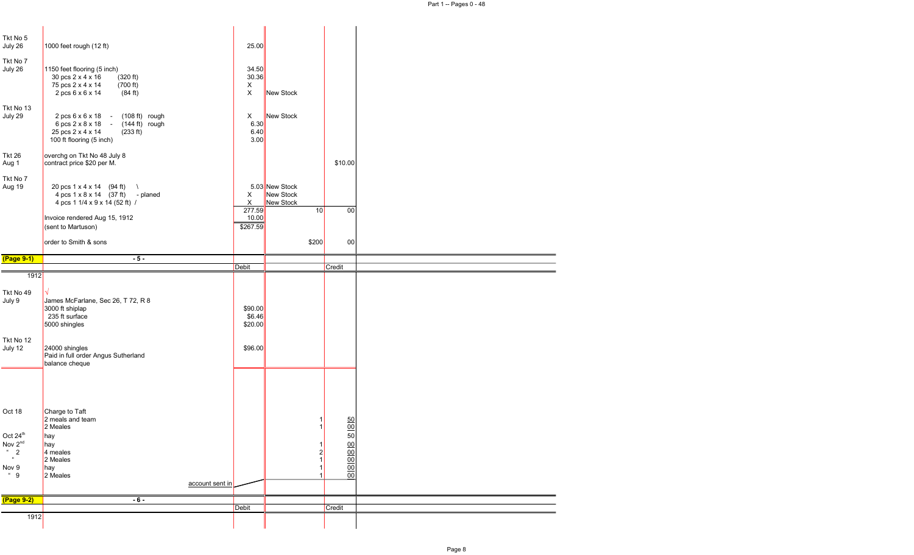| | | | | |
|---|---|---|---|---|
| Tkt No 5<br>July 26 | 1000 feet rough (12 ft) | 25.00 | | |
| Tkt No 7<br>July 26 | 1150 feet flooring (5 inch) | 34.50 | | |
| | 30 pcs 2 x 4 x 16 (320 ft) | 30.36 | | |
| | 75 pcs 2 x 4 x 14 (700 ft) | X | | |
| | 2 pcs 6 x 6 x 14 (84 ft) | X | New Stock | |
| Tkt No 13<br>July 29 | 2 pcs 6 x 6 x 18 - (108 ft) rough | X | New Stock | |
| | 6 pcs 2 x 8 x 18 - (144 ft) rough | 6.30 | | |
| | 25 pcs 2 x 4 x 14 (233 ft) | 6.40 | | |
| | 100 ft flooring (5 inch) | 3.00 | | |
| Tkt 26<br>Aug 1 | overchg on Tkt No 48 July 8<br>contract price $20 per M. | | | $10.00 |
| Tkt No 7<br>Aug 19 | 20 pcs 1 x 4 x 14 (94 ft) \ | | 5.03 New Stock | |
| | 4 pcs 1 x 8 x 14 (37 ft) - planed | X | New Stock | |
| | 4 pcs 1 1/4 x 9 x 14 (52 ft) / | X | New Stock | |
| | | 277.59 | 10 | 00 |
| | Invoice rendered Aug 15, 1912 | 10.00 | | |
| | (sent to Martuson) | $267.59 | | |
| | order to Smith & sons | | $200 | 00 |

**(Page 9-1)** - 5 -

| | | Debit | | Credit |
|---|---|---|---|---|
| 1912 | | | | |
| Tkt No 49<br>July 9 | √<br>James McFarlane, Sec 26, T 72, R 8 | | | |
| | 3000 ft shiplap | $90.00 | | |
| | 235 ft surface | $6.46 | | |
| | 5000 shingles | $20.00 | | |
| Tkt No 12<br>July 12 | 24000 shingles | $96.00 | | |
| | Paid in full order Angus Sutherland<br>balance cheque | | | |
| Oct 18 | Charge to Taft | | | |
| | 2 meals and team | | 1 | 50 |
| | 2 Meales | | 1 | 00 |
| Oct 24th | hay | | | 50 |
| Nov 2nd | hay | | 1 | 00 |
| " 2 | 4 meales | | 2 | 00 |
| " | 2 Meales | | 1 | 00 |
| Nov 9 | hay | | 1 | 00 |
| " 9 | 2 Meales | | 1 | 00 |
| | account sent in | | | |

**(Page 9-2)** - 6 -

| | | Debit | | Credit |
|---|---|---|---|---|
| 1912 | | | | |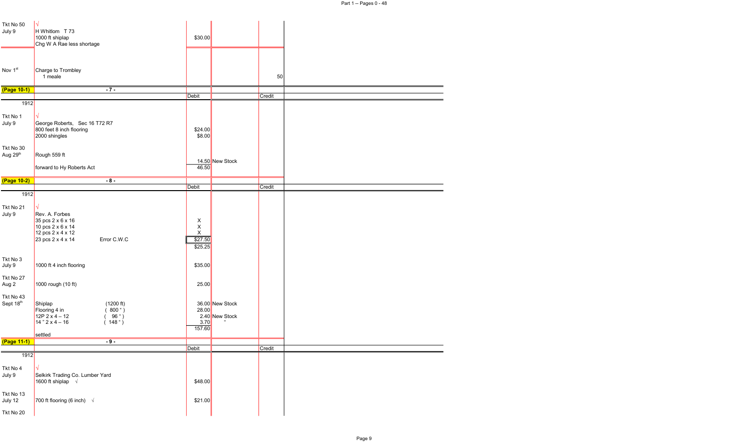| Tkt No 50 July 9 | √ H Whitlom T 73 1000 ft shiplap Chg W A Rae less shortage | $30.00 | | |
|---|---|---|---|---|
| Nov 1st | Charge to Trombley 1 meale | | | 50 |

**(Page 10-1)** - 7 -

| | | Debit | | Credit |
|---|---|---|---|---|
| 1912 | | | | |
| Tkt No 1 July 9 | √ George Roberts, Sec 16 T72 R7 | | | |
| | 800 feet 8 inch flooring | $24.00 | | |
| | 2000 shingles | $8.00 | | |
| Tkt No 30 Aug 29th | Rough 559 ft | 14.50 | New Stock | |
| | forward to Hy Roberts Act | 46.50 | | |

**(Page 10-2)** - 8 -

| | | Debit | | Credit |
|---|---|---|---|---|
| 1912 | | | | |
| Tkt No 21 July 9 | √ Rev. A. Forbes | | | |
| | 35 pcs 2 x 6 x 16 | X | | |
| | 10 pcs 2 x 6 x 14 | X | | |
| | 12 pcs 2 x 4 x 12 | X | | |
| | 23 pcs 2 x 4 x 14 Error C.W.C | $27.50 | | |
| | | $25.25 | | |
| Tkt No 3 July 9 | 1000 ft 4 inch flooring | $35.00 | | |
| Tkt No 27 Aug 2 | 1000 rough (10 ft) | 25.00 | | |
| Tkt No 43 Sept 18th | Shiplap (1200 ft) | 36.00 | New Stock | |
| | Flooring 4 in ( 800 " ) | 28.00 | | |
| | 12P 2 x 4 – 12 ( 96 " ) | 2.40 | New Stock | |
| | 14 " 2 x 4 – 16 ( 148 " ) | 3.70 | " | |
| | | 157.60 | | |
| | settled | | | |

**(Page 11-1)** - 9 -

| | | Debit | | Credit |
|---|---|---|---|---|
| 1912 | | | | |
| Tkt No 4 July 9 | √ Selkirk Trading Co. Lumber Yard | | | |
| | 1600 ft shiplap √ | $48.00 | | |
| Tkt No 13 July 12 | 700 ft flooring (6 inch) √ | $21.00 | | |
| Tkt No 20 | | | | |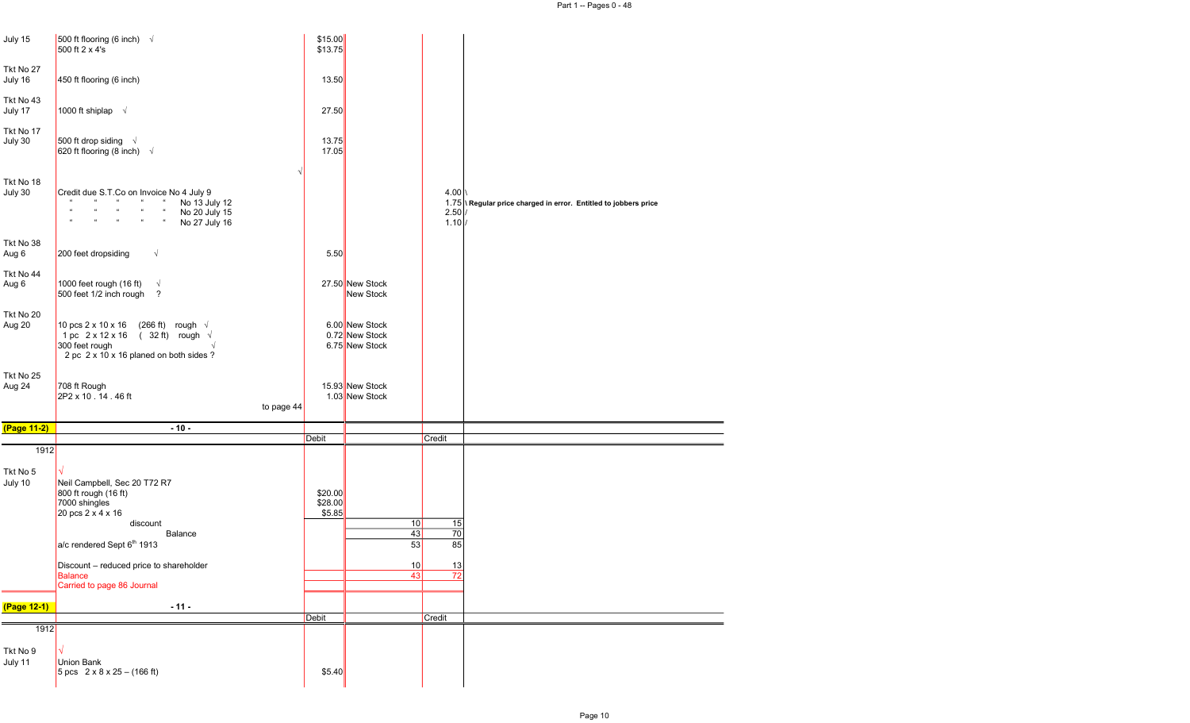| | | | | | |
|---|---|---|---|---|---|
| July 15 | 500 ft flooring (6 inch) √ | $15.00 | | | |
| | 500 ft 2 x 4's | $13.75 | | | |
| Tkt No 27 | | | | | |
| July 16 | 450 ft flooring (6 inch) | 13.50 | | | |
| Tkt No 43 | | | | | |
| July 17 | 1000 ft shiplap √ | 27.50 | | | |
| Tkt No 17 | | | | | |
| July 30 | 500 ft drop siding √ | 13.75 | | | |
| | 620 ft flooring (8 inch) √ | 17.05 | | | |
| | √ | | | | |
| Tkt No 18 | | | | | |
| July 30 | Credit due S.T.Co on Invoice No 4 July 9 | | | 4.00 | Regular price charged in error. Entitled to jobbers price |
| | " " " " " No 13 July 12 | | | 1.75 | |
| | " " " " " No 20 July 15 | | | 2.50 | |
| | " " " " " No 27 July 16 | | | 1.10 | |
| Tkt No 38 | | | | | |
| Aug 6 | 200 feet dropsiding √ | 5.50 | | | |
| Tkt No 44 | | | | | |
| Aug 6 | 1000 feet rough (16 ft) √ | 27.50 | New Stock | | |
| | 500 feet 1/2 inch rough ? | | New Stock | | |
| Tkt No 20 | | | | | |
| Aug 20 | 10 pcs 2 x 10 x 16 (266 ft) rough √ | 6.00 | New Stock | | |
| | 1 pc 2 x 12 x 16 ( 32 ft) rough √ | 0.72 | New Stock | | |
| | 300 feet rough √ | 6.75 | New Stock | | |
| | 2 pc 2 x 10 x 16 planed on both sides ? | | | | |
| Tkt No 25 | | | | | |
| Aug 24 | 708 ft Rough | 15.93 | New Stock | | |
| | 2P2 x 10 . 14 . 46 ft | 1.03 | New Stock | | |
| | to page 44 | | | | |

**(Page 11-2)** - 10 -

| | | Debit | | Credit | |
|---|---|---|---|---|---|
| 1912 | | | | | |
| Tkt No 5 | √ | | | | |
| July 10 | Neil Campbell, Sec 20 T72 R7 | | | | |
| | 800 ft rough (16 ft) | $20.00 | | | |
| | 7000 shingles | $28.00 | | | |
| | 20 pcs 2 x 4 x 16 | $5.85 | | | |
| | discount | | | 10 | 15 |
| | Balance | | | 43 | 70 |
| | a/c rendered Sept 6th 1913 | | | 53 | 85 |
| | Discount – reduced price to shareholder | | | 10 | 13 |
| | Balance | | | 43 | 72 |
| | Carried to page 86 Journal | | | | |

**(Page 12-1)** - 11 -

| | | Debit | | Credit |
|---|---|---|---|---|
| 1912 | | | | |
| Tkt No 9 | √ | | | |
| July 11 | Union Bank | | | |
| | 5 pcs 2 x 8 x 25 – (166 ft) | $5.40 | | |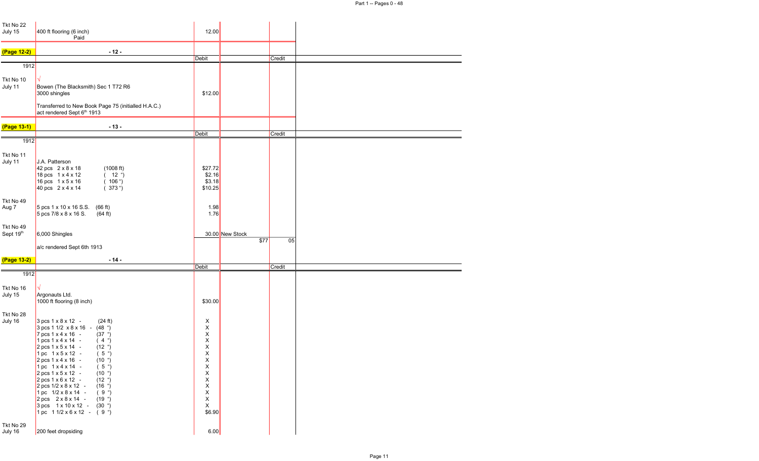| | | | | |
|---|---|---|---|---|
| Tkt No 22 | | | | |
| July 15 | 400 ft flooring (6 inch) | 12.00 | | |
| | Paid | | | |

**(Page 12-2)** - 12 -

| | | Debit | | Credit |
|---|---|---|---|---|
| 1912 | | | | |
| Tkt No 10 | √ | | | |
| July 11 | Bowen (The Blacksmith) Sec 1 T72 R6 | | | |
| | 3000 shingles | $12.00 | | |
| | Transferred to New Book Page 75 (initialled H.A.C.) | | | |
| | act rendered Sept 6th 1913 | | | |

**(Page 13-1)** - 13 -

| | | Debit | | Credit |
|---|---|---|---|---|
| 1912 | | | | |
| Tkt No 11 | | | | |
| July 11 | J.A. Patterson | | | |
| | 42 pcs 2 x 8 x 18 (1008 ft) | $27.72 | | |
| | 18 pcs 1 x 4 x 12 ( 12 ") | $2.16 | | |
| | 16 pcs 1 x 5 x 16 ( 106 ") | $3.18 | | |
| | 40 pcs 2 x 4 x 14 ( 373 ") | $10.25 | | |
| Tkt No 49 | | | | |
| Aug 7 | 5 pcs 1 x 10 x 16 S.S. (66 ft) | 1.98 | | |
| | 5 pcs 7/8 x 8 x 16 S. (64 ft) | 1.76 | | |
| Tkt No 49 | | | | |
| Sept 19th | 6,000 Shingles | 30.00 | New Stock | |
| | | | $77 | 05 |
| | a/c rendered Sept 6th 1913 | | | |

**(Page 13-2)** - 14 -

| | | Debit | | Credit |
|---|---|---|---|---|
| 1912 | | | | |
| Tkt No 16 | √ | | | |
| July 15 | Argonauts Ltd. | | | |
| | 1000 ft flooring (8 inch) | $30.00 | | |
| Tkt No 28 | | | | |
| July 16 | 3 pcs 1 x 8 x 12 - (24 ft) | X | | |
| | 3 pcs 1 1/2 x 8 x 16 - (48 ") | X | | |
| | 7 pcs 1 x 4 x 16 - (37 ") | X | | |
| | 1 pcs 1 x 4 x 14 - ( 4 ") | X | | |
| | 2 pcs 1 x 5 x 14 - (12 ") | X | | |
| | 1 pc 1 x 5 x 12 - ( 5 ") | X | | |
| | 2 pcs 1 x 4 x 16 - (10 ") | X | | |
| | 1 pc 1 x 4 x 14 - ( 5 ") | X | | |
| | 2 pcs 1 x 5 x 12 - (10 ") | X | | |
| | 2 pcs 1 x 6 x 12 - (12 ") | X | | |
| | 2 pcs 1/2 x 8 x 12 - (16 ") | X | | |
| | 1 pc 1/2 x 8 x 14 - ( 9 ") | X | | |
| | 2 pcs 2 x 8 x 14 - (19 ") | X | | |
| | 3 pcs 1 x 10 x 12 - (30 ") | X | | |
| | 1 pc 1 1/2 x 6 x 12 - ( 9 ") | $6.90 | | |
| Tkt No 29 | | | | |
| July 16 | 200 feet dropsiding | 6.00 | | |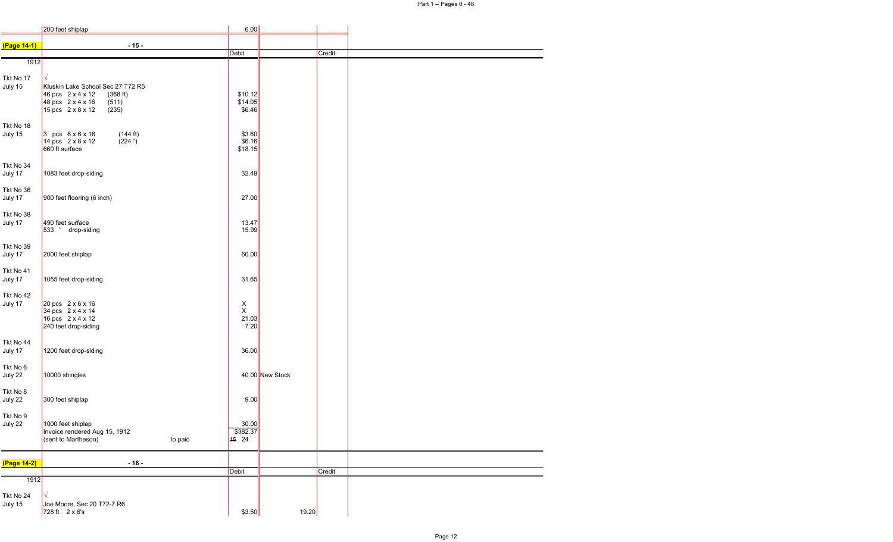| | 200 feet shiplap | 6.00 | | |
|---|---|---|---|---|

**(Page 14-1)** - 15 -

| | | Debit | | Credit |
|---|---|---|---|---|
| 1912 | | | | |
| Tkt No 17 | √ | | | |
| July 15 | Kluskin Lake School Sec 27 T72 R5 | | | |
| | 46 pcs 2 x 4 x 12 (368 ft) | $10.12 | | |
| | 48 pcs 2 x 4 x 16 (511) | $14.05 | | |
| | 15 pcs 2 x 8 x 12 (235) | $6.46 | | |
| Tkt No 18 | | | | |
| July 15 | 3 pcs 6 x 6 x 16 (144 ft) | $3.60 | | |
| | 14 pcs 2 x 8 x 12 (224 ") | $6.16 | | |
| | 660 ft surface | $18.15 | | |
| Tkt No 34 | | | | |
| July 17 | 1083 feet drop-siding | 32.49 | | |
| Tkt No 36 | | | | |
| July 17 | 900 feet flooring (6 inch) | 27.00 | | |
| Tkt No 38 | | | | |
| July 17 | 490 feet surface | 13.47 | | |
| | 533 " drop-siding | 15.99 | | |
| Tkt No 39 | | | | |
| July 17 | 2000 feet shiplap | 60.00 | | |
| Tkt No 41 | | | | |
| July 17 | 1055 feet drop-siding | 31.65 | | |
| Tkt No 42 | | | | |
| July 17 | 20 pcs 2 x 6 x 16 | X | | |
| | 34 pcs 2 x 4 x 14 | X | | |
| | 16 pcs 2 x 4 x 12 | 21.03 | | |
| | 240 feet drop-siding | 7.20 | | |
| Tkt No 44 | | | | |
| July 17 | 1200 feet drop-siding | 36.00 | | |
| Tkt No 6 | | | | |
| July 22 | 10000 shingles | 40.00 | New Stock | |
| Tkt No 8 | | | | |
| July 22 | 300 feet shiplap | 9.00 | | |
| Tkt No 9 | | | | |
| July 22 | 1000 feet shiplap | 30.00 | | |
| | Invoice rendered Aug 15, 1912 | $382.37 | | |
| | (sent to Martheson) to paid | ~~15~~ 24 | | |

**(Page 14-2)** - 16 -

| | | Debit | | Credit |
|---|---|---|---|---|
| 1912 | | | | |
| Tkt No 24 | √ | | | |
| July 15 | Joe Moore, Sec 20 T72-7 R6 | | | |
| | 728 ft 2 x 6's | $3.50 | 19.20 | |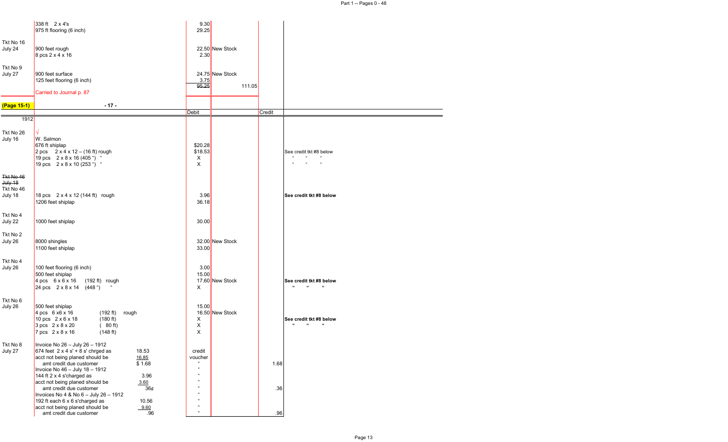| | | | | | |
|---|---|---|---|---|---|
| | 338 ft 2 x 4's | 9.30 | | | |
| | 975 ft flooring (6 inch) | 29.25 | | | |
| Tkt No 16 July 24 | 900 feet rough | 22.50 | New Stock | | |
| | 8 pcs 2 x 4 x 16 | 2.30 | | | |
| Tkt No 9 July 27 | 900 feet surface | 24.75 | New Stock | | |
| | 125 feet flooring (6 inch) | 3.75 | | | |
| | | ~~95.25~~ | 111.05 | | |
| | Carried to Journal p. 87 | | | | |

**(Page 15-1)** - 17 -

| | | Debit | | Credit | |
|---|---|---|---|---|---|
| 1912 | | | | | |
| Tkt No 26 July 16 | √ W. Salmon | | | | |
| | 676 ft shiplap | $20.28 | | | |
| | 2 pcs 2 x 4 x 12 – (16 ft) rough | $18.53 | | | See credit tkt #8 below |
| | 19 pcs 2 x 8 x 16 (405 ") " | X | | | " " " |
| | 19 pcs 2 x 8 x 10 (253 ") " | X | | | " " " |
| ~~Tkt No 46 July 18~~ Tkt No 46 July 18 | 18 pcs 2 x 4 x 12 (144 ft) rough | 3.96 | | | **See credit tkt #8 below** |
| | 1206 feet shiplap | 36.18 | | | |
| Tkt No 4 July 22 | 1000 feet shiplap | 30.00 | | | |
| Tkt No 2 July 26 | 8000 shingles | 32.00 | New Stock | | |
| | 1100 feet shiplap | 33.00 | | | |
| Tkt No 4 July 26 | 100 feet flooring (6 inch) | 3.00 | | | |
| | 500 feet shiplap | 15.00 | | | |
| | 4 pcs 6 x 6 x 16 (192 ft) rough | 17.60 | New Stock | | **See credit tkt #8 below** |
| | 24 pcs 2 x 8 x 14 (448 ") " | X | | | " " " |
| Tkt No 6 July 26 | 500 feet shiplap | 15.00 | | | |
| | 4 pcs 6 x6 x 16 (192 ft) rough | 16.50 | New Stock | | |
| | 10 pcs 2 x 6 x 18 (180 ft) | X | | | **See credit tkt #8 below** |
| | 3 pcs 2 x 8 x 20 ( 80 ft) | X | | | " " " |
| | 7 pcs 2 x 8 x 16 (148 ft) | X | | | |
| Tkt No 8 July 27 | Invoice No 26 – July 26 – 1912 | | | | |
| | 674 feet 2 x 4 s' + 8 s' chrged as 18.53 | credit | | | |
| | acct not being planed should be 16.85 | voucher | | | |
| | amt credit due customer $ 1.68 | " | | 1.68 | |
| | Invoice No 46 – July 18 – 1912 | " | | | |
| | 144 ft 2 x 4 s'charged as 3.96 | " | | | |
| | acct not being planed should be 3.60 | " | | | |
| | amt credit due customer 36¢ | " | | .36 | |
| | Invoices No 4 & No 6 – July 26 – 1912 | " | | | |
| | 192 ft each 6 x 6 s'charged as 10.56 | " | | | |
| | acct not being planed should be 9.60 | " | | | |
| | amt credit due customer .96 | " | | .96 | |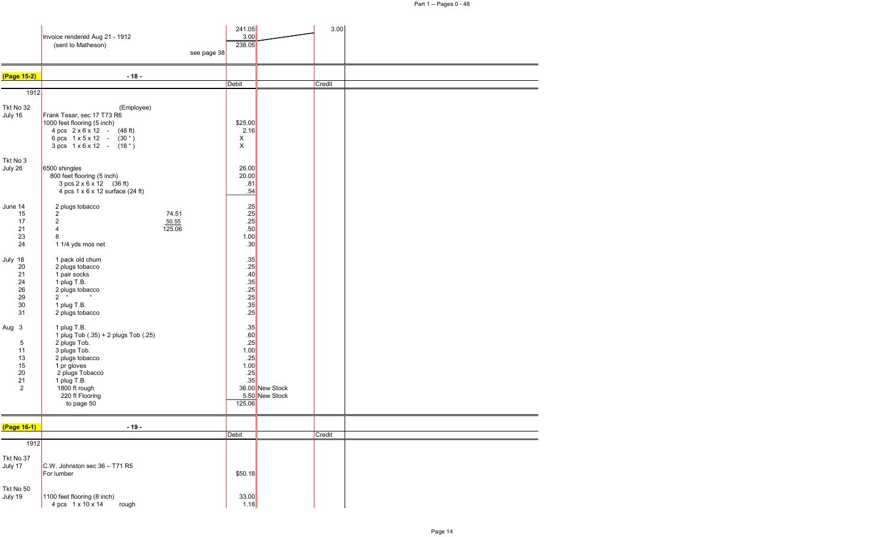| | | | | |
|---|---|---|---|---|
| | Invoice rendered Aug 21 - 1912 | 241.05 | | 3.00 |
| | (sent to Matheson) | 3.00 | | |
| | | 238.05 | | |
| | see page 38 | | | |

| (Page 15-2) | - 18 - | Debit | | Credit |
|---|---|---|---|---|
| 1912 | | | | |
| Tkt No 32 | (Employee) | | | |
| July 16 | Frank Tesar, sec 17 T73 R6 | | | |
| | 1000 feet flooring (5 inch) | $25.00 | | |
| | 4 pcs 2 x 6 x 12 - (48 ft) | 2.16 | | |
| | 6 pcs 1 x 5 x 12 - (30 " ) | X | | |
| | 3 pcs 1 x 6 x 12 - (18 " ) | X | | |
| Tkt No 3 | | | | |
| July 26 | 6500 shingles | 26.00 | | |
| | 800 feet flooring (5 inch) | 20.00 | | |
| | 3 pcs 2 x 6 x 12 (36 ft) | .81 | | |
| | 4 pcs 1 x 6 x 12 surface (24 ft) | .54 | | |
| June 14 | 2 plugs tobacco | .25 | | |
| 15 | 2 — 74.51 | .25 | | |
| 17 | 2 — 50.55 | .25 | | |
| 21 | 4 — 125.06 | .50 | | |
| 23 | 8 | 1.00 | | |
| 24 | 1 1/4 yds mos net | .30 | | |
| July 18 | 1 pack old chum | .35 | | |
| 20 | 2 plugs tobacco | .25 | | |
| 21 | 1 pair socks | .40 | | |
| 24 | 1 plug T.B. | .35 | | |
| 26 | 2 plugs tobacco | .25 | | |
| 29 | 2 " " | .25 | | |
| 30 | 1 plug T.B. | .35 | | |
| 31 | 2 plugs tobacco | .25 | | |
| Aug 3 | 1 plug T.B. | .35 | | |
| | 1 plug Tob (.35) + 2 plugs Tob (.25) | .60 | | |
| 5 | 2 plugs Tob. | .25 | | |
| 11 | 3 plugs Tob. | 1.00 | | |
| 13 | 2 plugs tobacco | .25 | | |
| 15 | 1 pr gloves | 1.00 | | |
| 20 | 2 plugs Tobacco | .25 | | |
| 21 | 1 plug T.B. | .35 | | |
| 2 | 1800 ft rough | 36.00 | New Stock | |
| | 220 ft Flooring | 5.50 | New Stock | |
| | to page 50 | 125.06 | | |

| (Page 16-1) | - 19 - | Debit | | Credit |
|---|---|---|---|---|
| 1912 | | | | |
| Tkt No 37 | | | | |
| July 17 | C.W. Johnston sec 36 – T71 R5 | | | |
| | For lumber | $50.18 | | |
| Tkt No 50 | | | | |
| July 19 | 1100 feet flooring (8 inch) | 33.00 | | |
| | 4 pcs 1 x 10 x 14 rough | 1.18 | | |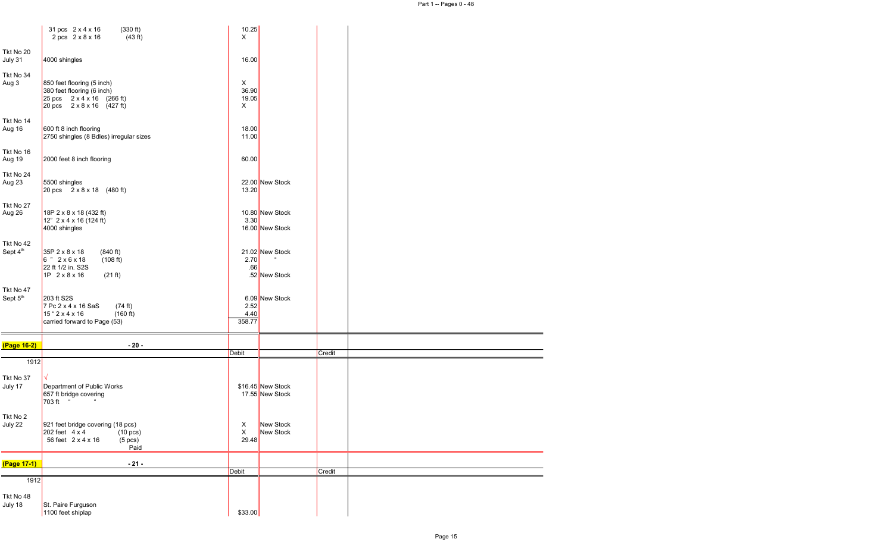| | | | | |
|---|---|---|---|---|
| | 31 pcs 2 x 4 x 16 (330 ft) | 10.25 | | |
| | 2 pcs 2 x 8 x 16 (43 ft) | X | | |
| Tkt No 20 | | | | |
| July 31 | 4000 shingles | 16.00 | | |
| Tkt No 34 | | | | |
| Aug 3 | 850 feet flooring (5 inch) | X | | |
| | 380 feet flooring (6 inch) | 36.90 | | |
| | 25 pcs 2 x 4 x 16 (266 ft) | 19.05 | | |
| | 20 pcs 2 x 8 x 16 (427 ft) | X | | |
| Tkt No 14 | | | | |
| Aug 16 | 600 ft 8 inch flooring | 18.00 | | |
| | 2750 shingles (8 Bdles) irregular sizes | 11.00 | | |
| Tkt No 16 | | | | |
| Aug 19 | 2000 feet 8 inch flooring | 60.00 | | |
| Tkt No 24 | | | | |
| Aug 23 | 5500 shingles | 22.00 | New Stock | |
| | 20 pcs 2 x 8 x 18 (480 ft) | 13.20 | | |
| Tkt No 27 | | | | |
| Aug 26 | 18P 2 x 8 x 18 (432 ft) | 10.80 | New Stock | |
| | 12" 2 x 4 x 16 (124 ft) | 3.30 | | |
| | 4000 shingles | 16.00 | New Stock | |
| Tkt No 42 | | | | |
| Sept 4th | 35P 2 x 8 x 18 (840 ft) | 21.02 | New Stock | |
| | 6 " 2 x 6 x 18 (108 ft) | 2.70 | " | |
| | 22 ft 1/2 in. S2S | .66 | | |
| | 1P 2 x 8 x 16 (21 ft) | .52 | New Stock | |
| Tkt No 47 | | | | |
| Sept 5th | 203 ft S2S | 6.09 | New Stock | |
| | 7 Pc 2 x 4 x 16 SaS (74 ft) | 2.52 | | |
| | 15 " 2 x 4 x 16 (160 ft) | 4.40 | | |
| | carried forward to Page (53) | 358.77 | | |

| (Page 16-2) | - 20 - | | | |
|---|---|---|---|---|
| | | Debit | | Credit |
| 1912 | | | | |
| Tkt No 37 | √ | | | |
| July 17 | Department of Public Works | $16.45 | New Stock | |
| | 657 ft bridge covering | 17.55 | New Stock | |
| | 703 ft " " | | | |
| Tkt No 2 | | | | |
| July 22 | 921 feet bridge covering (18 pcs) | X | New Stock | |
| | 202 feet 4 x 4 (10 pcs) | X | New Stock | |
| | 56 feet 2 x 4 x 16 (5 pcs) | 29.48 | | |
| | Paid | | | |

| (Page 17-1) | - 21 - | | | |
|---|---|---|---|---|
| | | Debit | | Credit |
| 1912 | | | | |
| Tkt No 48 | | | | |
| July 18 | St. Paire Furguson | | | |
| | 1100 feet shiplap | $33.00 | | |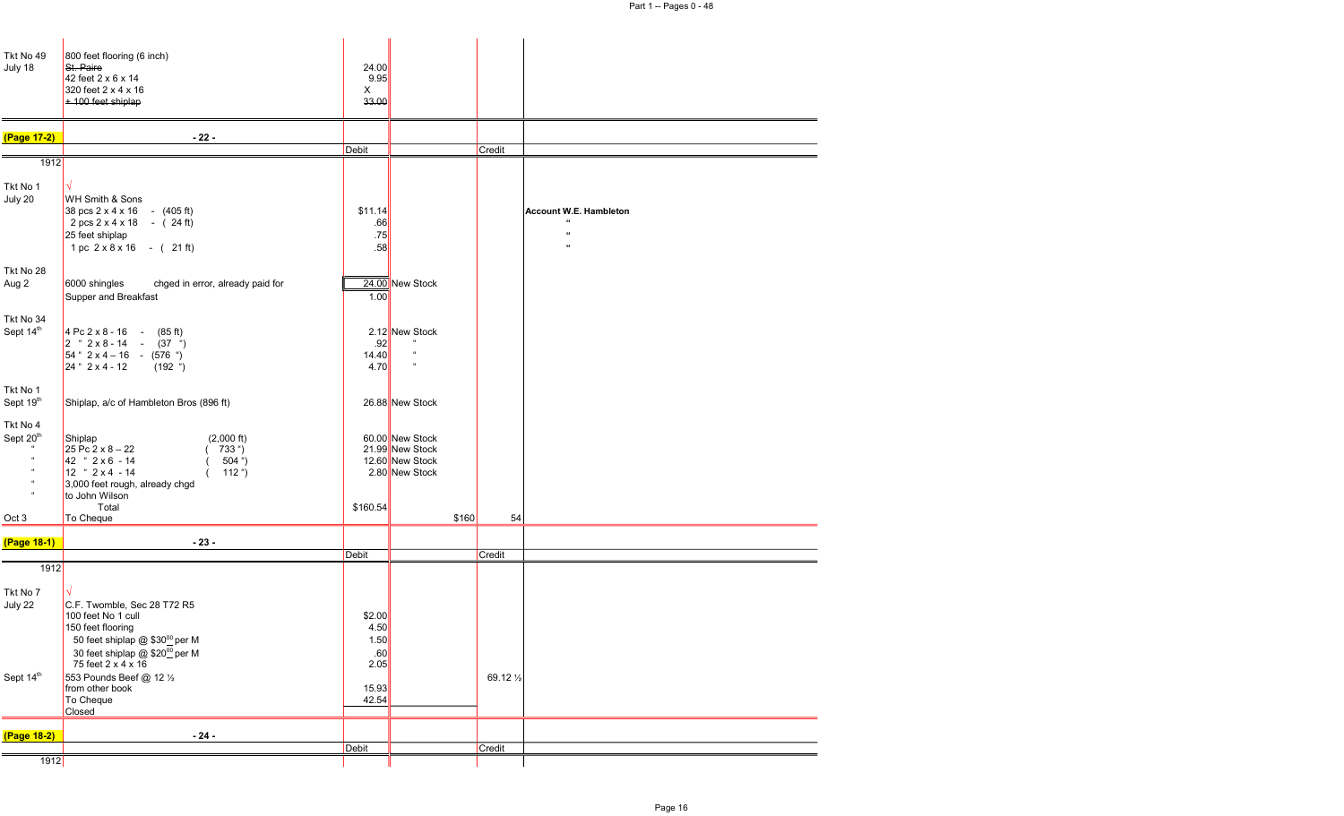| | | | | | |
|---|---|---|---|---|---|
| Tkt No 49 | 800 feet flooring (6 inch) | 24.00 | | | |
| July 18 | ~~St. Paire~~ | 9.95 | | | |
| | 42 feet 2 x 6 x 14 | X | | | |
| | 320 feet 2 x 4 x 16 | ~~33.00~~ | | | |
| | ~~+ 100 feet shiplap~~ | | | | |

**(Page 17-2)** - 22 -

| | | Debit | | Credit | |
|---|---|---|---|---|---|
| 1912 | | | | | |
| Tkt No 1 | √ | | | | |
| July 20 | WH Smith & Sons | | | | |
| | 38 pcs 2 x 4 x 16 - (405 ft) | $11.14 | | | **Account W.E. Hambleton** |
| | 2 pcs 2 x 4 x 18 - ( 24 ft) | .66 | | | " |
| | 25 feet shiplap | .75 | | | " |
| | 1 pc 2 x 8 x 16 - ( 21 ft) | .58 | | | " |
| Tkt No 28 | | | | | |
| Aug 2 | 6000 shingles chged in error, already paid for | 24.00 | New Stock | | |
| | Supper and Breakfast | 1.00 | | | |
| Tkt No 34 | | | | | |
| Sept 14th | 4 Pc 2 x 8 - 16 - (85 ft) | 2.12 | New Stock | | |
| | 2 " 2 x 8 - 14 - (37 ") | .92 | " | | |
| | 54 " 2 x 4 – 16 - (576 ") | 14.40 | " | | |
| | 24 " 2 x 4 - 12 (192 ") | 4.70 | " | | |
| Tkt No 1 | | | | | |
| Sept 19th | Shiplap, a/c of Hambleton Bros (896 ft) | 26.88 | New Stock | | |
| Tkt No 4 | | | | | |
| Sept 20th | Shiplap (2,000 ft) | 60.00 | New Stock | | |
| " | 25 Pc 2 x 8 – 22 ( 733 ") | 21.99 | New Stock | | |
| " | 42 " 2 x 6 - 14 ( 504 ") | 12.60 | New Stock | | |
| " | 12 " 2 x 4 - 14 ( 112 ") | 2.80 | New Stock | | |
| " | 3,000 feet rough, already chgd | | | | |
| " | to John Wilson | | | | |
| | Total | $160.54 | | | |
| Oct 3 | To Cheque | | $160 | 54 | |

**(Page 18-1)** - 23 -

| | | Debit | | Credit | |
|---|---|---|---|---|---|
| 1912 | | | | | |
| Tkt No 7 | √ | | | | |
| July 22 | C.F. Twomble, Sec 28 T72 R5 | | | | |
| | 100 feet No 1 cull | $2.00 | | | |
| | 150 feet flooring | 4.50 | | | |
| | 50 feet shiplap @ $30.00 per M | 1.50 | | | |
| | 30 feet shiplap @ $20.00 per M | .60 | | | |
| | 75 feet 2 x 4 x 16 | 2.05 | | | |
| Sept 14th | 553 Pounds Beef @ 12 ½ | | | 69.12 ½ | |
| | from other book | 15.93 | | | |
| | To Cheque | 42.54 | | | |
| | Closed | | | | |

**(Page 18-2)** - 24 -

| | | Debit | | Credit | |
|---|---|---|---|---|---|
| 1912 | | | | | |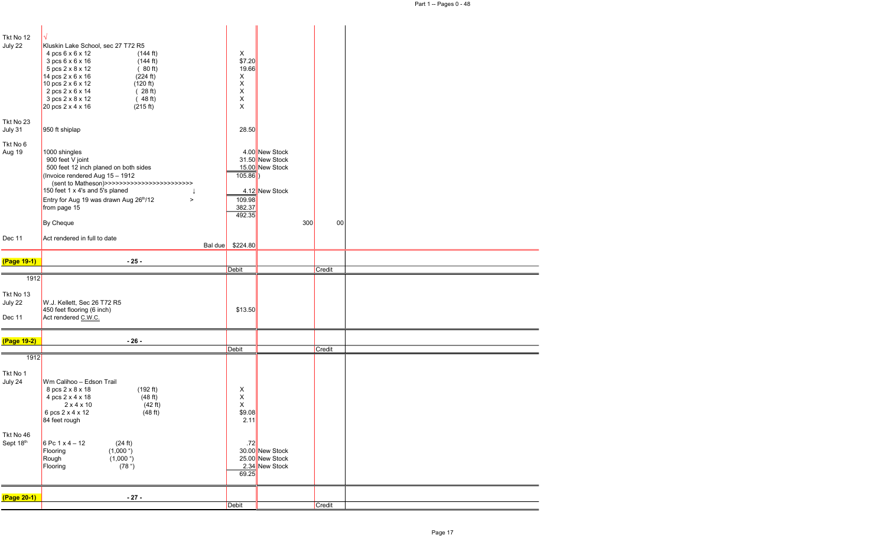| | | | | | |
|---|---|---|---|---|---|
| Tkt No 12 | √ | | | | |
| July 22 | Kluskin Lake School, sec 27 T72 R5 | | | | |
| | 4 pcs 6 x 6 x 12 (144 ft) | X | | | |
| | 3 pcs 6 x 6 x 16 (144 ft) | $7.20 | | | |
| | 5 pcs 2 x 8 x 12 ( 80 ft) | 19.66 | | | |
| | 14 pcs 2 x 6 x 16 (224 ft) | X | | | |
| | 10 pcs 2 x 6 x 12 (120 ft) | X | | | |
| | 2 pcs 2 x 6 x 14 ( 28 ft) | X | | | |
| | 3 pcs 2 x 8 x 12 ( 48 ft) | X | | | |
| | 20 pcs 2 x 4 x 16 (215 ft) | X | | | |
| Tkt No 23 | | | | | |
| July 31 | 950 ft shiplap | 28.50 | | | |
| Tkt No 6 | | | | | |
| Aug 19 | 1000 shingles | | 4.00 New Stock | | |
| | 900 feet V joint | | 31.50 New Stock | | |
| | 500 feet 12 inch planed on both sides | | 15.00 New Stock | | |
| | (Invoice rendered Aug 15 – 1912 | 105.86 | ) | | |
| | (sent to Matheson)>>>>>>>>>>>>>>>>>>>>>>>>> | | | | |
| | 150 feet 1 x 4's and 5's planed ↓ | | 4.12 New Stock | | |
| | Entry for Aug 19 was drawn Aug 26th/12 > | 109.98 | | | |
| | from page 15 | 382.37 | | | |
| | | 492.35 | | | |
| | By Cheque | | | 300 | 00 |
| Dec 11 | Act rendered in full to date | | | | |
| | Bal due | $224.80 | | | |

**(Page 19-1)** - 25 -

| | | Debit | | Credit | |
|---|---|---|---|---|---|
| 1912 | | | | | |
| Tkt No 13 | | | | | |
| July 22 | W.J. Kellett, Sec 26 T72 R5 | | | | |
| | 450 feet flooring (6 inch) | $13.50 | | | |
| Dec 11 | Act rendered C.W.C. | | | | |

**(Page 19-2)** - 26 -

| | | Debit | | Credit | |
|---|---|---|---|---|---|
| 1912 | | | | | |
| Tkt No 1 | | | | | |
| July 24 | Wm Calihoo – Edson Trail | | | | |
| | 8 pcs 2 x 8 x 18 (192 ft) | X | | | |
| | 4 pcs 2 x 4 x 18 (48 ft) | X | | | |
| | 2 x 4 x 10 (42 ft) | X | | | |
| | 6 pcs 2 x 4 x 12 (48 ft) | $9.08 | | | |
| | 84 feet rough | 2.11 | | | |
| Tkt No 46 | | | | | |
| Sept 18th | 6 Pc 1 x 4 – 12 (24 ft) | .72 | | | |
| | Flooring (1,000 ") | | 30.00 New Stock | | |
| | Rough (1,000 ") | | 25.00 New Stock | | |
| | Flooring (78 ") | | 2.34 New Stock | | |
| | | 69.25 | | | |

**(Page 20-1)** - 27 -

| | | Debit | | Credit | |
|---|---|---|---|---|---|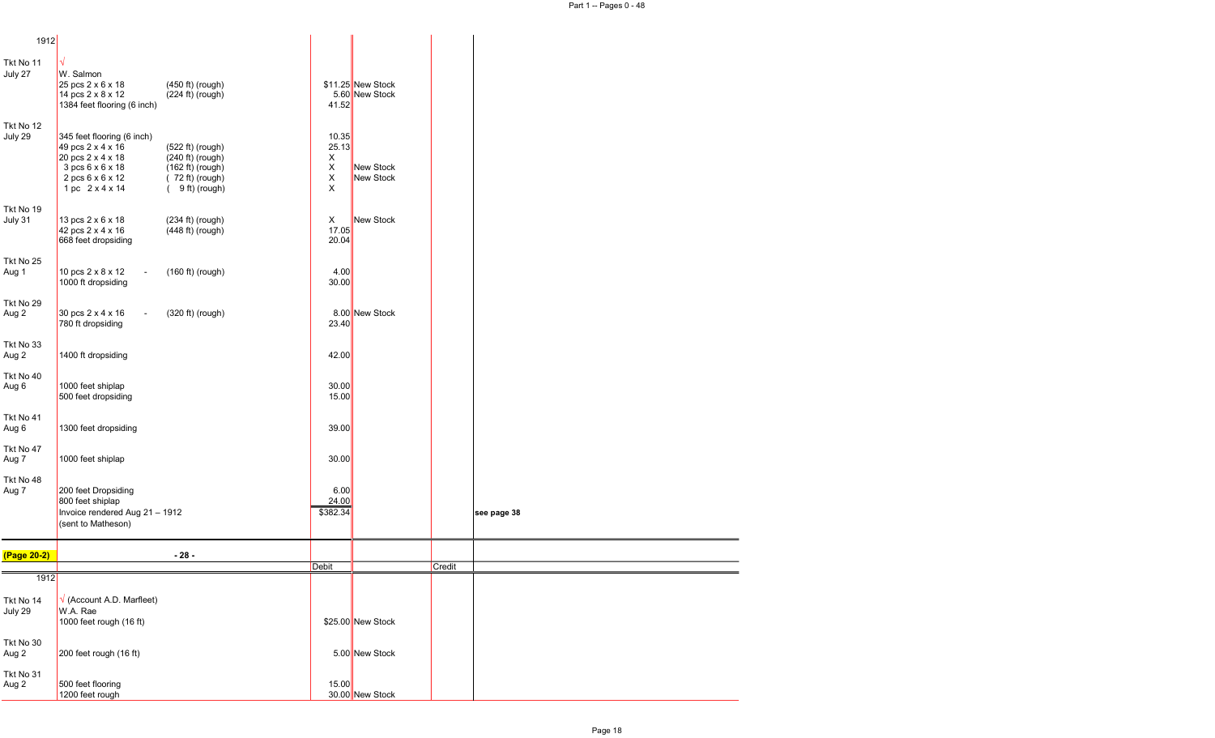| 1912 | | | | | |
|---|---|---|---|---|---|
| Tkt No 11 | √ | | | | |
| July 27 | W. Salmon | | | | |
| | 25 pcs 2 x 6 x 18 (450 ft) (rough) | $11.25 | New Stock | | |
| | 14 pcs 2 x 8 x 12 (224 ft) (rough) | 5.60 | New Stock | | |
| | 1384 feet flooring (6 inch) | 41.52 | | | |
| Tkt No 12 | | | | | |
| July 29 | 345 feet flooring (6 inch) | 10.35 | | | |
| | 49 pcs 2 x 4 x 16 (522 ft) (rough) | 25.13 | | | |
| | 20 pcs 2 x 4 x 18 (240 ft) (rough) | X | | | |
| | 3 pcs 6 x 6 x 18 (162 ft) (rough) | X | New Stock | | |
| | 2 pcs 6 x 6 x 12 ( 72 ft) (rough) | X | New Stock | | |
| | 1 pc 2 x 4 x 14 ( 9 ft) (rough) | X | | | |
| Tkt No 19 | | | | | |
| July 31 | 13 pcs 2 x 6 x 18 (234 ft) (rough) | X | New Stock | | |
| | 42 pcs 2 x 4 x 16 (448 ft) (rough) | 17.05 | | | |
| | 668 feet dropsiding | 20.04 | | | |
| Tkt No 25 | | | | | |
| Aug 1 | 10 pcs 2 x 8 x 12 - (160 ft) (rough) | 4.00 | | | |
| | 1000 ft dropsiding | 30.00 | | | |
| Tkt No 29 | | | | | |
| Aug 2 | 30 pcs 2 x 4 x 16 - (320 ft) (rough) | 8.00 | New Stock | | |
| | 780 ft dropsiding | 23.40 | | | |
| Tkt No 33 | | | | | |
| Aug 2 | 1400 ft dropsiding | 42.00 | | | |
| Tkt No 40 | | | | | |
| Aug 6 | 1000 feet shiplap | 30.00 | | | |
| | 500 feet dropsiding | 15.00 | | | |
| Tkt No 41 | | | | | |
| Aug 6 | 1300 feet dropsiding | 39.00 | | | |
| Tkt No 47 | | | | | |
| Aug 7 | 1000 feet shiplap | 30.00 | | | |
| Tkt No 48 | | | | | |
| Aug 7 | 200 feet Dropsiding | 6.00 | | | |
| | 800 feet shiplap | 24.00 | | | |
| | Invoice rendered Aug 21 – 1912 | $382.34 | | | see page 38 |
| | (sent to Matheson) | | | | |

(Page 20-2)

- 28 -

| | | Debit | | Credit | |
|---|---|---|---|---|---|
| 1912 | | | | | |
| Tkt No 14 | √ (Account A.D. Marfleet) | | | | |
| July 29 | W.A. Rae | | | | |
| | 1000 feet rough (16 ft) | $25.00 | New Stock | | |
| Tkt No 30 | | | | | |
| Aug 2 | 200 feet rough (16 ft) | 5.00 | New Stock | | |
| Tkt No 31 | | | | | |
| Aug 2 | 500 feet flooring | 15.00 | | | |
| | 1200 feet rough | 30.00 | New Stock | | |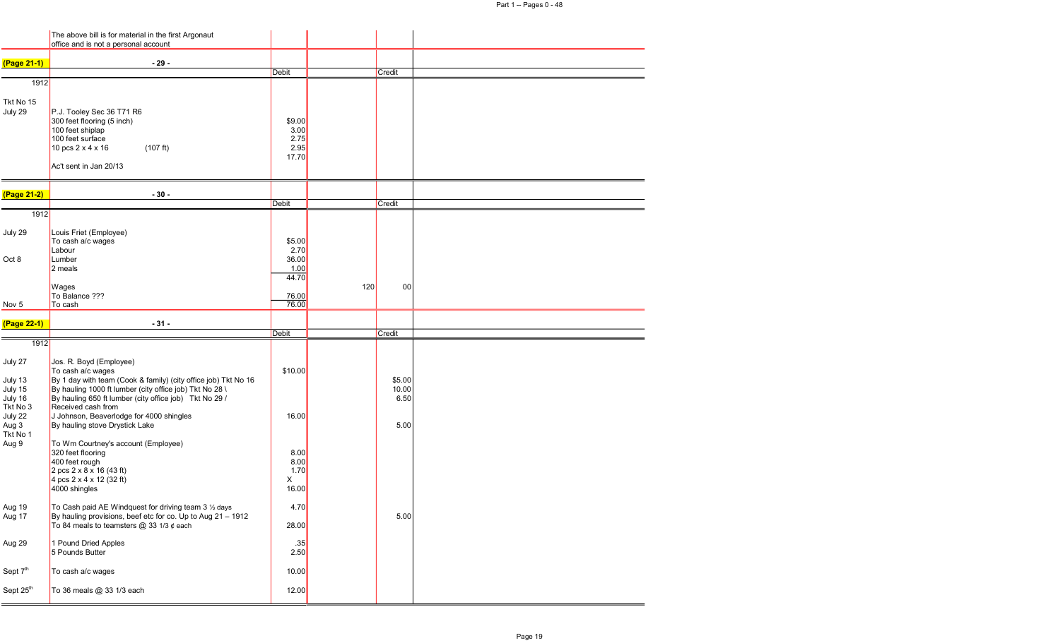| | The above bill is for material in the first Argonaut office and is not a personal account | | | |
|---|---|---|---|---|

| (Page 21-1) | - 29 - | | | |
|---|---|---|---|---|
| | | Debit | | Credit |
| 1912 | | | | |
| Tkt No 15 | | | | |
| July 29 | P.J. Tooley Sec 36 T71 R6 | | | |
| | 300 feet flooring (5 inch) | $9.00 | | |
| | 100 feet shiplap | 3.00 | | |
| | 100 feet surface | 2.75 | | |
| | 10 pcs 2 x 4 x 16 (107 ft) | 2.95 | | |
| | | 17.70 | | |
| | Ac't sent in Jan 20/13 | | | |

| (Page 21-2) | - 30 - | | | |
|---|---|---|---|---|
| | | Debit | | Credit |
| 1912 | | | | |
| July 29 | Louis Friet (Employee) | | | |
| | To cash a/c wages | $5.00 | | |
| | Labour | 2.70 | | |
| Oct 8 | Lumber | 36.00 | | |
| | 2 meals | 1.00 | | |
| | | 44.70 | | |
| | Wages | | 120 | 00 |
| | To Balance ??? | 76.00 | | |
| Nov 5 | To cash | 76.00 | | |

| (Page 22-1) | - 31 - | | | |
|---|---|---|---|---|
| | | Debit | | Credit |
| 1912 | | | | |
| July 27 | Jos. R. Boyd (Employee) | | | |
| | To cash a/c wages | $10.00 | | |
| July 13 | By 1 day with team (Cook & family) (city office job) Tkt No 16 | | | $5.00 |
| July 15 | By hauling 1000 ft lumber (city office job) Tkt No 28 \ | | | 10.00 |
| July 16 | By hauling 650 ft lumber (city office job) Tkt No 29 / | | | 6.50 |
| Tkt No 3 | Received cash from | | | |
| July 22 | J Johnson, Beaverlodge for 4000 shingles | 16.00 | | |
| Aug 3 | By hauling stove Drystick Lake | | | 5.00 |
| Tkt No 1 | | | | |
| Aug 9 | To Wm Courtney's account (Employee) | | | |
| | 320 feet flooring | 8.00 | | |
| | 400 feet rough | 8.00 | | |
| | 2 pcs 2 x 8 x 16 (43 ft) | 1.70 | | |
| | 4 pcs 2 x 4 x 12 (32 ft) | X | | |
| | 4000 shingles | 16.00 | | |
| Aug 19 | To Cash paid AE Windquest for driving team 3 ½ days | 4.70 | | |
| Aug 17 | By hauling provisions, beef etc for co. Up to Aug 21 – 1912 | | | 5.00 |
| | To 84 meals to teamsters @ 33 1/3 ¢ each | 28.00 | | |
| Aug 29 | 1 Pound Dried Apples | .35 | | |
| | 5 Pounds Butter | 2.50 | | |
| Sept 7th | To cash a/c wages | 10.00 | | |
| Sept 25th | To 36 meals @ 33 1/3 each | 12.00 | | |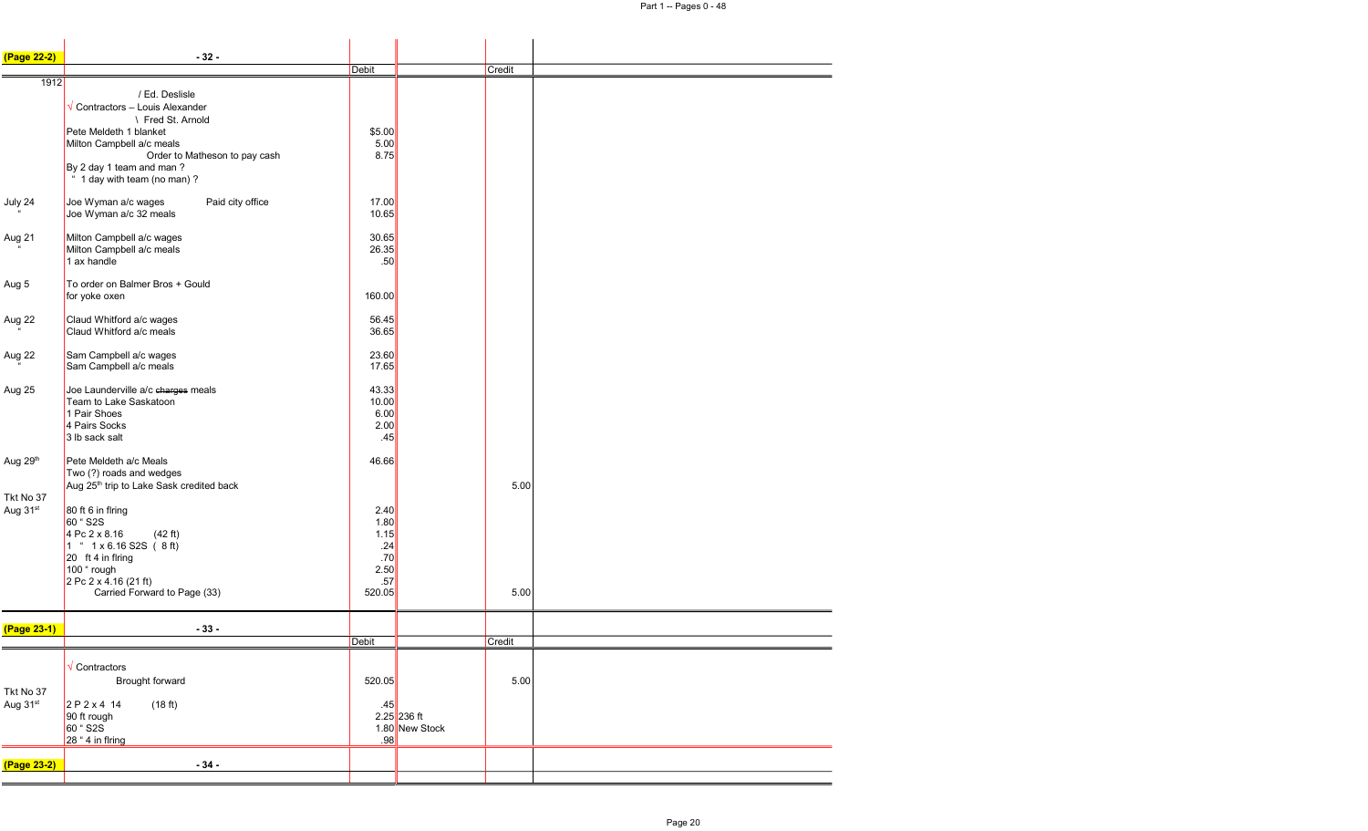| (Page 22-2) | - 32 - | | | |
|---|---|---|---|---|
| | | Debit | | Credit |
| 1912 | / Ed. Deslisle | | | |
| | √ Contractors – Louis Alexander | | | |
| | \ Fred St. Arnold | | | |
| | Pete Meldeth 1 blanket | $5.00 | | |
| | Milton Campbell a/c meals | 5.00 | | |
| | Order to Matheson to pay cash | 8.75 | | |
| | By 2 day 1 team and man ? | | | |
| | " 1 day with team (no man) ? | | | |
| July 24 | Joe Wyman a/c wages Paid city office | 17.00 | | |
| " | Joe Wyman a/c 32 meals | 10.65 | | |
| Aug 21 | Milton Campbell a/c wages | 30.65 | | |
| " | Milton Campbell a/c meals | 26.35 | | |
| | 1 ax handle | .50 | | |
| Aug 5 | To order on Balmer Bros + Gould | | | |
| | for yoke oxen | 160.00 | | |
| Aug 22 | Claud Whitford a/c wages | 56.45 | | |
| " | Claud Whitford a/c meals | 36.65 | | |
| Aug 22 | Sam Campbell a/c wages | 23.60 | | |
| " | Sam Campbell a/c meals | 17.65 | | |
| Aug 25 | Joe Launderville a/c ~~charges~~ meals | 43.33 | | |
| | Team to Lake Saskatoon | 10.00 | | |
| | 1 Pair Shoes | 6.00 | | |
| | 4 Pairs Socks | 2.00 | | |
| | 3 lb sack salt | .45 | | |
| Aug 29th | Pete Meldeth a/c Meals | 46.66 | | |
| | Two (?) roads and wedges | | | |
| | Aug 25th trip to Lake Sask credited back | | | 5.00 |
| Tkt No 37 | | | | |
| Aug 31st | 80 ft 6 in flring | 2.40 | | |
| | 60 " S2S | 1.80 | | |
| | 4 Pc 2 x 8.16 (42 ft) | 1.15 | | |
| | 1 " 1 x 6.16 S2S ( 8 ft) | .24 | | |
| | 20 ft 4 in flring | .70 | | |
| | 100 " rough | 2.50 | | |
| | 2 Pc 2 x 4.16 (21 ft) | .57 | | |
| | Carried Forward to Page (33) | 520.05 | | 5.00 |

| (Page 23-1) | - 33 - | | | |
|---|---|---|---|---|
| | | Debit | | Credit |
| | √ Contractors | | | |
| | Brought forward | 520.05 | | 5.00 |
| Tkt No 37 | | | | |
| Aug 31st | 2 P 2 x 4 14 (18 ft) | .45 | | |
| | 90 ft rough | 2.25 | 236 ft | |
| | 60 " S2S | 1.80 | New Stock | |
| | 28 " 4 in flring | .98 | | |

| (Page 23-2) | - 34 - | | | |
|---|---|---|---|---|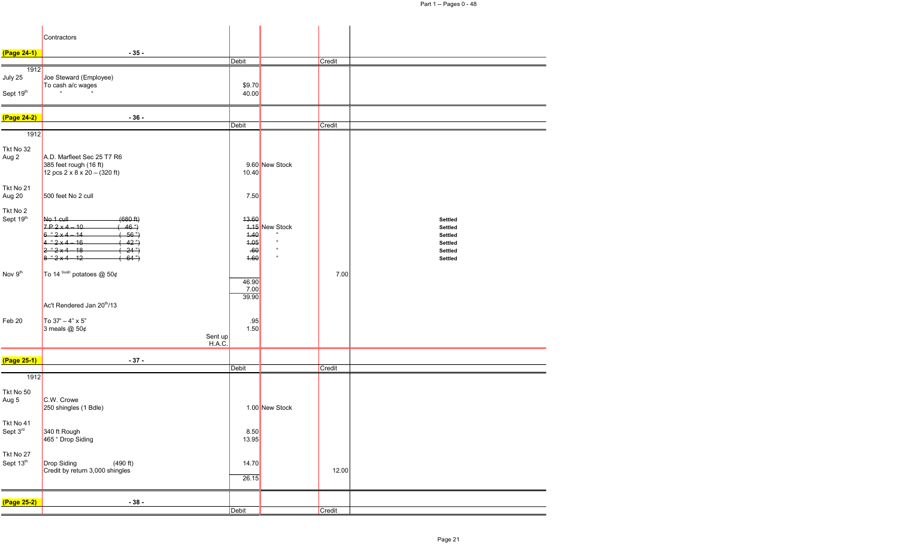Contractors

**(Page 24-1)** - 35 -

| | | Debit | | Credit | |
|---|---|---|---|---|---|
| 1912 | | | | | |
| July 25 | Joe Steward (Employee) To cash a/c wages | $9.70 | | | |
| Sept 19th | " " | 40.00 | | | |

**(Page 24-2)** - 36 -

| | | Debit | | Credit | |
|---|---|---|---|---|---|
| 1912 | | | | | |
| Tkt No 32 Aug 2 | A.D. Marfleet Sec 25 T7 R6 | | | | |
| | 385 feet rough (16 ft) | | 9.60 New Stock | | |
| | 12 pcs 2 x 8 x 20 – (320 ft) | 10.40 | | | |
| Tkt No 21 Aug 20 | 500 feet No 2 cull | 7.50 | | | |
| Tkt No 2 Sept 19th | ~~No 1 cull (680 ft)~~ | ~~13.60~~ | | | Settled |
| | ~~7 P 2 x 4 – 10 ( 46 ")~~ | | ~~1.15~~ New Stock | | Settled |
| | ~~6 " 2 x 4 – 14 ( 56 ")~~ | ~~1.40~~ | " | | Settled |
| | ~~4 " 2 x 4 – 16 ( 42 ")~~ | ~~1.05~~ | " | | Settled |
| | ~~2 " 2 x 4 – 18 ( 24 ")~~ | ~~.60~~ | " | | Settled |
| | ~~8 " 2 x 4 – 12 ( 64 ")~~ | ~~1.60~~ | " | | Settled |
| Nov 9th | To 14 bush potatoes @ 50¢ | | | 7.00 | |
| | | 46.90 | | | |
| | | 7.00 | | | |
| | | 39.90 | | | |
| | Ac't Rendered Jan 20th/13 | | | | |
| Feb 20 | To 37' – 4" x 5" | .95 | | | |
| | 3 meals @ 50¢ | 1.50 | | | |
| | Sent up H.A.C. | | | | |

**(Page 25-1)** - 37 -

| | | Debit | | Credit | |
|---|---|---|---|---|---|
| 1912 | | | | | |
| Tkt No 50 Aug 5 | C.W. Crowe | | | | |
| | 250 shingles (1 Bdle) | | 1.00 New Stock | | |
| Tkt No 41 Sept 3rd | 340 ft Rough | 8.50 | | | |
| | 465 " Drop Siding | 13.95 | | | |
| Tkt No 27 Sept 13th | Drop Siding (490 ft) | 14.70 | | | |
| | Credit by return 3,000 shingles | | | 12.00 | |
| | | 26.15 | | | |

**(Page 25-2)** - 38 -

| | | Debit | | Credit | |
|---|---|---|---|---|---|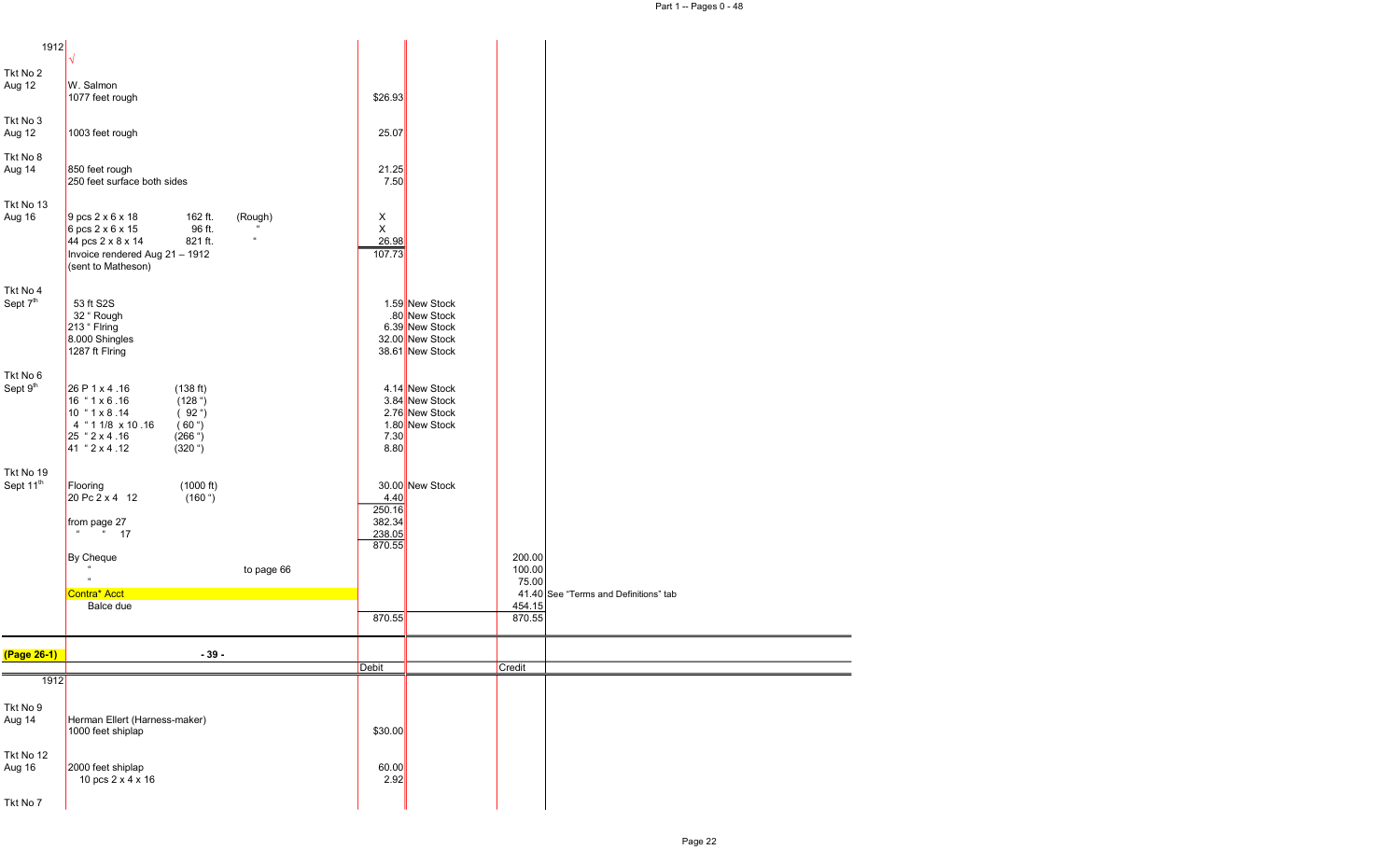| 1912 | √ | | | | |
|---|---|---|---|---|---|
| Tkt No 2 | | | | | |
| Aug 12 | W. Salmon | | | | |
| | 1077 feet rough | $26.93 | | | |
| Tkt No 3 | | | | | |
| Aug 12 | 1003 feet rough | 25.07 | | | |
| Tkt No 8 | | | | | |
| Aug 14 | 850 feet rough | 21.25 | | | |
| | 250 feet surface both sides | 7.50 | | | |
| Tkt No 13 | | | | | |
| Aug 16 | 9 pcs 2 x 6 x 18 162 ft. (Rough) | X | | | |
| | 6 pcs 2 x 6 x 15 96 ft. " | X | | | |
| | 44 pcs 2 x 8 x 14 821 ft. " | 26.98 | | | |
| | Invoice rendered Aug 21 – 1912 | 107.73 | | | |
| | (sent to Matheson) | | | | |
| Tkt No 4 | | | | | |
| Sept 7th | 53 ft S2S | | 1.59 New Stock | | |
| | 32 " Rough | | .80 New Stock | | |
| | 213 " Flring | | 6.39 New Stock | | |
| | 8.000 Shingles | | 32.00 New Stock | | |
| | 1287 ft Flring | | 38.61 New Stock | | |
| Tkt No 6 | | | | | |
| Sept 9th | 26 P 1 x 4 .16 (138 ft) | | 4.14 New Stock | | |
| | 16 " 1 x 6 .16 (128 ") | | 3.84 New Stock | | |
| | 10 " 1 x 8 .14 ( 92 ") | | 2.76 New Stock | | |
| | 4 " 1 1/8 x 10 .16 ( 60 ") | | 1.80 New Stock | | |
| | 25 " 2 x 4 .16 (266 ") | 7.30 | | | |
| | 41 " 2 x 4 .12 (320 ") | 8.80 | | | |
| Tkt No 19 | | | | | |
| Sept 11th | Flooring (1000 ft) | | 30.00 New Stock | | |
| | 20 Pc 2 x 4 12 (160 ") | 4.40 | | | |
| | | 250.16 | | | |
| | from page 27 | 382.34 | | | |
| | " " 17 | 238.05 | | | |
| | | 870.55 | | | |
| | By Cheque | | | 200.00 | |
| | " to page 66 | | | 100.00 | |
| | " | | | 75.00 | |
| | Contra* Acct | | | 41.40 | See "Terms and Definitions" tab |
| | Balce due | | | 454.15 | |
| | | 870.55 | | 870.55 | |

(Page 26-1) - 39 -

| 1912 | | Debit | | Credit |
|---|---|---|---|---|
| Tkt No 9 | | | | |
| Aug 14 | Herman Ellert (Harness-maker) | | | |
| | 1000 feet shiplap | $30.00 | | |
| Tkt No 12 | | | | |
| Aug 16 | 2000 feet shiplap | 60.00 | | |
| | 10 pcs 2 x 4 x 16 | 2.92 | | |
| Tkt No 7 | | | | |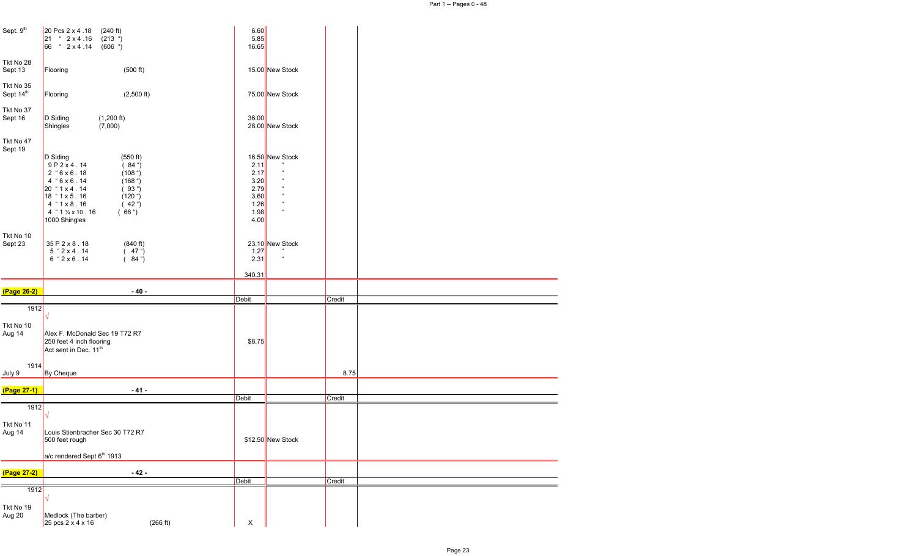| | | | | |
|---|---|---|---|---|
| Sept. 9th | 20 Pcs 2 x 4 .18 (240 ft) | 6.60 | | |
| | 21 " 2 x 4 .16 (213 ") | 5.85 | | |
| | 66 " 2 x 4 .14 (606 ") | 16.65 | | |
| Tkt No 28 | | | | |
| Sept 13 | Flooring (500 ft) | 15.00 | New Stock | |
| Tkt No 35 | | | | |
| Sept 14th | Flooring (2,500 ft) | 75.00 | New Stock | |
| Tkt No 37 | | | | |
| Sept 16 | D Siding (1,200 ft) | 36.00 | | |
| | Shingles (7,000) | 28.00 | New Stock | |
| Tkt No 47 | | | | |
| Sept 19 | | | | |
| | D Siding (550 ft) | 16.50 | New Stock | |
| | 9 P 2 x 4 . 14 ( 84 ") | 2.11 | " | |
| | 2 " 6 x 6 . 18 (108 ") | 2.17 | " | |
| | 4 " 6 x 6 . 14 (168 ") | 3.20 | " | |
| | 20 " 1 x 4 . 14 ( 93 ") | 2.79 | " | |
| | 18 " 1 x 5 . 16 (120 ") | 3.60 | " | |
| | 4 " 1 x 8 . 16 ( 42 ") | 1.26 | " | |
| | 4 " 1 ¼ x 10 . 16 ( 66 ") | 1.98 | " | |
| | 1000 Shingles | 4.00 | | |
| Tkt No 10 | | | | |
| Sept 23 | 35 P 2 x 8 . 18 (840 ft) | 23.10 | New Stock | |
| | 5 " 2 x 4 . 14 ( 47 ") | 1.27 | " | |
| | 6 " 2 x 6 . 14 ( 84 ") | 2.31 | " | |
| | | 340.31 | | |

**(Page 26-2)** - 40 -

| | | Debit | | Credit |
|---|---|---|---|---|
| 1912 | √ | | | |
| Tkt No 10 | | | | |
| Aug 14 | Alex F. McDonald Sec 19 T72 R7 | | | |
| | 250 feet 4 inch flooring | $8.75 | | |
| | Act sent in Dec. 11th | | | |
| 1914 | | | | |
| July 9 | By Cheque | | | 8.75 |

**(Page 27-1)** - 41 -

| | | Debit | | Credit |
|---|---|---|---|---|
| 1912 | √ | | | |
| Tkt No 11 | | | | |
| Aug 14 | Louis Stienbracher Sec 30 T72 R7 | | | |
| | 500 feet rough | $12.50 | New Stock | |
| | a/c rendered Sept 6th 1913 | | | |

**(Page 27-2)** - 42 -

| | | Debit | | Credit |
|---|---|---|---|---|
| 1912 | √ | | | |
| Tkt No 19 | | | | |
| Aug 20 | Medlock (The barber) | | | |
| | 25 pcs 2 x 4 x 16 (266 ft) | X | | |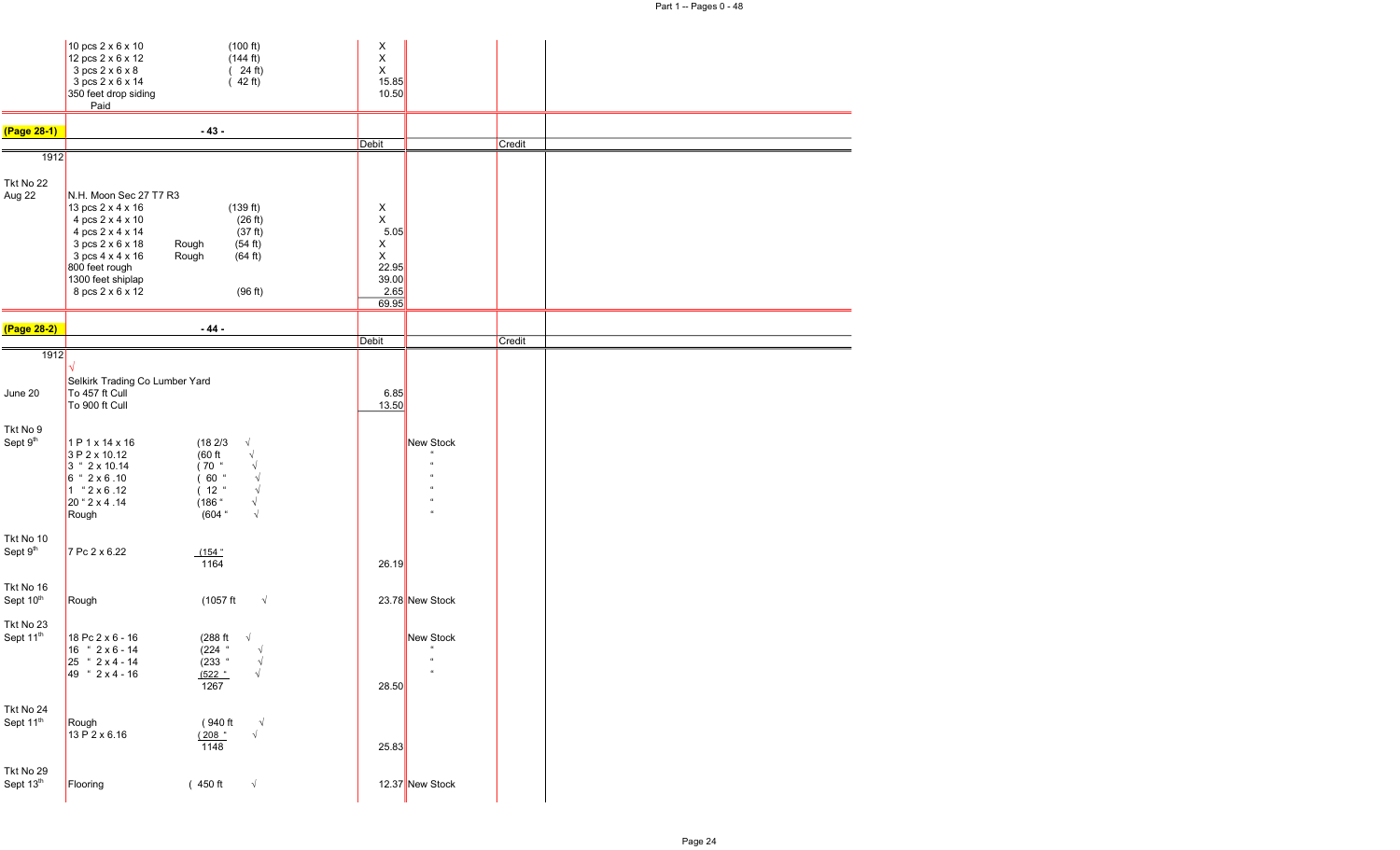| | | | | |
|---|---|---|---|---|
| | 10 pcs 2 x 6 x 10 (100 ft) | X | | |
| | 12 pcs 2 x 6 x 12 (144 ft) | X | | |
| | 3 pcs 2 x 6 x 8 ( 24 ft) | X | | |
| | 3 pcs 2 x 6 x 14 ( 42 ft) | 15.85 | | |
| | 350 feet drop siding | 10.50 | | |
| | Paid | | | |

**(Page 28-1)** - 43 -

| | | Debit | | Credit |
|---|---|---|---|---|
| 1912 | | | | |
| Tkt No 22 | | | | |
| Aug 22 | N.H. Moon Sec 27 T7 R3 | | | |
| | 13 pcs 2 x 4 x 16 (139 ft) | X | | |
| | 4 pcs 2 x 4 x 10 (26 ft) | X | | |
| | 4 pcs 2 x 4 x 14 (37 ft) | 5.05 | | |
| | 3 pcs 2 x 6 x 18 Rough (54 ft) | X | | |
| | 3 pcs 4 x 4 x 16 Rough (64 ft) | X | | |
| | 800 feet rough | 22.95 | | |
| | 1300 feet shiplap | 39.00 | | |
| | 8 pcs 2 x 6 x 12 (96 ft) | 2.65 | | |
| | | 69.95 | | |

**(Page 28-2)** - 44 -

| | | Debit | | Credit |
|---|---|---|---|---|
| 1912 | √ | | | |
| | Selkirk Trading Co Lumber Yard | | | |
| June 20 | To 457 ft Cull | 6.85 | | |
| | To 900 ft Cull | 13.50 | | |
| Tkt No 9 | | | | |
| Sept 9th | 1 P 1 x 14 x 16 (18 2/3 √ | | New Stock | |
| | 3 P 2 x 10.12 (60 ft √ | | " | |
| | 3 " 2 x 10.14 ( 70 " √ | | " | |
| | 6 " 2 x 6 .10 ( 60 " √ | | " | |
| | 1 " 2 x 6 .12 ( 12 " √ | | " | |
| | 20 " 2 x 4 .14 (186 " √ | | " | |
| | Rough (604 " √ | | | |
| Tkt No 10 | | | | |
| Sept 9th | 7 Pc 2 x 6.22 (154 " | | | |
| | 1164 | 26.19 | | |
| Tkt No 16 | | | | |
| Sept 10th | Rough (1057 ft √ | 23.78 | New Stock | |
| Tkt No 23 | | | | |
| Sept 11th | 18 Pc 2 x 6 - 16 (288 ft √ | | New Stock | |
| | 16 " 2 x 6 - 14 (224 " √ | | " | |
| | 25 " 2 x 4 - 14 (233 " √ | | " | |
| | 49 " 2 x 4 - 16 (522 " √ | | " | |
| | 1267 | 28.50 | | |
| Tkt No 24 | | | | |
| Sept 11th | Rough ( 940 ft √ | | | |
| | 13 P 2 x 6.16 ( 208 " √ | | | |
| | 1148 | 25.83 | | |
| Tkt No 29 | | | | |
| Sept 13th | Flooring ( 450 ft √ | 12.37 | New Stock | |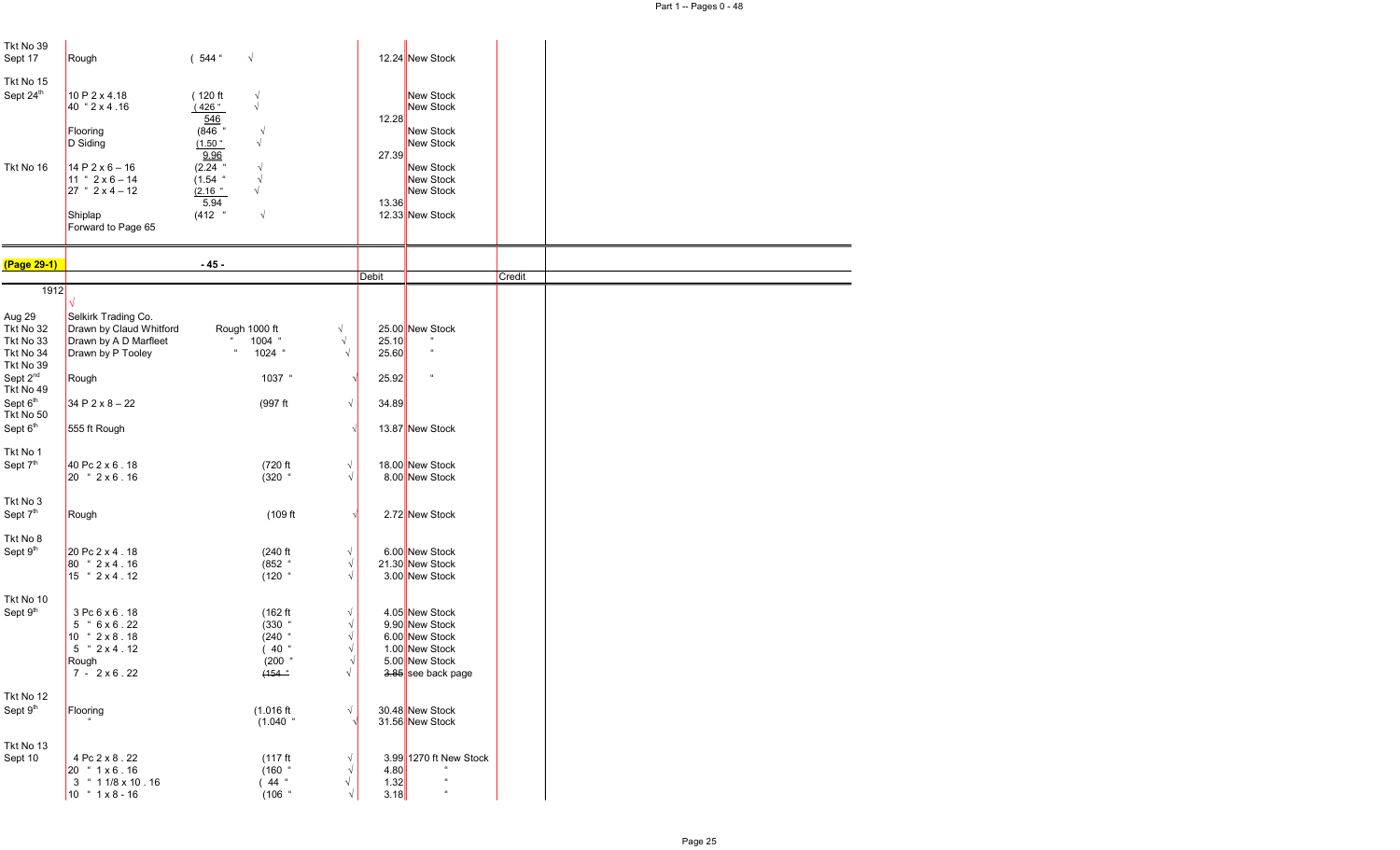| | | | | | | |
|---|---|---|---|---|---|---|
| Tkt No 39 | | | | | | |
| Sept 17 | Rough | ( 544 " | √ | | 12.24 | New Stock |
| Tkt No 15 | | | | | | |
| Sept 24th | 10 P 2 x 4.18 | ( 120 ft | √ | | | New Stock |
| | 40 " 2 x 4 .16 | (426 " | √ | | | New Stock |
| | | 546 | | | 12.28 | |
| | Flooring | (846 " | √ | | | New Stock |
| | D Siding | (1.50 " | √ | | | New Stock |
| | | 9.96 | | | 27.39 | |
| Tkt No 16 | 14 P 2 x 6 – 16 | (2.24 " | √ | | | New Stock |
| | 11 " 2 x 6 – 14 | (1.54 " | √ | | | New Stock |
| | 27 " 2 x 4 – 12 | (2.16 " | √ | | | New Stock |
| | | 5.94 | | | 13.36 | |
| | Shiplap | (412 " | √ | | 12.33 | New Stock |
| | Forward to Page 65 | | | | | |

(Page 29-1)

- 45 -

| | | | | Debit | | Credit |
|---|---|---|---|---|---|---|
| 1912 | √ | | | | | |
| Aug 29 | Selkirk Trading Co. | | | | | |
| Tkt No 32 | Drawn by Claud Whitford | Rough 1000 ft | √ | 25.00 | New Stock | |
| Tkt No 33 | Drawn by A D Marfleet | " 1004 " | √ | 25.10 | " | |
| Tkt No 34 | Drawn by P Tooley | " 1024 " | √ | 25.60 | " | |
| Tkt No 39 | | | | | | |
| Sept 2nd | Rough | 1037 " | √ | 25.92 | " | |
| Tkt No 49 | | | | | | |
| Sept 6th | 34 P 2 x 8 – 22 | (997 ft | √ | 34.89 | | |
| Tkt No 50 | | | | | | |
| Sept 6th | 555 ft Rough | | √ | 13.87 | New Stock | |
| Tkt No 1 | | | | | | |
| Sept 7th | 40 Pc 2 x 6 . 18 | (720 ft | √ | 18.00 | New Stock | |
| | 20 " 2 x 6 . 16 | (320 " | √ | 8.00 | New Stock | |
| Tkt No 3 | | | | | | |
| Sept 7th | Rough | (109 ft | √ | 2.72 | New Stock | |
| Tkt No 8 | | | | | | |
| Sept 9th | 20 Pc 2 x 4 . 18 | (240 ft | √ | 6.00 | New Stock | |
| | 80 " 2 x 4 . 16 | (852 " | √ | 21.30 | New Stock | |
| | 15 " 2 x 4 . 12 | (120 " | √ | 3.00 | New Stock | |
| Tkt No 10 | | | | | | |
| Sept 9th | 3 Pc 6 x 6 . 18 | (162 ft | √ | 4.05 | New Stock | |
| | 5 " 6 x 6 . 22 | (330 " | √ | 9.90 | New Stock | |
| | 10 " 2 x 8 . 18 | (240 " | √ | 6.00 | New Stock | |
| | 5 " 2 x 4 . 12 | ( 40 " | √ | 1.00 | New Stock | |
| | Rough | (200 " | √ | 5.00 | New Stock | |
| | 7 - 2 x 6 . 22 | ~~(154 "~~ | √ | ~~3.85~~ | see back page | |
| Tkt No 12 | | | | | | |
| Sept 9th | Flooring | (1.016 ft | √ | 30.48 | New Stock | |
| | " | (1.040 " | √ | 31.56 | New Stock | |
| Tkt No 13 | | | | | | |
| Sept 10 | 4 Pc 2 x 8 . 22 | (117 ft | √ | 3.99 | 1270 ft New Stock | |
| | 20 " 1 x 6 . 16 | (160 " | √ | 4.80 | " | |
| | 3 " 1 1/8 x 10 . 16 | ( 44 " | √ | 1.32 | " | |
| | 10 " 1 x 8 - 16 | (106 " | √ | 3.18 | " | |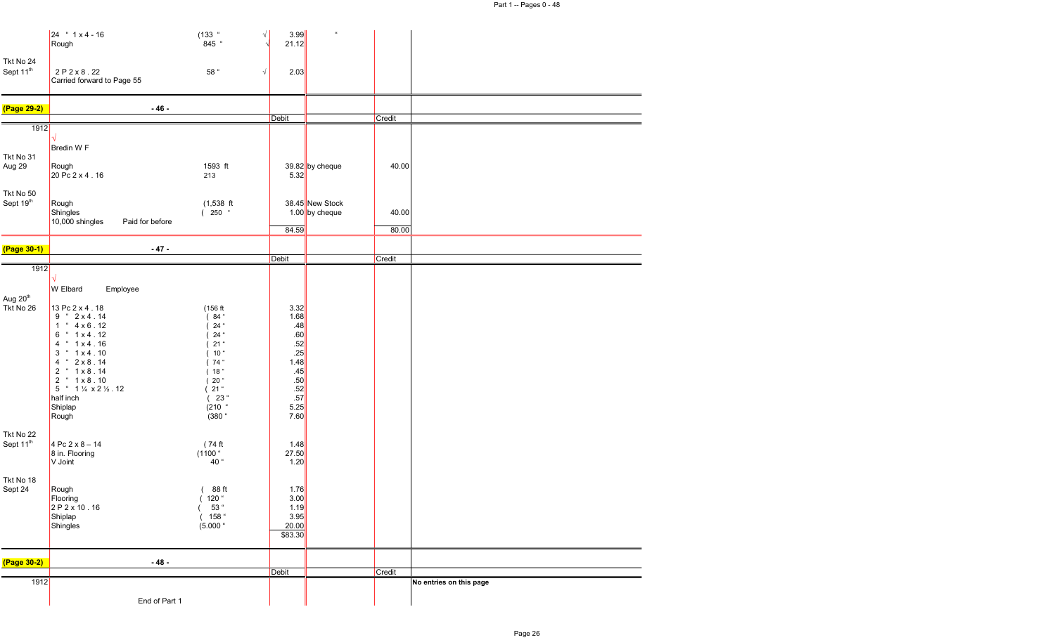| | | | | | | |
|---|---|---|---|---|---|---|
| | 24 " 1 x 4 - 16 | (133 " √ | 3.99 | " | | |
| | Rough | 845 " √ | 21.12 | | | |
| Tkt No 24 | | | | | | |
| Sept 11th | 2 P 2 x 8 . 22 | 58 " √ | 2.03 | | | |
| | Carried forward to Page 55 | | | | | |

| (Page 29-2) | - 46 - | | Debit | | Credit | |
|---|---|---|---|---|---|---|
| 1912 | √ | | | | | |
| | Bredin W F | | | | | |
| Tkt No 31 | | | | | | |
| Aug 29 | Rough | 1593 ft | 39.82 | by cheque | 40.00 | |
| | 20 Pc 2 x 4 . 16 | 213 | 5.32 | | | |
| Tkt No 50 | | | | | | |
| Sept 19th | Rough | (1,538 ft | 38.45 | New Stock | | |
| | Shingles | ( 250 " | 1.00 | by cheque | 40.00 | |
| | 10,000 shingles Paid for before | | | | | |
| | | | 84.59 | | 80.00 | |

| (Page 30-1) | - 47 - | | Debit | | Credit | |
|---|---|---|---|---|---|---|
| 1912 | √ | | | | | |
| | W Elbard Employee | | | | | |
| Aug 20th | | | | | | |
| Tkt No 26 | 13 Pc 2 x 4 . 18 | (156 ft | 3.32 | | | |
| | 9 " 2 x 4 . 14 | ( 84 " | 1.68 | | | |
| | 1 " 4 x 6 . 12 | ( 24 " | .48 | | | |
| | 6 " 1 x 4 . 12 | ( 24 " | .60 | | | |
| | 4 " 1 x 4 . 16 | ( 21 " | .52 | | | |
| | 3 " 1 x 4 . 10 | ( 10 " | .25 | | | |
| | 4 " 2 x 8 . 14 | ( 74 " | 1.48 | | | |
| | 2 " 1 x 8 . 14 | ( 18 " | .45 | | | |
| | 2 " 1 x 8 . 10 | ( 20 " | .50 | | | |
| | 5 " 1 ¼ x 2 ½ . 12 | ( 21 " | .52 | | | |
| | half inch | ( 23 " | .57 | | | |
| | Shiplap | (210 " | 5.25 | | | |
| | Rough | (380 " | 7.60 | | | |
| Tkt No 22 | | | | | | |
| Sept 11th | 4 Pc 2 x 8 – 14 | ( 74 ft | 1.48 | | | |
| | 8 in. Flooring | (1100 " | 27.50 | | | |
| | V Joint | 40 " | 1.20 | | | |
| Tkt No 18 | | | | | | |
| Sept 24 | Rough | ( 88 ft | 1.76 | | | |
| | Flooring | ( 120 " | 3.00 | | | |
| | 2 P 2 x 10 . 16 | ( 53 " | 1.19 | | | |
| | Shiplap | ( 158 " | 3.95 | | | |
| | Shingles | (5.000 " | 20.00 | | | |
| | | | $83.30 | | | |

| (Page 30-2) | - 48 - | | Debit | | Credit | |
|---|---|---|---|---|---|---|
| 1912 | | | | | | No entries on this page |
| | End of Part 1 | | | | | |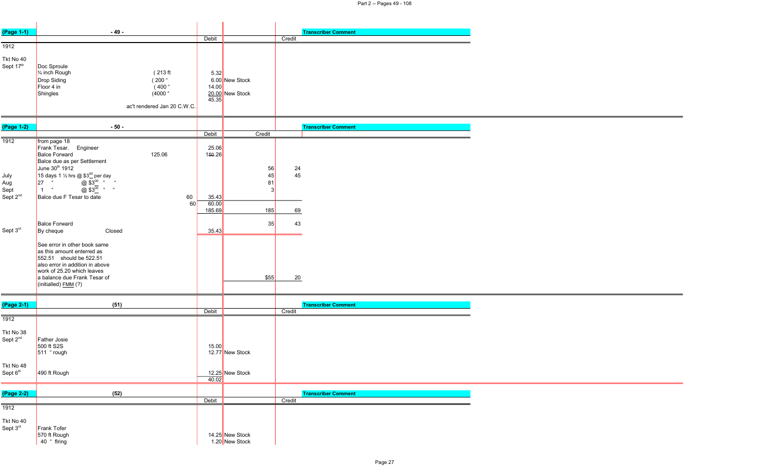## (Page 1-1) - 49 -

| 1912 | | | Debit | | Credit | Transcriber Comment |
|---|---|---|---|---|---|---|
| Tkt No 40 | | | | | | |
| Sept 17th | Doc Sproule | | | | | |
| | ¾ inch Rough | ( 213 ft | 5.32 | | | |
| | Drop Siding | ( 200 " | 6.00 | New Stock | | |
| | Floor 4 in | ( 400 " | 14.00 | | | |
| | Shingles | (4000 " | 20.00 | New Stock | | |
| | | | 45.35 | | | |
| | | ac't rendered Jan 20 C.W.C. | | | | |

## (Page 1-2) - 50 -

| 1912 | | | | Debit | Credit | | Transcriber Comment |
|---|---|---|---|---|---|---|---|
| | from page 18 | | | | | | |
| | Frank Tesar. Engineer | | | 25.06 | | | |
| | Balce Forward | 125.06 | | 150.26 | | | |
| | Balce due as per Settlement | | | | | | |
| | June 30th 1912 | | | | 56 | 24 | |
| July | 15 days 1 ½ hrs @ $3.00 per day | | | | 45 | 45 | |
| Aug | 27 " @ $3.00 " " | | | | 81 | | |
| Sept | 1 " @ $3.00 " " | | | | 3 | | |
| Sept 2nd | Balce due F Tesar to date | | 60 | 35.43 | | | |
| | | | 60 | 60.00 | | | |
| | | | | 185.69 | 185 | 69 | |
| | Balce Forward | | | | 35 | 43 | |
| Sept 3rd | By cheque | Closed | | 35.43 | | | |
| | See error in other book same as this amount enterred as 552.51 should be 522.51 also error in addition in above work of 25.20 which leaves a balance due Frank Tesar of | | | | $55 | 20 | |
| | (initialled) FMM (?) | | | | | | |

## (Page 2-1) (51)

| 1912 | | Debit | | Credit | Transcriber Comment |
|---|---|---|---|---|---|
| Tkt No 38 | | | | | |
| Sept 2nd | Father Josie | | | | |
| | 500 ft S2S | 15.00 | | | |
| | 511 " rough | 12.77 | New Stock | | |
| Tkt No 48 | | | | | |
| Sept 6th | 490 ft Rough | 12.25 | New Stock | | |
| | | 40.02 | | | |

## (Page 2-2) (52)

| 1912 | | Debit | | Credit | Transcriber Comment |
|---|---|---|---|---|---|
| Tkt No 40 | | | | | |
| Sept 3rd | Frank Tofer | | | | |
| | 570 ft Rough | 14.25 | New Stock | | |
| | 40 " flring | 1.20 | New Stock | | |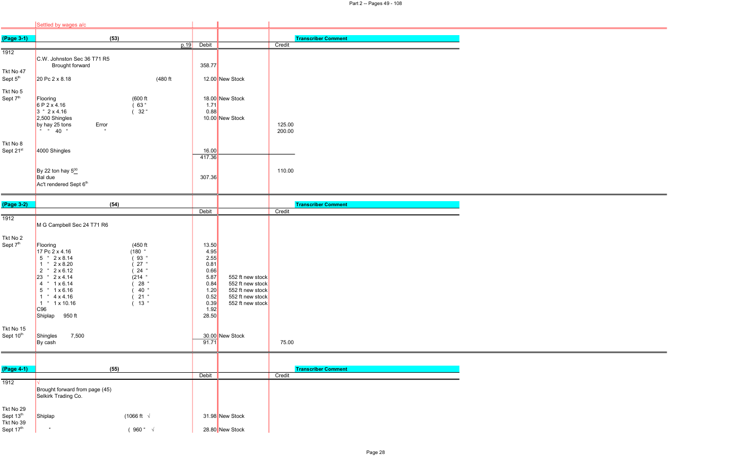Settled by wages a/c

| (Page 3-1) | (53) | | Debit | | Credit | Transcriber Comment |
|---|---|---|---|---|---|---|
| | | p.19 | | | | |
| 1912 | C.W. Johnston Sec 36 T71 R5 | | | | | |
| | Brought forward | | 358.77 | | | |
| Tkt No 47 | | | | | | |
| Sept 5th | 20 Pc 2 x 8.18 | (480 ft | 12.00 | New Stock | | |
| Tkt No 5 | | | | | | |
| Sept 7th | Flooring | (600 ft | 18.00 | New Stock | | |
| | 6 P 2 x 4.16 | ( 63 " | 1.71 | | | |
| | 3 " 2 x 4.16 | ( 32 " | 0.88 | | | |
| | 2,500 Shingles | | 10.00 | New Stock | | |
| | by hay 25 tons Error | | | | 125.00 | |
| | " " 40 " " | | | | 200.00 | |
| Tkt No 8 | | | | | | |
| Sept 21st | 4000 Shingles | | 16.00 | | | |
| | | | 417.36 | | | |
| | By 22 ton hay 5.00 | | | | 110.00 | |
| | Bal due | | 307.36 | | | |
| | Ac't rendered Sept 6th | | | | | |

| (Page 3-2) | (54) | | Debit | | Credit | Transcriber Comment |
|---|---|---|---|---|---|---|
| 1912 | M G Campbell Sec 24 T71 R6 | | | | | |
| Tkt No 2 | | | | | | |
| Sept 7th | Flooring | (450 ft | 13.50 | | | |
| | 17 Pc 2 x 4.16 | (180 " | 4.95 | | | |
| | 5 " 2 x 8.14 | ( 93 " | 2.55 | | | |
| | 1 " 2 x 8.20 | ( 27 " | 0.81 | | | |
| | 2 " 2 x 6.12 | ( 24 " | 0.66 | | | |
| | 23 " 2 x 4.14 | (214 " | 5.87 | 552 ft new stock | | |
| | 4 " 1 x 6.14 | ( 28 " | 0.84 | 552 ft new stock | | |
| | 5 " 1 x 6.16 | ( 40 " | 1.20 | 552 ft new stock | | |
| | 1 " 4 x 4.16 | ( 21 " | 0.52 | 552 ft new stock | | |
| | 1 " 1 x 10.16 | ( 13 " | 0.39 | 552 ft new stock | | |
| | C96 | | 1.92 | | | |
| | Shiplap 950 ft | | 28.50 | | | |
| Tkt No 15 | | | | | | |
| Sept 10th | Shingles 7,500 | | 30.00 | New Stock | | |
| | By cash | | 91.71 | | 75.00 | |

| (Page 4-1) | (55) | | Debit | | Credit | Transcriber Comment |
|---|---|---|---|---|---|---|
| 1912 | √ | | | | | |
| | Brought forward from page (45) | | | | | |
| | Selkirk Trading Co. | | | | | |
| Tkt No 29 | | | | | | |
| Sept 13th | Shiplap | (1066 ft √ | 31.98 | New Stock | | |
| Tkt No 39 | | | | | | |
| Sept 17th | " | ( 960 " √ | 28.80 | New Stock | | |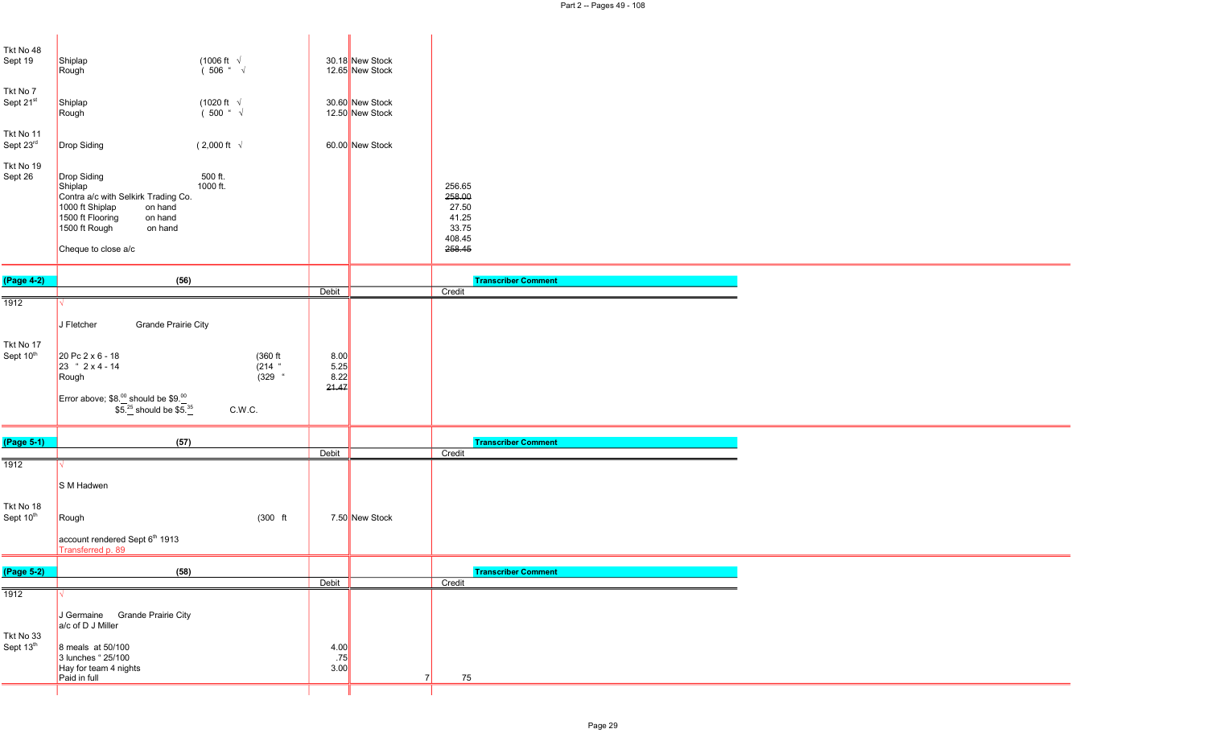| | | | | |
|---|---|---|---|---|
| Tkt No 48<br>Sept 19 | Shiplap (1006 ft √<br>Rough ( 506 " √ | 30.18<br>12.65 | New Stock<br>New Stock | |
| Tkt No 7<br>Sept 21st | Shiplap (1020 ft √<br>Rough ( 500 " √ | 30.60<br>12.50 | New Stock<br>New Stock | |
| Tkt No 11<br>Sept 23rd | Drop Siding ( 2,000 ft √ | 60.00 | New Stock | |
| Tkt No 19<br>Sept 26 | Drop Siding 500 ft.<br>Shiplap 1000 ft.<br>Contra a/c with Selkirk Trading Co.<br>1000 ft Shiplap on hand<br>1500 ft Flooring on hand<br>1500 ft Rough on hand<br><br>Cheque to close a/c | | | 256.65<br>~~258.00~~<br>27.50<br>41.25<br>33.75<br>408.45<br>~~258.45~~ |

| (Page 4-2) | (56) | Debit | | Credit | Transcriber Comment |
|---|---|---|---|---|---|
| 1912 | √ | | | | |
| | J Fletcher Grande Prairie City | | | | |
| Tkt No 17<br>Sept 10th | 20 Pc 2 x 6 - 18 (360 ft<br>23 " 2 x 4 - 14 (214 "<br>Rough (329 " | 8.00<br>5.25<br>8.22<br>~~21.47~~ | | | |
| | Error above; $8.^{00}$ should be $9.^{00}$<br>$5.^{25}$ should be $5.^{35}$ C.W.C. | | | | |

| (Page 5-1) | (57) | Debit | | Credit | Transcriber Comment |
|---|---|---|---|---|---|
| 1912 | √ | | | | |
| | S M Hadwen | | | | |
| Tkt No 18<br>Sept 10th | Rough (300 ft | 7.50 | New Stock | | |
| | account rendered Sept 6th 1913<br>Transferred p. 89 | | | | |

| (Page 5-2) | (58) | Debit | | Credit | Transcriber Comment |
|---|---|---|---|---|---|
| 1912 | √ | | | | |
| | J Germaine Grande Prairie City<br>a/c of D J Miller | | | | |
| Tkt No 33<br>Sept 13th | 8 meals at 50/100<br>3 lunches " 25/100<br>Hay for team 4 nights<br>Paid in full | 4.00<br>.75<br>3.00 | 7 | 75 | |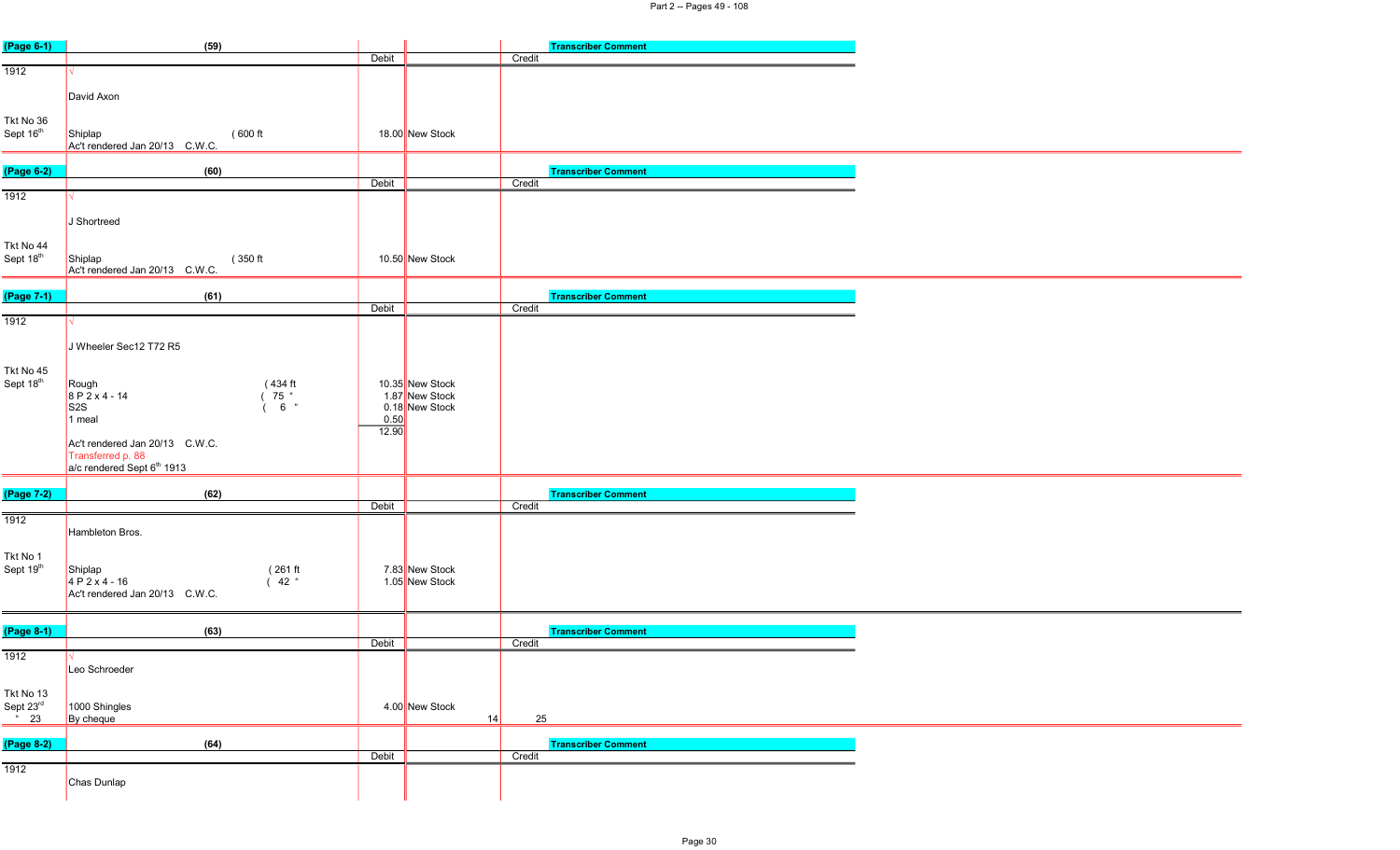| (Page 6-1) | (59) | | Debit | | Credit | Transcriber Comment |
|---|---|---|---|---|---|---|
| 1912 | √ | | | | | |
| | David Axon | | | | | |
| Tkt No 36 | | | | | | |
| Sept 16th | Shiplap | ( 600 ft | 18.00 | New Stock | | |
| | Act rendered Jan 20/13 C.W.C. | | | | | |

| (Page 6-2) | (60) | | Debit | | Credit | Transcriber Comment |
|---|---|---|---|---|---|---|
| 1912 | √ | | | | | |
| | J Shortreed | | | | | |
| Tkt No 44 | | | | | | |
| Sept 18th | Shiplap | ( 350 ft | 10.50 | New Stock | | |
| | Act rendered Jan 20/13 C.W.C. | | | | | |

| (Page 7-1) | (61) | | Debit | | Credit | Transcriber Comment |
|---|---|---|---|---|---|---|
| 1912 | √ | | | | | |
| | J Wheeler Sec12 T72 R5 | | | | | |
| Tkt No 45 | | | | | | |
| Sept 18th | Rough | ( 434 ft | 10.35 | New Stock | | |
| | 8 P 2 x 4 - 14 | ( 75 " | 1.87 | New Stock | | |
| | S2S | ( 6 " | 0.18 | New Stock | | |
| | 1 meal | | 0.50 | | | |
| | | | 12.90 | | | |
| | Act rendered Jan 20/13 C.W.C. | | | | | |
| | Transferred p. 88 | | | | | |
| | a/c rendered Sept 6th 1913 | | | | | |

| (Page 7-2) | (62) | | Debit | | Credit | Transcriber Comment |
|---|---|---|---|---|---|---|
| 1912 | Hambleton Bros. | | | | | |
| Tkt No 1 | | | | | | |
| Sept 19th | Shiplap | ( 261 ft | 7.83 | New Stock | | |
| | 4 P 2 x 4 - 16 | ( 42 " | 1.05 | New Stock | | |
| | Act rendered Jan 20/13 C.W.C. | | | | | |

| (Page 8-1) | (63) | | Debit | | Credit | Transcriber Comment |
|---|---|---|---|---|---|---|
| 1912 | √ | | | | | |
| | Leo Schroeder | | | | | |
| Tkt No 13 | | | | | | |
| Sept 23rd | 1000 Shingles | | 4.00 | New Stock | | |
| " 23 | By cheque | | | 14 | 25 | |

| (Page 8-2) | (64) | | Debit | | Credit | Transcriber Comment |
|---|---|---|---|---|---|---|
| 1912 | Chas Dunlap | | | | | |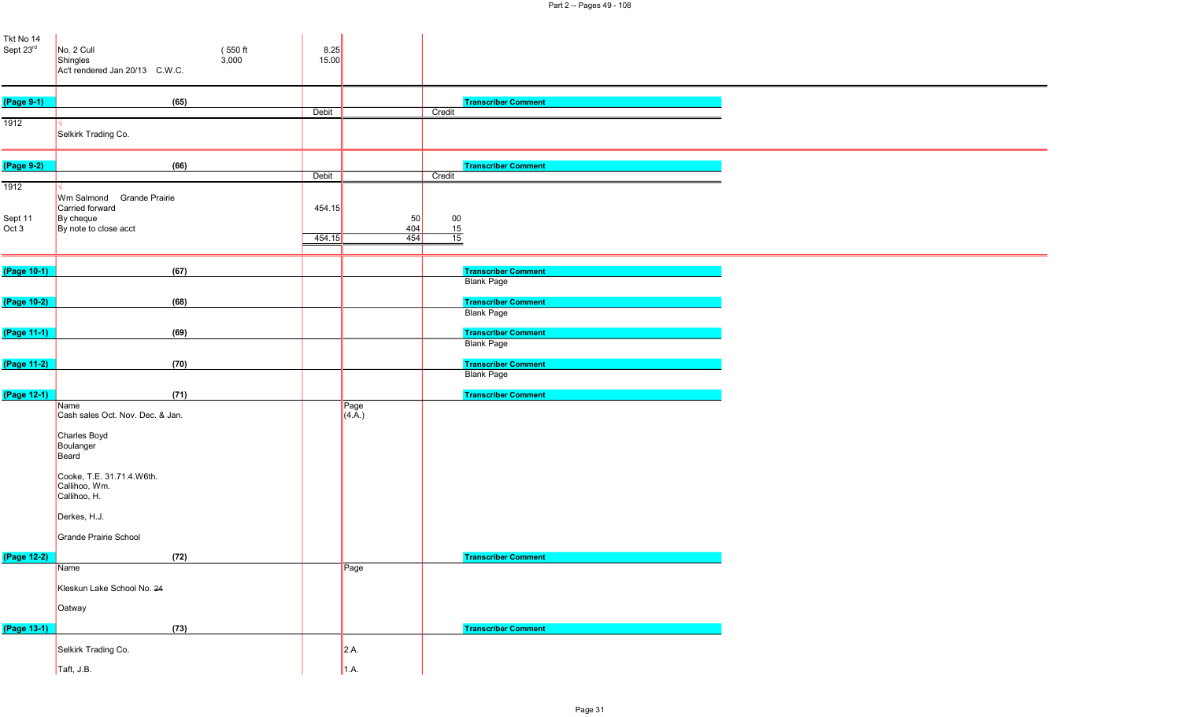| | | | | | |
|---|---|---|---|---|---|
| Tkt No 14 | | | | | |
| Sept 23rd | No. 2 Cull | ( 550 ft | 8.25 | | |
| | Shingles | 3,000 | 15.00 | | |
| | Ac't rendered Jan 20/13 C.W.C. | | | | |

| (Page 9-1) | (65) | Debit | | Credit | Transcriber Comment |
|---|---|---|---|---|---|
| 1912 | √ | | | | |
| | Selkirk Trading Co. | | | | |

| (Page 9-2) | (66) | Debit | | Credit | Transcriber Comment |
|---|---|---|---|---|---|
| 1912 | √ | | | | |
| | Wm Salmond Grande Prairie | | | | |
| | Carried forward | 454.15 | | | |
| Sept 11 | By cheque | | 50 | 00 | |
| Oct 3 | By note to close acct | | 404 | 15 | |
| | | 454.15 | 454 | 15 | |

| (Page 10-1) | (67) | Transcriber Comment |
|---|---|---|
| | | Blank Page |

| (Page 10-2) | (68) | Transcriber Comment |
|---|---|---|
| | | Blank Page |

| (Page 11-1) | (69) | Transcriber Comment |
|---|---|---|
| | | Blank Page |

| (Page 11-2) | (70) | Transcriber Comment |
|---|---|---|
| | | Blank Page |

| (Page 12-1) | (71) | Page | Transcriber Comment |
|---|---|---|---|
| | Name | Page | |
| | Cash sales Oct. Nov. Dec. & Jan. | (4.A.) | |
| | Charles Boyd | | |
| | Boulanger | | |
| | Beard | | |
| | Cooke, T.E. 31.71.4.W6th. | | |
| | Callihoo, Wm. | | |
| | Callihoo, H. | | |
| | Derkes, H.J. | | |
| | Grande Prairie School | | |

| (Page 12-2) | (72) | Page | Transcriber Comment |
|---|---|---|---|
| | Name | Page | |
| | Kleskun Lake School No. ~~24~~ | | |
| | Oatway | | |

| (Page 13-1) | (73) | Page | Transcriber Comment |
|---|---|---|---|
| | Selkirk Trading Co. | 2.A. | |
| | Taft, J.B. | 1.A. | |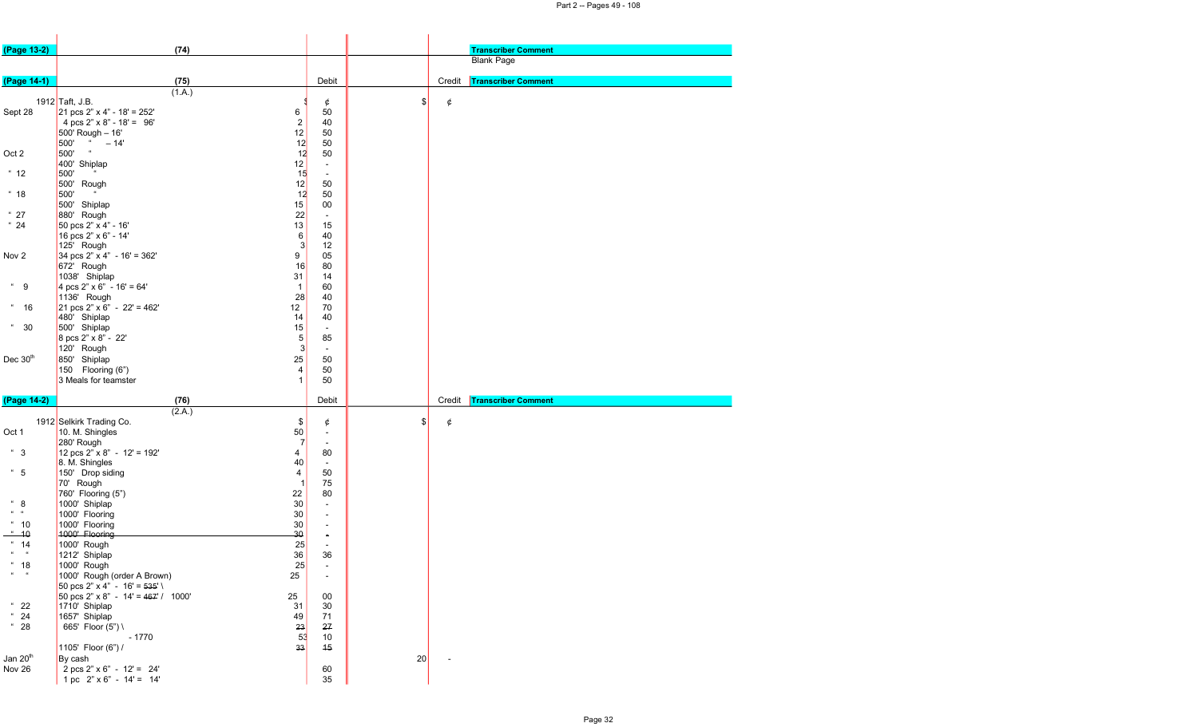| (Page 13-2) | (74) | | | | | Transcriber Comment |
|---|---|---|---|---|---|---|
| | | | | | | Blank Page |

| (Page 14-1) | (75) | Debit | | | Credit | Transcriber Comment |
|---|---|---|---|---|---|---|
| | (1.A.) | | | | | |
| 1912 | Taft, J.B. | $ | ¢ | $ | ¢ | |
| Sept 28 | 21 pcs 2" x 4" - 18' = 252' | 6 | 50 | | | |
| | 4 pcs 2" x 8" - 18' = 96' | 2 | 40 | | | |
| | 500' Rough – 16' | 12 | 50 | | | |
| | 500' " – 14' | 12 | 50 | | | |
| Oct 2 | 500' " | 12 | 50 | | | |
| | 400' Shiplap | 12 | - | | | |
| " 12 | 500' " | 15 | - | | | |
| | 500' Rough | 12 | 50 | | | |
| " 18 | 500' " | 12 | 50 | | | |
| | 500' Shiplap | 15 | 00 | | | |
| " 27 | 880' Rough | 22 | - | | | |
| " 24 | 50 pcs 2" x 4" - 16' | 13 | 15 | | | |
| | 16 pcs 2" x 6" - 14' | 6 | 40 | | | |
| | 125' Rough | 3 | 12 | | | |
| Nov 2 | 34 pcs 2" x 4" - 16' = 362' | 9 | 05 | | | |
| | 672' Rough | 16 | 80 | | | |
| | 1038' Shiplap | 31 | 14 | | | |
| " 9 | 4 pcs 2" x 6" - 16' = 64' | 1 | 60 | | | |
| | 1136' Rough | 28 | 40 | | | |
| " 16 | 21 pcs 2" x 6" - 22' = 462' | 12 | 70 | | | |
| | 480' Shiplap | 14 | 40 | | | |
| " 30 | 500' Shiplap | 15 | - | | | |
| | 8 pcs 2" x 8" - 22' | 5 | 85 | | | |
| | 120' Rough | 3 | - | | | |
| Dec 30th | 850' Shiplap | 25 | 50 | | | |
| | 150 Flooring (6") | 4 | 50 | | | |
| | 3 Meals for teamster | 1 | 50 | | | |

| (Page 14-2) | (76) | Debit | | | Credit | Transcriber Comment |
|---|---|---|---|---|---|---|
| | (2.A.) | | | | | |
| 1912 | Selkirk Trading Co. | $ | ¢ | $ | ¢ | |
| Oct 1 | 10. M. Shingles | 50 | - | | | |
| | 280' Rough | 7 | - | | | |
| " 3 | 12 pcs 2" x 8" - 12' = 192' | 4 | 80 | | | |
| | 8. M. Shingles | 40 | - | | | |
| " 5 | 150' Drop siding | 4 | 50 | | | |
| | 70' Rough | 1 | 75 | | | |
| | 760' Flooring (5") | 22 | 80 | | | |
| " 8 | 1000' Shiplap | 30 | - | | | |
| " " | 1000' Flooring | 30 | - | | | |
| " 10 | 1000' Flooring | 30 | - | | | |
| ~~" 10~~ | ~~1000' Flooring~~ | ~~30~~ | ~~-~~ | | | |
| " 14 | 1000' Rough | 25 | - | | | |
| " " | 1212' Shiplap | 36 | 36 | | | |
| " 18 | 1000' Rough | 25 | - | | | |
| " " | 1000' Rough (order A Brown) | 25 | - | | | |
| | 50 pcs 2" x 4" - 16' = 535' \ | | | | | |
| | 50 pcs 2" x 8" - 14' = 467' / 1000' | 25 | 00 | | | |
| " 22 | 1710' Shiplap | 31 | 30 | | | |
| " 24 | 1657' Shiplap | 49 | 71 | | | |
| " 28 | 665' Floor (5") \ | ~~23~~ | ~~27~~ | | | |
| | - 1770 | 53 | 10 | | | |
| | 1105' Floor (6") / | ~~33~~ | ~~15~~ | | | |
| Jan 20th | By cash | | | 20 | - | |
| Nov 26 | 2 pcs 2" x 6" - 12' = 24' | | 60 | | | |
| | 1 pc 2" x 6" - 14' = 14' | | 35 | | | |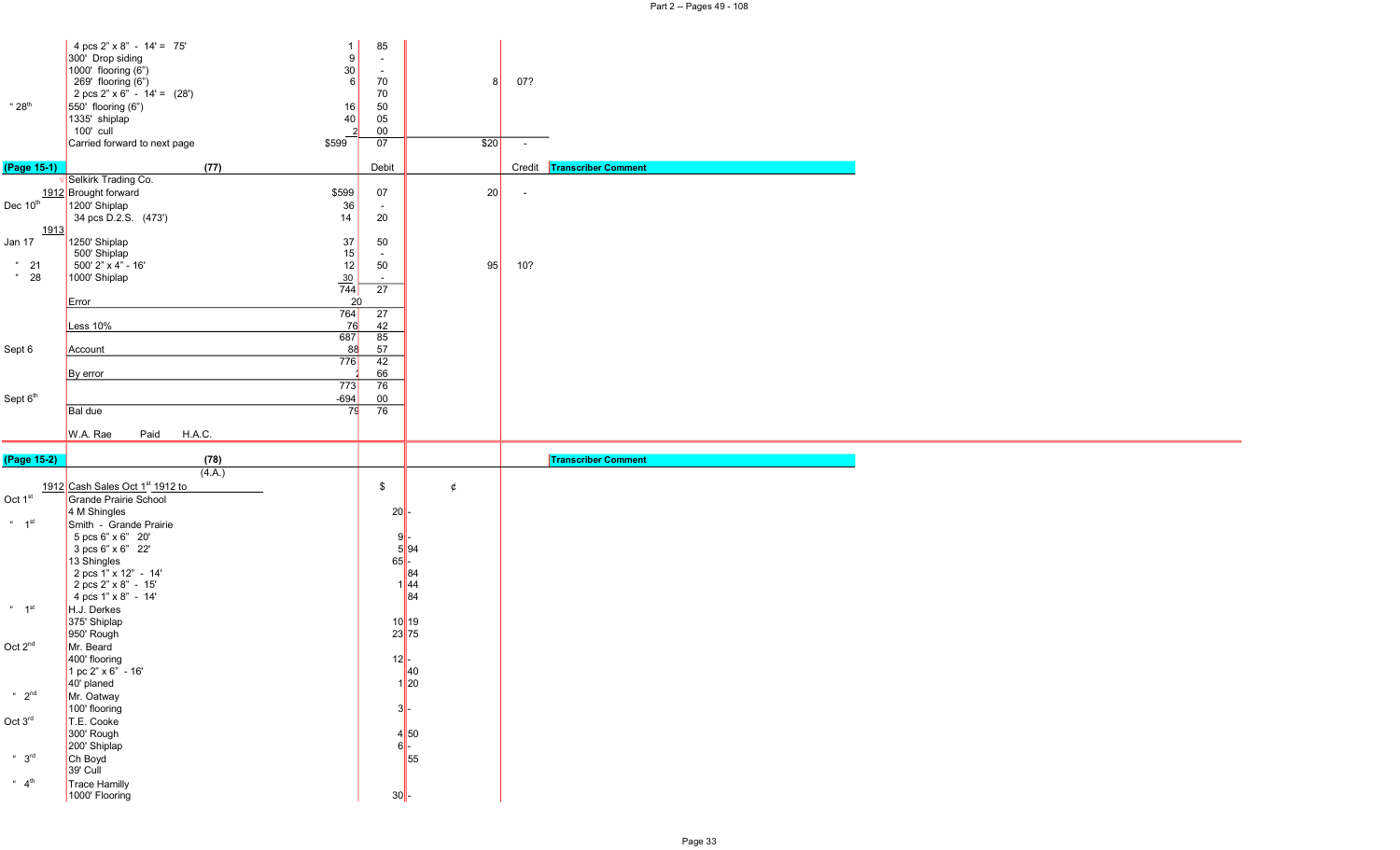| | | | | | | |
|---|---|---|---|---|---|---|
| | 4 pcs 2" x 8" - 14' = 75' | 1 | 85 | | | |
| | 300' Drop siding | 9 | - | | | |
| | 1000' flooring (6") | 30 | - | | | |
| | 269' flooring (6") | 6 | 70 | | 8 | 07? |
| | 2 pcs 2" x 6" - 14' = (28') | | 70 | | | |
| " 28th | 550' flooring (6") | 16 | 50 | | | |
| | 1335' shiplap | 40 | 05 | | | |
| | 100' cull | 2 | 00 | | | |
| | Carried forward to next page | $599 | 07 | | $20 | - |

| (Page 15-1) | (77) | Debit | | | Credit | Transcriber Comment |
|---|---|---|---|---|---|---|
| √ | Selkirk Trading Co. | | | | | |
| 1912 | Brought forward | $599 | 07 | 20 | - | |
| Dec 10th | 1200' Shiplap | 36 | - | | | |
| | 34 pcs D.2.S. (473') | 14 | 20 | | | |
| 1913 | | | | | | |
| Jan 17 | 1250' Shiplap | 37 | 50 | | | |
| | 500' Shiplap | 15 | - | | | |
| " 21 | 500' 2" x 4" - 16' | 12 | 50 | 95 | 10? | |
| " 28 | 1000' Shiplap | 30 | - | | | |
| | | 744 | 27 | | | |
| | Error | 20 | | | | |
| | | 764 | 27 | | | |
| | Less 10% | 76 | 42 | | | |
| | | 687 | 85 | | | |
| Sept 6 | Account | 88 | 57 | | | |
| | | 776 | 42 | | | |
| | By error | 2 | 66 | | | |
| | | 773 | 76 | | | |
| Sept 6th | | -694 | 00 | | | |
| | Bal due | 79 | 76 | | | |
| | W.A. Rae Paid H.A.C. | | | | | |

| (Page 15-2) | (78) (4.A.) | $ | ¢ | Transcriber Comment |
|---|---|---|---|---|
| 1912 | Cash Sales Oct 1st 1912 to | | | |
| Oct 1st | Grande Prairie School | | | |
| | 4 M Shingles | 20 | - | |
| " 1st | Smith - Grande Prairie | | | |
| | 5 pcs 6" x 6" 20' | 9 | - | |
| | 3 pcs 6" x 6" 22' | 5 | 94 | |
| | 13 Shingles | 65 | - | |
| | 2 pcs 1" x 12" - 14' | | 84 | |
| | 2 pcs 2" x 8" - 15' | 1 | 44 | |
| | 4 pcs 1" x 8" - 14' | | 84 | |
| " 1st | H.J. Derkes | | | |
| | 375' Shiplap | 10 | 19 | |
| | 950' Rough | 23 | 75 | |
| Oct 2nd | Mr. Beard | | | |
| | 400' flooring | 12 | - | |
| | 1 pc 2" x 6" - 16' | | 40 | |
| | 40' planed | 1 | 20 | |
| " 2nd | Mr. Oatway | | | |
| | 100' flooring | 3 | - | |
| Oct 3rd | T.E. Cooke | | | |
| | 300' Rough | 4 | 50 | |
| | 200' Shiplap | 6 | - | |
| " 3rd | Ch Boyd | | | |
| | 39' Cull | | 55 | |
| " 4th | Trace Hamilly | | | |
| | 1000' Flooring | 30 | - | |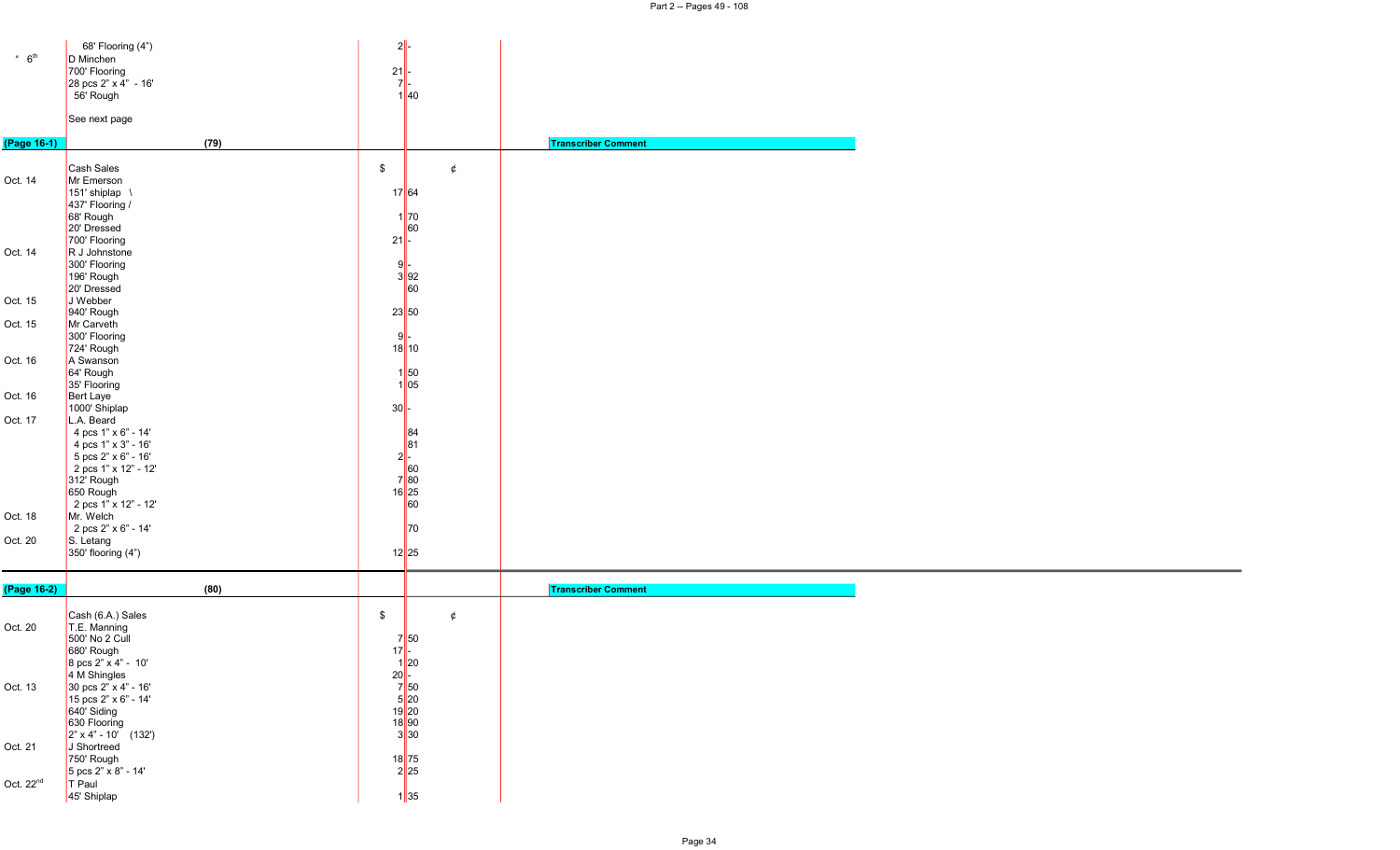| | | $ | ¢ |
|---|---|---|---|
| | 68' Flooring (4") | 2 | - |
| " 6th | D Minchen | | |
| | 700' Flooring | 21 | - |
| | 28 pcs 2" x 4" - 16' | 7 | - |
| | 56' Rough | 1 | 40 |
| | See next page | | |

**(Page 16-1)** **(79)** — Transcriber Comment

| | | $ | ¢ |
|---|---|---|---|
| | Cash Sales | | |
| Oct. 14 | Mr Emerson | | |
| | 151' shiplap \ | 17 | 64 |
| | 437' Flooring / | | |
| | 68' Rough | 1 | 70 |
| | 20' Dressed | | 60 |
| | 700' Flooring | 21 | - |
| Oct. 14 | R J Johnstone | | |
| | 300' Flooring | 9 | - |
| | 196' Rough | 3 | 92 |
| | 20' Dressed | | 60 |
| Oct. 15 | J Webber | | |
| | 940' Rough | 23 | 50 |
| Oct. 15 | Mr Carveth | | |
| | 300' Flooring | 9 | - |
| | 724' Rough | 18 | 10 |
| Oct. 16 | A Swanson | | |
| | 64' Rough | 1 | 50 |
| | 35' Flooring | 1 | 05 |
| Oct. 16 | Bert Laye | | |
| | 1000' Shiplap | 30 | - |
| Oct. 17 | L.A. Beard | | |
| | 4 pcs 1" x 6" - 14' | | 84 |
| | 4 pcs 1" x 3" - 16' | | 81 |
| | 5 pcs 2" x 6" - 16' | 2 | - |
| | 2 pcs 1" x 12" - 12' | | 60 |
| | 312' Rough | 7 | 80 |
| | 650 Rough | 16 | 25 |
| | 2 pcs 1" x 12" - 12' | | 60 |
| Oct. 18 | Mr. Welch | | |
| | 2 pcs 2" x 6" - 14' | | 70 |
| Oct. 20 | S. Letang | | |
| | 350' flooring (4") | 12 | 25 |

**(Page 16-2)** **(80)** — Transcriber Comment

| | | $ | ¢ |
|---|---|---|---|
| | Cash (6.A.) Sales | | |
| Oct. 20 | T.E. Manning | | |
| | 500' No 2 Cull | 7 | 50 |
| | 680' Rough | 17 | - |
| | 8 pcs 2" x 4" - 10' | 1 | 20 |
| | 4 M Shingles | 20 | - |
| Oct. 13 | 30 pcs 2" x 4" - 16' | 7 | 50 |
| | 15 pcs 2" x 6" - 14' | 5 | 20 |
| | 640' Siding | 19 | 20 |
| | 630 Flooring | 18 | 90 |
| | 2" x 4" - 10' (132') | 3 | 30 |
| Oct. 21 | J Shortreed | | |
| | 750' Rough | 18 | 75 |
| | 5 pcs 2" x 8" - 14' | 2 | 25 |
| Oct. 22nd | T Paul | | |
| | 45' Shiplap | 1 | 35 |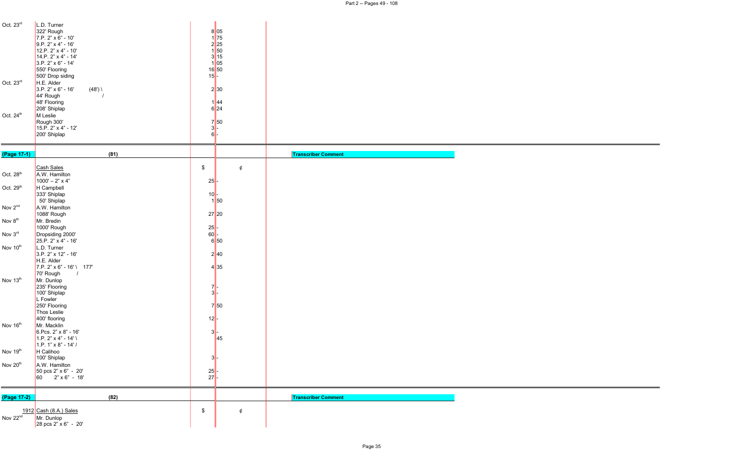| Date | Description | $ | ¢ |
|---|---|---|---|
| Oct. 23rd | L.D. Turner | | |
| | 322' Rough | 8 | 05 |
| | 7.P. 2" x 6" - 10' | 1 | 75 |
| | 9.P. 2" x 4" - 16' | 2 | 25 |
| | 12.P. 2" x 4" - 10' | 1 | 50 |
| | 14.P. 2" x 4" - 14' | 3 | 15 |
| | 3.P. 2" x 6" - 14' | 1 | 05 |
| | 550' Flooring | 16 | 50 |
| | 500' Drop siding | 15 | - |
| Oct. 23rd | H.E. Alder | | |
| | 3.P. 2" x 6" - 16' (48') \ | 2 | 30 |
| | 44' Rough / | | |
| | 48' Flooring | 1 | 44 |
| | 208' Shiplap | 6 | 24 |
| Oct. 24th | M Leslie | | |
| | Rough 300' | 7 | 50 |
| | 15.P. 2" x 4" - 12' | 3 | - |
| | 200' Shiplap | 6 | - |

| (Page 17-1) | (81) | | | Transcriber Comment |
|---|---|---|---|---|
| | Cash Sales | $ | ¢ | |
| Oct. 28th | A.W. Hamilton | | | |
| | 1000' – 2" x 4" | 25 | - | |
| Oct. 29th | H Campbell | | | |
| | 333' Shiplap | 10 | - | |
| | 50' Shiplap | 1 | 50 | |
| Nov 2nd | A.W. Hamilton | | | |
| | 1088' Rough | 27 | 20 | |
| Nov 8th | Mr. Bredin | | | |
| | 1000' Rough | 25 | - | |
| Nov 3rd | Dropsiding 2000' | 60 | - | |
| | 25.P. 2" x 4" - 16' | 6 | 50 | |
| Nov 10th | L.D. Turner | | | |
| | 3.P. 2" x 12" - 16' | 2 | 40 | |
| | H.E. Alder | | | |
| | 7.P. 2" x 6" - 16' \ 177' | 4 | 35 | |
| | 70' Rough / | | | |
| Nov 13th | Mr. Dunlop | | | |
| | 235' Flooring | 7 | - | |
| | 100' Shiplap | 3 | - | |
| | L Fowler | | | |
| | 250' Flooring | 7 | 50 | |
| | Thos Leslie | | | |
| | 400' flooring | 12 | - | |
| Nov 16th | Mr. Macklin | | | |
| | 6.Pcs. 2" x 8" - 16' | 3 | - | |
| | 1.P. 2" x 4" - 14' \ | | 45 | |
| | 1.P. 1" x 8" - 14' / | | | |
| Nov 19th | H Calihoo | | | |
| | 100' Shiplap | 3 | - | |
| Nov 20th | A.W. Hamilton | | | |
| | 50 pcs 2" x 6" - 20' | 25 | - | |
| | 60 2" x 6" - 18' | 27 | - | |

| (Page 17-2) | (82) | | | Transcriber Comment |
|---|---|---|---|---|
| 1912 | Cash (8.A.) Sales | $ | ¢ | |
| Nov 22nd | Mr. Dunlop | | | |
| | 28 pcs 2" x 6" - 20' | | | |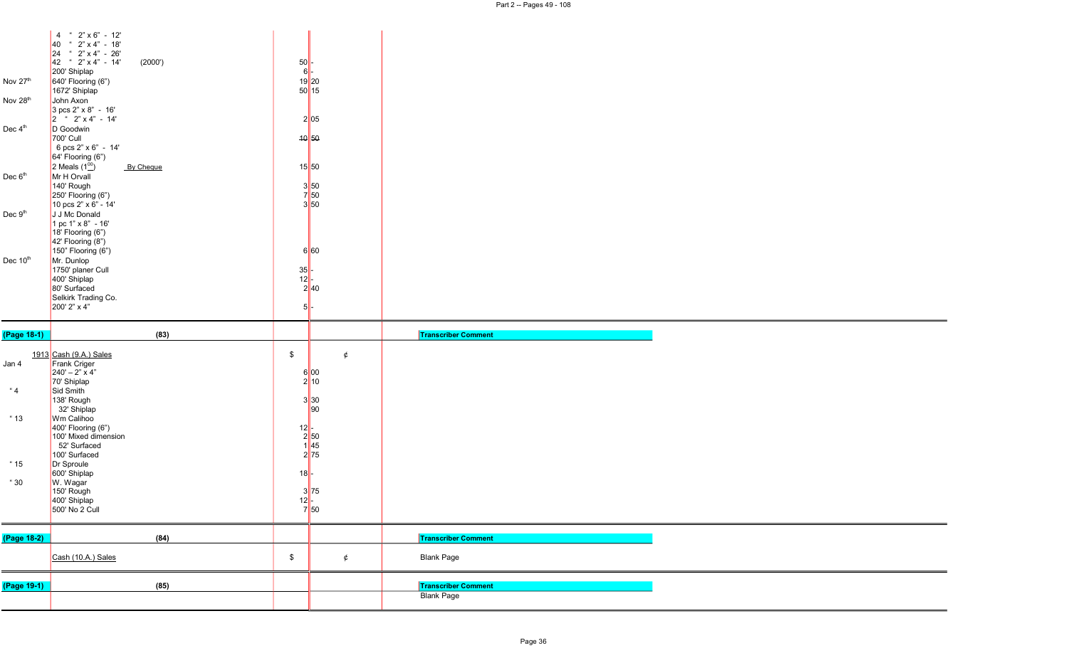| | | $ | ¢ | |
|---|---|---|---|---|
| | 4 " 2" x 6" - 12' | | | |
| | 40 " 2" x 4" - 18' | | | |
| | 24 " 2" x 4" - 26' | | | |
| | 42 " 2" x 4" - 14' (2000') | 50 | - | |
| | 200' Shiplap | 6 | - | |
| Nov 27th | 640' Flooring (6") | 19 | 20 | |
| | 1672' Shiplap | 50 | 15 | |
| Nov 28th | John Axon | | | |
| | 3 pcs 2" x 8" - 16' | | | |
| | 2 " 2" x 4" - 14' | 2 | 05 | |
| Dec 4th | D Goodwin | | | |
| | 700' Cull | ~~10~~ | ~~50~~ | |
| | 6 pcs 2" x 6" - 14' | | | |
| | 64' Flooring (6") | | | |
| | 2 Meals (1^00) By Cheque | 15 | 50 | |
| Dec 6th | Mr H Orvall | | | |
| | 140' Rough | 3 | 50 | |
| | 250' Flooring (6") | 7 | 50 | |
| | 10 pcs 2" x 6" - 14' | 3 | 50 | |
| Dec 9th | J J Mc Donald | | | |
| | 1 pc 1" x 8" - 16' | | | |
| | 18' Flooring (6") | | | |
| | 42' Flooring (8") | | | |
| | 150" Flooring (6") | 6 | 60 | |
| Dec 10th | Mr. Dunlop | | | |
| | 1750' planer Cull | 35 | - | |
| | 400' Shiplap | 12 | - | |
| | 80' Surfaced | 2 | 40 | |
| | Selkirk Trading Co. | | | |
| | 200' 2" x 4" | 5 | - | |

| (Page 18-1) | (83) | | | Transcriber Comment |
|---|---|---|---|---|
| | 1913 Cash (9.A.) Sales | $ | ¢ | |
| Jan 4 | Frank Criger | | | |
| | 240' – 2" x 4" | 6 | 00 | |
| | 70' Shiplap | 2 | 10 | |
| " 4 | Sid Smith | | | |
| | 138' Rough | 3 | 30 | |
| | 32' Shiplap | | 90 | |
| " 13 | Wm Calihoo | | | |
| | 400' Flooring (6") | 12 | - | |
| | 100' Mixed dimension | 2 | 50 | |
| | 52' Surfaced | 1 | 45 | |
| | 100' Surfaced | 2 | 75 | |
| " 15 | Dr Sproule | | | |
| | 600' Shiplap | 18 | - | |
| " 30 | W. Wagar | | | |
| | 150' Rough | 3 | 75 | |
| | 400' Shiplap | 12 | - | |
| | 500' No 2 Cull | 7 | 50 | |

| (Page 18-2) | (84) | | | Transcriber Comment |
|---|---|---|---|---|
| | Cash (10.A.) Sales | $ | ¢ | Blank Page |

| (Page 19-1) | (85) | | | Transcriber Comment |
|---|---|---|---|---|
| | | | | Blank Page |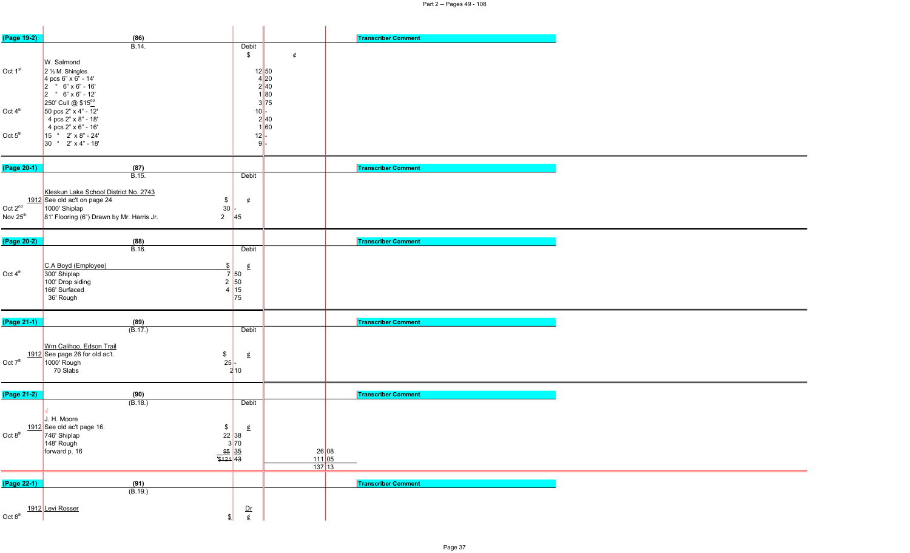## (Page 19-2) (86)

B.14.

| | | Debit $ | ¢ | Transcriber Comment |
|---|---|---|---|---|
| | W. Salmond | | | |
| Oct 1st | 2 ½ M. Shingles | 12 | 50 | |
| | 4 pcs 6" x 6" - 14' | 4 | 20 | |
| | 2 " 6" x 6" - 16' | 2 | 40 | |
| | 2 " 6" x 6" - 12' | 1 | 80 | |
| | 250' Cull @ $15.00 | 3 | 75 | |
| Oct 4th | 50 pcs 2" x 4" - 12' | 10 | - | |
| | 4 pcs 2" x 8" - 18' | 2 | 40 | |
| | 4 pcs 2" x 6" - 16' | 1 | 60 | |
| Oct 5th | 15 " 2" x 8" - 24' | 12 | - | |
| | 30 " 2" x 4" - 18' | 9 | - | |

## (Page 20-1) (87)

B.15.

| | | $ | ¢ Debit | Transcriber Comment |
|---|---|---|---|---|
| | Kleskun Lake School District No. 2743 | | | |
| 1912 | See old ac't on page 24 | | | |
| Oct 2nd | 1000' Shiplap | 30 | - | |
| Nov 25th | 81' Flooring (6") Drawn by Mr. Harris Jr. | 2 | 45 | |

## (Page 20-2) (88)

B.16.

| | | $ | ¢ Debit | Transcriber Comment |
|---|---|---|---|---|
| | C.A Boyd (Employee) | | | |
| Oct 4th | 300' Shiplap | 7 | 50 | |
| | 100' Drop siding | 2 | 50 | |
| | 166' Surfaced | 4 | 15 | |
| | 36' Rough | | 75 | |

## (Page 21-1) (89)

(B.17.)

| | | $ | ¢ Debit | Transcriber Comment |
|---|---|---|---|---|
| | Wm Calihoo, Edson Trail | | | |
| 1912 | See page 26 for old ac't. | | | |
| Oct 7th | 1000' Rough | 25 | - | |
| | 70 Slabs | 2 | 10 | |

## (Page 21-2) (90)

(B.18.)

| | | $ | ¢ Debit | | | Transcriber Comment |
|---|---|---|---|---|---|---|
| | √ J. H. Moore | | | | | |
| 1912 | See old ac't page 16. | | | | | |
| Oct 8th | 746' Shiplap | 22 | 38 | | | |
| | 148' Rough | 3 | 70 | | | |
| | forward p. 16 | 95 | 35 | 26 | 08 | |
| | | $121 | 43 | 111 | 05 | |
| | | | | 137 | 13 | |

## (Page 22-1) (91)

(B.19.)

| | | $ | ¢ Dr | Transcriber Comment |
|---|---|---|---|---|
| 1912 Oct 8th | Levi Rosser | | | |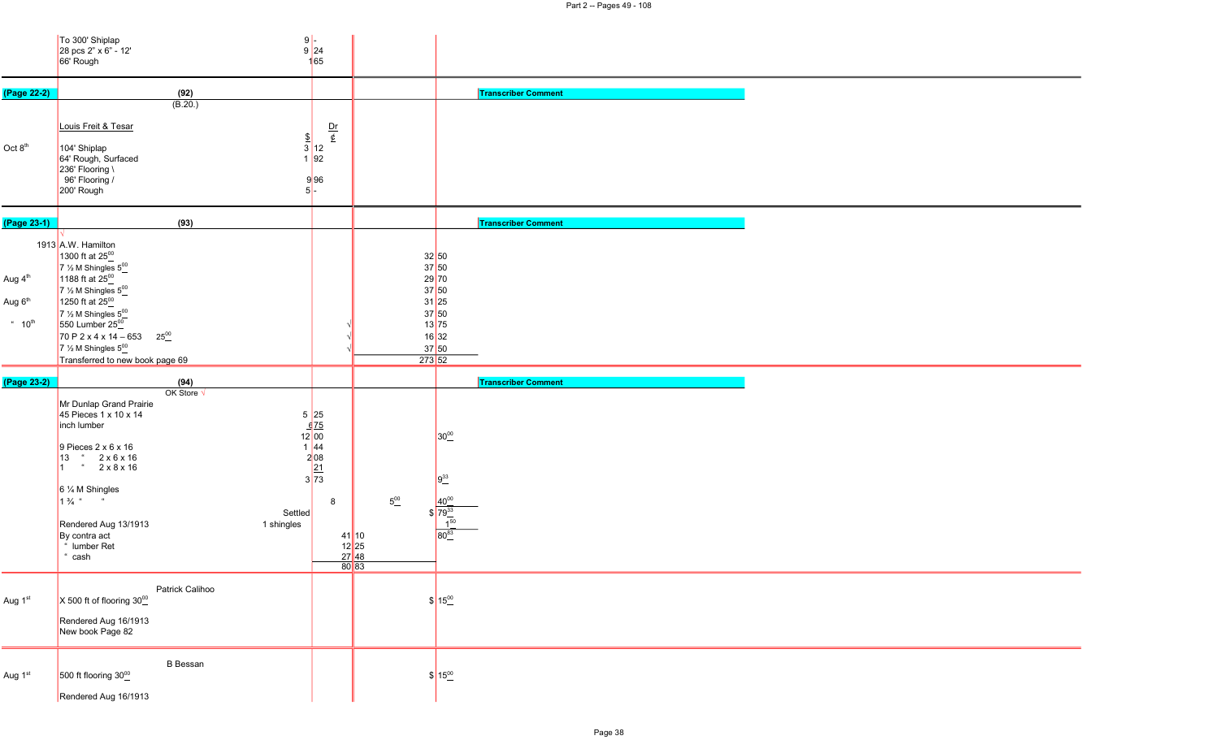| | | | | | |
|---|---|---|---|---|---|
| | To 300' Shiplap | 9 - | | | |
| | 28 pcs 2" x 6" - 12' | 9 24 | | | |
| | 66' Rough | 1 65 | | | |

**(Page 22-2)** — **(92)** (B.20.) — Transcriber Comment

| | | $ | Dr ¢ |
|---|---|---|---|
| | Louis Freit & Tesar | | |
| Oct 8th | 104' Shiplap | 3 | 12 |
| | 64' Rough, Surfaced | 1 | 92 |
| | 236' Flooring \ | | |
| | 96' Flooring / | 9 | 96 |
| | 200' Rough | 5 | - |

**(Page 23-1)** — **(93)** — Transcriber Comment

| | | | |
|---|---|---|---|
| 1913 | √ A.W. Hamilton | | |
| | 1300 ft at $25^{00}$ | | 32 50 |
| | 7 ½ M Shingles $5^{00}$ | | 37 50 |
| Aug 4th | 1188 ft at $25^{00}$ | | 29 70 |
| | 7 ½ M Shingles $5^{00}$ | | 37 50 |
| Aug 6th | 1250 ft at $25^{00}$ | | 31 25 |
| | 7 ½ M Shingles $5^{00}$ | | 37 50 |
| " 10th | 550 Lumber $25^{00}$ | √ | 13 75 |
| | 70 P 2 x 4 x 14 – 653 $25^{00}$ | √ | 16 32 |
| | 7 ½ M Shingles $5^{00}$ | √ | 37 50 |
| | Transferred to new book page 69 | | 273 52 |

**(Page 23-2)** — **(94)** OK Store √ — Transcriber Comment

| | | | | | |
|---|---|---|---|---|---|
| | Mr Dunlap Grand Prairie | | | | |
| | 45 Pieces 1 x 10 x 14 | 5 25 | | | |
| | inch lumber | 6 75 | | | |
| | | 12 00 | | | $30^{00}$ |
| | 9 Pieces 2 x 6 x 16 | 1 44 | | | |
| | 13 " 2 x 6 x 16 | 2 08 | | | |
| | 1 " 2 x 8 x 16 | 21 | | | |
| | | 3 73 | | | $9^{33}$ |
| | 6 ¼ M Shingles | | | | |
| | 1 ¾ " " | | 8 | $5^{00}$ | $40^{00}$ |
| | Settled | | | | $ $79^{33}$ |
| | Rendered Aug 13/1913 | 1 shingles | | | $1^{50}$ |
| | By contra act | | 41 10 | | $80^{83}$ |
| | " lumber Ret | | 12 25 | | |
| | " cash | | 27 48 | | |
| | | | 80 83 | | |

| | | |
|---|---|---|
| | Patrick Calihoo | |
| Aug 1st | X 500 ft of flooring $30^{00}$ | $ $15^{00}$ |
| | Rendered Aug 16/1913 | |
| | New book Page 82 | |

| | | |
|---|---|---|
| | B Bessan | |
| Aug 1st | 500 ft flooring $30^{00}$ | $ $15^{00}$ |
| | Rendered Aug 16/1913 | |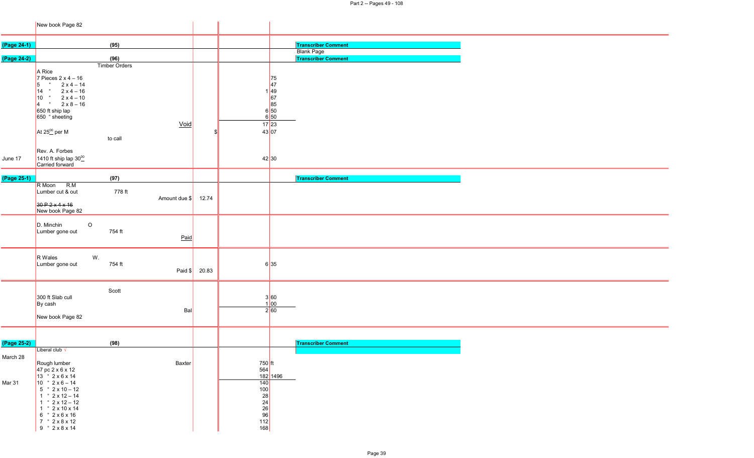| | | | | | |
|---|---|---|---|---|---|
| | New book Page 82 | | | | |
| **(Page 24-1)** | **(95)** | | | | **Transcriber Comment** |
| | | | | | Blank Page |
| **(Page 24-2)** | **(96)** | | | | **Transcriber Comment** |
| | Timber Orders | | | | |
| | A Rice | | | | |
| | 7 Pieces 2 x 4 – 16 | | | 75 | |
| | 5 " 2 x 4 – 14 | | | 47 | |
| | 14 " 2 x 4 – 16 | | | 1 49 | |
| | 10 " 2 x 4 – 10 | | | 67 | |
| | 4 " 2 x 8 – 16 | | | 85 | |
| | 650 ft ship lap | | | 6 50 | |
| | 650 " sheeting | | | 6 50 | |
| | Void | | | 17 23 | |
| | At $25^{00}$ per M | | $ | 43 07 | |
| | to call | | | | |
| | Rev. A. Forbes | | | | |
| June 17 | 1410 ft ship lap $30^{00}$ | | | 42 30 | |
| | Carried forward | | | | |
| **(Page 25-1)** | **(97)** | | | | **Transcriber Comment** |
| | R Moon R.M | | | | |
| | Lumber cut & out 778 ft | | | | |
| | Amount due $ | 12.74 | | | |
| | ~~30 P 2 x 4 x 16~~ | | | | |
| | New book Page 82 | | | | |
| | D. Minchin O | | | | |
| | Lumber gone out 754 ft | | | | |
| | Paid | | | | |
| | R Wales W. | | | | |
| | Lumber gone out 754 ft | | | 6 35 | |
| | Paid $ | 20.83 | | | |
| | Scott | | | | |
| | 300 ft Slab cull | | | 3 60 | |
| | By cash | | | 1 00 | |
| | Bal | | | 2 60 | |
| | New book Page 82 | | | | |
| **(Page 25-2)** | **(98)** | | | | **Transcriber Comment** |
| | Liberal club √ | | | | |
| March 28 | | | | | |
| | Rough lumber Baxter | | | 750 ft | |
| | 47 pc 2 x 6 x 12 | | | 564 | |
| | 13 " 2 x 6 x 14 | | | 182 1496 | |
| Mar 31 | 10 " 2 x 6 – 14 | | | 140 | |
| | 5 " 2 x 10 – 12 | | | 100 | |
| | 1 " 2 x 12 – 14 | | | 28 | |
| | 1 " 2 x 12 – 12 | | | 24 | |
| | 1 " 2 x 10 x 14 | | | 26 | |
| | 6 " 2 x 6 x 16 | | | 96 | |
| | 7 " 2 x 8 x 12 | | | 112 | |
| | 9 " 2 x 8 x 14 | | | 168 | |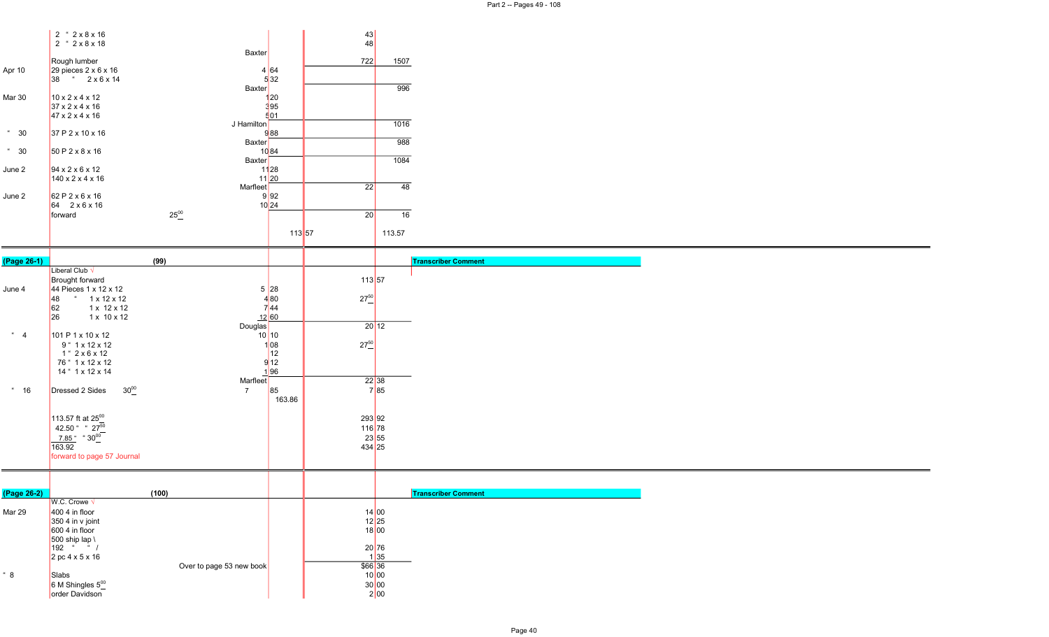| | | | | | |
|---|---|---|---|---|---|
| | 2 " 2 x 8 x 16 | | | 43 | |
| | 2 " 2 x 8 x 18 | | | 48 | |
| | | Baxter | | | |
| | Rough lumber | | | 722 | 1507 |
| Apr 10 | 29 pieces 2 x 6 x 16 | | 4 64 | | |
| | 38 " 2 x 6 x 14 | | 5 32 | | |
| | | Baxter | | | 996 |
| Mar 30 | 10 x 2 x 4 x 12 | | 1 20 | | |
| | 37 x 2 x 4 x 16 | | 3 95 | | |
| | 47 x 2 x 4 x 16 | | 5 01 | | |
| | | J Hamilton | | | 1016 |
| " 30 | 37 P 2 x 10 x 16 | | 9 88 | | |
| | | Baxter | | | 988 |
| " 30 | 50 P 2 x 8 x 16 | | 10 84 | | |
| | | Baxter | | | 1084 |
| June 2 | 94 x 2 x 6 x 12 | | 11 28 | | |
| | 140 x 2 x 4 x 16 | | 11 20 | | |
| | | Marfleet | | 22 | 48 |
| June 2 | 62 P 2 x 6 x 16 | | 9 92 | | |
| | 64 2 x 6 x 16 | | 10 24 | | |
| | forward | $25^{00}$ | | 20 | 16 |
| | | | 113 57 | | 113.57 |

| (Page 26-1) | (99) | | | | Transcriber Comment |
|---|---|---|---|---|---|
| | Liberal Club √ | | | | |
| | Brought forward | | | 113 57 | |
| June 4 | 44 Pieces 1 x 12 x 12 | | 5 28 | | |
| | 48 " 1 x 12 x 12 | | 4 80 | $27^{50}$ | |
| | 62 1 x 12 x 12 | | 7 44 | | |
| | 26 1 x 10 x 12 | | 12 60 | | |
| | | Douglas | | 20 12 | |
| " 4 | 101 P 1 x 10 x 12 | | 10 10 | | |
| | 9 " 1 x 12 x 12 | | 1 08 | $27^{50}$ | |
| | 1 " 2 x 6 x 12 | | 12 | | |
| | 76 " 1 x 12 x 12 | | 9 12 | | |
| | 14 " 1 x 12 x 14 | | 1 96 | | |
| | | Marfleet | | 22 38 | |
| " 16 | Dressed 2 Sides $30^{00}$ | 7 | 85 | 7 85 | |
| | | | 163.86 | | |
| | 113.57 ft at $25^{00}$ | | | 293 92 | |
| | 42.50 " " $27^{50}$ | | | 116 78 | |
| | 7.85 " " $30^{00}$ | | | 23 55 | |
| | 163.92 | | | 434 25 | |
| | forward to page 57 Journal | | | | |

| (Page 26-2) | (100) | | | | Transcriber Comment |
|---|---|---|---|---|---|
| | W.C. Crowe √ | | | | |
| Mar 29 | 400 4 in floor | | | 14 00 | |
| | 350 4 in v joint | | | 12 25 | |
| | 600 4 in floor | | | 18 00 | |
| | 500 ship lap \ | | | | |
| | 192 " " / | | | 20 76 | |
| | 2 pc 4 x 5 x 16 | | | 1 35 | |
| | | Over to page 53 new book | | $66 36 | |
| " 8 | Slabs | | | 10 00 | |
| | 6 M Shingles $5^{00}$ | | | 30 00 | |
| | order Davidson | | | 2 00 | |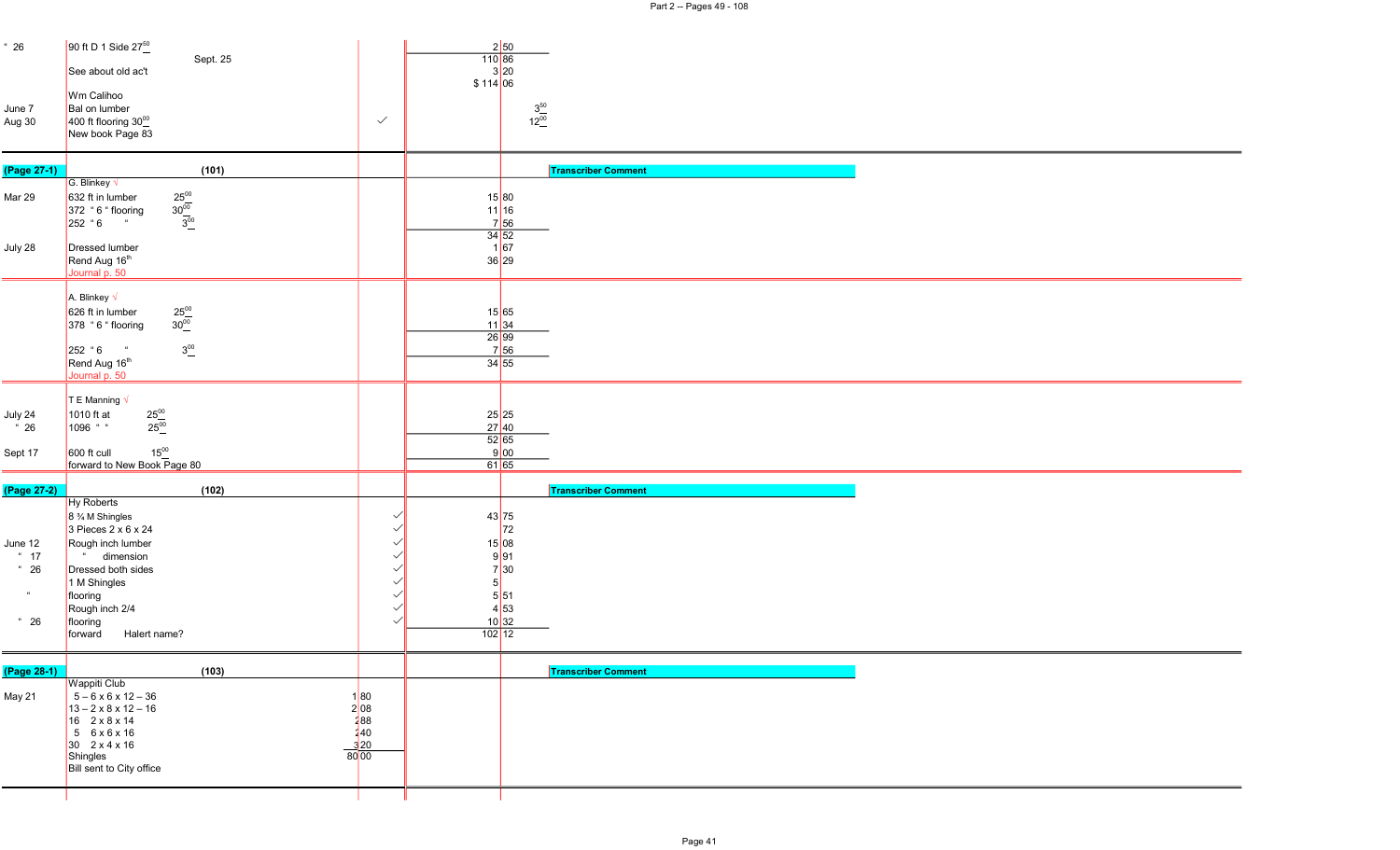| Date | Description | | ✓ | Amount | | Transcriber Comment |
|---|---|---|---|---|---|---|
| " 26 | 90 ft D 1 Side 27.50 | | | 2.50 | | |
| | Sept. 25 | | | 110.86 | | |
| | See about old ac't | | | 3.20 | | |
| | | | | $ 114.06 | | |
| | Wm Calihoo | | | | | |
| June 7 | Bal on lumber | | | | 3.50 | |
| Aug 30 | 400 ft flooring 30.00 | | ✓ | | 12.00 | |
| | New book Page 83 | | | | | |
| **(Page 27-1)** | **(101)** | | | | | **Transcriber Comment** |
| | G. Blinkey √ | | | | | |
| Mar 29 | 632 ft in lumber 25.00 | | | 15.80 | | |
| | 372 " 6 " flooring 30.00 | | | 11.16 | | |
| | 252 " 6 " 3.00 | | | 7.56 | | |
| | | | | 34.52 | | |
| July 28 | Dressed lumber | | | 1.67 | | |
| | Rend Aug 16th | | | 36.29 | | |
| | Journal p. 50 | | | | | |
| | A. Blinkey √ | | | | | |
| | 626 ft in lumber 25.00 | | | 15.65 | | |
| | 378 " 6 " flooring 30.00 | | | 11.34 | | |
| | | | | 26.99 | | |
| | 252 " 6 " 3.00 | | | 7.56 | | |
| | Rend Aug 16th | | | 34.55 | | |
| | Journal p. 50 | | | | | |
| | T E Manning √ | | | | | |
| July 24 | 1010 ft at 25.00 | | | 25.25 | | |
| " 26 | 1096 " " 25.00 | | | 27.40 | | |
| | | | | 52.65 | | |
| Sept 17 | 600 ft cull 15.00 | | | 9.00 | | |
| | forward to New Book Page 80 | | | 61.65 | | |
| **(Page 27-2)** | **(102)** | | | | | **Transcriber Comment** |
| | Hy Roberts | | | | | |
| | 8 ¾ M Shingles | | ✓ | 43.75 | | |
| | 3 Pieces 2 x 6 x 24 | | ✓ | .72 | | |
| June 12 | Rough inch lumber | | ✓ | 15.08 | | |
| " 17 | " dimension | | ✓ | 9.91 | | |
| " 26 | Dressed both sides | | ✓ | 7.30 | | |
| | 1 M Shingles | | ✓ | 5 | | |
| " | flooring | | ✓ | 5.51 | | |
| | Rough inch 2/4 | | ✓ | 4.53 | | |
| " 26 | flooring | | ✓ | 10.32 | | |
| | forward Halert name? | | | 102.12 | | |
| **(Page 28-1)** | **(103)** | | | | | **Transcriber Comment** |
| | Wappiti Club | | | | | |
| May 21 | 5 – 6 x 6 x 12 – 36 | 1.80 | | | | |
| | 13 – 2 x 8 x 12 – 16 | 2.08 | | | | |
| | 16 2 x 8 x 14 | 2.88 | | | | |
| | 5 6 x 6 x 16 | 2.40 | | | | |
| | 30 2 x 4 x 16 | 3.20 | | | | |
| | Shingles | 80.00 | | | | |
| | Bill sent to City office | | | | | |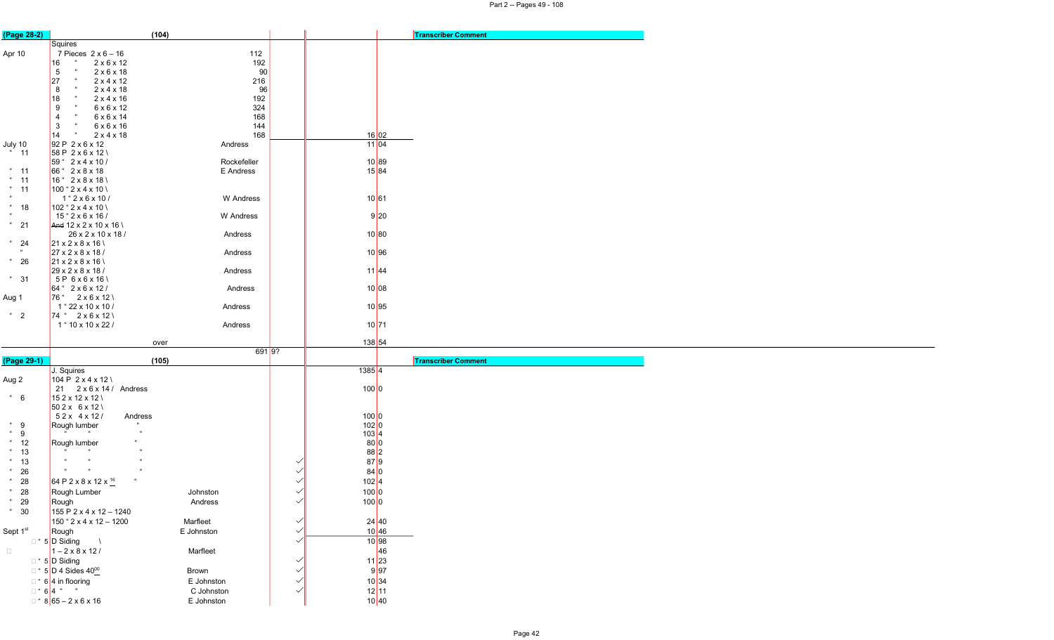| (Page 28-2) | (104) | | | | | Transcriber Comment |
|---|---|---|---|---|---|---|
| | Squires | | | | | |
| Apr 10 | 7 Pieces 2 x 6 – 16 | | 112 | | | |
| | 16 " 2 x 6 x 12 | | 192 | | | |
| | 5 " 2 x 6 x 18 | | 90 | | | |
| | 27 " 2 x 4 x 12 | | 216 | | | |
| | 8 " 2 x 4 x 18 | | 96 | | | |
| | 18 " 2 x 4 x 16 | | 192 | | | |
| | 9 " 6 x 6 x 12 | | 324 | | | |
| | 4 " 6 x 6 x 14 | | 168 | | | |
| | 3 " 6 x 6 x 16 | | 144 | | | |
| | 14 " 2 x 4 x 18 | | 168 | | 16 02 | |
| July 10 | 92 P 2 x 6 x 12 | Andress | | | 11 04 | |
| " 11 | 58 P 2 x 6 x 12 \ | | | | | |
| | 59 " 2 x 4 x 10 / | Rockefeller | | | 10 89 | |
| " 11 | 66 " 2 x 8 x 18 | E Andress | | | 15 84 | |
| " 11 | 16 " 2 x 8 x 18 \ | | | | | |
| " 11 | 100 " 2 x 4 x 10 \ | | | | | |
| " | 1 " 2 x 6 x 10 / | W Andress | | | 10 61 | |
| " 18 | 102 " 2 x 4 x 10 \ | | | | | |
| " | 15 " 2 x 6 x 16 / | W Andress | | | 9 20 | |
| " 21 | ~~And~~ 12 x 2 x 10 x 16 \ | | | | | |
| | 26 x 2 x 10 x 18 / | Andress | | | 10 80 | |
| " 24 | 21 x 2 x 8 x 16 \ | | | | | |
| " | 27 x 2 x 8 x 18 / | Andress | | | 10 96 | |
| " 26 | 21 x 2 x 8 x 16 \ | | | | | |
| | 29 x 2 x 8 x 18 / | Andress | | | 11 44 | |
| " 31 | 5 P 6 x 6 x 16 \ | | | | | |
| | 64 " 2 x 6 x 12 / | Andress | | | 10 08 | |
| Aug 1 | 76 " 2 x 6 x 12 \ | | | | | |
| | 1 " 22 x 10 x 10 / | Andress | | | 10 95 | |
| " 2 | 74 " 2 x 6 x 12 \ | | | | | |
| | 1 " 10 x 10 x 22 / | Andress | | | 10 71 | |
| | over | | | | 138 54 | |
| | | | 691 9? | | | |

| (Page 29-1) | (105) | | | | Transcriber Comment |
|---|---|---|---|---|---|
| | J. Squires | | | 1385 4 | |
| Aug 2 | 104 P 2 x 4 x 12 \ | | | | |
| | 21 2 x 6 x 14 / Andress | | | 100 0 | |
| " 6 | 15 2 x 12 x 12 \ | | | | |
| | 50 2 x 6 x 12 \ | | | | |
| | 5 2 x 4 x 12 / Andress | | | 100 0 | |
| " 9 | Rough lumber " | | | 102 0 | |
| " 9 | " " " | | | 103 4 | |
| " 12 | Rough lumber " | | | 80 0 | |
| " 13 | " " " | | | 88 2 | |
| " 13 | " " " | | ✓ | 87 9 | |
| " 26 | " " " | | ✓ | 84 0 | |
| " 28 | 64 P 2 x 8 x 12 x 16 " | | ✓ | 102 4 | |
| " 28 | Rough Lumber | Johnston | ✓ | 100 0 | |
| " 29 | Rough | Andress | ✓ | 100 0 | |
| " 30 | 155 P 2 x 4 x 12 – 1240 | | | | |
| | 150 " 2 x 4 x 12 – 1200 | Marfleet | ✓ | 24 40 | |
| Sept 1st | Rough | E Johnston | ✓ | 10 46 | |
| " 5 | D Siding \ | | ✓ | 10 98 | |
| | 1 – 2 x 8 x 12 / | Marfleet | | 46 | |
| " 5 | D Siding | | ✓ | 11 23 | |
| " 5 | D 4 Sides 40.00 | Brown | ✓ | 9 97 | |
| " 6 | 4 in flooring | E Johnston | ✓ | 10 34 | |
| " 6 | 4 " " | C Johnston | ✓ | 12 11 | |
| " 8 | 65 – 2 x 6 x 16 | E Johnston | | 10 40 | |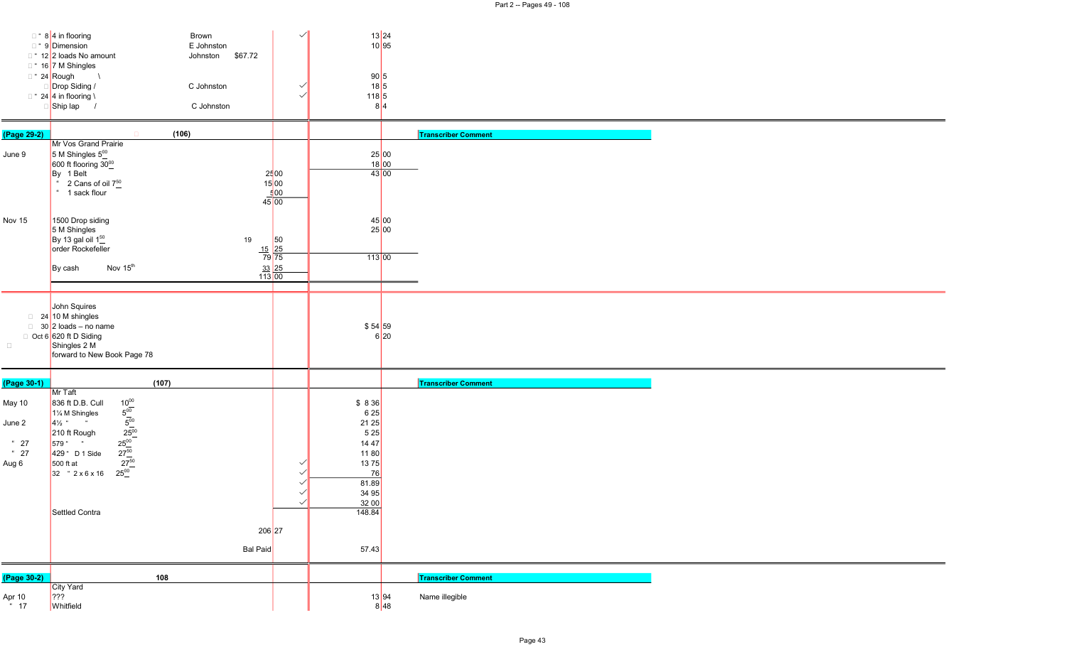| Date | Item | Name | | | ✓ | Amount | Transcriber Comment |
|---|---|---|---|---|---|---|---|
| " 8 | 4 in flooring | Brown | | | ✓ | 13.24 | |
| " 9 | Dimension | E Johnston | | | | 10.95 | |
| " 12 | 2 loads No amount | Johnston | $67.72 | | | | |
| " 16 | 7 M Shingles | | | | | | |
| " 24 | Rough \ | | | | | 90.5 | |
| | Drop Siding / | C Johnston | | | ✓ | 18.5 | |
| " 24 | 4 in flooring \ | | | | ✓ | 118.5 | |
| | Ship lap / | C Johnston | | | | 8.4 | |

(Page 29-2) **(106)**

| Date | Item | | | Amount | Transcriber Comment |
|---|---|---|---|---|---|
| | Mr Vos Grand Prairie | | | | |
| June 9 | 5 M Shingles $5^{00}$ | | | 25.00 | |
| | 600 ft flooring $30^{00}$ | | | 18.00 | |
| | By 1 Belt | | 25.00 | 43.00 | |
| | " 2 Cans of oil $7^{50}$ | | 15.00 | | |
| | " 1 sack flour | | 5.00 | | |
| | | | 45.00 | | |
| Nov 15 | 1500 Drop siding | | | 45.00 | |
| | 5 M Shingles | | | 25.00 | |
| | By 13 gal oil $1^{50}$ | 19 | 50 | | |
| | order Rockefeller | | 15.25 | | |
| | | | 79.75 | 113.00 | |
| | By cash Nov 15th | | 33.25 | | |
| | | | 113.00 | | |

| Date | Item | Amount |
|---|---|---|
| | John Squires | |
| 24 | 10 M shingles | |
| 30 | 2 loads – no name | $ 54.59 |
| Oct 6 | 620 ft D Siding | 6.20 |
| | Shingles 2 M | |
| | forward to New Book Page 78 | |

(Page 30-1) **(107)**

| Date | Item | Rate | | ✓ | Amount | Transcriber Comment |
|---|---|---|---|---|---|---|
| | Mr Taft | | | | | |
| May 10 | 836 ft D.B. Cull | $10^{00}$ | | | $ 8.36 | |
| | 1¼ M Shingles | $5^{00}$ | | | 6.25 | |
| June 2 | 4¼ " " | $5^{00}$ | | | 21.25 | |
| | 210 ft Rough | $25^{00}$ | | | 5.25 | |
| " 27 | 579 " " | $25^{00}$ | | | 14.47 | |
| " 27 | 429 " D 1 Side | $27^{50}$ | | | 11.80 | |
| Aug 6 | 500 ft at | $27^{50}$ | | ✓ | 13.75 | |
| | 32 " 2 x 6 x 16 | $25^{00}$ | | ✓ | .76 | |
| | | | | ✓ | 81.89 | |
| | | | | ✓ | 34.95 | |
| | | | | ✓ | 32.00 | |
| | Settled Contra | | | | 148.84 | |
| | | | 206.27 | | | |
| | | | Bal Paid | | 57.43 | |

(Page 30-2) **108**

| Date | Item | Amount | Transcriber Comment |
|---|---|---|---|
| | City Yard | | |
| Apr 10 | ??? | 13.94 | Name illegible |
| " 17 | Whitfield | 8.48 | |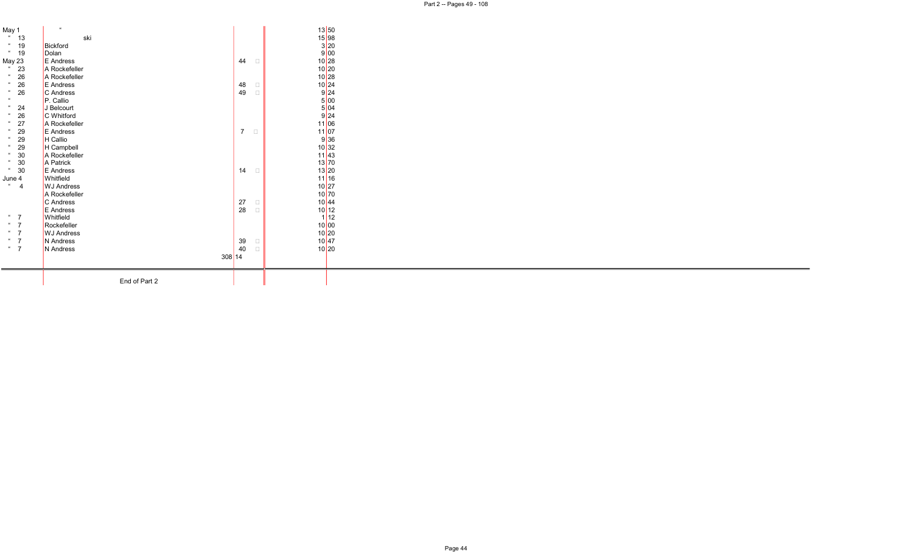| Date | Name | No. | | Amount | |
|---|---|---|---|---|---|
| May 1 | " | | | 13 | 50 |
| " 13 | ski | | | 15 | 98 |
| " 19 | Bickford | | | 3 | 20 |
| " 19 | Dolan | | | 9 | 00 |
| May 23 | E Andress | 44 | □ | 10 | 28 |
| " 23 | A Rockefeller | | | 10 | 20 |
| " 26 | A Rockefeller | | | 10 | 28 |
| " 26 | E Andress | 48 | □ | 10 | 24 |
| " 26 | C Andress | 49 | □ | 9 | 24 |
| " | P. Callio | | | 5 | 00 |
| " 24 | J Belcourt | | | 5 | 04 |
| " 26 | C Whitford | | | 9 | 24 |
| " 27 | A Rockefeller | | | 11 | 06 |
| " 29 | E Andress | 7 | □ | 11 | 07 |
| " 29 | H Callio | | | 9 | 36 |
| " 29 | H Campbell | | | 10 | 32 |
| " 30 | A Rockefeller | | | 11 | 43 |
| " 30 | A Patrick | | | 13 | 70 |
| " 30 | E Andress | 14 | □ | 13 | 20 |
| June 4 | Whitfield | | | 11 | 16 |
| " 4 | WJ Andress | | | 10 | 27 |
| | A Rockefeller | | | 10 | 70 |
| | C Andress | 27 | □ | 10 | 44 |
| | E Andress | 28 | □ | 10 | 12 |
| " 7 | Whitfield | | | 1 | 12 |
| " 7 | Rockefeller | | | 10 | 00 |
| " 7 | WJ Andress | | | 10 | 20 |
| " 7 | N Andress | 39 | □ | 10 | 47 |
| " 7 | N Andress | 40 | □ | 10 | 20 |
| | | 308 | 14 | | |

End of Part 2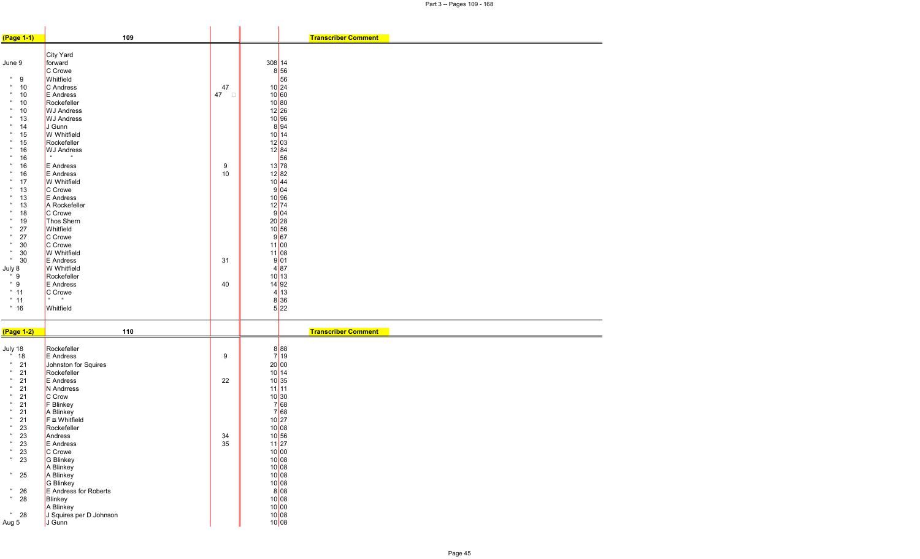| (Page 1-1) | 109 | | | | Transcriber Comment |
|---|---|---|---|---|---|
| | City Yard | | | | |
| June 9 | forward | | 308 | 14 | |
| | C Crowe | | 8 | 56 | |
| " 9 | Whitfield | | | 56 | |
| " 10 | C Andress | 47 | 10 | 24 | |
| " 10 | E Andress | 47 | 10 | 60 | |
| " 10 | Rockefeller | | 10 | 80 | |
| " 10 | WJ Andress | | 12 | 26 | |
| " 13 | WJ Andress | | 10 | 96 | |
| " 14 | J Gunn | | 8 | 94 | |
| " 15 | W Whitfield | | 10 | 14 | |
| " 15 | Rockefeller | | 12 | 03 | |
| " 16 | WJ Andress | | 12 | 84 | |
| " 16 | " " | | | 56 | |
| " 16 | E Andress | 9 | 13 | 78 | |
| " 16 | E Andress | 10 | 12 | 82 | |
| " 17 | W Whitfield | | 10 | 44 | |
| " 13 | C Crowe | | 9 | 04 | |
| " 13 | E Andress | | 10 | 96 | |
| " 13 | A Rockefeller | | 12 | 74 | |
| " 18 | C Crowe | | 9 | 04 | |
| " 19 | Thos Shern | | 20 | 28 | |
| " 27 | Whitfield | | 10 | 56 | |
| " 27 | C Crowe | | 9 | 67 | |
| " 30 | C Crowe | | 11 | 00 | |
| " 30 | W Whitfield | | 11 | 08 | |
| " 30 | E Andress | 31 | 9 | 01 | |
| July 8 | W Whitfield | | 4 | 87 | |
| " 9 | Rockefeller | | 10 | 13 | |
| " 9 | E Andress | 40 | 14 | 92 | |
| " 11 | C Crowe | | 4 | 13 | |
| " 11 | " " | | 8 | 36 | |
| " 16 | Whitfield | | 5 | 22 | |

| (Page 1-2) | 110 | | | | Transcriber Comment |
|---|---|---|---|---|---|
| July 18 | Rockefeller | | 8 | 88 | |
| " 18 | E Andress | 9 | 7 | 19 | |
| " 21 | Johnston for Squires | | 20 | 00 | |
| " 21 | Rockefeller | | 10 | 14 | |
| " 21 | E Andress | 22 | 10 | 35 | |
| " 21 | N Andrress | | 11 | 11 | |
| " 21 | C Crow | | 10 | 30 | |
| " 21 | F Blinkey | | 7 | 68 | |
| " 21 | A Blinkey | | 7 | 68 | |
| " 21 | F ~~B~~ Whitfield | | 10 | 27 | |
| " 23 | Rockefeller | | 10 | 08 | |
| " 23 | Andress | 34 | 10 | 56 | |
| " 23 | E Andress | 35 | 11 | 27 | |
| " 23 | C Crowe | | 10 | 00 | |
| " 23 | G Blinkey | | 10 | 08 | |
| | A Blinkey | | 10 | 08 | |
| " 25 | A Blinkey | | 10 | 08 | |
| | G Blinkey | | 10 | 08 | |
| " 26 | E Andress for Roberts | | 8 | 08 | |
| " 28 | Blinkey | | 10 | 08 | |
| | A Blinkey | | 10 | 00 | |
| " 28 | J Squires per D Johnson | | 10 | 08 | |
| Aug 5 | J Gunn | | 10 | 08 | |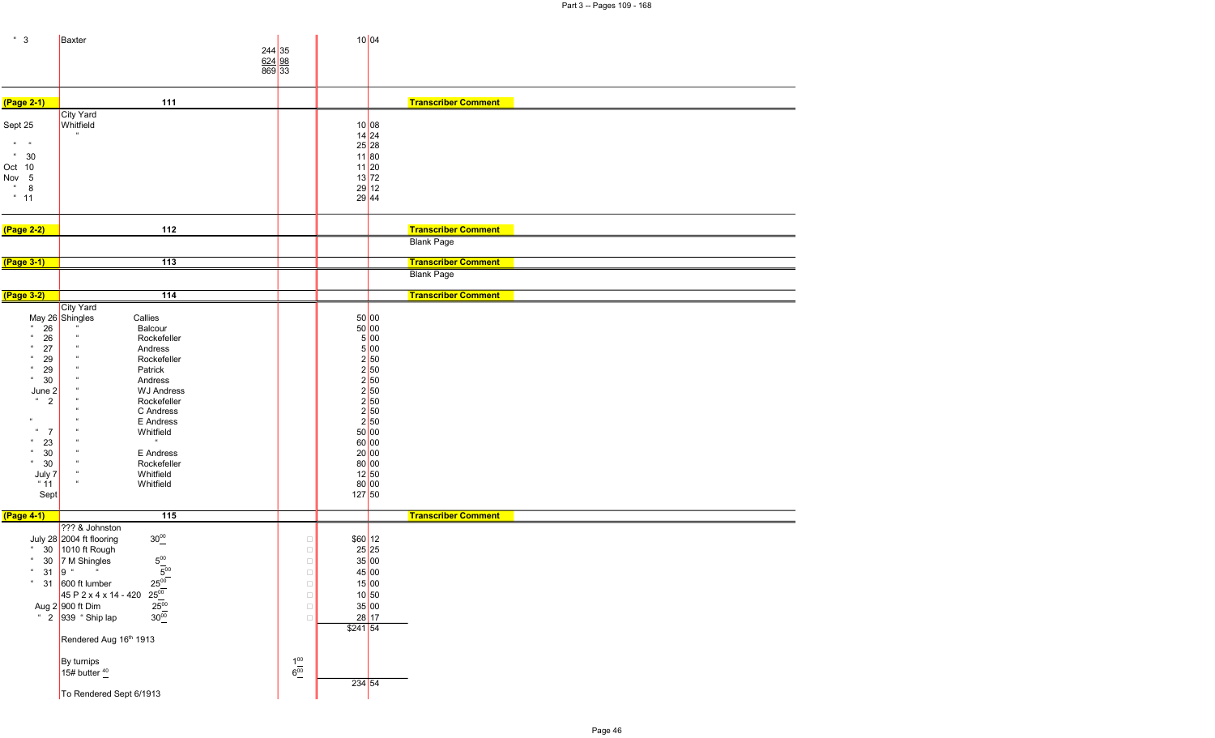| " 3 | Baxter | | 10 04 | |
|---|---|---|---|---|
| | | 244 35 | | |
| | | 624 98 | | |
| | | 869 33 | | |

| (Page 2-1) | 111 | | | Transcriber Comment |
|---|---|---|---|---|
| | City Yard | | | |
| Sept 25 | Whitfield | | 10 08 | |
| | " | | 14 24 | |
| " " | | | 25 28 | |
| " 30 | | | 11 80 | |
| Oct 10 | | | 11 20 | |
| Nov 5 | | | 13 72 | |
| " 8 | | | 29 12 | |
| " 11 | | | 29 44 | |

| (Page 2-2) | 112 | | | Transcriber Comment |
|---|---|---|---|---|
| | | | | Blank Page |

| (Page 3-1) | 113 | | | Transcriber Comment |
|---|---|---|---|---|
| | | | | Blank Page |

| (Page 3-2) | 114 | | | Transcriber Comment |
|---|---|---|---|---|
| | City Yard | | | |
| May 26 | Shingles | Callies | 50 00 | |
| " 26 | " | Balcour | 50 00 | |
| " 26 | " | Rockefeller | 5 00 | |
| " 27 | " | Andress | 5 00 | |
| " 29 | " | Rockefeller | 2 50 | |
| " 29 | " | Patrick | 2 50 | |
| " 30 | " | Andress | 2 50 | |
| June 2 | " | WJ Andress | 2 50 | |
| " 2 | " | Rockefeller | 2 50 | |
| | " | C Andress | 2 50 | |
| " | " | E Andress | 2 50 | |
| " 7 | " | Whitfield | 50 00 | |
| " 23 | " | " | 60 00 | |
| " 30 | " | E Andress | 20 00 | |
| " 30 | " | Rockefeller | 80 00 | |
| July 7 | " | Whitfield | 12 50 | |
| " 11 | " | Whitfield | 80 00 | |
| Sept | | | 127 50 | |

| (Page 4-1) | 115 | | | | Transcriber Comment |
|---|---|---|---|---|---|
| | ??? & Johnston | | | | |
| July 28 | 2004 ft flooring | $30^{00}$ | | $60 12 | |
| " 30 | 1010 ft Rough | | | 25 25 | |
| " 30 | 7 M Shingles | $5^{00}$ | | 35 00 | |
| " 31 | 9 " " | $5^{00}$ | | 45 00 | |
| " 31 | 600 ft lumber | $25^{00}$ | | 15 00 | |
| | 45 P 2 x 4 x 14 - 420 | $25^{00}$ | | 10 50 | |
| Aug 2 | 900 ft Dim | $25^{00}$ | | 35 00 | |
| " 2 | 939 " Ship lap | $30^{00}$ | | 28 17 | |
| | | | | $241 54 | |
| | Rendered Aug 16th 1913 | | | | |
| | By turnips | | $1^{00}$ | | |
| | 15# butter $^{40}$ | | $6^{00}$ | | |
| | | | | 234 54 | |
| | To Rendered Sept 6/1913 | | | | |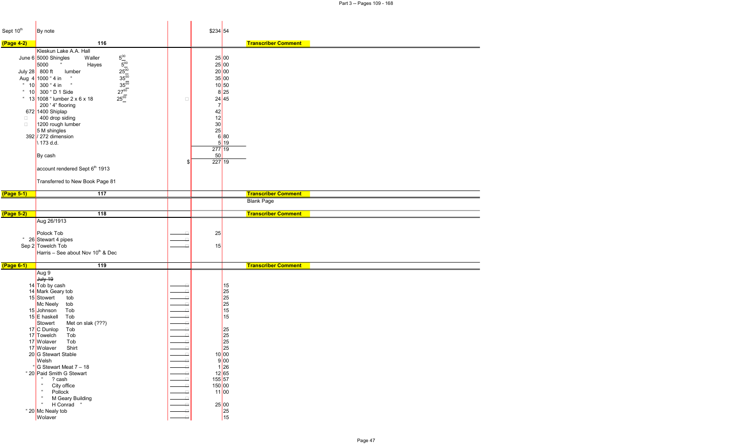| | | | | | |
|---|---|---|---|---|---|
| Sept 10th | By note | | | $234 | 54 |
| **(Page 4-2)** | **116** | | | | **Transcriber Comment** |
| | Kleskun Lake A.A. Hall | | | | |
| June 6 | 5000 Shingles Waller $5^{00}$ | | | 25 | 00 |
| | 5000 " Hayes $5^{00}$ | | | 25 | 00 |
| July 28 | 800 ft lumber $25^{00}$ | | | 20 | 00 |
| Aug 4 | 1000 " 4 in " $35^{00}$ | | | 35 | 00 |
| " 10 | 300 " 4 in " $35^{00}$ | | | 10 | 50 |
| " 10 | 300 " D 1 Side $27^{50}$ | | | 8 | 25 |
| " 13 | 1008 " lumber 2 x 6 x 18 $25^{00}$ | | | 24 | 45 |
| | 200 ' 4" flooring | | | 7 | |
| 672 | 1400 Shiplap | | | 42 | |
| | 400 drop siding | | | 12 | |
| | 1200 rough lumber | | | 30 | |
| | 5 M shingles | | | 25 | |
| 392 | / 272 dimension | | | 6 | 80 |
| | \ 173 d.d. | | | 5 | 19 |
| | | | | 277 | 19 |
| | By cash | | | 50 | |
| | | | $ | 227 | 19 |
| | account rendered Sept 6th 1913 | | | | |
| | Transferred to New Book Page 81 | | | | |
| **(Page 5-1)** | **117** | | | | **Transcriber Comment** |
| | | | | | Blank Page |
| **(Page 5-2)** | **118** | | | | **Transcriber Comment** |
| | Aug 26/1913 | | | | |
| | Polock Tob | | | 25 | |
| " 26 | Stewart 4 pipes | | | | |
| Sep 2 | Towelch Tob | | | 15 | |
| | Harris – See about Nov 10th & Dec | | | | |
| **(Page 6-1)** | **119** | | | | **Transcriber Comment** |
| | Aug 9 | | | | |
| | ~~July 19~~ | | | | |
| 14 | Tob by cash | | | | 15 |
| 14 | Mark Geary tob | | | | 25 |
| 15 | Stowert tob | | | | 25 |
| | Mc Neely tob | | | | 25 |
| 15 | Johnson Tob | | | | 15 |
| 15 | E haskell Tob | | | | 15 |
| | Stowert Met on slak (???) | | | | |
| 17 | C Dunlop Tob | | | | 25 |
| 17 | Towelch Tob | | | | 25 |
| 17 | Wolaver Tob | | | | 25 |
| 17 | Wolaver Shirt | | | | 25 |
| 20 | G Stewart Stable | | | 10 | 00 |
| | Welsh | | | 9 | 00 |
| " | G Stewart Meat 7 – 18 | | | 1 | 26 |
| " 20 | Paid Smith G Stewart | | | 12 | 65 |
| | " ? cash | | | 155 | 57 |
| | " City office | | | 150 | 00 |
| | " Pollock | | | 11 | 00 |
| | " M Geary Building | | | | |
| | " H Conrad " | | | 25 | 00 |
| " 20 | Mc Nealy tob | | | | 25 |
| | Wolaver | | | | 15 |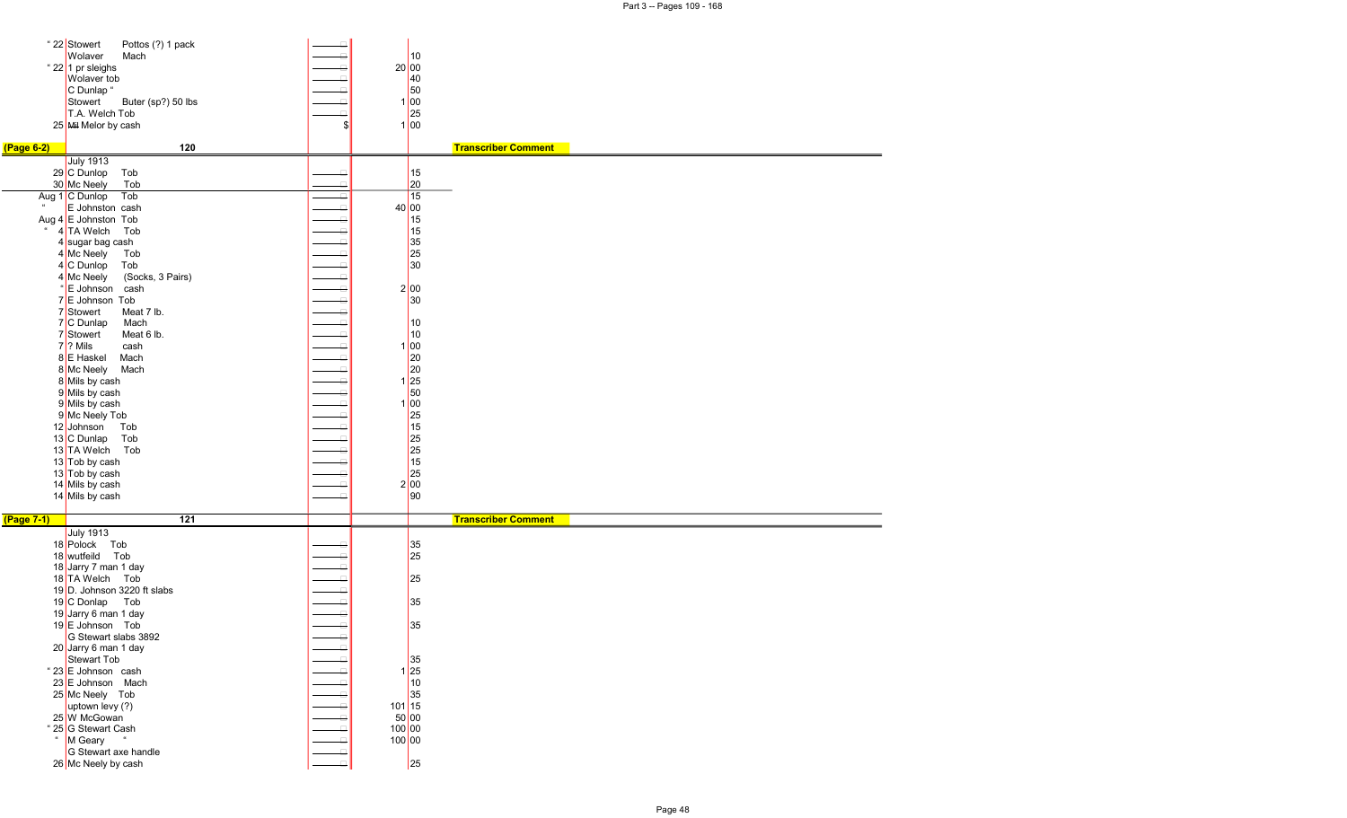| | | | |
|---|---|---|---|
| " 22 | Stowert Pottos (?) 1 pack | | |
| | Wolaver Mach | | 10 |
| " 22 | 1 pr sleighs | | 20 00 |
| | Wolaver tob | | 40 |
| | C Dunlap " | | 50 |
| | Stowert Buter (sp?) 50 lbs | | 1 00 |
| | T.A. Welch Tob | | 25 |
| 25 | ~~Mil~~ Melor by cash | $ | 1 00 |

**(Page 6-2)** 120 **Transcriber Comment**

| | | | |
|---|---|---|---|
| | July 1913 | | |
| 29 | C Dunlop Tob | | 15 |
| 30 | Mc Neely Tob | | 20 |
| Aug 1 | C Dunlop Tob | | 15 |
| " | E Johnston cash | | 40 00 |
| Aug 4 | E Johnston Tob | | 15 |
| " 4 | TA Welch Tob | | 15 |
| 4 | sugar bag cash | | 35 |
| 4 | Mc Neely Tob | | 25 |
| 4 | C Dunlop Tob | | 30 |
| 4 | Mc Neely (Socks, 3 Pairs) | | |
| " | E Johnson cash | | 2 00 |
| 7 | E Johnson Tob | | 30 |
| 7 | Stowert Meat 7 lb. | | |
| 7 | C Dunlap Mach | | 10 |
| 7 | Stowert Meat 6 lb. | | 10 |
| 7 | ? Mils cash | | 1 00 |
| 8 | E Haskel Mach | | 20 |
| 8 | Mc Neely Mach | | 20 |
| 8 | Mils by cash | | 1 25 |
| 9 | Mils by cash | | 50 |
| 9 | Mils by cash | | 1 00 |
| 9 | Mc Neely Tob | | 25 |
| 12 | Johnson Tob | | 15 |
| 13 | C Dunlap Tob | | 25 |
| 13 | TA Welch Tob | | 25 |
| 13 | Tob by cash | | 15 |
| 13 | Tob by cash | | 25 |
| 14 | Mils by cash | | 2 00 |
| 14 | Mils by cash | | 90 |

**(Page 7-1)** 121 **Transcriber Comment**

| | | | |
|---|---|---|---|
| | July 1913 | | |
| 18 | Polock Tob | | 35 |
| 18 | wutfeild Tob | | 25 |
| 18 | Jarry 7 man 1 day | | |
| 18 | TA Welch Tob | | 25 |
| 19 | D. Johnson 3220 ft slabs | | |
| 19 | C Donlap Tob | | 35 |
| 19 | Jarry 6 man 1 day | | |
| 19 | E Johnson Tob | | 35 |
| | G Stewart slabs 3892 | | |
| 20 | Jarry 6 man 1 day | | |
| | Stewart Tob | | 35 |
| " 23 | E Johnson cash | | 1 25 |
| 23 | E Johnson Mach | | 10 |
| 25 | Mc Neely Tob | | 35 |
| | uptown levy (?) | | 101 15 |
| 25 | W McGowan | | 50 00 |
| " 25 | G Stewart Cash | | 100 00 |
| " | M Geary " | | 100 00 |
| | G Stewart axe handle | | |
| 26 | Mc Neely by cash | | 25 |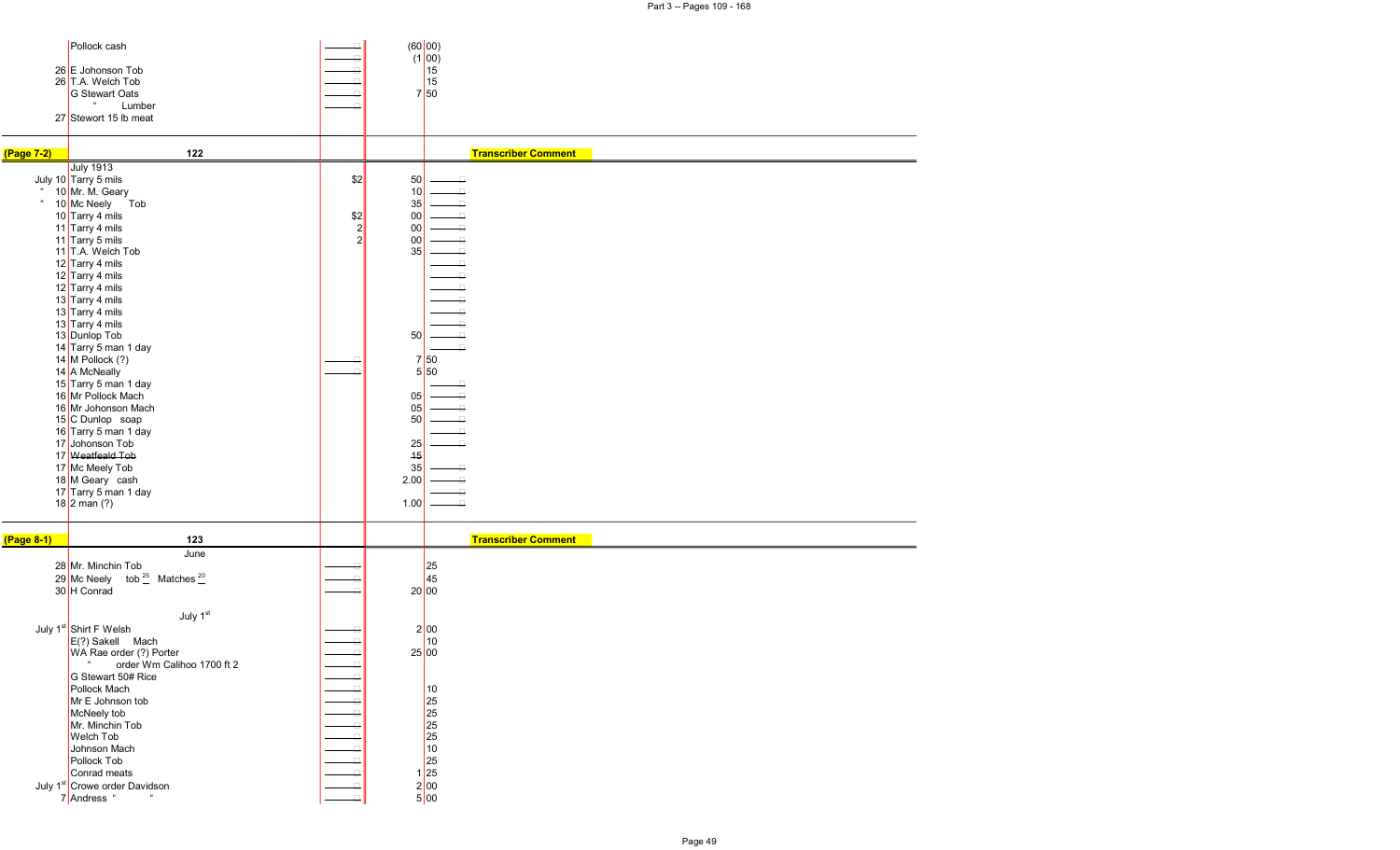| | | | | |
|---|---|---|---|---|
| | Pollock cash | | (60 | 00) |
| | | | (1 | 00) |
| 26 | E Johonson Tob | | | 15 |
| 26 | T.A. Welch Tob | | | 15 |
| | G Stewart Oats | | 7 | 50 |
| | " Lumber | | | |
| 27 | Stewort 15 lb meat | | | |

| (Page 7-2) | 122 | | | Transcriber Comment |
|---|---|---|---|---|
| | July 1913 | | | |
| July 10 | Tarry 5 mils | $2 | 50 | |
| " 10 | Mr. M. Geary | | 10 | |
| " 10 | Mc Neely Tob | | 35 | |
| 10 | Tarry 4 mils | $2 | 00 | |
| 11 | Tarry 4 mils | 2 | 00 | |
| 11 | Tarry 5 mils | 2 | 00 | |
| 11 | T.A. Welch Tob | | 35 | |
| 12 | Tarry 4 mils | | | |
| 12 | Tarry 4 mils | | | |
| 12 | Tarry 4 mils | | | |
| 13 | Tarry 4 mils | | | |
| 13 | Tarry 4 mils | | | |
| 13 | Tarry 4 mils | | | |
| 13 | Dunlop Tob | | 50 | |
| 14 | Tarry 5 man 1 day | | | |
| 14 | M Pollock (?) | | 7 50 | |
| 14 | A McNeally | | 5 50 | |
| 15 | Tarry 5 man 1 day | | | |
| 16 | Mr Pollock Mach | | 05 | |
| 16 | Mr Johonson Mach | | 05 | |
| 15 | C Dunlop soap | | 50 | |
| 16 | Tarry 5 man 1 day | | | |
| 17 | Johonson Tob | | 25 | |
| 17 | ~~Weatfeald Tob~~ | | ~~15~~ | |
| 17 | Mc Meely Tob | | 35 | |
| 18 | M Geary cash | | 2.00 | |
| 17 | Tarry 5 man 1 day | | | |
| 18 | 2 man (?) | | 1.00 | |

| (Page 8-1) | 123 | | | | Transcriber Comment |
|---|---|---|---|---|---|
| | June | | | | |
| 28 | Mr. Minchin Tob | | | 25 | |
| 29 | Mc Neely tob 25 Matches 20 | | | 45 | |
| 30 | H Conrad | | 20 | 00 | |
| | July 1st | | | | |
| July 1st | Shirt F Welsh | | 2 | 00 | |
| | E(?) Sakell Mach | | | 10 | |
| | WA Rae order (?) Porter | | 25 | 00 | |
| | " order Wm Calihoo 1700 ft 2 | | | | |
| | G Stewart 50# Rice | | | | |
| | Pollock Mach | | | 10 | |
| | Mr E Johnson tob | | | 25 | |
| | McNeely tob | | | 25 | |
| | Mr. Minchin Tob | | | 25 | |
| | Welch Tob | | | 25 | |
| | Johnson Mach | | | 10 | |
| | Pollock Tob | | | 25 | |
| | Conrad meats | | 1 | 25 | |
| July 1st | Crowe order Davidson | | 2 | 00 | |
| 7 | Andress " " | | 5 | 00 | |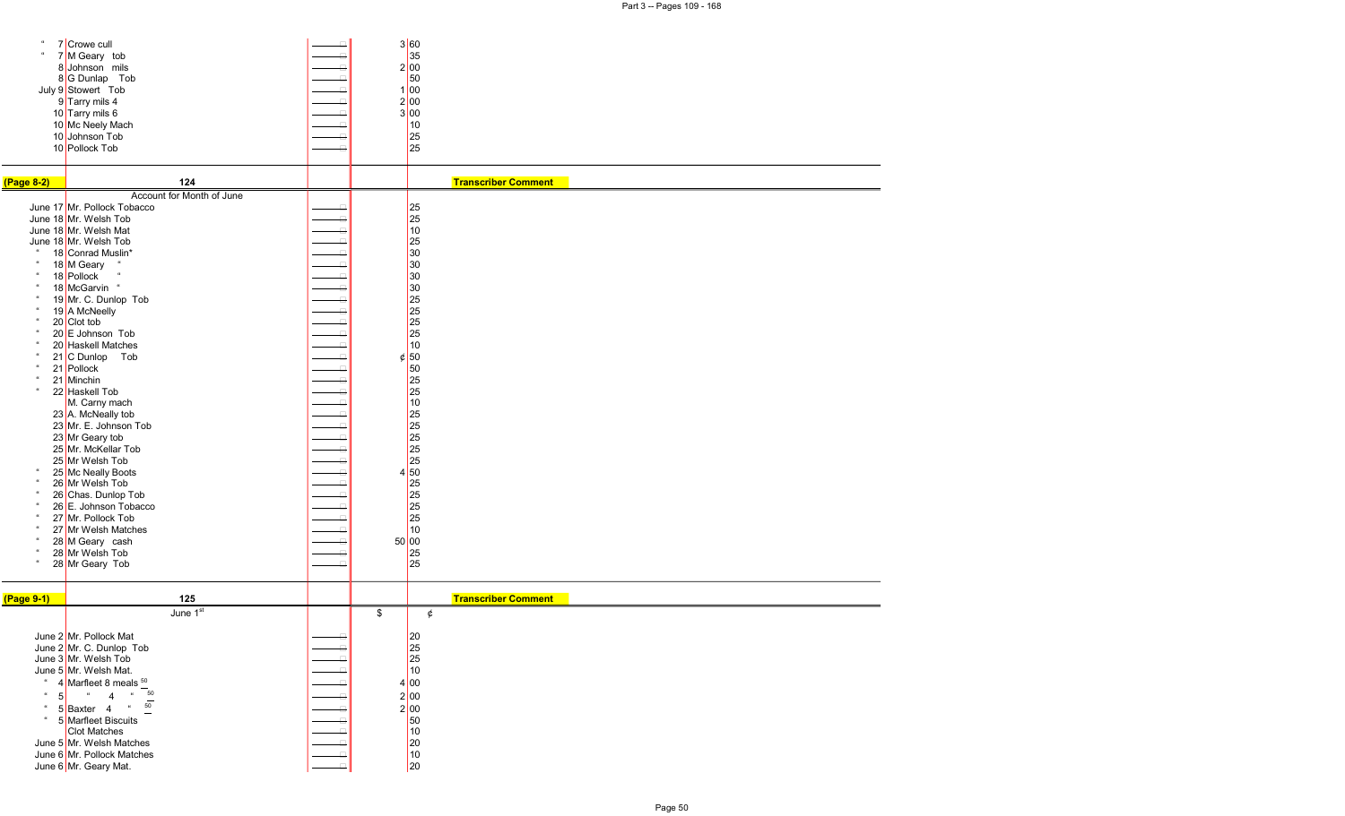| | | | | |
|---|---|---|---|---|
| " | 7 | Crowe cull | 3 | 60 |
| " | 7 | M Geary tob | | 35 |
| | 8 | Johnson mils | 2 | 00 |
| | 8 | G Dunlap Tob | | 50 |
| July | 9 | Stowert Tob | 1 | 00 |
| | 9 | Tarry mils 4 | 2 | 00 |
| | 10 | Tarry mils 6 | 3 | 00 |
| | 10 | Mc Neely Mach | | 10 |
| | 10 | Johnson Tob | | 25 |
| | 10 | Pollock Tob | | 25 |

**(Page 8-2)** 124 — **Transcriber Comment**

Account for Month of June

| | | | | |
|---|---|---|---|---|
| June | 17 | Mr. Pollock Tobacco | | 25 |
| June | 18 | Mr. Welsh Tob | | 25 |
| June | 18 | Mr. Welsh Mat | | 10 |
| June | 18 | Mr. Welsh Tob | | 25 |
| " | 18 | Conrad Muslin* | | 30 |
| " | 18 | M Geary " | | 30 |
| " | 18 | Pollock " | | 30 |
| " | 18 | McGarvin " | | 30 |
| " | 19 | Mr. C. Dunlop Tob | | 25 |
| " | 19 | A McNeelly | | 25 |
| " | 20 | Clot tob | | 25 |
| " | 20 | E Johnson Tob | | 25 |
| " | 20 | Haskell Matches | | 10 |
| " | 21 | C Dunlop Tob | ¢ | 50 |
| " | 21 | Pollock | | 50 |
| " | 21 | Minchin | | 25 |
| " | 22 | Haskell Tob | | 25 |
| | | M. Carny mach | | 10 |
| | 23 | A. McNeally tob | | 25 |
| | 23 | Mr. E. Johnson Tob | | 25 |
| | 23 | Mr Geary tob | | 25 |
| | 25 | Mr. McKellar Tob | | 25 |
| | 25 | Mr Welsh Tob | | 25 |
| " | 25 | Mc Neally Boots | 4 | 50 |
| " | 26 | Mr Welsh Tob | | 25 |
| " | 26 | Chas. Dunlop Tob | | 25 |
| " | 26 | E. Johnson Tobacco | | 25 |
| " | 27 | Mr. Pollock Tob | | 25 |
| " | 27 | Mr Welsh Matches | | 10 |
| " | 28 | M Geary cash | 50 | 00 |
| " | 28 | Mr Welsh Tob | | 25 |
| " | 28 | Mr Geary Tob | | 25 |

**(Page 9-1)** 125 — **Transcriber Comment**

| | | June 1st | $ | ¢ |
|---|---|---|---|---|
| June | 2 | Mr. Pollock Mat | | 20 |
| June | 2 | Mr. C. Dunlop Tob | | 25 |
| June | 3 | Mr. Welsh Tob | | 25 |
| June | 5 | Mr. Welsh Mat. | | 10 |
| " | 4 | Marfleet 8 meals 50 | 4 | 00 |
| " | 5 | " 4 " 50 | 2 | 00 |
| " | 5 | Baxter 4 " 50 | 2 | 00 |
| " | 5 | Marfleet Biscuits | | 50 |
| | | Clot Matches | | 10 |
| June | 5 | Mr. Welsh Matches | | 20 |
| June | 6 | Mr. Pollock Matches | | 10 |
| June | 6 | Mr. Geary Mat. | | 20 |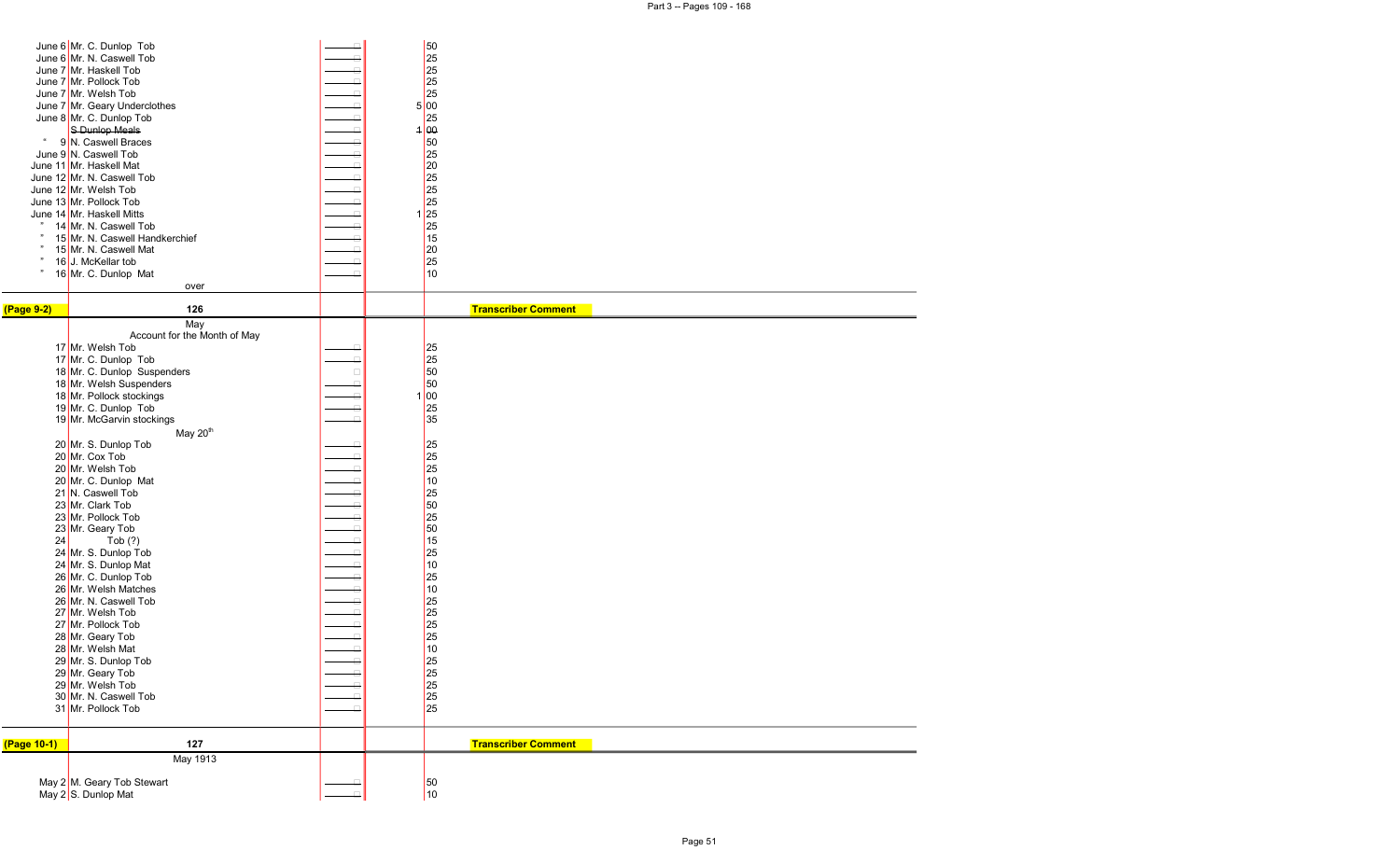| Date | Item | | Amount |
|---|---|---|---|
| June 6 | Mr. C. Dunlop Tob | | 50 |
| June 6 | Mr. N. Caswell Tob | | 25 |
| June 7 | Mr. Haskell Tob | | 25 |
| June 7 | Mr. Pollock Tob | | 25 |
| June 7 | Mr. Welsh Tob | | 25 |
| June 7 | Mr. Geary Underclothes | | 5 00 |
| June 8 | Mr. C. Dunlop Tob | | 25 |
| | ~~S Dunlop Meals~~ | | ~~1~~ 00 |
| " 9 | N. Caswell Braces | | 50 |
| June 9 | N. Caswell Tob | | 25 |
| June 11 | Mr. Haskell Mat | | 20 |
| June 12 | Mr. N. Caswell Tob | | 25 |
| June 12 | Mr. Welsh Tob | | 25 |
| June 13 | Mr. Pollock Tob | | 25 |
| June 14 | Mr. Haskell Mitts | | 1 25 |
| " 14 | Mr. N. Caswell Tob | | 25 |
| " 15 | Mr. N. Caswell Handkerchief | | 15 |
| " 15 | Mr. N. Caswell Mat | | 20 |
| " 16 | J. McKellar tob | | 25 |
| " 16 | Mr. C. Dunlop Mat | | 10 |
| | over | | |

**(Page 9-2)** — **126** — **Transcriber Comment**

May

Account for the Month of May

| Date | Item | | Amount |
|---|---|---|---|
| 17 | Mr. Welsh Tob | | 25 |
| 17 | Mr. C. Dunlop Tob | | 25 |
| 18 | Mr. C. Dunlop Suspenders | | 50 |
| 18 | Mr. Welsh Suspenders | | 50 |
| 18 | Mr. Pollock stockings | | 1 00 |
| 19 | Mr. C. Dunlop Tob | | 25 |
| 19 | Mr. McGarvin stockings | | 35 |
| | May 20th | | |
| 20 | Mr. S. Dunlop Tob | | 25 |
| 20 | Mr. Cox Tob | | 25 |
| 20 | Mr. Welsh Tob | | 25 |
| 20 | Mr. C. Dunlop Mat | | 10 |
| 21 | N. Caswell Tob | | 25 |
| 23 | Mr. Clark Tob | | 50 |
| 23 | Mr. Pollock Tob | | 25 |
| 23 | Mr. Geary Tob | | 50 |
| 24 | Tob (?) | | 15 |
| 24 | Mr. S. Dunlop Tob | | 25 |
| 24 | Mr. S. Dunlop Mat | | 10 |
| 26 | Mr. C. Dunlop Tob | | 25 |
| 26 | Mr. Welsh Matches | | 10 |
| 26 | Mr. N. Caswell Tob | | 25 |
| 27 | Mr. Welsh Tob | | 25 |
| 27 | Mr. Pollock Tob | | 25 |
| 28 | Mr. Geary Tob | | 25 |
| 28 | Mr. Welsh Mat | | 10 |
| 29 | Mr. S. Dunlop Tob | | 25 |
| 29 | Mr. Geary Tob | | 25 |
| 29 | Mr. Welsh Tob | | 25 |
| 30 | Mr. N. Caswell Tob | | 25 |
| 31 | Mr. Pollock Tob | | 25 |

**(Page 10-1)** — **127** — **Transcriber Comment**

May 1913

| Date | Item | | Amount |
|---|---|---|---|
| May 2 | M. Geary Tob Stewart | | 50 |
| May 2 | S. Dunlop Mat | | 10 |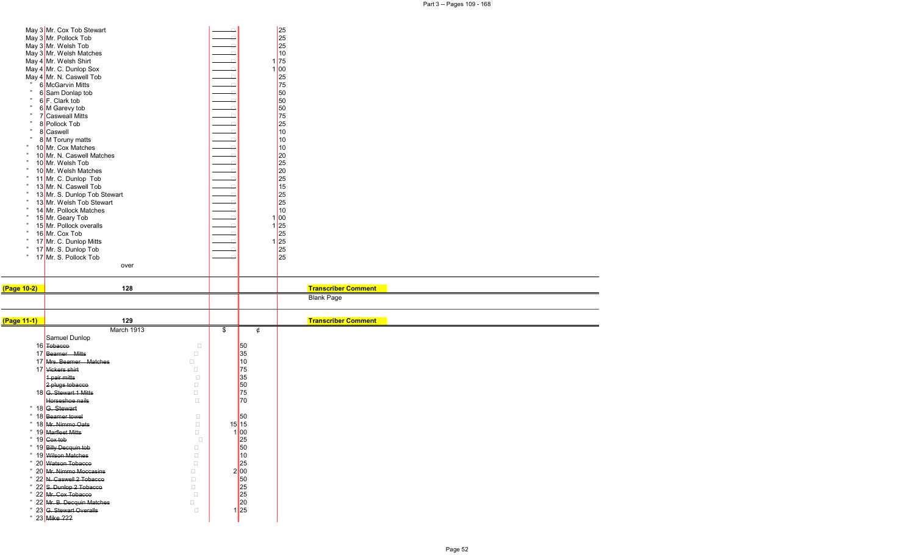| Date | Item | | $ | ¢ |
|---|---|---|---|---|
| May 3 | Mr. Cox Tob Stewart | | | 25 |
| May 3 | Mr. Pollock Tob | | | 25 |
| May 3 | Mr. Welsh Tob | | | 25 |
| May 3 | Mr. Welsh Matches | | | 10 |
| May 4 | Mr. Welsh Shirt | | 1 | 75 |
| May 4 | Mr. C. Dunlop Sox | | 1 | 00 |
| May 4 | Mr. N. Caswell Tob | | | 25 |
| " 6 | McGarvin Mitts | | | 75 |
| " 6 | Sam Donlap tob | | | 50 |
| " 6 | F. Clark tob | | | 50 |
| " 6 | M Garevy tob | | | 50 |
| " 7 | Casweall Mitts | | | 75 |
| " 8 | Pollock Tob | | | 25 |
| " 8 | Caswell | | | 10 |
| " 8 | M Toruny matts | | | 10 |
| " 10 | Mr. Cox Matches | | | 10 |
| " 10 | Mr. N. Caswell Matches | | | 20 |
| " 10 | Mr. Welsh Tob | | | 25 |
| " 10 | Mr. Welsh Matches | | | 20 |
| " 11 | Mr. C. Dunlop Tob | | | 25 |
| " 13 | Mr. N. Caswell Tob | | | 15 |
| " 13 | Mr. S. Dunlop Tob Stewart | | | 25 |
| " 13 | Mr. Welsh Tob Stewart | | | 25 |
| " 14 | Mr. Pollock Matches | | | 10 |
| " 15 | Mr. Geary Tob | | 1 | 00 |
| " 15 | Mr. Pollock overalls | | 1 | 25 |
| " 16 | Mr. Cox Tob | | | 25 |
| " 17 | Mr. C. Dunlop Mitts | | 1 | 25 |
| " 17 | Mr. S. Dunlop Tob | | | 25 |
| " 17 | Mr. S. Pollock Tob | | | 25 |
| | over | | | |

**(Page 10-2)** 128

**Transcriber Comment**
Blank Page

**(Page 11-1)** 129

**Transcriber Comment**

| Date | March 1913 | | $ | ¢ |
|---|---|---|---|---|
| | Samuel Dunlop | | | |
| 16 | ~~Tobacco~~ | | | 50 |
| 17 | ~~Beamer Mitts~~ | | | 35 |
| 17 | ~~Mrs. Beamer Matches~~ | | | 10 |
| 17 | ~~Vickers shirt~~ | | | 75 |
| | ~~1 pair mitts~~ | | | 35 |
| | ~~2 plugs tobacco~~ | | | 50 |
| 18 | ~~G. Stewart 1 Mitts~~ | | | 75 |
| | ~~Horseshoe nails~~ | | | 70 |
| " 18 | ~~G. Stewart~~ | | | |
| " 18 | ~~Beamer towel~~ | | | 50 |
| " 18 | ~~Mr. Nimmo Oats~~ | | 15 | 15 |
| " 19 | ~~Marfleet Mitts~~ | | 1 | 00 |
| " 19 | ~~Cox tob~~ | | | 25 |
| " 19 | ~~Billy Decquin tob~~ | | | 50 |
| " 19 | ~~Wilson Matches~~ | | | 10 |
| " 20 | ~~Watson Tobacco~~ | | | 25 |
| " 20 | ~~Mr. Nimmo Moccasins~~ | | 2 | 00 |
| " 22 | ~~N. Caswell 2 Tobacco~~ | | | 50 |
| " 22 | ~~S. Dunlop 2 Tobacco~~ | | | 25 |
| " 22 | ~~Mr. Cox Tobacco~~ | | | 25 |
| " 22 | ~~Mr. B. Decquin Matches~~ | | | 20 |
| " 23 | ~~G. Stewart Overalls~~ | | 1 | 25 |
| " 23 | ~~Mike ???~~ | | | |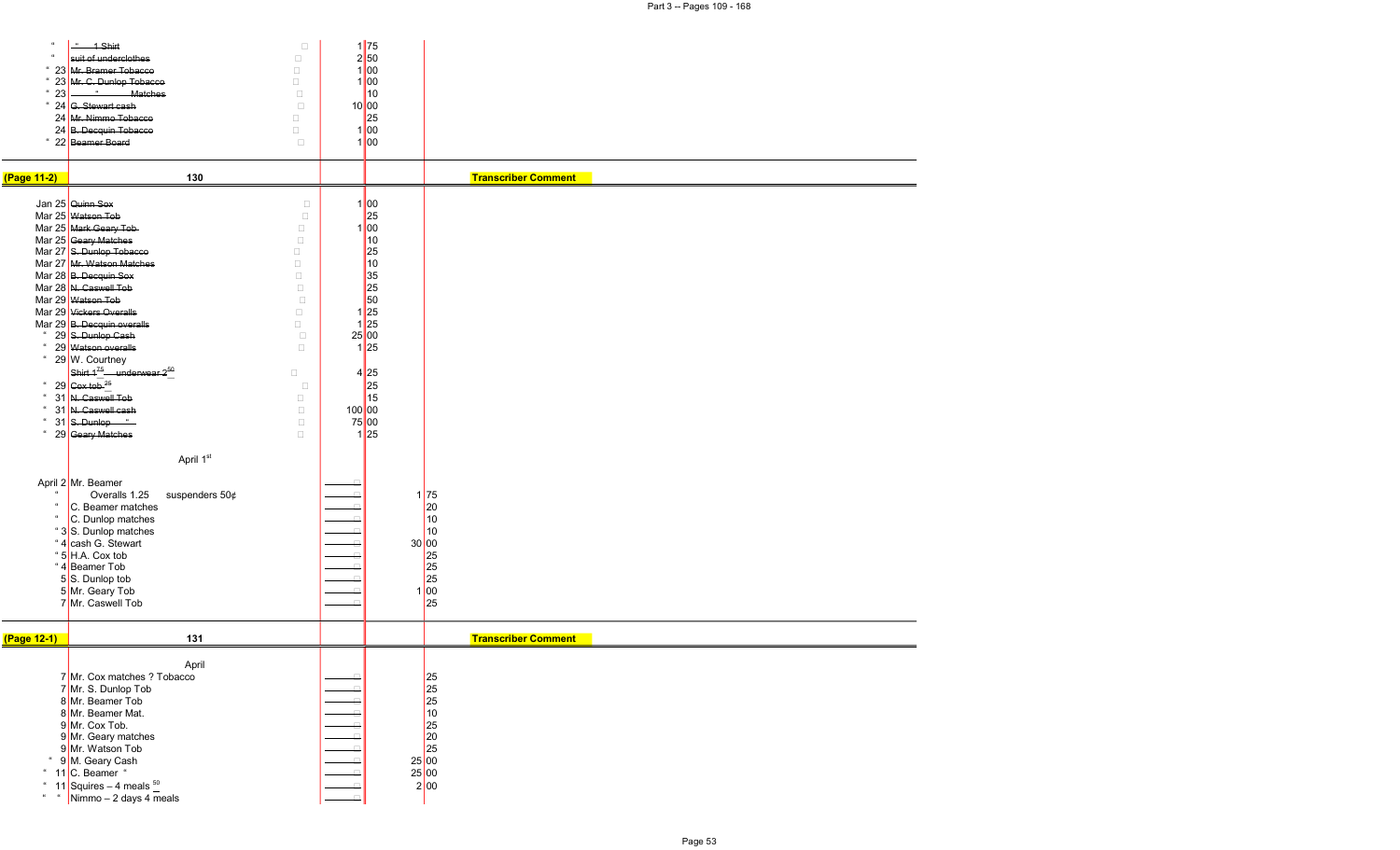| | | | | | |
|---|---|---|---|---|---|
| " | ~~" 1 Shirt~~ | | 1 75 | | |
| " | ~~suit of underclothes~~ | | 2 50 | | |
| " 23 | ~~Mr. Bramer Tobacco~~ | | 1 00 | | |
| " 23 | ~~Mr. C. Dunlop Tobacco~~ | | 1 00 | | |
| " 23 | ~~" Matches~~ | | 10 | | |
| " 24 | ~~G. Stewart cash~~ | | 10 00 | | |
| 24 | ~~Mr. Nimmo Tobacco~~ | | 25 | | |
| 24 | ~~B. Decquin Tobacco~~ | | 1 00 | | |
| " 22 | ~~Beamer Board~~ | | 1 00 | | |

**(Page 11-2)** — 130 — **Transcriber Comment**

| | | | | | |
|---|---|---|---|---|---|
| Jan 25 | ~~Quinn Sox~~ | | 1 00 | | |
| Mar 25 | ~~Watson Tob~~ | | 25 | | |
| Mar 25 | ~~Mark Geary Tob~~ | | 1 00 | | |
| Mar 25 | ~~Geary Matches~~ | | 10 | | |
| Mar 27 | ~~S. Dunlop Tobacco~~ | | 25 | | |
| Mar 27 | ~~Mr. Watson Matches~~ | | 10 | | |
| Mar 28 | ~~B. Decquin Sox~~ | | 35 | | |
| Mar 28 | ~~N. Caswell Tob~~ | | 25 | | |
| Mar 29 | ~~Watson Tob~~ | | 50 | | |
| Mar 29 | ~~Vickers Overalls~~ | | 1 25 | | |
| Mar 29 | ~~B. Decquin overalls~~ | | 1 25 | | |
| " 29 | ~~S. Dunlop Cash~~ | | 25 00 | | |
| " 29 | ~~Watson overalls~~ | | 1 25 | | |
| " 29 | W. Courtney<br>~~Shirt 1 75 underwear 2 50~~ | | 4 25 | | |
| " 29 | ~~Cox tob 25~~ | | 25 | | |
| " 31 | ~~N. Caswell Tob~~ | | 15 | | |
| " 31 | ~~N. Caswell cash~~ | | 100 00 | | |
| " 31 | ~~S. Dunlop "~~ | | 75 00 | | |
| " 29 | ~~Geary Matches~~ | | 1 25 | | |
| | April 1st | | | | |
| April 2 | Mr. Beamer | | | | |
| " | Overalls 1.25 suspenders 50¢ | | | 1 75 | |
| " | C. Beamer matches | | | 20 | |
| " | C. Dunlop matches | | | 10 | |
| " 3 | S. Dunlop matches | | | 10 | |
| " 4 | cash G. Stewart | | | 30 00 | |
| " 5 | H.A. Cox tob | | | 25 | |
| " 4 | Beamer Tob | | | 25 | |
| 5 | S. Dunlop tob | | | 25 | |
| 5 | Mr. Geary Tob | | | 1 00 | |
| 7 | Mr. Caswell Tob | | | 25 | |

**(Page 12-1)** — 131 — **Transcriber Comment**

| | | | | | |
|---|---|---|---|---|---|
| | April | | | | |
| 7 | Mr. Cox matches ? Tobacco | | | 25 | |
| 7 | Mr. S. Dunlop Tob | | | 25 | |
| 8 | Mr. Beamer Tob | | | 25 | |
| 8 | Mr. Beamer Mat. | | | 10 | |
| 9 | Mr. Cox Tob. | | | 25 | |
| 9 | Mr. Geary matches | | | 20 | |
| 9 | Mr. Watson Tob | | | 25 | |
| " 9 | M. Geary Cash | | | 25 00 | |
| " 11 | C. Beamer " | | | 25 00 | |
| " 11 | Squires – 4 meals 50 | | | 2 00 | |
| " " | Nimmo – 2 days 4 meals | | | | |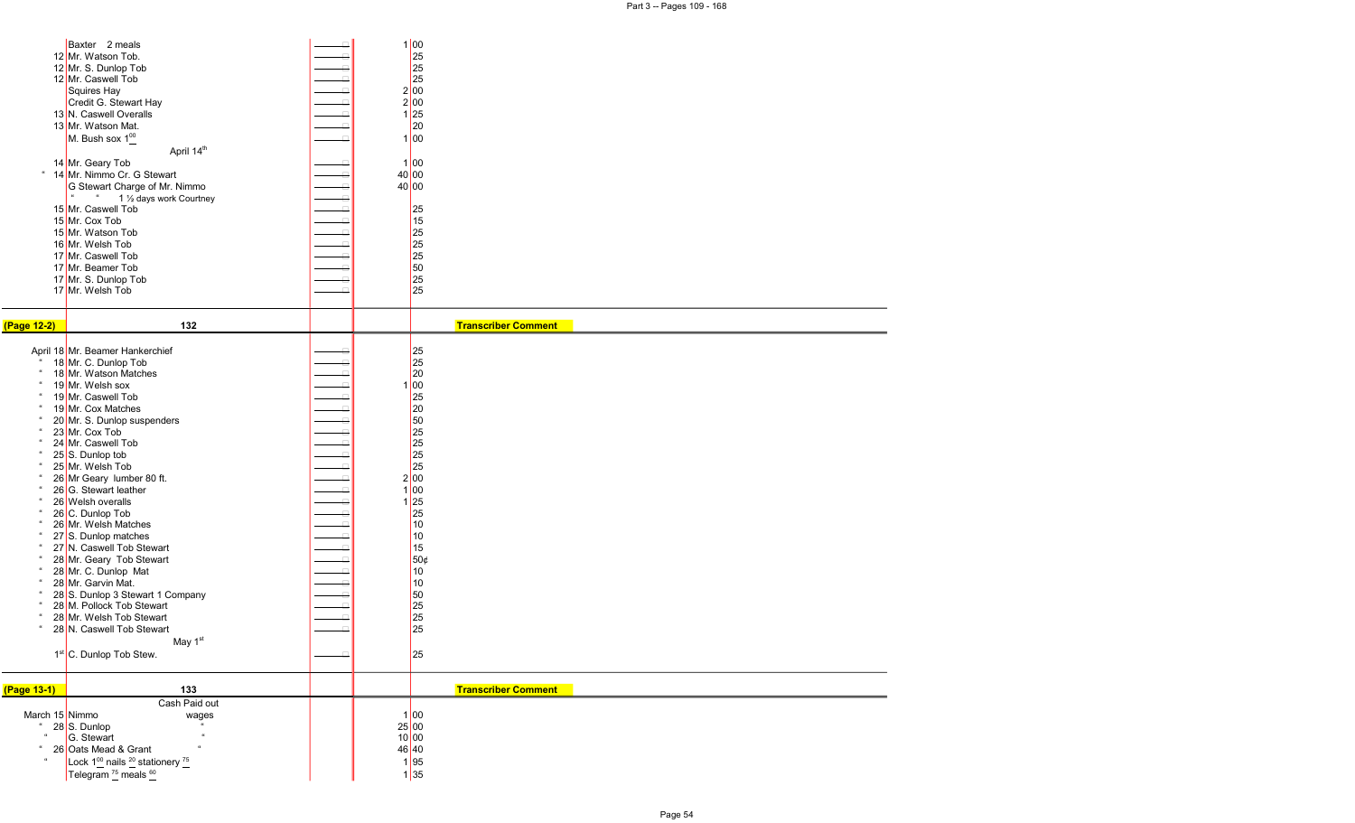| | | | Amount |
|---|---|---|---|
| | Baxter 2 meals | | 1 00 |
| 12 | Mr. Watson Tob. | | 25 |
| 12 | Mr. S. Dunlop Tob | | 25 |
| 12 | Mr. Caswell Tob | | 25 |
| | Squires Hay | | 2 00 |
| | Credit G. Stewart Hay | | 2 00 |
| 13 | N. Caswell Overalls | | 1 25 |
| 13 | Mr. Watson Mat. | | 20 |
| | M. Bush sox $1^{00}$ | | 1 00 |
| | April 14th | | |
| 14 | Mr. Geary Tob | | 1 00 |
| " 14 | Mr. Nimmo Cr. G Stewart | | 40 00 |
| | G Stewart Charge of Mr. Nimmo | | 40 00 |
| | " " 1 ½ days work Courtney | | |
| 15 | Mr. Caswell Tob | | 25 |
| 15 | Mr. Cox Tob | | 15 |
| 15 | Mr. Watson Tob | | 25 |
| 16 | Mr. Welsh Tob | | 25 |
| 17 | Mr. Caswell Tob | | 25 |
| 17 | Mr. Beamer Tob | | 50 |
| 17 | Mr. S. Dunlop Tob | | 25 |
| 17 | Mr. Welsh Tob | | 25 |

**(Page 12-2)** 132 **Transcriber Comment**

| | | | Amount |
|---|---|---|---|
| April 18 | Mr. Beamer Hankerchief | | 25 |
| " 18 | Mr. C. Dunlop Tob | | 25 |
| " 18 | Mr. Watson Matches | | 20 |
| " 19 | Mr. Welsh sox | | 1 00 |
| " 19 | Mr. Caswell Tob | | 25 |
| " 19 | Mr. Cox Matches | | 20 |
| " 20 | Mr. S. Dunlop suspenders | | 50 |
| " 23 | Mr. Cox Tob | | 25 |
| " 24 | Mr. Caswell Tob | | 25 |
| " 25 | S. Dunlop tob | | 25 |
| " 25 | Mr. Welsh Tob | | 25 |
| " 26 | Mr Geary lumber 80 ft. | | 2 00 |
| " 26 | G. Stewart leather | | 1 00 |
| " 26 | Welsh overalls | | 1 25 |
| " 26 | C. Dunlop Tob | | 25 |
| " 26 | Mr. Welsh Matches | | 10 |
| " 27 | S. Dunlop matches | | 10 |
| " 27 | N. Caswell Tob Stewart | | 15 |
| " 28 | Mr. Geary Tob Stewart | | 50¢ |
| " 28 | Mr. C. Dunlop Mat | | 10 |
| " 28 | Mr. Garvin Mat. | | 10 |
| " 28 | S. Dunlop 3 Stewart 1 Company | | 50 |
| " 28 | M. Pollock Tob Stewart | | 25 |
| " 28 | Mr. Welsh Tob Stewart | | 25 |
| " 28 | N. Caswell Tob Stewart | | 25 |
| | May 1st | | |
| 1st | C. Dunlop Tob Stew. | | 25 |

**(Page 13-1)** 133 **Transcriber Comment**

Cash Paid out

| | | | Amount |
|---|---|---|---|
| March 15 | Nimmo wages | | 1 00 |
| " 28 | S. Dunlop " | | 25 00 |
| " | G. Stewart " | | 10 00 |
| " 26 | Oats Mead & Grant " | | 46 40 |
| " | Lock $1^{00}$ nails $^{20}$ stationery $^{75}$ | | 1 95 |
| | Telegram $^{75}$ meals $^{60}$ | | 1 35 |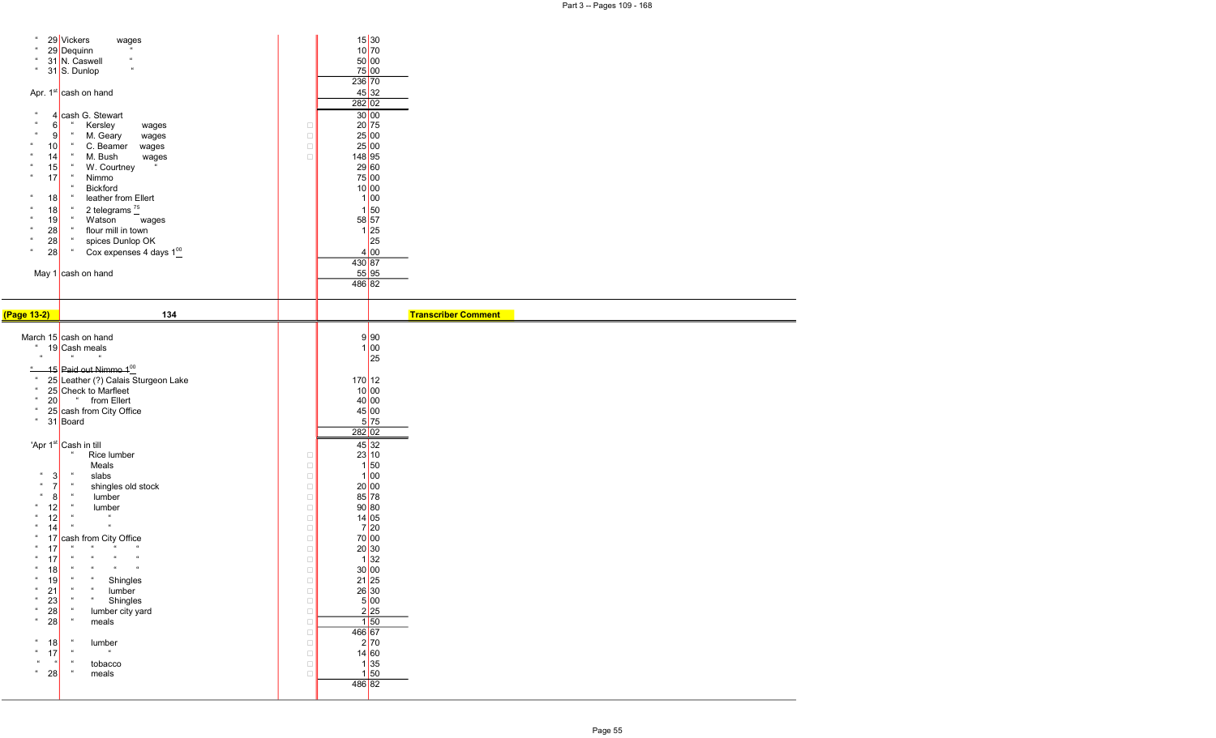| Date | | Item | | Amount | |
|---|---|---|---|---|---|
| " | 29 | Vickers wages | | 15 | 30 |
| " | 29 | Dequinn " | | 10 | 70 |
| " | 31 | N. Caswell " | | 50 | 00 |
| " | 31 | S. Dunlop " | | 75 | 00 |
| | | | | 236 | 70 |
| Apr. 1st | | cash on hand | | 45 | 32 |
| | | | | 282 | 02 |
| " | 4 | cash G. Stewart | | 30 | 00 |
| " | 6 | " Kersley wages | □ | 20 | 75 |
| " | 9 | " M. Geary wages | □ | 25 | 00 |
| " | 10 | " C. Beamer wages | □ | 25 | 00 |
| " | 14 | " M. Bush wages | □ | 148 | 95 |
| " | 15 | " W. Courtney " | | 29 | 60 |
| " | 17 | " Nimmo | | 75 | 00 |
| | | " Bickford | | 10 | 00 |
| " | 18 | " leather from Ellert | | 1 | 00 |
| " | 18 | " 2 telegrams 75 | | 1 | 50 |
| " | 19 | " Watson wages | | 58 | 57 |
| " | 28 | " flour mill in town | | 1 | 25 |
| " | 28 | " spices Dunlop OK | | | 25 |
| " | 28 | " Cox expenses 4 days 1.00 | | 4 | 00 |
| | | | | 430 | 87 |
| May 1 | | cash on hand | | 55 | 95 |
| | | | | 486 | 82 |

**(Page 13-2)** **134** **Transcriber Comment**

| Date | | Item | | Amount | |
|---|---|---|---|---|---|
| March 15 | | cash on hand | | 9 | 90 |
| " | 19 | Cash meals | | 1 | 00 |
| " | | " " | | | 25 |
| ~~"~~ | ~~15~~ | ~~Paid out Nimmo 1.00~~ | | | |
| " | 25 | Leather (?) Calais Sturgeon Lake | | 170 | 12 |
| " | 25 | Check to Marfleet | | 10 | 00 |
| " | 20 | " from Ellert | | 40 | 00 |
| " | 25 | cash from City Office | | 45 | 00 |
| " | 31 | Board | | 5 | 75 |
| | | | | 282 | 02 |
| 'Apr 1st | | Cash in till | | 45 | 32 |
| | | " Rice lumber | □ | 23 | 10 |
| | | Meals | □ | 1 | 50 |
| " | 3 | " slabs | □ | 1 | 00 |
| " | 7 | " shingles old stock | □ | 20 | 00 |
| " | 8 | " lumber | □ | 85 | 78 |
| " | 12 | " lumber | □ | 90 | 80 |
| " | 12 | " " | □ | 14 | 05 |
| " | 14 | " " | □ | 7 | 20 |
| " | 17 | cash from City Office | □ | 70 | 00 |
| " | 17 | " " " " | □ | 20 | 30 |
| " | 17 | " " " " | □ | 1 | 32 |
| " | 18 | " " " " | □ | 30 | 00 |
| " | 19 | " " Shingles | □ | 21 | 25 |
| " | 21 | " " lumber | □ | 26 | 30 |
| " | 23 | " " Shingles | □ | 5 | 00 |
| " | 28 | " lumber city yard | □ | 2 | 25 |
| " | 28 | " meals | □ | 1 | 50 |
| | | | □ | 466 | 67 |
| " | 18 | " lumber | □ | 2 | 70 |
| " | 17 | " " | □ | 14 | 60 |
| " | " | " tobacco | □ | 1 | 35 |
| " | 28 | " meals | □ | 1 | 50 |
| | | | | 486 | 82 |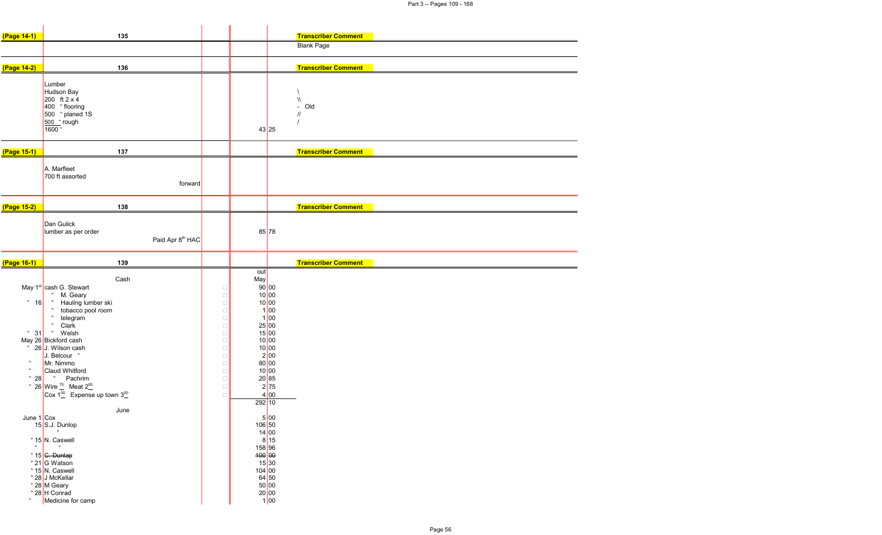| (Page 14-1) | 135 | | | Transcriber Comment |
|---|---|---|---|---|
| | | | | Blank Page |

| (Page 14-2) | 136 | | | Transcriber Comment |
|---|---|---|---|---|
| | Lumber<br>Hudson Bay<br>200 ft 2 x 4<br>400 " flooring<br>500 " planed 1S<br>500 " rough<br>1600 " | | 43 25 | \<br>\\<br>- Old<br>//<br>/ |

| (Page 15-1) | 137 | | | Transcriber Comment |
|---|---|---|---|---|
| | A. Marfleet<br>700 ft assorted | forward | | |

| (Page 15-2) | 138 | | | Transcriber Comment |
|---|---|---|---|---|
| | Dan Gulick<br>lumber as per order | Paid Apr 8th HAC | 85 78 | |

| (Page 16-1) | 139 | | | Transcriber Comment |
|---|---|---|---|---|

| Date | Cash | out May |
|---|---|---|
| May 1st | cash G. Stewart | 90 00 |
| | " M. Geary | 10 00 |
| " 16 | " Hauling lumber ski | 10 00 |
| | " tobacco pool room | 1 00 |
| | " telegram | 1 00 |
| | " Clark | 25 00 |
| " 31 | " Welsh | 15 00 |
| May 26 | Bickford cash | 10 00 |
| " 26 | J. Wilson cash | 10 00 |
| | J. Belcour " | 2 00 |
| " | Mr. Nimmo | 80 00 |
| " | Claud Whitford | 10 00 |
| " 28 | " Pachrim | 20 85 |
| " 26 | Wire 75 Meat 2 00 | 2 75 |
| | Cox 1 00 Expense up town 3 00 | 4 00 |
| | | 292 10 |
| | June | |
| June 1 | Cox | 5 00 |
| 15 | S.J. Dunlop | 106 50 |
| | " | 14 00 |
| " 15 | N. Caswell | 8 15 |
| " | " | 158 96 |
| " 15 | ~~C. Dunlap~~ | ~~100 00~~ |
| " 21 | G Watson | 15 30 |
| " 15 | N. Caswell | 104 00 |
| " 28 | J McKellar | 64 50 |
| " 28 | M Geary | 50 00 |
| " 28 | H Conrad | 20 00 |
| " | Medicine for camp | 1 00 |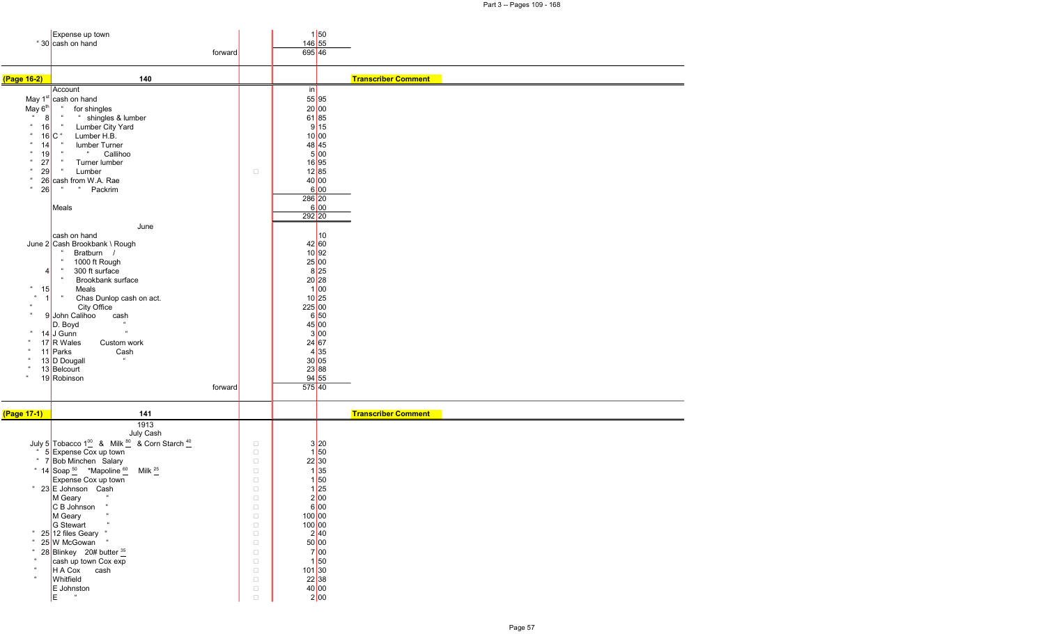| | | | |
|---|---|---|---|
| | Expense up town | | 1 50 |
| " 30 | cash on hand | | 146 55 |
| | forward | | 695 46 |

| (Page 16-2) | 140 | | Transcriber Comment |
|---|---|---|---|
| | Account | in | |
| May 1st | cash on hand | 55 95 | |
| May 6th | " for shingles | 20 00 | |
| " 8 | " " shingles & lumber | 61 85 | |
| " 16 | " Lumber City Yard | 9 15 | |
| " 16 | C " Lumber H.B. | 10 00 | |
| " 14 | " lumber Turner | 48 45 | |
| " 19 | " " Callihoo | 5 00 | |
| " 27 | " Turner lumber | 16 95 | |
| " 29 | " Lumber | 12 85 | |
| " 26 | cash from W.A. Rae | 40 00 | |
| " 26 | " " Packrim | 6 00 | |
| | | 286 20 | |
| | Meals | 6 00 | |
| | | 292 20 | |
| | June | | |
| | cash on hand | 10 | |
| June 2 | Cash Brookbank \ Rough | 42 60 | |
| | " Bratburn / | 10 92 | |
| | " 1000 ft Rough | 25 00 | |
| 4 | " 300 ft surface | 8 25 | |
| | " Brookbank surface | 20 28 | |
| " 15 | Meals | 1 00 | |
| " 1 | " Chas Dunlop cash on act. | 10 25 | |
| " | City Office | 225 00 | |
| " 9 | John Calihoo cash | 6 50 | |
| | D. Boyd " | 45 00 | |
| " 14 | J Gunn " | 3 00 | |
| " 17 | R Wales Custom work | 24 67 | |
| " 11 | Parks Cash | 4 35 | |
| " 13 | D Dougall " | 30 05 | |
| " 13 | Belcourt | 23 88 | |
| " 19 | Robinson | 94 55 | |
| | forward | 575 40 | |

| (Page 17-1) | 141 | | Transcriber Comment |
|---|---|---|---|
| | 1913 | | |
| | July Cash | | |
| July 5 | Tobacco 1 00 & Milk 80 & Corn Starch 40 | 3 20 | |
| " 5 | Expense Cox up town | 1 50 | |
| " 7 | Bob Minchen Salary | 22 30 | |
| " 14 | Soap 50 *Mapoline 60 Milk 25 | 1 35 | |
| | Expense Cox up town | 1 50 | |
| " 23 | E Johnson Cash | 1 25 | |
| | M Geary " | 2 00 | |
| | C B Johnson " | 6 00 | |
| | M Geary " | 100 00 | |
| | G Stewart " | 100 00 | |
| " 25 | 12 files Geary " | 2 40 | |
| " 25 | W McGowan " | 50 00 | |
| " 28 | Blinkey 20# butter 35 | 7 00 | |
| " | cash up town Cox exp | 1 50 | |
| " | H A Cox cash | 101 30 | |
| " | Whitfield | 22 38 | |
| | E Johnston | 40 00 | |
| | E " | 2 00 | |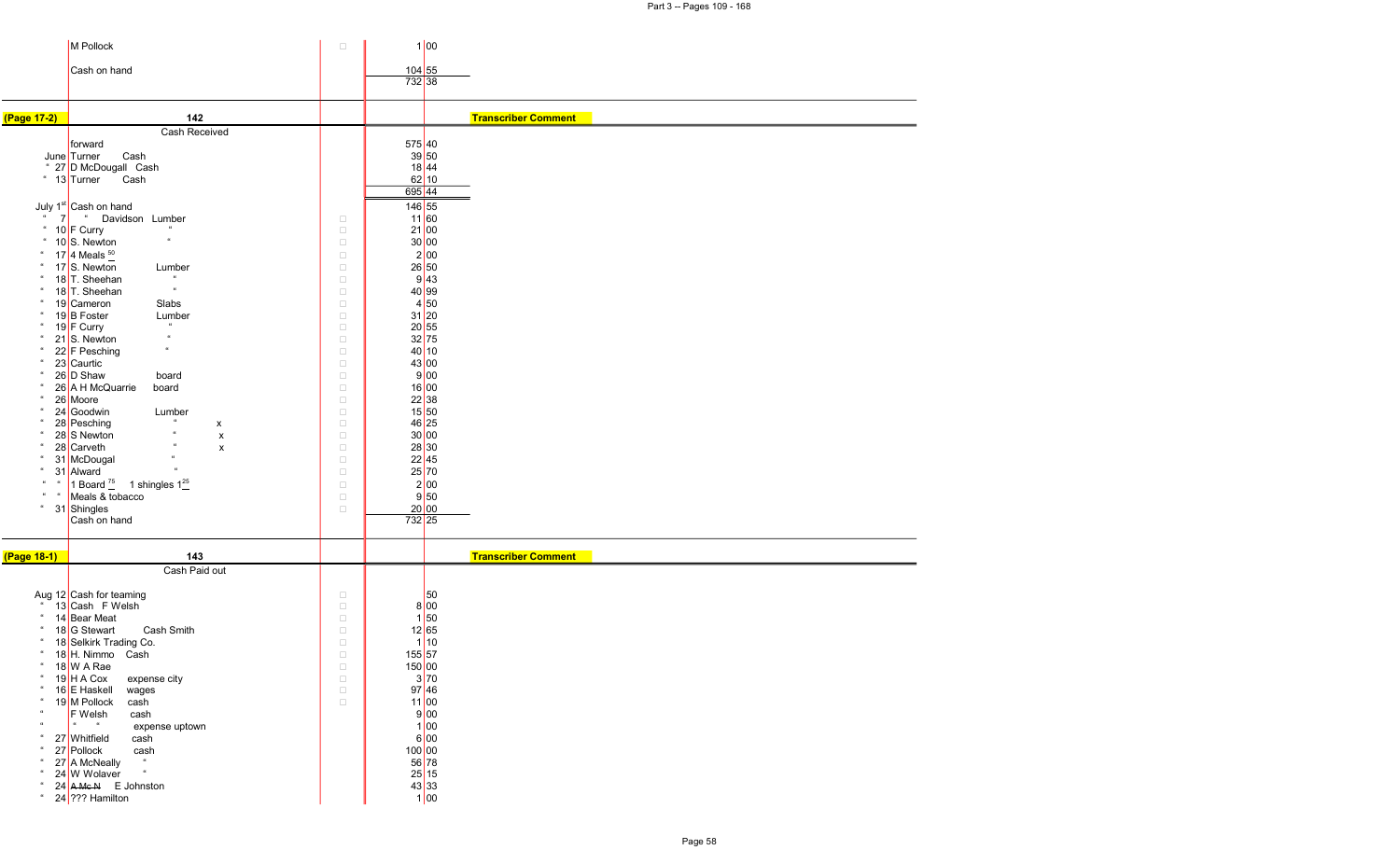| | | | |
|---|---|---|---|
| | M Pollock | 1 | 00 |
| | Cash on hand | 104 | 55 |
| | | 732 | 38 |

**(Page 17-2)** **142** **Transcriber Comment**

Cash Received

| Date | Description | $ | ¢ |
|---|---|---|---|
| | forward | 575 | 40 |
| June | Turner Cash | 39 | 50 |
| " 27 | D McDougall Cash | 18 | 44 |
| " 13 | Turner Cash | 62 | 10 |
| | | 695 | 44 |
| July 1st | Cash on hand | 146 | 55 |
| " 7 | " Davidson Lumber | 11 | 60 |
| " 10 | F Curry " | 21 | 00 |
| " 10 | S. Newton " | 30 | 00 |
| " 17 | 4 Meals 50 | 2 | 00 |
| " 17 | S. Newton Lumber | 26 | 50 |
| " 18 | T. Sheehan " | 9 | 43 |
| " 18 | T. Sheehan " | 40 | 99 |
| " 19 | Cameron Slabs | 4 | 50 |
| " 19 | B Foster Lumber | 31 | 20 |
| " 19 | F Curry " | 20 | 55 |
| " 21 | S. Newton " | 32 | 75 |
| " 22 | F Pesching " | 40 | 10 |
| " 23 | Caurtic | 43 | 00 |
| " 26 | D Shaw board | 9 | 00 |
| " 26 | A H McQuarrie board | 16 | 00 |
| " 26 | Moore | 22 | 38 |
| " 24 | Goodwin Lumber | 15 | 50 |
| " 28 | Pesching " x | 46 | 25 |
| " 28 | S Newton " x | 30 | 00 |
| " 28 | Carveth " x | 28 | 30 |
| " 31 | McDougal " | 22 | 45 |
| " 31 | Alward " | 25 | 70 |
| " " | 1 Board 75 1 shingles 1 25 | 2 | 00 |
| " " | Meals & tobacco | 9 | 50 |
| " 31 | Shingles | 20 | 00 |
| | Cash on hand | 732 | 25 |

**(Page 18-1)** **143** **Transcriber Comment**

Cash Paid out

| Date | Description | $ | ¢ |
|---|---|---|---|
| Aug 12 | Cash for teaming | | 50 |
| " 13 | Cash F Welsh | 8 | 00 |
| " 14 | Bear Meat | 1 | 50 |
| " 18 | G Stewart Cash Smith | 12 | 65 |
| " 18 | Selkirk Trading Co. | 1 | 10 |
| " 18 | H. Nimmo Cash | 155 | 57 |
| " 18 | W A Rae | 150 | 00 |
| " 19 | H A Cox expense city | 3 | 70 |
| " 16 | E Haskell wages | 97 | 46 |
| " 19 | M Pollock cash | 11 | 00 |
| " | F Welsh cash | 9 | 00 |
| " | " " expense uptown | 1 | 00 |
| " 27 | Whitfield cash | 6 | 00 |
| " 27 | Pollock cash | 100 | 00 |
| " 27 | A McNeally " | 56 | 78 |
| " 24 | W Wolaver " | 25 | 15 |
| " 24 | ~~A McN~~ E Johnston | 43 | 33 |
| " 24 | ??? Hamilton | 1 | 00 |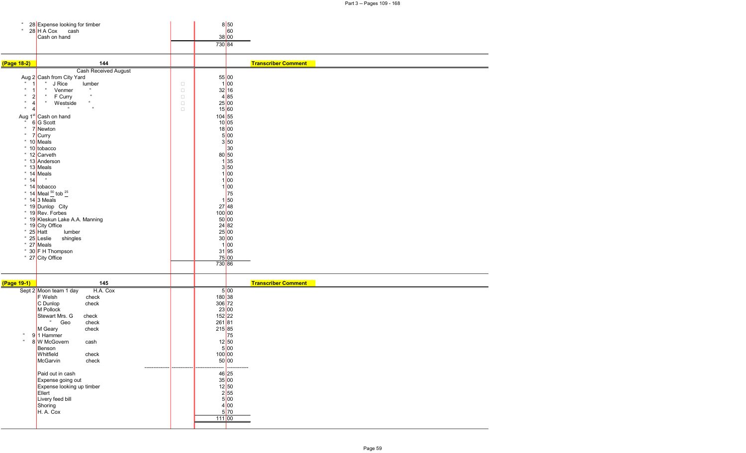| | | | |
|---|---|---|---|
| " 28 | Expense looking for timber | 8 | 50 |
| " 28 | H A Cox cash | | 60 |
| | Cash on hand | 38 | 00 |
| | | 730 | 84 |

**(Page 18-2)** — 144 — **Transcriber Comment**

| | Cash Received August | | | |
|---|---|---|---|---|
| Aug 2 | Cash from City Yard | | 55 | 00 |
| " 1 | " J Rice lumber | □ | 1 | 00 |
| " 1 | " Venmer " | □ | 32 | 16 |
| " 2 | " F Curry " | □ | 4 | 85 |
| " 4 | " Westside " | □ | 25 | 00 |
| " 4 | " " | □ | 15 | 60 |
| Aug 1st | Cash on hand | | 104 | 55 |
| " 6 | G Scott | | 10 | 05 |
| " 7 | Newton | | 18 | 00 |
| " 7 | Curry | | 5 | 00 |
| " 10 | Meals | | 3 | 50 |
| " 10 | tobacco | | | 30 |
| " 12 | Carveth | | 80 | 50 |
| " 13 | Anderson | | 1 | 35 |
| " 13 | Meals | | 3 | 50 |
| " 14 | Meals | | 1 | 00 |
| " 14 | " | | 1 | 00 |
| " 14 | tobacco | | 1 | 00 |
| " 14 | Meal $\frac{50}{}$ tob $\frac{25}{}$ | | | 75 |
| " 14 | 3 Meals | | 1 | 50 |
| " 19 | Dunlop City | | 27 | 48 |
| " 19 | Rev. Forbes | | 100 | 00 |
| " 19 | Kleskun Lake A.A. Manning | | 50 | 00 |
| " 19 | City Office | | 24 | 82 |
| " 25 | Hatt lumber | | 25 | 00 |
| " 25 | Leslie shingles | | 30 | 00 |
| " 27 | Meals | | 1 | 00 |
| " 30 | F H Thompson | | 31 | 95 |
| " 27 | City Office | | 75 | 00 |
| | | | 730 | 86 |

**(Page 19-1)** — 145 — **Transcriber Comment**

| | | | |
|---|---|---|---|
| Sept 2 | Moon team 1 day H.A. Cox | 5 | 00 |
| | F Welsh check | 180 | 38 |
| | C Dunlop check | 306 | 72 |
| | M Pollock | 23 | 00 |
| | Stewart Mrs. G check | 152 | 22 |
| | " Geo check | 261 | 81 |
| | M Geary check | 215 | 85 |
| " 9 | 1 Hammer | | 75 |
| " 8 | W McGovern cash | 12 | 50 |
| | Benson | 5 | 00 |
| | Whitfield check | 100 | 00 |
| | McGarvin check | 50 | 00 |
| | Paid out in cash | 46 | 25 |
| | Expense going out | 35 | 00 |
| | Expense looking up timber | 12 | 50 |
| | Ellert | 2 | 55 |
| | Livery feed bill | 5 | 00 |
| | Shoring | 4 | 00 |
| | H. A. Cox | 5 | 70 |
| | | 111 | 00 |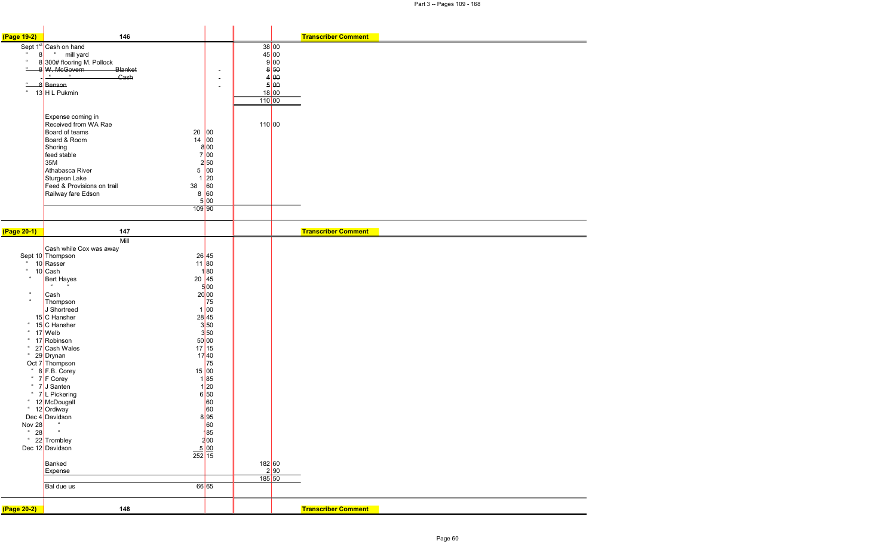| (Page 19-2) | 146 | | | | | Transcriber Comment |
|---|---|---|---|---|---|---|
| Sept 1[st] | Cash on hand | | | | 38 00 | |
| " 8 | " mill yard | | | | 45 00 | |
| " 8 | 300# flooring M. Pollock | | | | 9 00 | |
| ~~" 8~~ | ~~W. McGovern Blanket~~ | | - | | ~~8 50~~ | |
| - | ~~" " Cash~~ | | - | | ~~4 00~~ | |
| ~~" 8~~ | ~~Benson~~ | | - | | ~~5 00~~ | |
| " 13 | H L Pukmin | | | | 18 00 | |
| | | | | | 110 00 | |
| | Expense coming in | | | | | |
| | Received from WA Rae | | | | 110 00 | |
| | Board of teams | 20 00 | | | | |
| | Board & Room | 14 00 | | | | |
| | Shoring | 8 00 | | | | |
| | feed stable | 7 00 | | | | |
| | 35M | 2 50 | | | | |
| | Athabasca River | 5 00 | | | | |
| | Sturgeon Lake | 1 20 | | | | |
| | Feed & Provisions on trail | 38 60 | | | | |
| | Railway fare Edson | 8 60 | | | | |
| | | 5 00 | | | | |
| | | 109 90 | | | | |

| (Page 20-1) | 147 | | | | | Transcriber Comment |
|---|---|---|---|---|---|---|
| | Mill | | | | | |
| | Cash while Cox was away | | | | | |
| Sept 10 | Thompson | 26 45 | | | | |
| " 10 | Rasser | 11 80 | | | | |
| " 10 | Cash | 1 80 | | | | |
| " | Bert Hayes | 20 45 | | | | |
| | " " | 5 00 | | | | |
| " | Cash | 20 00 | | | | |
| " | Thompson | 75 | | | | |
| | J Shortreed | 1 00 | | | | |
| 15 | C Hansher | 28 45 | | | | |
| " 15 | C Hansher | 3 50 | | | | |
| " 17 | Welb | 3 50 | | | | |
| " 17 | Robinson | 50 00 | | | | |
| " 27 | Cash Wales | 17 15 | | | | |
| " 29 | Drynan | 17 40 | | | | |
| Oct 7 | Thompson | 75 | | | | |
| " 8 | F.B. Corey | 15 00 | | | | |
| " 7 | F Corey | 1 85 | | | | |
| " 7 | J Santen | 1 20 | | | | |
| " 7 | L Pickering | 6 50 | | | | |
| " 12 | McDougall | 60 | | | | |
| " 12 | Ordiway | 60 | | | | |
| Dec 4 | Davidson | 8 95 | | | | |
| Nov 28 | " | 60 | | | | |
| " 28 | " | 85 | | | | |
| " 22 | Trombley | 2 00 | | | | |
| Dec 12 | Davidson | 5 00 | | | | |
| | | 252 15 | | | | |
| | Banked | | | | 182 60 | |
| | Expense | | | | 2 90 | |
| | | | | | 185 50 | |
| | Bal due us | 66 65 | | | | |

| (Page 20-2) | 148 | | | | | Transcriber Comment |
|---|---|---|---|---|---|---|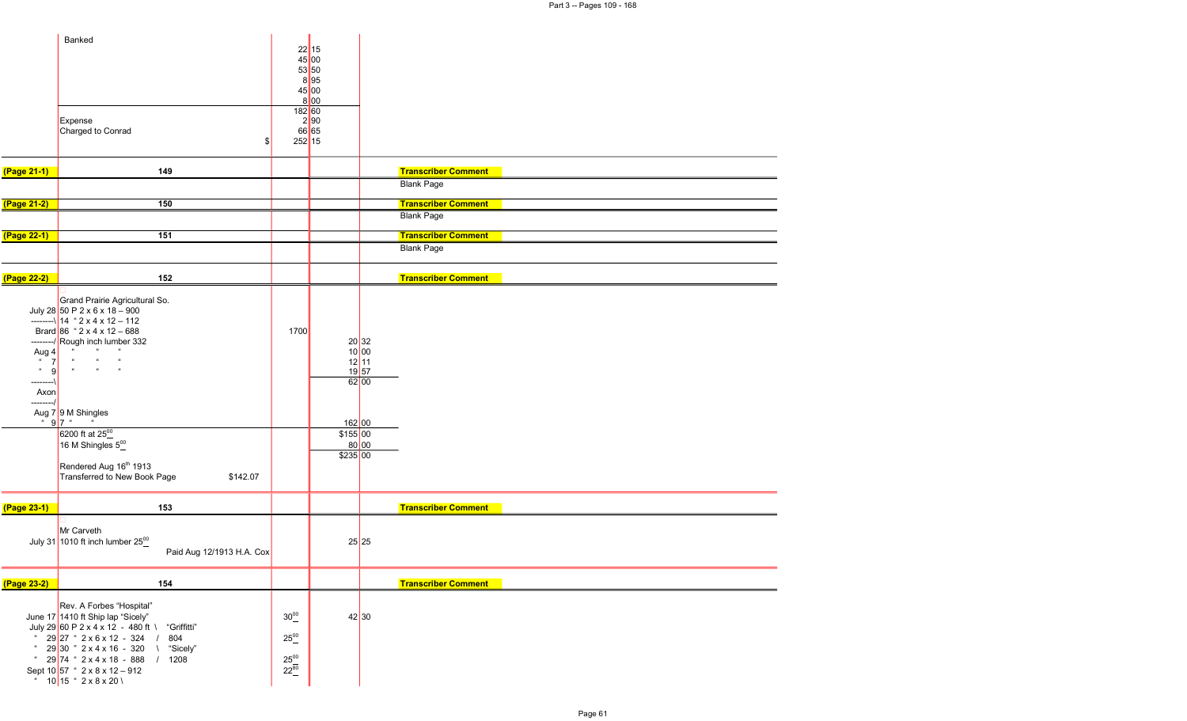| | | | | |
|---|---|---|---|---|
| | Banked | 22 15 | | |
| | | 45 00 | | |
| | | 53 50 | | |
| | | 8 95 | | |
| | | 45 00 | | |
| | | 8 00 | | |
| | | 182 60 | | |
| | Expense | 2 90 | | |
| | Charged to Conrad | 66 65 | | |
| | $ | 252 15 | | |

| | | | | |
|---|---|---|---|---|
| **(Page 21-1)** | **149** | | | **Transcriber Comment** |
| | | | | Blank Page |
| **(Page 21-2)** | **150** | | | **Transcriber Comment** |
| | | | | Blank Page |
| **(Page 22-1)** | **151** | | | **Transcriber Comment** |
| | | | | Blank Page |
| **(Page 22-2)** | **152** | | | **Transcriber Comment** |

| | | | | |
|---|---|---|---|---|
| | Grand Prairie Agricultural So. | | | |
| July 28 | 50 P 2 x 6 x 18 – 900 | | | |
| --------\ | 14 " 2 x 4 x 12 – 112 | | | |
| Brard | 86 " 2 x 4 x 12 – 688 | 1700 | | |
| --------/ | Rough inch lumber 332 | | 20 32 | |
| Aug 4 | " " " | | 10 00 | |
| " 7 | " " " | | 12 11 | |
| " 9 | " " " | | 19 57 | |
| --------\ | | | 62 00 | |
| Axon | | | | |
| --------/ | | | | |
| Aug 7 | 9 M Shingles | | | |
| " 9 | 7 " " | | 162 00 | |
| | 6200 ft at $25^{00}$ | | $155 00 | |
| | 16 M Shingles $5^{00}$ | | 80 00 | |
| | | | $235 00 | |
| | Rendered Aug 16th 1913 | | | |
| | Transferred to New Book Page $142.07 | | | |

| | | | | |
|---|---|---|---|---|
| **(Page 23-1)** | **153** | | | **Transcriber Comment** |
| | Mr Carveth | | | |
| July 31 | 1010 ft inch lumber $25^{00}$ | | 25 25 | |
| | Paid Aug 12/1913 H.A. Cox | | | |

| | | | | |
|---|---|---|---|---|
| **(Page 23-2)** | **154** | | | **Transcriber Comment** |
| | Rev. A Forbes "Hospital" | | | |
| June 17 | 1410 ft Ship lap "Sicely" | $30^{00}$ | 42 30 | |
| July 29 | 60 P 2 x 4 x 12 - 480 ft \ "Griffitti" | | | |
| " 29 | 27 " 2 x 6 x 12 - 324 / 804 | $25^{00}$ | | |
| " 29 | 30 " 2 x 4 x 16 - 320 \ "Sicely" | | | |
| " 29 | 74 " 2 x 4 x 18 - 888 / 1208 | $25^{00}$ | | |
| Sept 10 | 57 " 2 x 8 x 12 – 912 | $22^{80}$ | | |
| " 10 | 15 " 2 x 8 x 20 \ | | | |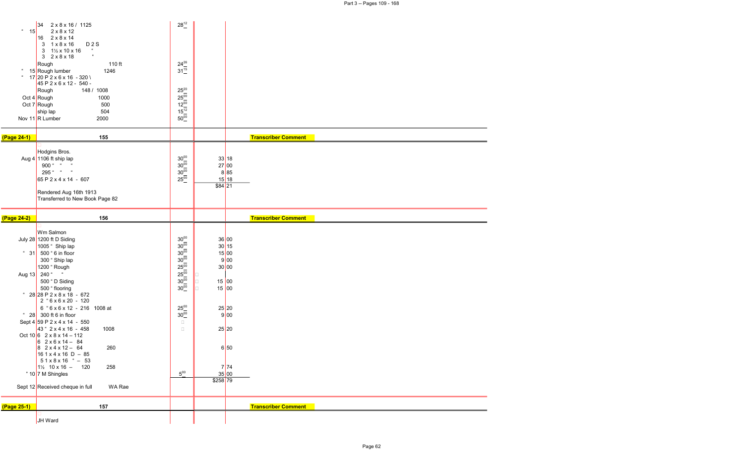| Date | Description | Rate | Amount | | |
|---|---|---|---|---|---|
| | 34 2 x 8 x 16 / 1125 | $28^{12}$ | | | |
| " 15 | 2 x 8 x 12 | | | | |
| | 16 2 x 8 x 14 | | | | |
| | 3 1 x 8 x 16 D 2 S | | | | |
| | 3 1½ x 10 x 16 " | | | | |
| | 3 2 x 8 x 18 " | | | | |
| | Rough 110 ft | $24^{26}$ | | | |
| " 15 | Rough lumber 1246 | $31^{15}$ | | | |
| " 17 | 20 P 2 x 6 x 16 - 320 \ | | | | |
| | 45 P 2 x 6 x 12 - 540 - | | | | |
| | Rough 148 / 1008 | $25^{20}$ | | | |
| Oct 4 | Rough 1000 | $25^{00}$ | | | |
| Oct 7 | Rough 500 | $12^{50}$ | | | |
| | ship lap 504 | $15^{12}$ | | | |
| Nov 11 | R Lumber 2000 | $50^{00}$ | | | |
| **(Page 24-1)** | 155 | | | | **Transcriber Comment** |
| | Hodgins Bros. | | | | |
| Aug 4 | 1106 ft ship lap | $30^{00}$ | 33 | 18 | |
| | 900 " " " | $30^{00}$ | 27 | 00 | |
| | 295 " " " | $30^{00}$ | 8 | 85 | |
| | 65 P 2 x 4 x 14 - 607 | $25^{00}$ | 15 | 18 | |
| | | | $84 | 21 | |
| | Rendered Aug 16th 1913 | | | | |
| | Transferred to New Book Page 82 | | | | |
| **(Page 24-2)** | 156 | | | | **Transcriber Comment** |
| | Wm Salmon | | | | |
| July 28 | 1200 ft D Siding | $30^{00}$ | 36 | 00 | |
| | 1005 " Ship lap | $30^{00}$ | 30 | 15 | |
| " 31 | 500 " 6 in floor | $30^{00}$ | 15 | 00 | |
| | 300 " Ship lap | $30^{00}$ | 9 | 00 | |
| | 1200 " Rough | $25^{00}$ | 30 | 00 | |
| Aug 13 | 240 " " | $25^{00}$ | | | |
| | 500 " D Siding | $30^{00}$ | 15 | 00 | |
| | 500 " flooring | $30^{00}$ | 15 | 00 | |
| " 28 | 28 P 2 x 8 x 18 - 672 | | | | |
| | 2 " 6 x 6 x 20 - 120 | | | | |
| | 6 " 6 x 6 x 12 - 216 1008 at | $25^{00}$ | 25 | 20 | |
| " 28 | 300 ft 6 in floor | $30^{00}$ | 9 | 00 | |
| Sept 4 | 59 P 2 x 4 x 14 - 550 | | | | |
| | 43 " 2 x 4 x 16 - 458 1008 | | 25 | 20 | |
| Oct 10 | 6 2 x 8 x 14 – 112 | | | | |
| | 6 2 x 6 x 14 – 84 | | | | |
| | 8 2 x 4 x 12 – 64 260 | | 6 | 50 | |
| | 16 1 x 4 x 16 D – 85 | | | | |
| | 5 1 x 8 x 16 " – 53 | | | | |
| | 1½ 10 x 16 – 120 258 | | 7 | 74 | |
| " 10 | 7 M Shingles | $5^{00}$ | 35 | 00 | |
| | | | $258 | 79 | |
| Sept 12 | Received cheque in full WA Rae | | | | |
| **(Page 25-1)** | 157 | | | | **Transcriber Comment** |
| | JH Ward | | | | |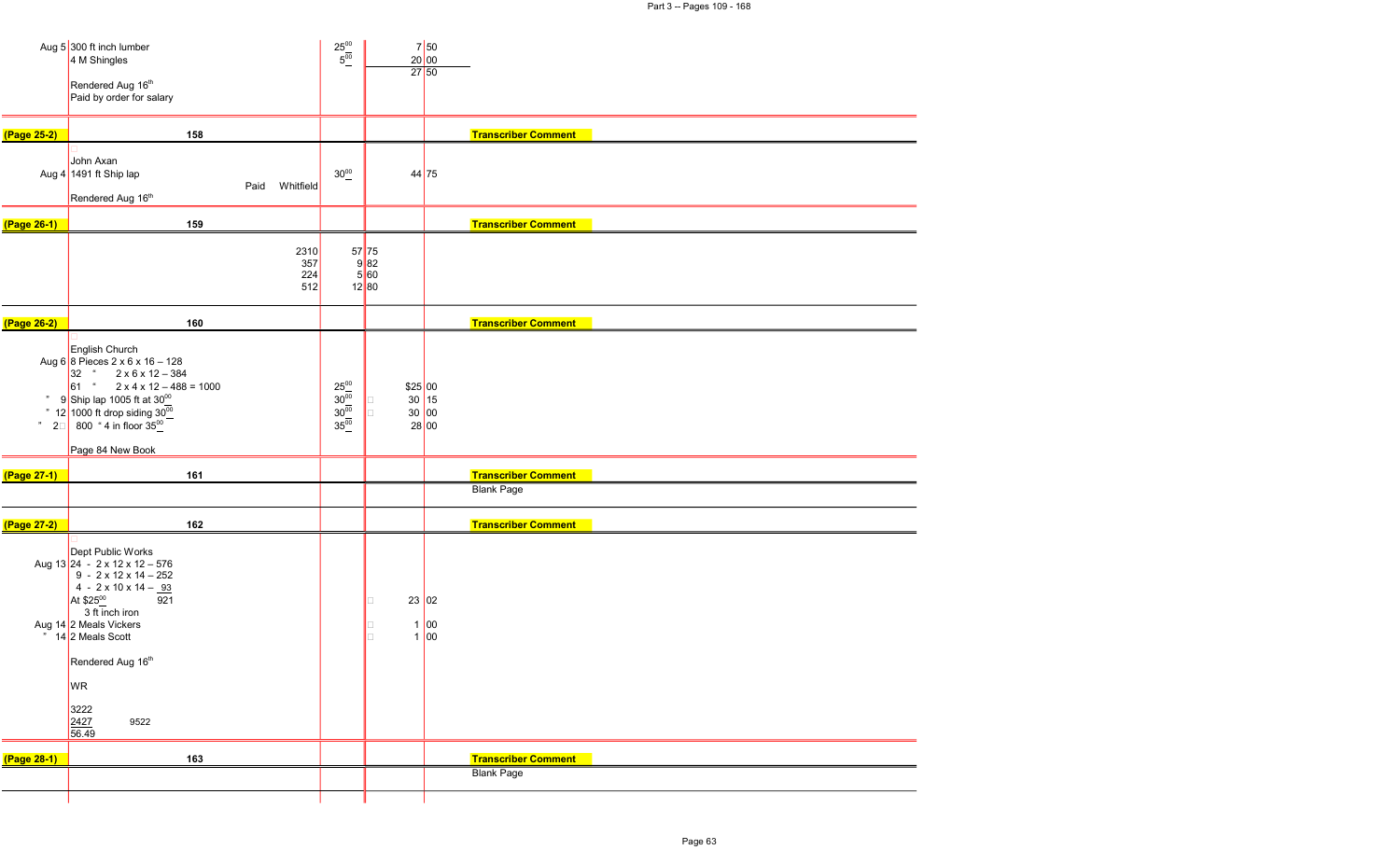| | | | | |
|---|---|---|---|---|
| Aug 5 | 300 ft inch lumber | $25^{00}$ | 7 50 | |
| | 4 M Shingles | $5^{00}$ | 20 00 | |
| | | | 27 50 | |
| | Rendered Aug 16th | | | |
| | Paid by order for salary | | | |
| **(Page 25-2)** | **158** | | | **Transcriber Comment** |
| | John Axan | | | |
| Aug 4 | 1491 ft Ship lap Paid Whitfield | $30^{00}$ | 44 75 | |
| | Rendered Aug 16th | | | |
| **(Page 26-1)** | **159** | | | **Transcriber Comment** |
| | 2310 | 57 75 | | |
| | 357 | 9 82 | | |
| | 224 | 5 60 | | |
| | 512 | 12 80 | | |
| **(Page 26-2)** | **160** | | | **Transcriber Comment** |
| | English Church | | | |
| Aug 6 | 8 Pieces 2 x 6 x 16 – 128 | | | |
| | 32 " 2 x 6 x 12 – 384 | | | |
| | 61 " 2 x 4 x 12 – 488 = 1000 | $25^{00}$ | $25 00 | |
| " 9 | Ship lap 1005 ft at $30^{00}$ | $30^{00}$ | 30 15 | |
| " 12 | 1000 ft drop siding $30^{00}$ | $30^{00}$ | 30 00 | |
| " 2 | 800 " 4 in floor $35^{00}$ | $35^{00}$ | 28 00 | |
| | Page 84 New Book | | | |
| **(Page 27-1)** | **161** | | | **Transcriber Comment** |
| | | | | Blank Page |
| **(Page 27-2)** | **162** | | | **Transcriber Comment** |
| | Dept Public Works | | | |
| Aug 13 | 24 - 2 x 12 x 12 – 576 | | | |
| | 9 - 2 x 12 x 14 – 252 | | | |
| | 4 - 2 x 10 x 14 – 93 | | | |
| | At $25^{00}$ 921 | | 23 02 | |
| | 3 ft inch iron | | | |
| Aug 14 | 2 Meals Vickers | | 1 00 | |
| " 14 | 2 Meals Scott | | 1 00 | |
| | Rendered Aug 16th | | | |
| | WR | | | |
| | 3222 | | | |
| | 2427 9522 | | | |
| | 56.49 | | | |
| **(Page 28-1)** | **163** | | | **Transcriber Comment** |
| | | | | Blank Page |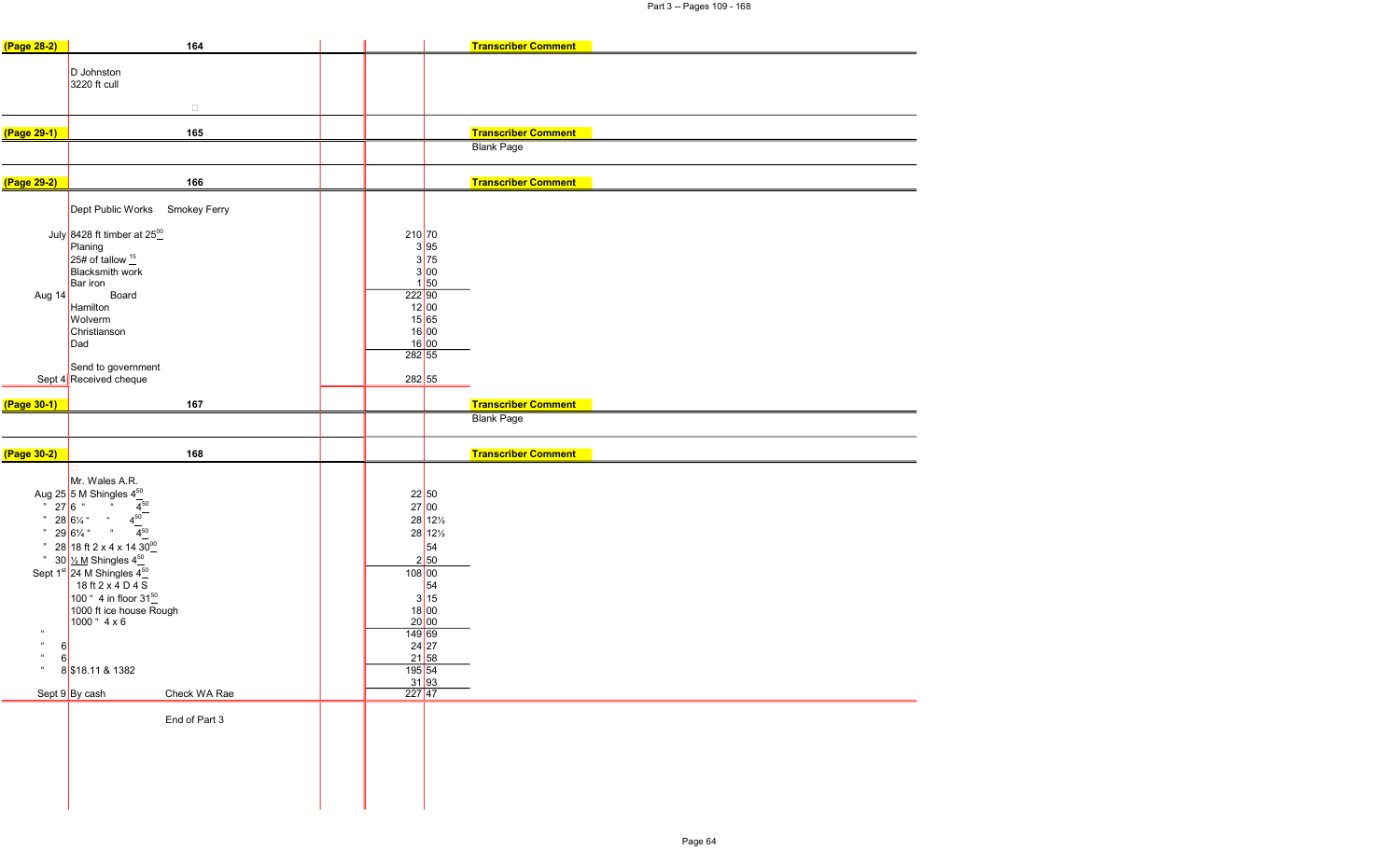| (Page 28-2) | 164 | | | | Transcriber Comment |
|---|---|---|---|---|---|
| | D Johnston | | | | |
| | 3220 ft cull | | | | |

| (Page 29-1) | 165 | | | | Transcriber Comment |
|---|---|---|---|---|---|
| | | | | | Blank Page |

| (Page 29-2) | 166 | | | | Transcriber Comment |
|---|---|---|---|---|---|
| | Dept Public Works Smokey Ferry | | | | |
| July | 8428 ft timber at $25^{\underline{00}}$ | | 210 | 70 | |
| | Planing | | 3 | 95 | |
| | 25# of tallow $^{\underline{15}}$ | | 3 | 75 | |
| | Blacksmith work | | 3 | 00 | |
| | Bar iron | | 1 | 50 | |
| Aug 14 | Board | | 222 | 90 | |
| | Hamilton | | 12 | 00 | |
| | Wolverm | | 15 | 65 | |
| | Christianson | | 16 | 00 | |
| | Dad | | 16 | 00 | |
| | | | 282 | 55 | |
| | Send to government | | | | |
| Sept 4 | Received cheque | | 282 | 55 | |

| (Page 30-1) | 167 | | | | Transcriber Comment |
|---|---|---|---|---|---|
| | | | | | Blank Page |

| (Page 30-2) | 168 | | | | Transcriber Comment |
|---|---|---|---|---|---|
| | Mr. Wales A.R. | | | | |
| Aug 25 | 5 M Shingles $4^{\underline{50}}$ | | 22 | 50 | |
| " 27 | 6 " " $4^{\underline{50}}$ | | 27 | 00 | |
| " 28 | 6¼ " " $4^{\underline{50}}$ | | 28 | 12½ | |
| " 29 | 6¼ " " $4^{\underline{50}}$ | | 28 | 12½ | |
| " 28 | 18 ft 2 x 4 x 14 $30^{\underline{00}}$ | | | 54 | |
| " 30 | ½ M Shingles $4^{\underline{50}}$ | | 2 | 50 | |
| Sept 1st | 24 M Shingles $4^{\underline{50}}$ | | 108 | 00 | |
| | 18 ft 2 x 4 D 4 S | | | 54 | |
| | 100 " 4 in floor $31^{\underline{50}}$ | | 3 | 15 | |
| | 1000 ft ice house Rough | | 18 | 00 | |
| | 1000 " 4 x 6 | | 20 | 00 | |
| " | | | 149 | 69 | |
| " 6 | | | 24 | 27 | |
| " 6 | | | 21 | 58 | |
| " 8 | $18.11 & 1382 | | 195 | 54 | |
| | | | 31 | 93 | |
| Sept 9 | By cash Check WA Rae | | 227 | 47 | |

End of Part 3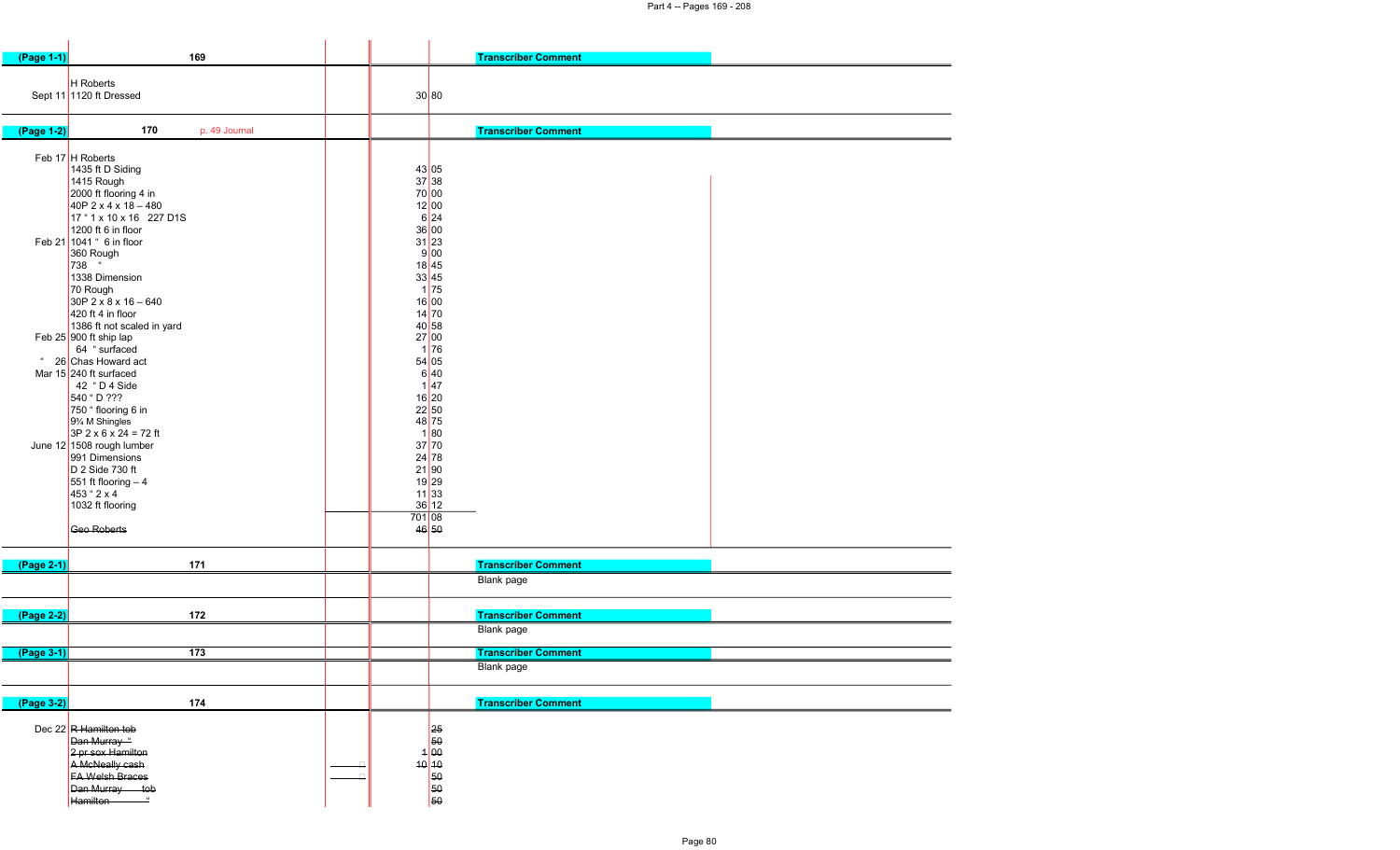| (Page 1-1) | 169 | | | Transcriber Comment |
|---|---|---|---|---|
| | H Roberts | | | |
| Sept 11 | 1120 ft Dressed | | 30 80 | |

| (Page 1-2) | 170 p. 49 Journal | | | Transcriber Comment |
|---|---|---|---|---|
| Feb 17 | H Roberts | | | |
| | 1435 ft D Siding | | 43 05 | |
| | 1415 Rough | | 37 38 | |
| | 2000 ft flooring 4 in | | 70 00 | |
| | 40P 2 x 4 x 18 – 480 | | 12 00 | |
| | 17 " 1 x 10 x 16 227 D1S | | 6 24 | |
| | 1200 ft 6 in floor | | 36 00 | |
| Feb 21 | 1041 " 6 in floor | | 31 23 | |
| | 360 Rough | | 9 00 | |
| | 738 " | | 18 45 | |
| | 1338 Dimension | | 33 45 | |
| | 70 Rough | | 1 75 | |
| | 30P 2 x 8 x 16 – 640 | | 16 00 | |
| | 420 ft 4 in floor | | 14 70 | |
| | 1386 ft not scaled in yard | | 40 58 | |
| Feb 25 | 900 ft ship lap | | 27 00 | |
| | 64 " surfaced | | 1 76 | |
| " 26 | Chas Howard act | | 54 05 | |
| Mar 15 | 240 ft surfaced | | 6 40 | |
| | 42 " D 4 Side | | 1 47 | |
| | 540 " D ??? | | 16 20 | |
| | 750 " flooring 6 in | | 22 50 | |
| | 9¾ M Shingles | | 48 75 | |
| | 3P 2 x 6 x 24 = 72 ft | | 1 80 | |
| June 12 | 1508 rough lumber | | 37 70 | |
| | 991 Dimensions | | 24 78 | |
| | D 2 Side 730 ft | | 21 90 | |
| | 551 ft flooring – 4 | | 19 29 | |
| | 453 " 2 x 4 | | 11 33 | |
| | 1032 ft flooring | | 36 12 | |
| | | | 701 08 | |
| | ~~Geo Roberts~~ | | ~~46 50~~ | |

| (Page 2-1) | 171 | | | Transcriber Comment |
|---|---|---|---|---|
| | | | | Blank page |

| (Page 2-2) | 172 | | | Transcriber Comment |
|---|---|---|---|---|
| | | | | Blank page |

| (Page 3-1) | 173 | | | Transcriber Comment |
|---|---|---|---|---|
| | | | | Blank page |

| (Page 3-2) | 174 | | | Transcriber Comment |
|---|---|---|---|---|
| Dec 22 | ~~R Hamilton tob~~ | | ~~25~~ | |
| | ~~Dan Murray "~~ | | ~~50~~ | |
| | ~~2 pr sox Hamilton~~ | | ~~1 00~~ | |
| | ~~A McNeally cash~~ | | ~~10 10~~ | |
| | ~~FA Welsh Braces~~ | | ~~50~~ | |
| | ~~Dan Murray tob~~ | | ~~50~~ | |
| | ~~Hamilton "~~ | | ~~50~~ | |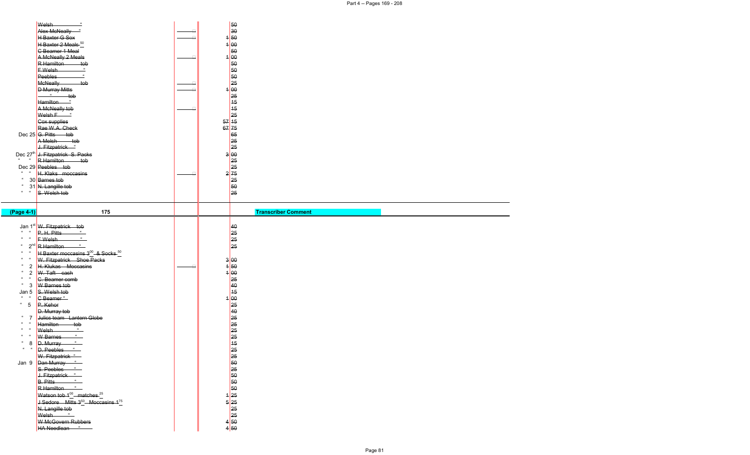| Date | Item | | | Amount |
|---|---|---|---|---|
| | ~~Welsh "~~ | | | ~~50~~ |
| | ~~Alex McNeally "~~ | | | ~~30~~ |
| | ~~H Baxter G Sox~~ | | | ~~1 50~~ |
| | ~~H Baxter 2 Meals .50~~ | | | ~~1 00~~ |
| | ~~C Beamer 1 Meal~~ | | | ~~50~~ |
| | ~~A McNeally 2 Meals~~ | | | ~~1 00~~ |
| | ~~R Hamilton tob~~ | | | ~~50~~ |
| | ~~F Welsh "~~ | | | ~~50~~ |
| | ~~Peebles "~~ | | | ~~50~~ |
| | ~~McNeally tob~~ | | | ~~25~~ |
| | ~~D Murray Mitts~~ | | | ~~1 00~~ |
| | ~~" tob~~ | | | ~~25~~ |
| | ~~Hamilton "~~ | | | ~~15~~ |
| | ~~A McNeally tob~~ | | | ~~15~~ |
| | ~~Welsh F "~~ | | | ~~25~~ |
| | ~~Cox supplies~~ | | | ~~57 15~~ |
| | ~~Rae W.A. Check~~ | | | ~~67 75~~ |
| Dec 25 | ~~G. Pitts tob~~ | | | ~~65~~ |
| | ~~A Melsh tob~~ | | | ~~25~~ |
| | ~~J. Fitzpatrick "~~ | | | ~~25~~ |
| Dec 27th | ~~J. Fitzpatrick S. Packs~~ | | | ~~3 00~~ |
| " " | ~~R Hamilton tob~~ | | | ~~25~~ |
| Dec 29 | ~~Peebles tob~~ | | | ~~25~~ |
| " " | ~~H. Klaks moccasins~~ | | | ~~2 75~~ |
| " 30 | ~~Barnes tob~~ | | | ~~25~~ |
| " 31 | ~~N. Langille tob~~ | | | ~~50~~ |
| " " | ~~S. Welsh tob~~ | | | ~~25~~ |

**(Page 4-1)** 175 — Transcriber Comment

| Date | Item | | | Amount |
|---|---|---|---|---|
| Jan 1st | ~~W. Fitzpatrick tob~~ | | | ~~40~~ |
| " " | ~~P. H. Pitts "~~ | | | ~~25~~ |
| " " | ~~F Welsh "~~ | | | ~~25~~ |
| " 2nd | ~~R Hamilton "~~ | | | ~~25~~ |
| " " | ~~H Baxter moccasins 3.00 & Socks .50~~ | | | |
| " " | ~~W. Fitzpatrick Shoe Packs~~ | | | ~~3 00~~ |
| " 2 | ~~H. Klukas Moccasins~~ | | | ~~1 50~~ |
| " 2 | ~~W. Taft cash~~ | | | ~~1 00~~ |
| " " | ~~C. Beamer comb~~ | | | ~~25~~ |
| " 3 | ~~W Barnes tob~~ | | | ~~40~~ |
| Jan 5 | ~~S. Welsh tob~~ | | | ~~15~~ |
| " " | ~~C Beamer "~~ | | | ~~1 00~~ |
| " 5 | ~~P. Kehor~~ | | | ~~25~~ |
| | ~~D. Murray tob~~ | | | ~~40~~ |
| " 7 | ~~Julies team Lantern Globe~~ | | | ~~25~~ |
| " " | ~~Hamilton tob~~ | | | ~~25~~ |
| " " | ~~Welsh "~~ | | | ~~25~~ |
| " " | ~~W Barnes "~~ | | | ~~25~~ |
| " 8 | ~~D. Murray "~~ | | | ~~15~~ |
| " " | ~~D. Peebles "~~ | | | ~~25~~ |
| | ~~W. Fitzpatrick "~~ | | | ~~25~~ |
| Jan 9 | ~~Dan Murray "~~ | | | ~~50~~ |
| | ~~S. Peebles "~~ | | | ~~25~~ |
| | ~~J. Fitzpatrick "~~ | | | ~~50~~ |
| | ~~B. Pitts "~~ | | | ~~50~~ |
| | ~~R Hamilton "~~ | | | ~~50~~ |
| | ~~Watson tob 1.00 matches .25~~ | | | ~~1 25~~ |
| | ~~J Sedore Mitts 3.50 Moccasins 1.75~~ | | | ~~5 25~~ |
| | ~~N. Langille tob~~ | | | ~~25~~ |
| | ~~Welsh "~~ | | | ~~25~~ |
| | ~~W McGovern Rubbers~~ | | | ~~4 50~~ |
| | ~~HA Needlean "~~ | | | ~~4 50~~ |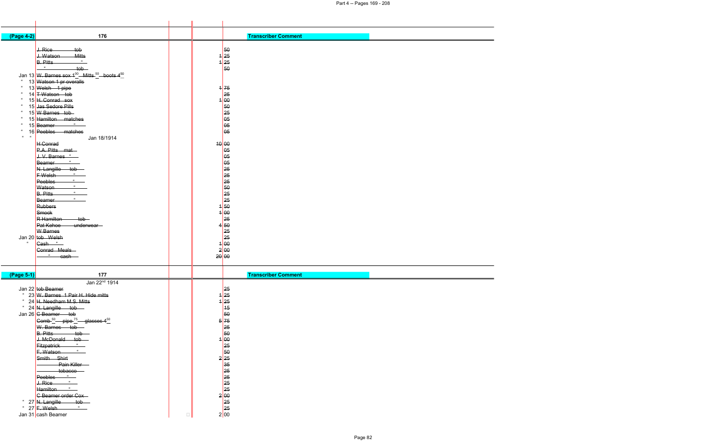| (Page 4-2) | 176 | | | | Transcriber Comment |
|---|---|---|---|---|---|
| | J. Rice tob | | | 50 | |
| | J. Watson Mitts | | 1 | 25 | |
| | B. Pitts " | | 1 | 25 | |
| | " tob | | | 50 | |
| Jan 13 | W. Barnes sox $1^{00}$ Mitts $^{50}$ boots $4^{50}$ | | | | |
| " 13 | Watson 1 pr overalls | | | | |
| " 13 | Welsh 1 pipe | | 1 | 75 | |
| " 14 | T Watson tob | | | 25 | |
| " 15 | H. Conrad sox | | 1 | 00 | |
| " 15 | Jas Sedore Pills | | | 50 | |
| " 15 | W Barnes tob | | | 25 | |
| " 15 | Hamilton matches | | | 05 | |
| " 15 | Beamer " | | | 05 | |
| " 16 | Peebles matches | | | 05 | |
| " " | Jan 18/1914 | | | | |
| | H Conrad | | 10 | 00 | |
| | P.A. Pitts mat | | | 05 | |
| | J.V. Barnes " | | | 05 | |
| | Beamer " | | | 05 | |
| | N. Langille tob | | | 25 | |
| | F Welsh " | | | 25 | |
| | Peebles " | | | 25 | |
| | Watson " | | | 50 | |
| | B. Pitts " | | | 25 | |
| | Beamer " | | | 25 | |
| | Rubbers | | 1 | 50 | |
| | Smock | | 1 | 00 | |
| | R Hamilton tob | | | 25 | |
| | Pat Kehoe underwear | | 4 | 50 | |
| | W Barnes | | | 25 | |
| Jan 20 | tob Welsh | | | 25 | |
| " | Cash " | | 1 | 00 | |
| | Conrad Meals | | 2 | 00 | |
| | " cash | | 20 | 00 | |

| (Page 5-1) | 177 | | | | Transcriber Comment |
|---|---|---|---|---|---|
| | Jan 22nd 1914 | | | | |
| Jan 22 | tob Beamer | | | 25 | |
| " 23 | W. Barnes 1 Pair H. Hide mitts | | 1 | 25 | |
| " 24 | H. Needham M.S. Mitts | | 1 | 25 | |
| " 24 | N. Langille tob | | | 15 | |
| Jan 26 | C Beamer tob | | | 50 | |
| | Comb $^{50}$ pipe $^{75}$ glasses $4^{50}$ | | 5 | 75 | |
| | W. Barnes tob | | | 25 | |
| | B. Pitts tob | | | 50 | |
| | J. McDonald tob | | 1 | 00 | |
| | Fitzpatrick " | | | 25 | |
| | F. Watson " | | | 50 | |
| | Smith Shirt | | 2 | 25 | |
| | Pain Killer | | | 35 | |
| | tobacco | | | 25 | |
| | Peebles " | | | 25 | |
| | J. Rice " | | | 25 | |
| | Hamilton " | | | 25 | |
| | C Beamer order Cox | | 2 | 00 | |
| " 27 | N. Langille tob | | | 25 | |
| " 27 | F. Welsh " | | | 25 | |
| Jan 31 | cash Beamer | | 2 | 00 | |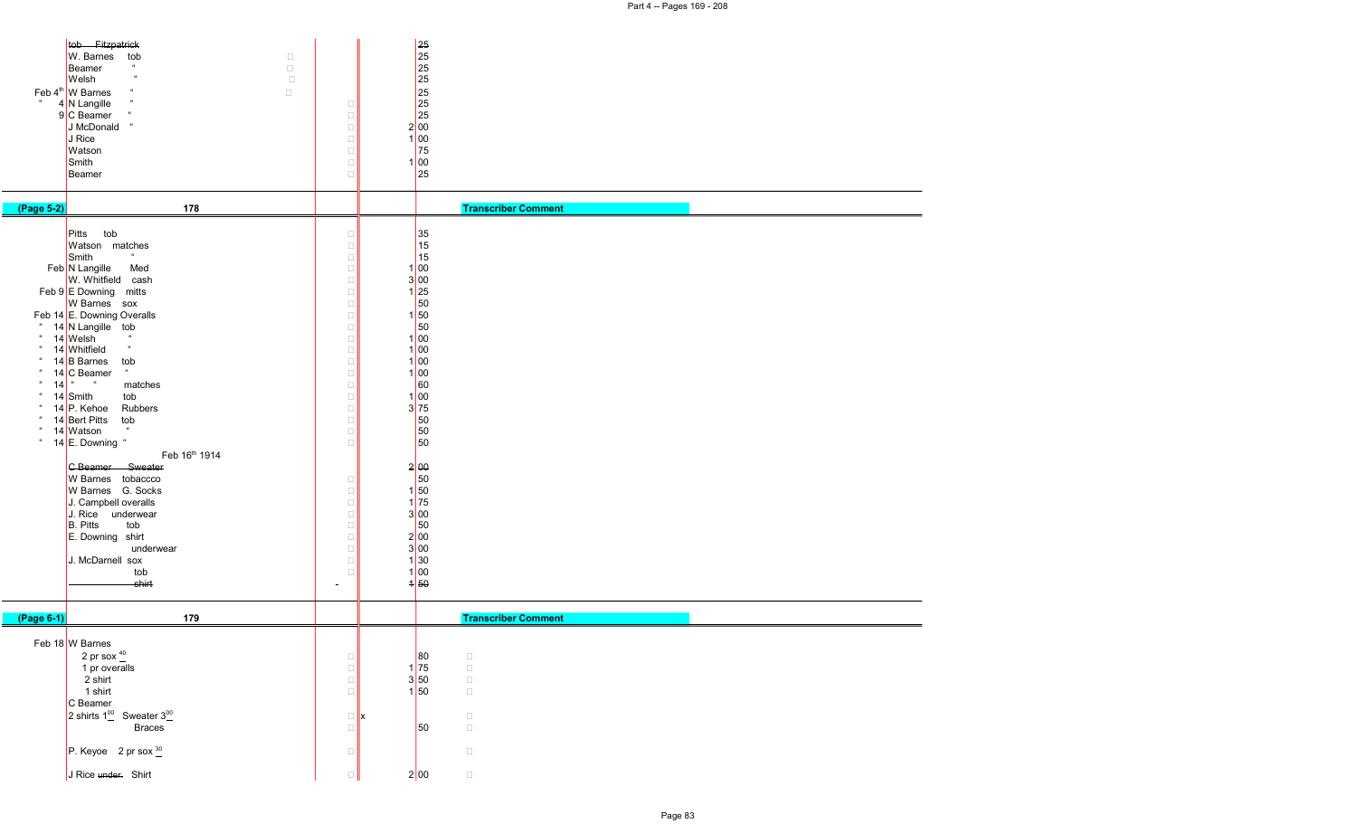| | | | |
|---|---|---|---|
| | ~~tob Fitzpatrick~~ | | ~~25~~ |
| | W. Barnes tob | | 25 |
| | Beamer " | | 25 |
| | Welsh " | | 25 |
| Feb 4th | W Barnes " | | 25 |
| " 4 | N Langille " | | 25 |
| 9 | C Beamer " | | 25 |
| | J McDonald " | | 2 00 |
| | J Rice | | 1 00 |
| | Watson | | 75 |
| | Smith | | 1 00 |
| | Beamer | | 25 |

| (Page 5-2) | 178 | | | Transcriber Comment |
|---|---|---|---|---|
| | Pitts tob | | 35 | |
| | Watson matches | | 15 | |
| | Smith " | | 15 | |
| Feb | N Langille Med | | 1 00 | |
| | W. Whitfield cash | | 3 00 | |
| Feb 9 | E Downing mitts | | 1 25 | |
| | W Barnes sox | | 50 | |
| Feb 14 | E. Downing Overalls | | 1 50 | |
| " 14 | N Langille tob | | 50 | |
| " 14 | Welsh " | | 1 00 | |
| " 14 | Whitfield " | | 1 00 | |
| " 14 | B Barnes tob | | 1 00 | |
| " 14 | C Beamer " | | 1 00 | |
| " 14 | " " matches | | 60 | |
| " 14 | Smith tob | | 1 00 | |
| " 14 | P. Kehoe Rubbers | | 3 75 | |
| " 14 | Bert Pitts tob | | 50 | |
| " 14 | Watson " | | 50 | |
| " 14 | E. Downing " | | 50 | |
| | Feb 16th 1914 | | | |
| | ~~C Beamer Sweater~~ | | 2 ~~00~~ | |
| | W Barnes tobaccco | | 50 | |
| | W Barnes G. Socks | | 1 50 | |
| | J. Campbell overalls | | 1 75 | |
| | J. Rice underwear | | 3 00 | |
| | B. Pitts tob | | 50 | |
| | E. Downing shirt | | 2 00 | |
| | underwear | | 3 00 | |
| | J. McDarnell sox | | 1 30 | |
| | tob | | 1 00 | |
| | ~~shirt~~ | - | ~~1 50~~ | |

| (Page 6-1) | 179 | | | Transcriber Comment |
|---|---|---|---|---|
| Feb 18 | W Barnes | | | |
| | 2 pr sox 40 | | 80 | |
| | 1 pr overalls | | 1 75 | |
| | 2 shirt | | 3 50 | |
| | 1 shirt | | 1 50 | |
| | C Beamer | | | |
| | 2 shirts 1 00 Sweater 3 00 | x | | |
| | Braces | | 50 | |
| | P. Keyoe 2 pr sox 30 | | | |
| | J Rice ~~under.~~ Shirt | | 2 00 | |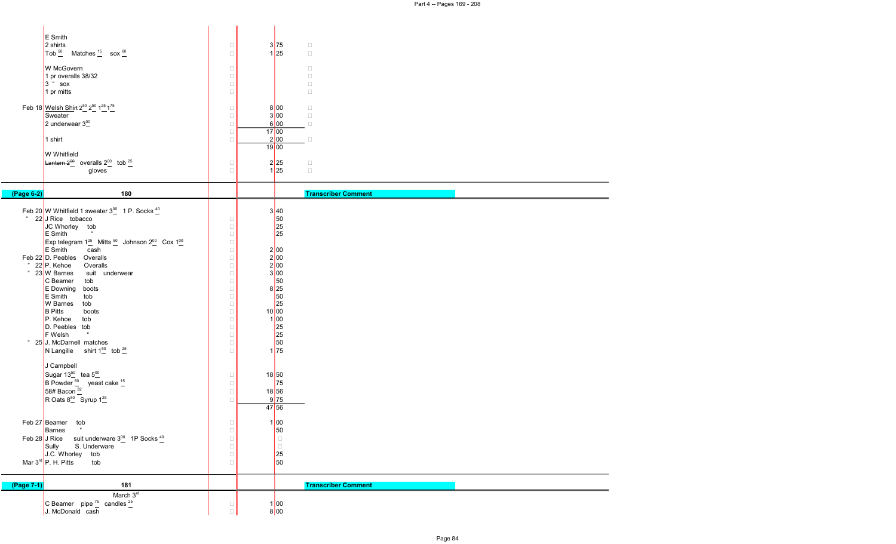| Date | Entry | | Amount | Transcriber Comment |
|---|---|---|---|---|
| | E Smith | | | |
| | 2 shirts | | 3 75 | |
| | Tob 50 Matches 15 sox 60 | | 1 25 | |
| | W McGovern | | | |
| | 1 pr overalls 38/32 | | | |
| | 3 " sox | | | |
| | 1 pr mitts | | | |
| Feb 18 | Welsh Shirt 2.50 2.50 1.25 1.75 | | 8 00 | |
| | Sweater | | 3 00 | |
| | 2 underwear 3.00 | | 6 00 | |
| | | | 17 00 | |
| | 1 shirt | | 2 00 | |
| | | | 19 00 | |
| | W Whitfield | | | |
| | ~~Lantern 2.00~~ overalls 2.00 tob 25 | | 2 25 | |
| | gloves | | 1 25 | |

| (Page 6-2) | 180 | | | Transcriber Comment |
|---|---|---|---|---|
| Feb 20 | W Whitfield 1 sweater 3.00 1 P. Socks 40 | | 3 40 | |
| " 22 | J Rice tobacco | | 50 | |
| | JC Whorley tob | | 25 | |
| | E Smith " | | 25 | |
| | Exp telegram 1.25 Mitts 50 Johnson 2.00 Cox 1.00 | | | |
| | E Smith cash | | 2 00 | |
| Feb 22 | D. Peebles Overalls | | 2 00 | |
| " 22 | P. Kehoe Overalls | | 2 00 | |
| " 23 | W Barnes suit underwear | | 3 00 | |
| | C Beamer tob | | 50 | |
| | E Downing boots | | 8 25 | |
| | E Smith tob | | 50 | |
| | W Barnes tob | | 25 | |
| | B Pitts boots | | 10 00 | |
| | P. Kehoe tob | | 1 00 | |
| | D. Peebles tob | | 25 | |
| | F Welsh " | | 25 | |
| " 25 | J. McDarnell matches | | 50 | |
| | N Langille shirt 1.50 tob 25 | | 1 75 | |
| | J Campbell | | | |
| | Sugar 13.50 tea 5.00 | | 18 50 | |
| | B Powder 60 yeast cake 15 | | 75 | |
| | 58# Bacon 32 | | 18 56 | |
| | R Oats 8.50 Syrup 1.25 | | 9 75 | |
| | | | 47 56 | |
| Feb 27 | Beamer tob | | 1 00 | |
| | Barnes " | | 50 | |
| Feb 28 | J Rice suit underware 3.00 1P Socks 40 | | | |
| | Sully S. Underware | | | |
| | J.C. Whorley tob | | 25 | |
| Mar 3rd | P. H. Pitts tob | | 50 | |

| (Page 7-1) | 181 | | | Transcriber Comment |
|---|---|---|---|---|
| | March 3rd | | | |
| | C Beamer pipe 75 candles 25 | | 1 00 | |
| | J. McDonald cash | | 8 00 | |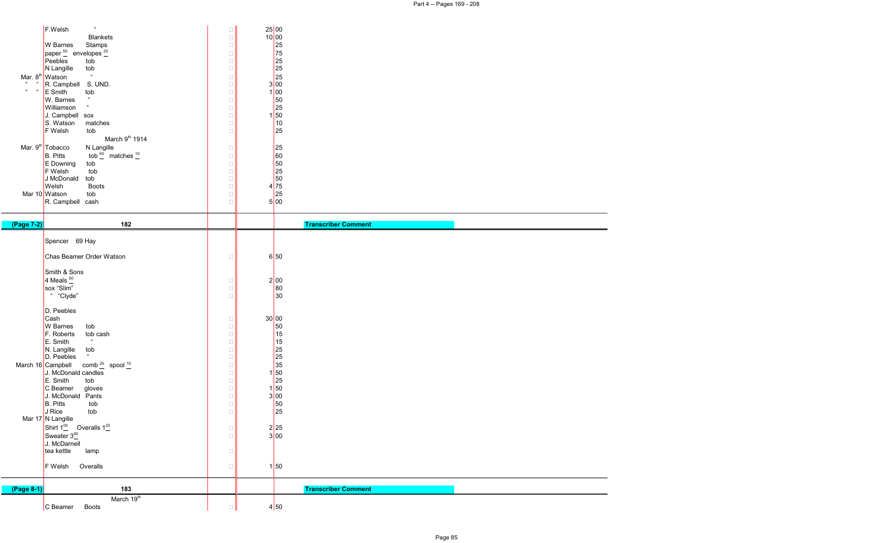| Date | Entry | | Amount |
|---|---|---|---|
| | F.Welsh " | | 25.00 |
| | Blankets | | 10.00 |
| | W Barnes Stamps | | 25 |
| | paper 50 envelopes 25 | | 75 |
| | Peebles tob | | 25 |
| | N Langille tob | | 25 |
| Mar. 8th | Watson " | | 25 |
| " " | R. Campbell S. UND. | | 3.00 |
| " " | E Smith tob | | 1.00 |
| | W. Barnes " | | 50 |
| | Williamson " | | 25 |
| | J. Campbell sox | | 1.50 |
| | S. Watson matches | | 10 |
| | F Welsh tob | | 25 |
| | March 9th 1914 | | |
| Mar. 9th | Tobacco N Langille | | 25 |
| | B. Pitts tob 50 matches 10 | | 60 |
| | E Downing tob | | 50 |
| | F Welsh tob | | 25 |
| | J McDonald tob | | 50 |
| | Welsh Boots | | 4.75 |
| Mar 10 | Watson tob | | 25 |
| | R. Campbell cash | | 5.00 |

| (Page 7-2) | 182 | | | Transcriber Comment |
|---|---|---|---|---|

| Date | Entry | | Amount |
|---|---|---|---|
| | Spencer 69 Hay | | |
| | Chas Beamer Order Watson | | 6.50 |
| | Smith & Sons | | |
| | 4 Meals 50 | | 2.00 |
| | sox "Slim" | | 80 |
| | " "Clyde" | | 30 |
| | D. Peebles | | |
| | Cash | | 30.00 |
| | W Barnes tob | | 50 |
| | F. Roberts tob cash | | 15 |
| | E. Smith " | | 15 |
| | N. Langille tob | | 25 |
| | D. Peebles " | | 25 |
| March 16 | Campbell comb 25 spool 10 | | 35 |
| | J. McDonald candles | | 1.50 |
| | E. Smith tob | | 25 |
| | C Beamer gloves | | 1.50 |
| | J. McDonald Pants | | 3.00 |
| | B. Pitts tob | | 50 |
| | J Rice tob | | 25 |
| Mar 17 | N Langille | | |
| | Shirt 1.00 Overalls 1.25 | | 2.25 |
| | Sweater 3.00 | | 3.00 |
| | J. McDarnell | | |
| | tea kettle lamp | | |
| | F Welsh Overalls | | 1.50 |

| (Page 8-1) | 183 | | | Transcriber Comment |
|---|---|---|---|---|

| Date | Entry | | Amount |
|---|---|---|---|
| | March 19th | | |
| | C Beamer Boots | | 4.50 |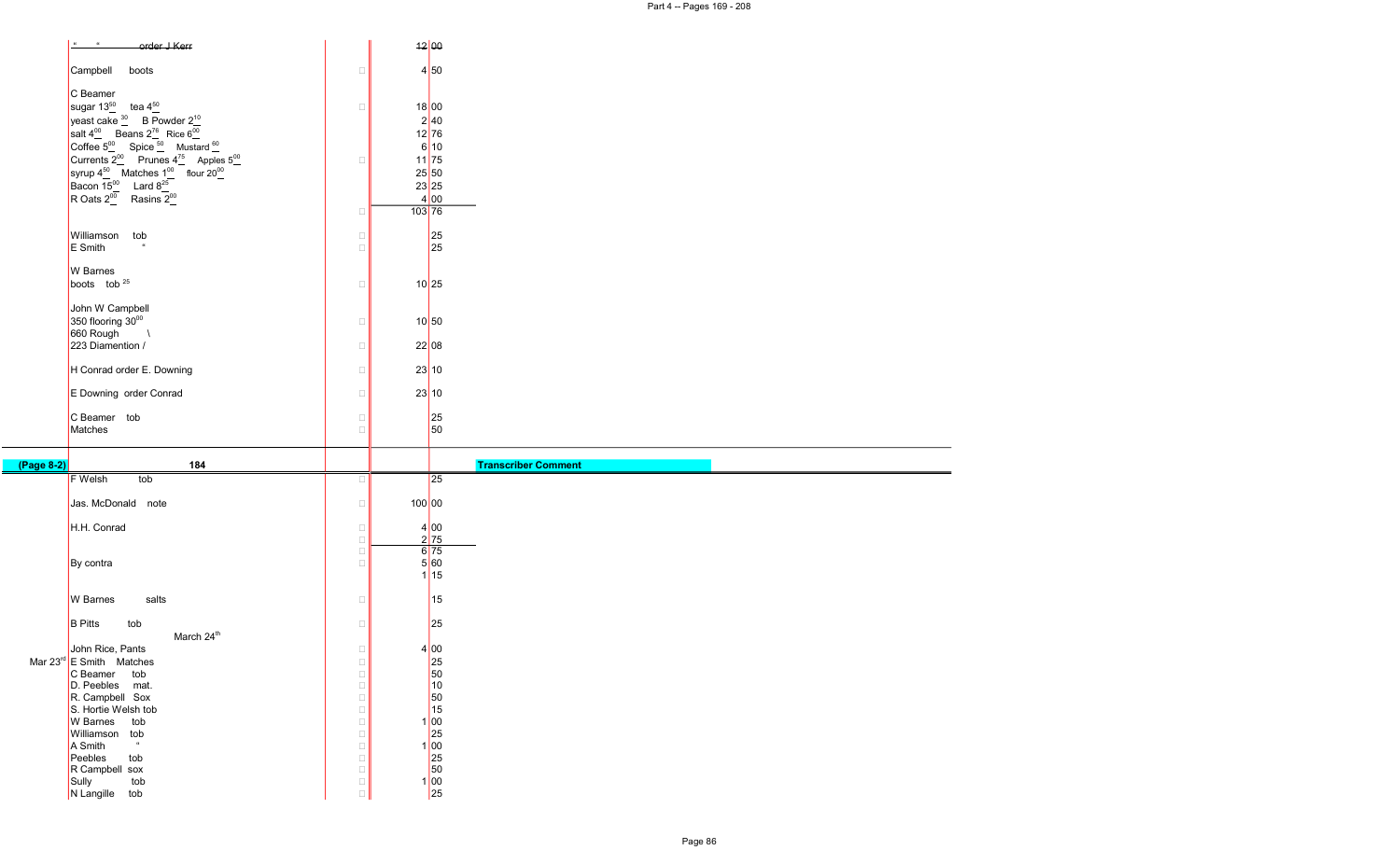| | | | |
|---|---|---|---|
| | " " ~~order J Kerr~~ | ~~12~~ | ~~00~~ |
| | Campbell boots | 4 | 50 |
| | C Beamer | | |
| | sugar $13^{50}$ tea $4^{50}$ | 18 | 00 |
| | yeast cake $^{30}$ B Powder $2^{10}$ | 2 | 40 |
| | salt $4^{00}$ Beans $2^{76}$ Rice $6^{00}$ | 12 | 76 |
| | Coffee $5^{00}$ Spice $^{50}$ Mustard $^{60}$ | 6 | 10 |
| | Currents $2^{00}$ Prunes $4^{75}$ Apples $5^{00}$ | 11 | 75 |
| | syrup $4^{50}$ Matches $1^{00}$ flour $20^{00}$ | 25 | 50 |
| | Bacon $15^{00}$ Lard $8^{25}$ | 23 | 25 |
| | R Oats $2^{00}$ Rasins $2^{00}$ | 4 | 00 |
| | | 103 | 76 |
| | Williamson tob | | 25 |
| | E Smith " | | 25 |
| | W Barnes | | |
| | boots tob $^{25}$ | 10 | 25 |
| | John W Campbell | | |
| | 350 flooring $30^{00}$ | 10 | 50 |
| | 660 Rough \ | | |
| | 223 Diamention / | 22 | 08 |
| | H Conrad order E. Downing | 23 | 10 |
| | E Downing order Conrad | 23 | 10 |
| | C Beamer tob | | 25 |
| | Matches | | 50 |
| **(Page 8-2)** | **184** | | |
| | F Welsh tob | | 25 |
| | Jas. McDonald note | 100 | 00 |
| | H.H. Conrad | 4 | 00 |
| | | 2 | 75 |
| | | 6 | 75 |
| | By contra | 5 | 60 |
| | | 1 | 15 |
| | W Barnes salts | | 15 |
| | B Pitts tob | | 25 |
| | March $24^{th}$ | | |
| | John Rice, Pants | 4 | 00 |
| Mar $23^{rd}$ | E Smith Matches | | 25 |
| | C Beamer tob | | 50 |
| | D. Peebles mat. | | 10 |
| | R. Campbell Sox | | 50 |
| | S. Hortie Welsh tob | | 15 |
| | W Barnes tob | 1 | 00 |
| | Williamson tob | | 25 |
| | A Smith " | 1 | 00 |
| | Peebles tob | | 25 |
| | R Campbell sox | | 50 |
| | Sully tob | 1 | 00 |
| | N Langille tob | | 25 |

**Transcriber Comment**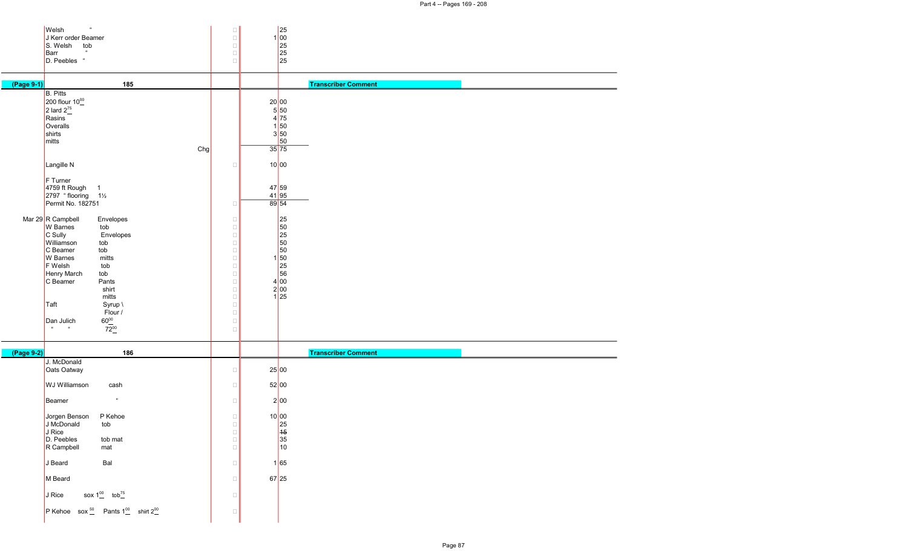| | | | | |
|---|---|---|---|---|
| | Welsh " | | | 25 |
| | J Kerr order Beamer | | 1 | 00 |
| | S. Welsh tob | | | 25 |
| | Barr " | | | 25 |
| | D. Peebles " | | | 25 |

| (Page 9-1) | 185 | | | | Transcriber Comment |
|---|---|---|---|---|---|
| | B. Pitts | | | | |
| | 200 flour $10^{\underline{00}}$ | | 20 | 00 | |
| | 2 lard $2^{\underline{75}}$ | | 5 | 50 | |
| | Rasins | | 4 | 75 | |
| | Overalls | | 1 | 50 | |
| | shirts | | 3 | 50 | |
| | mitts | | | 50 | |
| | | Chg | 35 | 75 | |
| | Langille N | | 10 | 00 | |
| | F Turner | | | | |
| | 4759 ft Rough 1 | | 47 | 59 | |
| | 2797 " flooring 1½ | | 41 | 95 | |
| | Permit No. 182751 | | 89 | 54 | |
| Mar 29 | R Campbell Envelopes | | | 25 | |
| | W Barnes tob | | | 50 | |
| | C Sully Envelopes | | | 25 | |
| | Williamson tob | | | 50 | |
| | C Beamer tob | | | 50 | |
| | W Barnes mitts | | 1 | 50 | |
| | F Welsh tob | | | 25 | |
| | Henry March tob | | | 56 | |
| | C Beamer Pants | | 4 | 00 | |
| | shirt | | 2 | 00 | |
| | mitts | | 1 | 25 | |
| | Taft Syrup \ | | | | |
| | Flour / | | | | |
| | Dan Julich $60^{\underline{00}}$ | | | | |
| | " " $72^{\underline{00}}$ | | | | |

| (Page 9-2) | 186 | | | | Transcriber Comment |
|---|---|---|---|---|---|
| | J. McDonald | | | | |
| | Oats Oatway | | 25 | 00 | |
| | WJ Williamson cash | | 52 | 00 | |
| | Beamer " | | 2 | 00 | |
| | Jorgen Benson P Kehoe | | 10 | 00 | |
| | J McDonald tob | | | 25 | |
| | J Rice | | | ~~15~~ | |
| | D. Peebles tob mat | | | 35 | |
| | R Campbell mat | | | 10 | |
| | J Beard Bal | | 1 | 65 | |
| | M Beard | | 67 | 25 | |
| | J Rice sox $1^{\underline{00}}$ tob$^{\underline{75}}$ | | | | |
| | P Kehoe sox $^{\underline{50}}$ Pants $1^{\underline{00}}$ shirt $2^{\underline{00}}$ | | | | |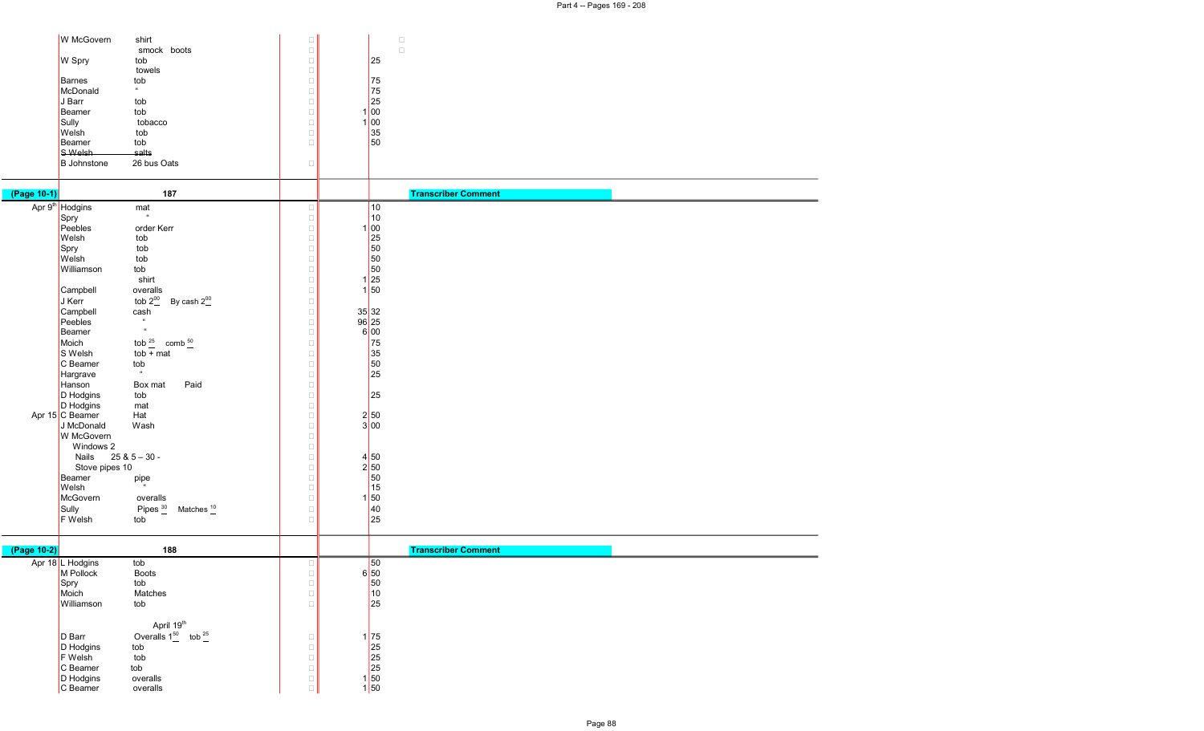| | | | | | |
|---|---|---|---|---|---|
| | W McGovern | shirt | | | |
| | | smock boots | | | |
| | W Spry | tob | | 25 | |
| | | towels | | | |
| | Barnes | tob | | 75 | |
| | McDonald | " | | 75 | |
| | J Barr | tob | | 25 | |
| | Beamer | tob | 1 | 00 | |
| | Sully | tobacco | 1 | 00 | |
| | Welsh | tob | | 35 | |
| | Beamer | tob | | 50 | |
| | ~~S Welsh~~ | ~~salts~~ | | | |
| | B Johnstone | 26 bus Oats | | | |

| (Page 10-1) | | 187 | | | Transcriber Comment |
|---|---|---|---|---|---|
| Apr 9th | Hodgins | mat | | 10 | |
| | Spry | " | | 10 | |
| | Peebles | order Kerr | 1 | 00 | |
| | Welsh | tob | | 25 | |
| | Spry | tob | | 50 | |
| | Welsh | tob | | 50 | |
| | Williamson | tob | | 50 | |
| | | shirt | 1 | 25 | |
| | Campbell | overalls | 1 | 50 | |
| | J Kerr | tob $2^{00}$ By cash $2^{00}$ | | | |
| | Campbell | cash | 35 | 32 | |
| | Peebles | " | 96 | 25 | |
| | Beamer | " | 6 | 00 | |
| | Moich | tob $^{25}$ comb $^{50}$ | | 75 | |
| | S Welsh | tob + mat | | 35 | |
| | C Beamer | tob | | 50 | |
| | Hargrave | " | | 25 | |
| | Hanson | Box mat Paid | | | |
| | D Hodgins | tob | | 25 | |
| | D Hodgins | mat | | | |
| Apr 15 | C Beamer | Hat | 2 | 50 | |
| | J McDonald | Wash | 3 | 00 | |
| | W McGovern | | | | |
| | Windows 2 | | | | |
| | Nails 25 & 5 – 30 - | | 4 | 50 | |
| | Stove pipes 10 | | 2 | 50 | |
| | Beamer | pipe | | 50 | |
| | Welsh | " | | 15 | |
| | McGovern | overalls | 1 | 50 | |
| | Sully | Pipes $^{30}$ Matches $^{10}$ | | 40 | |
| | F Welsh | tob | | 25 | |

| (Page 10-2) | | 188 | | | Transcriber Comment |
|---|---|---|---|---|---|
| Apr 18 | L Hodgins | tob | | 50 | |
| | M Pollock | Boots | 6 | 50 | |
| | Spry | tob | | 50 | |
| | Moich | Matches | | 10 | |
| | Williamson | tob | | 25 | |
| | | April 19th | | | |
| | D Barr | Overalls $1^{50}$ tob $^{25}$ | 1 | 75 | |
| | D Hodgins | tob | | 25 | |
| | F Welsh | tob | | 25 | |
| | C Beamer | tob | | 25 | |
| | D Hodgins | overalls | 1 | 50 | |
| | C Beamer | overalls | 1 | 50 | |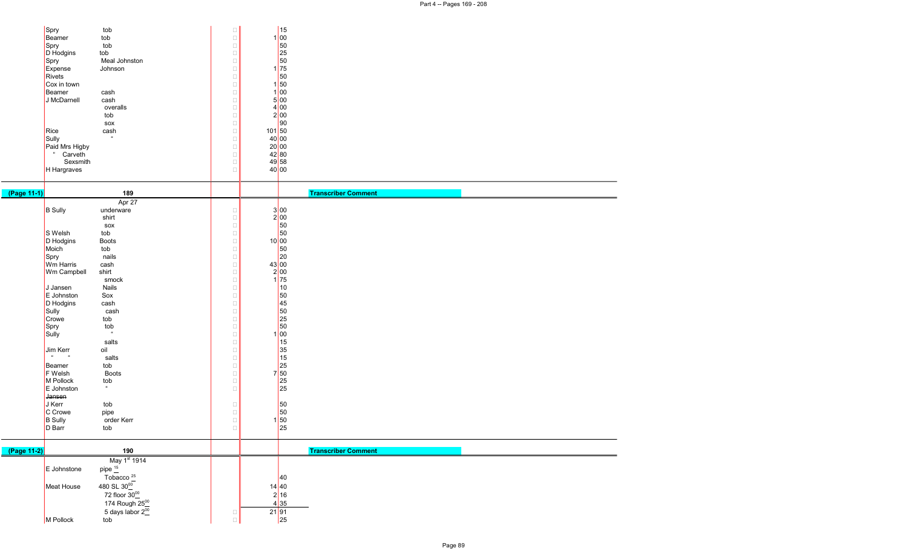| Name | Item | Dollars | Cents |
|---|---|---|---|
| Spry | tob | | 15 |
| Beamer | tob | 1 | 00 |
| Spry | tob | | 50 |
| D Hodgins | tob | | 25 |
| Spry | Meal Johnston | | 50 |
| Expense | Johnson | 1 | 75 |
| Rivets | | | 50 |
| Cox in town | | 1 | 50 |
| Beamer | cash | 1 | 00 |
| J McDarnell | cash | 5 | 00 |
| | overalls | 4 | 00 |
| | tob | 2 | 00 |
| | sox | | 90 |
| Rice | cash | 101 | 50 |
| Sully | " | 40 | 00 |
| Paid Mrs Higby | | 20 | 00 |
| " Carveth | | 42 | 80 |
| Sexsmith | | 49 | 58 |
| H Hargraves | | 40 | 00 |

**(Page 11-1)** 189 — **Transcriber Comment**

| Name | Item | Dollars | Cents |
|---|---|---|---|
| | Apr 27 | | |
| B Sully | underware | 3 | 00 |
| | shirt | 2 | 00 |
| | sox | | 50 |
| S Welsh | tob | | 50 |
| D Hodgins | Boots | 10 | 00 |
| Moich | tob | | 50 |
| Spry | nails | | 20 |
| Wm Harris | cash | 43 | 00 |
| Wm Campbell | shirt | 2 | 00 |
| | smock | 1 | 75 |
| J Jansen | Nails | | 10 |
| E Johnston | Sox | | 50 |
| D Hodgins | cash | | 45 |
| Sully | cash | | 50 |
| Crowe | tob | | 25 |
| Spry | tob | | 50 |
| Sully | " | 1 | 00 |
| | salts | | 15 |
| Jim Kerr | oil | | 35 |
| " " | salts | | 15 |
| Beamer | tob | | 25 |
| F Welsh | Boots | 7 | 50 |
| M Pollock | tob | | 25 |
| E Johnston | " | | 25 |
| ~~Jansen~~ | | | |
| J Kerr | tob | | 50 |
| C Crowe | pipe | | 50 |
| B Sully | order Kerr | 1 | 50 |
| D Barr | tob | | 25 |

**(Page 11-2)** 190 — **Transcriber Comment**

| Name | Item | Dollars | Cents |
|---|---|---|---|
| | May 1st 1914 | | |
| E Johnstone | pipe 15 | | |
| | Tobacco 25 | | 40 |
| Meat House | 480 SL 30.00 | 14 | 40 |
| | 72 floor 30.00 | 2 | 16 |
| | 174 Rough 25.00 | 4 | 35 |
| | 5 days labor 2.00 | 21 | 91 |
| M Pollock | tob | | 25 |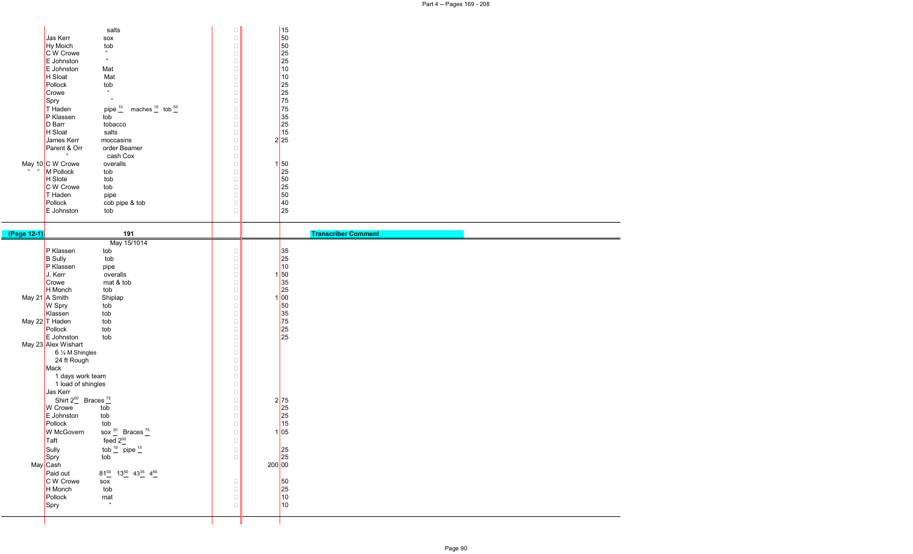| Date | Name | Item | | Amount |
|---|---|---|---|---|
| | | salts | | 15 |
| | Jas Kerr | sox | | 50 |
| | Hy Moich | tob | | 50 |
| | C W Crowe | " | | 25 |
| | E Johnston | " | | 25 |
| | E Johnston | Mat | | 10 |
| | H Sloat | Mat | | 10 |
| | Pollock | tob | | 25 |
| | Crowe | " | | 25 |
| | Spry | " | | 75 |
| | T Haden | pipe 15 maches 10 tob 50 | | 75 |
| | P Klassen | tob | | 35 |
| | D Barr | tobacco | | 25 |
| | H Sloat | salts | | 15 |
| | James Kerr | moccasins | 2 | 25 |
| | Parent & Orr | order Beamer | | |
| | " | cash Cox | | |
| May 10 | C W Crowe | overalls | 1 | 50 |
| " " | M Pollock | tob | | 25 |
| | H Slote | tob | | 50 |
| | C W Crowe | tob | | 25 |
| | T Haden | pipe | | 50 |
| | Pollock | cob pipe & tob | | 40 |
| | E Johnston | tob | | 25 |

| (Page 12-1) | 191 | | | | Transcriber Comment |
|---|---|---|---|---|---|

| Date | Name | Item | | Amount |
|---|---|---|---|---|
| | | May 15/1014 | | |
| | P Klassen | tob | | 35 |
| | B Sully | tob | | 25 |
| | P Klassen | pipe | | 10 |
| | J. Kerr | overalls | 1 | 50 |
| | Crowe | mat & tob | | 35 |
| | H Monch | tob | | 25 |
| May 21 | A Smith | Shiplap | 1 | 00 |
| | W Spry | tob | | 50 |
| | Klassen | tob | | 35 |
| May 22 | T Haden | tob | | 75 |
| | Pollock | tob | | 25 |
| | E Johnston | tob | | 25 |
| May 23 | Alex Wishart | | | |
| | 6 ¼ M Shingles | | | |
| | 24 ft Rough | | | |
| | Mack | | | |
| | 1 days work team | | | |
| | 1 load of shingles | | | |
| | Jas Kerr | | | |
| | Shirt 2 00 Braces 75 | | 2 | 75 |
| | W Crowe | tob | | 25 |
| | E Johnston | tob | | 25 |
| | Pollock | tob | | 15 |
| | W McGovern | sox 30 Braces 75 | 1 | 05 |
| | Taft | feed 2 00 | | |
| | Sully | tob 10 pipe 15 | | 25 |
| | Spry | tob | | 25 |
| May | Cash | | 200 | 00 |
| | Paid out | 81 00 13 50 43 35 4 80 | | |
| | C W Crowe | sox | | 50 |
| | H Monch | tob | | 25 |
| | Pollock | mat | | 10 |
| | Spry | " | | 10 |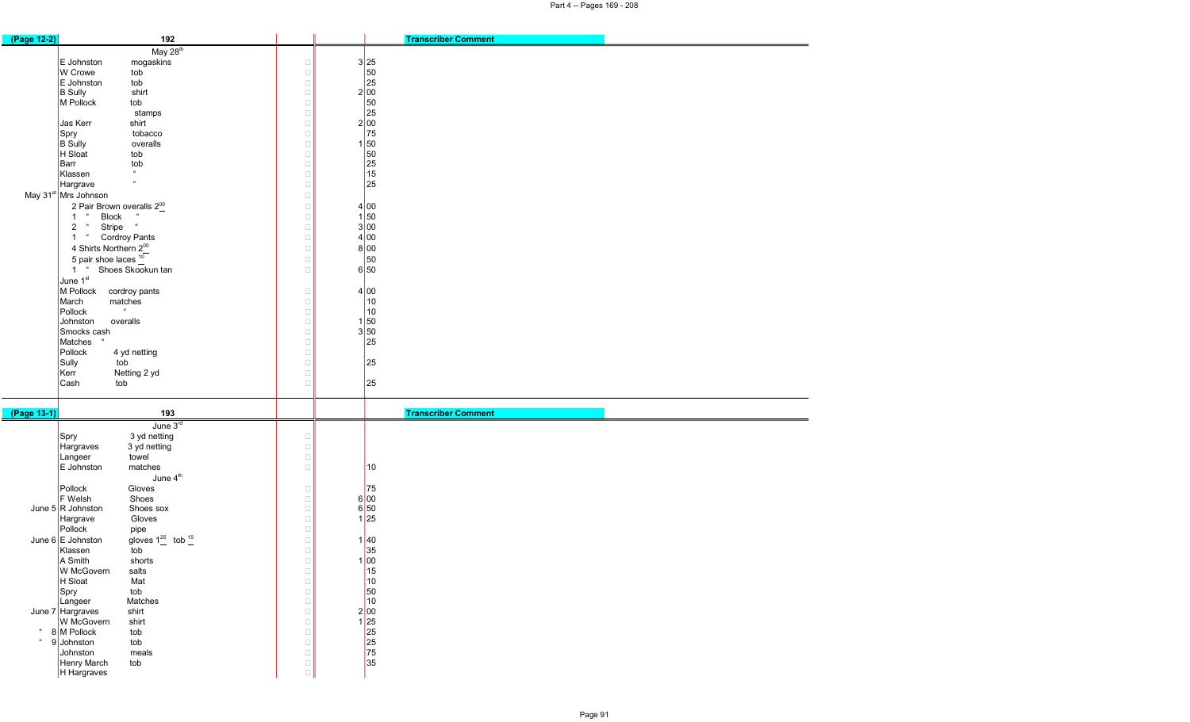| (Page 12-2) | 192 | | | Transcriber Comment |
|---|---|---|---|---|
| | May 28th | | | |
| | E Johnston mogaskins | 3 | 25 | |
| | W Crowe tob | | 50 | |
| | E Johnston tob | | 25 | |
| | B Sully shirt | 2 | 00 | |
| | M Pollock tob | | 50 | |
| | stamps | | 25 | |
| | Jas Kerr shirt | 2 | 00 | |
| | Spry tobacco | | 75 | |
| | B Sully overalls | 1 | 50 | |
| | H Sloat tob | | 50 | |
| | Barr tob | | 25 | |
| | Klassen " | | 15 | |
| | Hargrave " | | 25 | |
| May 31st | Mrs Johnson | | | |
| | 2 Pair Brown overalls 2.00 | 4 | 00 | |
| | 1 " Block " | 1 | 50 | |
| | 2 " Stripe " | 3 | 00 | |
| | 1 " Cordroy Pants | 4 | 00 | |
| | 4 Shirts Northern 2.00 | 8 | 00 | |
| | 5 pair shoe laces .10 | | 50 | |
| | 1 " Shoes Skookun tan | 6 | 50 | |
| | June 1st | | | |
| | M Pollock cordroy pants | 4 | 00 | |
| | March matches | | 10 | |
| | Pollock " | | 10 | |
| | Johnston overalls | 1 | 50 | |
| | Smocks cash | 3 | 50 | |
| | Matches " | | 25 | |
| | Pollock 4 yd netting | | | |
| | Sully tob | | 25 | |
| | Kerr Netting 2 yd | | | |
| | Cash tob | | 25 | |

| (Page 13-1) | 193 | | | Transcriber Comment |
|---|---|---|---|---|
| | June 3rd | | | |
| | Spry 3 yd netting | | | |
| | Hargraves 3 yd netting | | | |
| | Langeer towel | | | |
| | E Johnston matches | | 10 | |
| | June 4th | | | |
| | Pollock Gloves | | 75 | |
| | F Welsh Shoes | 6 | 00 | |
| June 5 | R Johnston Shoes sox | 6 | 50 | |
| | Hargrave Gloves | 1 | 25 | |
| | Pollock pipe | | | |
| June 6 | E Johnston gloves 1.25 tob .15 | 1 | 40 | |
| | Klassen tob | | 35 | |
| | A Smith shorts | 1 | 00 | |
| | W McGovern salts | | 15 | |
| | H Sloat Mat | | 10 | |
| | Spry tob | | 50 | |
| | Langeer Matches | | 10 | |
| June 7 | Hargraves shirt | 2 | 00 | |
| | W McGovern shirt | 1 | 25 | |
| " 8 | M Pollock tob | | 25 | |
| " 9 | Johnston tob | | 25 | |
| | Johnston meals | | 75 | |
| | Henry March tob | | 35 | |
| | H Hargraves | | | |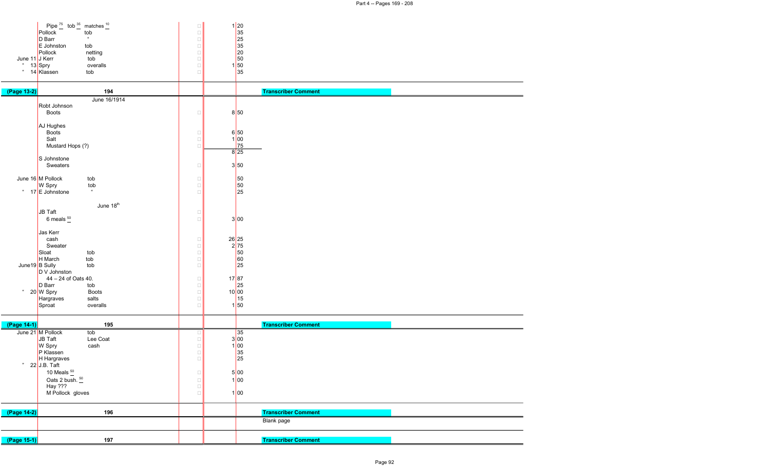| Date | Name | Item | | Amount | Transcriber Comment |
|---|---|---|---|---|---|
| | Pipe 75 tob 35 matches 10 | | | 1 20 | |
| | Pollock | tob | | 35 | |
| | D Barr | " | | 25 | |
| | E Johnston | tob | | 35 | |
| | Pollock | netting | | 20 | |
| June 11 | J Kerr | tob | | 50 | |
| " 13 | Spry | overalls | | 1 50 | |
| " 14 | Klassen | tob | | 35 | |

| (Page 13-2) | 194 | | | | Transcriber Comment |
|---|---|---|---|---|---|
| | June 16/1914 | | | | |
| | Robt Johnson | | | | |
| | Boots | | | 8 50 | |
| | AJ Hughes | | | | |
| | Boots | | | 6 50 | |
| | Salt | | | 1 00 | |
| | Mustard Hops (?) | | | 75 | |
| | | | | 8 25 | |
| | S Johnstone | | | | |
| | Sweaters | | | 3 50 | |
| June 16 | M Pollock | tob | | 50 | |
| | W Spry | tob | | 50 | |
| " 17 | E Johnstone | " | | 25 | |
| | June 18th | | | | |
| | JB Taft | | | | |
| | 6 meals 50 | | | 3 00 | |
| | Jas Kerr | | | | |
| | cash | | | 26 25 | |
| | Sweater | | | 2 75 | |
| | Sloat | tob | | 50 | |
| | H March | tob | | 60 | |
| June19 | B Sully | tob | | 25 | |
| | D V Johnston | | | | |
| | 44 – 24 of Oats 40. | | | 17 87 | |
| | D Barr | tob | | 25 | |
| " 20 | W Spry | Boots | | 10 00 | |
| | Hargraves | salts | | 15 | |
| | Sproat | overalls | | 1 50 | |

| (Page 14-1) | 195 | | | | Transcriber Comment |
|---|---|---|---|---|---|
| June 21 | M Pollock | tob | | 35 | |
| | JB Taft | Lee Coat | | 3 00 | |
| | W Spry | cash | | 1 00 | |
| | P Klassen | | | 35 | |
| | H Hargraves | | | 25 | |
| " 22 | J.B. Taft | | | | |
| | 10 Meals 50 | | | 5 00 | |
| | Oats 2 bush. 50 | | | 1 00 | |
| | Hay ??? | | | | |
| | M Pollock gloves | | | 1 00 | |

| (Page 14-2) | 196 | | | | Transcriber Comment |
|---|---|---|---|---|---|
| | | | | | Blank page |

| (Page 15-1) | 197 | | | | Transcriber Comment |
|---|---|---|---|---|---|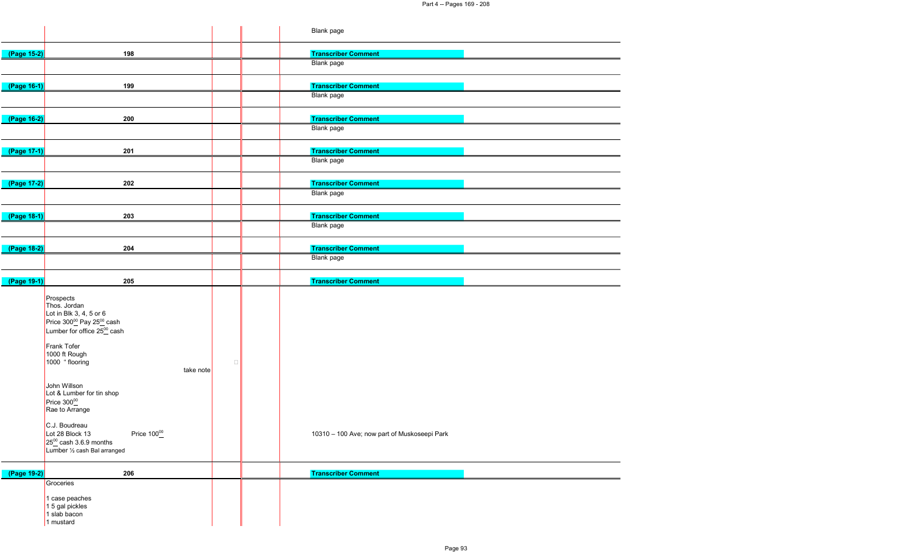| | | | | |
|---|---|---|---|---|
| | | | | Blank page |
| (Page 15-2) | 198 | | | Transcriber Comment |
| | | | | Blank page |
| (Page 16-1) | 199 | | | Transcriber Comment |
| | | | | Blank page |
| (Page 16-2) | 200 | | | Transcriber Comment |
| | | | | Blank page |
| (Page 17-1) | 201 | | | Transcriber Comment |
| | | | | Blank page |
| (Page 17-2) | 202 | | | Transcriber Comment |
| | | | | Blank page |
| (Page 18-1) | 203 | | | Transcriber Comment |
| | | | | Blank page |
| (Page 18-2) | 204 | | | Transcriber Comment |
| | | | | Blank page |
| (Page 19-1) | 205 | | | Transcriber Comment |
| | Prospects<br>Thos. Jordan<br>Lot in Blk 3, 4, 5 or 6<br>Price 300$^{\underline{00}}$ Pay 25$^{\underline{00}}$ cash<br>Lumber for office 25$^{\underline{00}}$ cash | | | |
| | Frank Tofer<br>1000 ft Rough<br>1000 " flooring | take note | | |
| | John Willson<br>Lot & Lumber for tin shop<br>Price 300$^{\underline{00}}$<br>Rae to Arrange | | | |
| | C.J. Boudreau<br>Lot 28 Block 13 Price 100$^{\underline{00}}$<br>25$^{\underline{00}}$ cash 3.6.9 months<br>Lumber ½ cash Bal arranged | | | 10310 – 100 Ave; now part of Muskoseepi Park |
| (Page 19-2) | 206 | | | Transcriber Comment |
| | Groceries<br><br>1 case peaches<br>1 5 gal pickles<br>1 slab bacon<br>1 mustard | | | |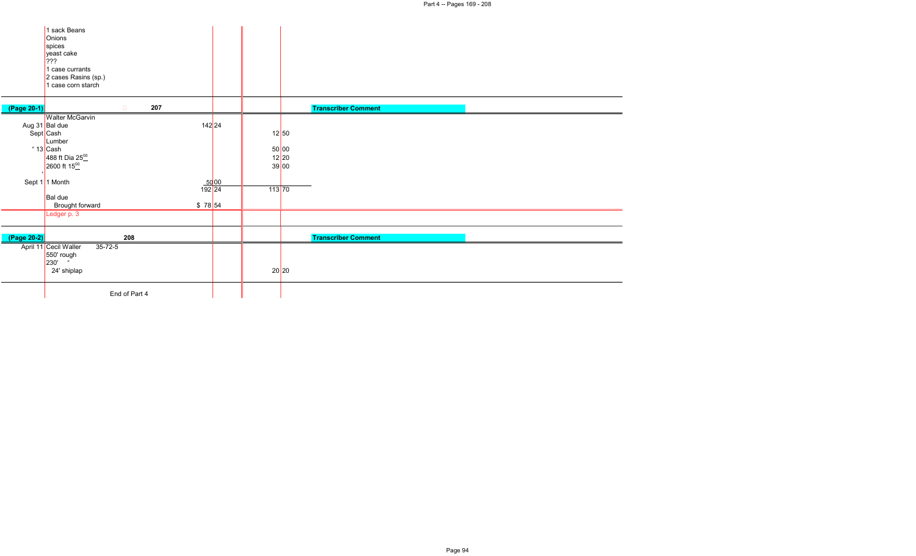| | | | |
|---|---|---|---|
| | 1 sack Beans | | |
| | Onions | | |
| | spices | | |
| | yeast cake | | |
| | ??? | | |
| | 1 case currants | | |
| | 2 cases Rasins (sp.) | | |
| | 1 case corn starch | | |

| (Page 20-1) | 207 | | | Transcriber Comment |
|---|---|---|---|---|
| | Walter McGarvin | | | |
| Aug 31 | Bal due | 142 24 | | |
| Sept | Cash | | 12 50 | |
| | Lumber | | | |
| " 13 | Cash | | 50 00 | |
| | 488 ft Dia $25^{00}$ | | 12 20 | |
| | 2600 ft $15^{00}$ | | 39 00 | |
| Sept 1 | 1 Month | 50 00 | | |
| | | 192 24 | 113 70 | |
| | Bal due | | | |
| | Brought forward | $ 78 54 | | |
| | Ledger p. 3 | | | |

| (Page 20-2) | 208 | | | Transcriber Comment |
|---|---|---|---|---|
| April 11 | Cecil Waller 35-72-5 | | | |
| | 550' rough | | | |
| | 230' " | | | |
| | 24' shiplap | | 20 20 | |

End of Part 4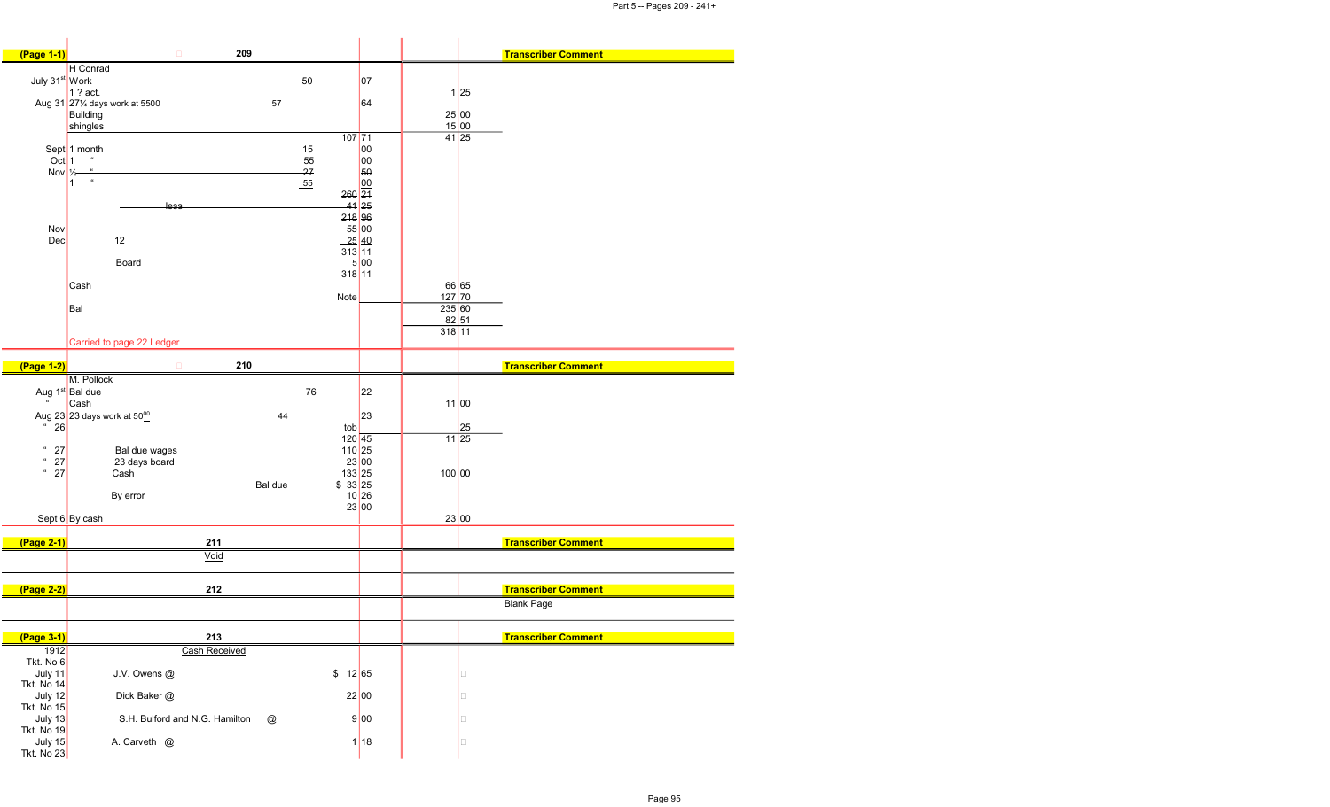| (Page 1-1) | | 209 | | | | | Transcriber Comment |
|---|---|---|---|---|---|---|---|
| | H Conrad | | | | | | |
| July 31st | Work | 50 | | 07 | | | |
| | 1 ? act. | | | | 1 | 25 | |
| Aug 31 | 27¼ days work at 5500 | 57 | | 64 | | | |
| | Building | | | | 25 | 00 | |
| | shingles | | | | 15 | 00 | |
| | | | 107 | 71 | 41 | 25 | |
| Sept | 1 month | 15 | | 00 | | | |
| Oct | 1 " | 55 | | 00 | | | |
| Nov | ~~½ "~~ | ~~27~~ | | ~~50~~ | | | |
| | 1 " | 55 | | 00 | | | |
| | | | ~~260~~ | ~~21~~ | | | |
| | ~~less~~ | | ~~41~~ | ~~25~~ | | | |
| | | | ~~218~~ | ~~96~~ | | | |
| Nov | | | 55 | 00 | | | |
| Dec | 12 | | 25 | 40 | | | |
| | | | 313 | 11 | | | |
| | Board | | 5 | 00 | | | |
| | | | 318 | 11 | | | |
| | Cash | | | | 66 | 65 | |
| | | | Note | | 127 | 70 | |
| | Bal | | | | 235 | 60 | |
| | | | | | 82 | 51 | |
| | | | | | 318 | 11 | |
| | Carried to page 22 Ledger | | | | | | |

| (Page 1-2) | | 210 | | | | | Transcriber Comment |
|---|---|---|---|---|---|---|---|
| | M. Pollock | | | | | | |
| Aug 1st | Bal due | 76 | | 22 | | | |
| " | Cash | | | | 11 | 00 | |
| Aug 23 | 23 days work at 50.00 | 44 | | 23 | | | |
| " 26 | | | tob | | | 25 | |
| | | | 120 | 45 | 11 | 25 | |
| " 27 | Bal due wages | | 110 | 25 | | | |
| " 27 | 23 days board | | 23 | 00 | | | |
| " 27 | Cash | | 133 | 25 | 100 | 00 | |
| | | Bal due | $ 33 | 25 | | | |
| | By error | | 10 | 26 | | | |
| | | | 23 | 00 | | | |
| Sept 6 | By cash | | | | 23 | 00 | |

| (Page 2-1) | 211 | | Transcriber Comment |
|---|---|---|---|
| | Void | | |

| (Page 2-2) | 212 | | Transcriber Comment |
|---|---|---|---|
| | | | Blank Page |

| (Page 3-1) | 213 | | | Transcriber Comment |
|---|---|---|---|---|
| 1912 | Cash Received | | | |
| Tkt. No 6 | | | | |
| July 11 | J.V. Owens @ | $ 12 | 65 | |
| Tkt. No 14 | | | | |
| July 12 | Dick Baker @ | 22 | 00 | |
| Tkt. No 15 | | | | |
| July 13 | S.H. Bulford and N.G. Hamilton @ | 9 | 00 | |
| Tkt. No 19 | | | | |
| July 15 | A. Carveth @ | 1 | 18 | |
| Tkt. No 23 | | | | |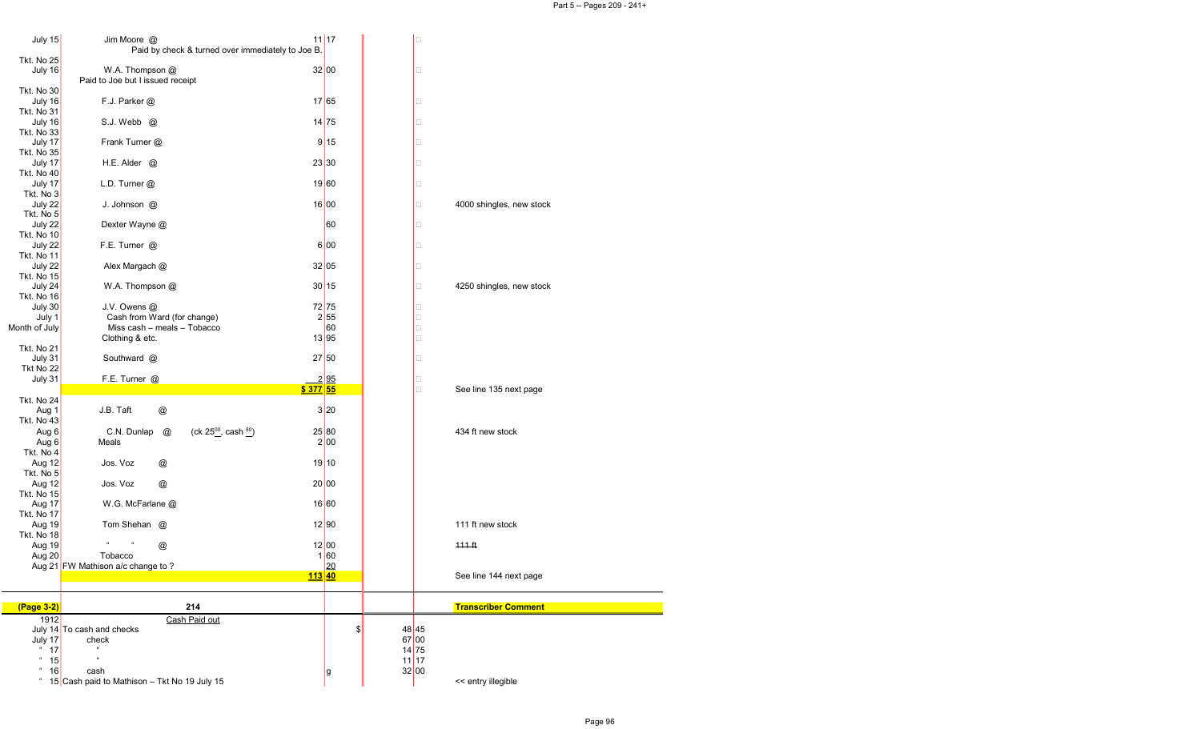| Date | Description | Amount | | Cash | | Comment |
|---|---|---|---|---|---|---|
| July 15 | Jim Moore @ | 11 | 17 | | | |
| | Paid by check & turned over immediately to Joe B. | | | | | |
| Tkt. No 25 | | | | | | |
| July 16 | W.A. Thompson @ | 32 | 00 | | | |
| | Paid to Joe but I issued receipt | | | | | |
| Tkt. No 30 | | | | | | |
| July 16 | F.J. Parker @ | 17 | 65 | | | |
| Tkt. No 31 | | | | | | |
| July 16 | S.J. Webb @ | 14 | 75 | | | |
| Tkt. No 33 | | | | | | |
| July 17 | Frank Turner @ | 9 | 15 | | | |
| Tkt. No 35 | | | | | | |
| July 17 | H.E. Alder @ | 23 | 30 | | | |
| Tkt. No 40 | | | | | | |
| July 17 | L.D. Turner @ | 19 | 60 | | | |
| Tkt. No 3 | | | | | | |
| July 22 | J. Johnson @ | 16 | 00 | | | 4000 shingles, new stock |
| Tkt. No 5 | | | | | | |
| July 22 | Dexter Wayne @ | | 60 | | | |
| Tkt. No 10 | | | | | | |
| July 22 | F.E. Turner @ | 6 | 00 | | | |
| Tkt. No 11 | | | | | | |
| July 22 | Alex Margach @ | 32 | 05 | | | |
| Tkt. No 15 | | | | | | |
| July 24 | W.A. Thompson @ | 30 | 15 | | | 4250 shingles, new stock |
| Tkt. No 16 | | | | | | |
| July 30 | J.V. Owens @ | 72 | 75 | | | |
| July 1 | Cash from Ward (for change) | 2 | 55 | | | |
| Month of July | Miss cash – meals – Tobacco | | 60 | | | |
| | Clothing & etc. | 13 | 95 | | | |
| Tkt. No 21 | | | | | | |
| July 31 | Southward @ | 27 | 50 | | | |
| Tkt No 22 | | | | | | |
| July 31 | F.E. Turner @ | 2 | 95 | | | |
| | | **$ 377** | **55** | | | See line 135 next page |
| Tkt. No 24 | | | | | | |
| Aug 1 | J.B. Taft @ | 3 | 20 | | | |
| Tkt. No 43 | | | | | | |
| Aug 6 | C.N. Dunlap @ (ck 25^00, cash ^80) | 25 | 80 | | | 434 ft new stock |
| Aug 6 | Meals | 2 | 00 | | | |
| Tkt. No 4 | | | | | | |
| Aug 12 | Jos. Voz @ | 19 | 10 | | | |
| Tkt. No 5 | | | | | | |
| Aug 12 | Jos. Voz @ | 20 | 00 | | | |
| Tkt. No 15 | | | | | | |
| Aug 17 | W.G. McFarlane @ | 16 | 60 | | | |
| Tkt. No 17 | | | | | | |
| Aug 19 | Tom Shehan @ | 12 | 90 | | | 111 ft new stock |
| Tkt. No 18 | | | | | | |
| Aug 19 | " " @ | 12 | 00 | | | ~~111 ft~~ |
| Aug 20 | Tobacco | 1 | 60 | | | |
| Aug 21 | FW Mathison a/c change to ? | | 20 | | | |
| | | **113** | **40** | | | See line 144 next page |

| (Page 3-2) | 214 | | | | | Transcriber Comment |
|---|---|---|---|---|---|---|
| 1912 | Cash Paid out | | | | | |
| July 14 | To cash and checks | | $ | 48 | 45 | |
| July 17 | check | | | 67 | 00 | |
| " 17 | " | | | 14 | 75 | |
| " 15 | " | | | 11 | 17 | |
| " 16 | cash | g | | 32 | 00 | |
| " 15 | Cash paid to Mathison – Tkt No 19 July 15 | | | | | << entry illegible |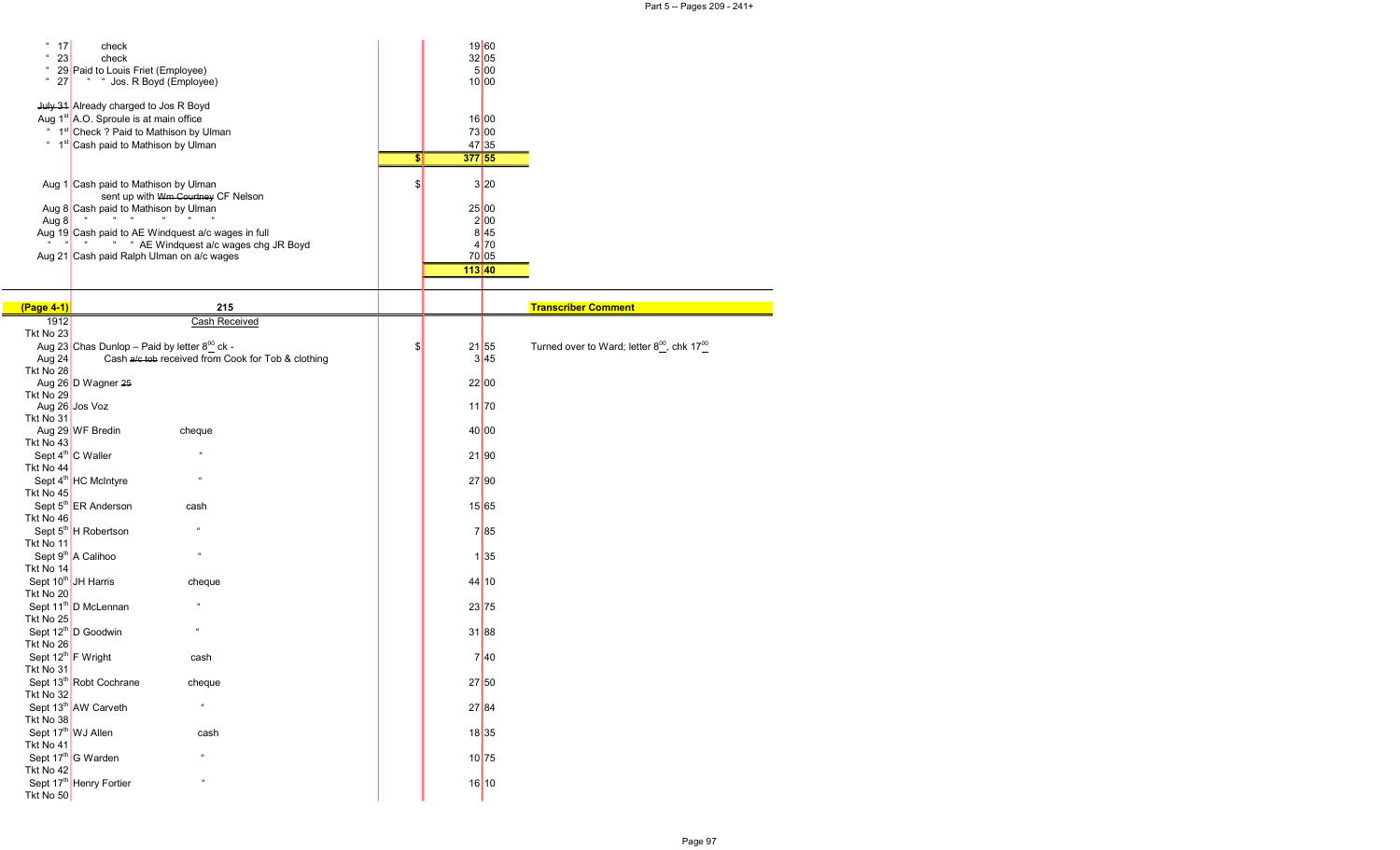| Date | Description | | Amount | Transcriber Comment |
|---|---|---|---|---|
| " 17 | check | | 19 60 | |
| " 23 | check | | 32 05 | |
| " 29 | Paid to Louis Friet (Employee) | | 5 00 | |
| " 27 | " " Jos. R Boyd (Employee) | | 10 00 | |
| ~~July 31~~ | Already charged to Jos R Boyd | | | |
| Aug 1st | A.O. Sproule is at main office | | 16 00 | |
| " 1st | Check ? Paid to Mathison by Ulman | | 73 00 | |
| " 1st | Cash paid to Mathison by Ulman | | 47 35 | |
| | | $ | **377 55** | |
| Aug 1 | Cash paid to Mathison by Ulman sent up with ~~Wm Courtney~~ CF Nelson | $ | 3 20 | |
| Aug 8 | Cash paid to Mathison by Ulman | | 25 00 | |
| Aug 8 | " " " " " " | | 2 00 | |
| Aug 19 | Cash paid to AE Windquest a/c wages in full | | 8 45 | |
| " " | " " " AE Windquest a/c wages chg JR Boyd | | 4 70 | |
| Aug 21 | Cash paid Ralph Ulman on a/c wages | | 70 05 | |
| | | | **113 40** | |

**(Page 4-1)** — 215

Cash Received

| Date | Description | Method | | Amount | Transcriber Comment |
|---|---|---|---|---|---|
| 1912 | | | | | |
| Tkt No 23 | | | | | |
| Aug 23 | Chas Dunlop – Paid by letter $8^{00}$ ck - | | $ | 21 55 | Turned over to Ward; letter $8^{00}$, chk $17^{00}$ |
| Aug 24 | Cash ~~a/c tob~~ received from Cook for Tob & clothing | | | 3 45 | |
| Tkt No 28 | | | | | |
| Aug 26 | D Wagner ~~25~~ | | | 22 00 | |
| Tkt No 29 | | | | | |
| Aug 26 | Jos Voz | | | 11 70 | |
| Tkt No 31 | | | | | |
| Aug 29 | WF Bredin | cheque | | 40 00 | |
| Tkt No 43 | | | | | |
| Sept 4th | C Waller | " | | 21 90 | |
| Tkt No 44 | | | | | |
| Sept 4th | HC McIntyre | " | | 27 90 | |
| Tkt No 45 | | | | | |
| Sept 5th | ER Anderson | cash | | 15 65 | |
| Tkt No 46 | | | | | |
| Sept 5th | H Robertson | " | | 7 85 | |
| Tkt No 11 | | | | | |
| Sept 9th | A Calihoo | " | | 1 35 | |
| Tkt No 14 | | | | | |
| Sept 10th | JH Harris | cheque | | 44 10 | |
| Tkt No 20 | | | | | |
| Sept 11th | D McLennan | " | | 23 75 | |
| Tkt No 25 | | | | | |
| Sept 12th | D Goodwin | " | | 31 88 | |
| Tkt No 26 | | | | | |
| Sept 12th | F Wright | cash | | 7 40 | |
| Tkt No 31 | | | | | |
| Sept 13th | Robt Cochrane | cheque | | 27 50 | |
| Tkt No 32 | | | | | |
| Sept 13th | AW Carveth | " | | 27 84 | |
| Tkt No 38 | | | | | |
| Sept 17th | WJ Allen | cash | | 18 35 | |
| Tkt No 41 | | | | | |
| Sept 17th | G Warden | " | | 10 75 | |
| Tkt No 42 | | | | | |
| Sept 17th | Henry Fortier | " | | 16 10 | |
| Tkt No 50 | | | | | |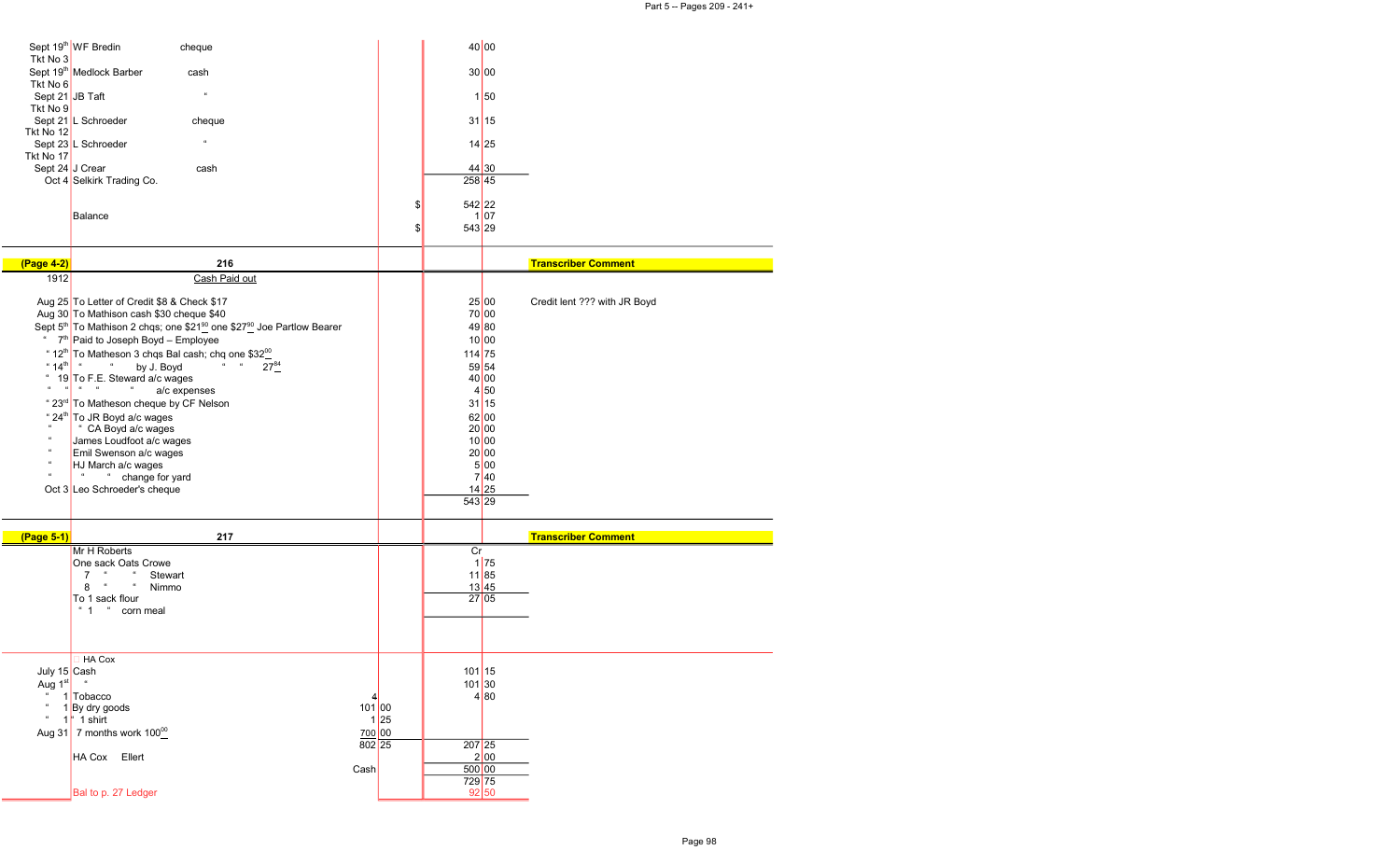| Date | Description | | | | Amount | Transcriber Comment |
|---|---|---|---|---|---|---|
| Sept 19th Tkt No 3 | WF Bredin | cheque | | | 40 00 | |
| Sept 19th Tkt No 6 | Medlock Barber | cash | | | 30 00 | |
| Sept 21 Tkt No 9 | JB Taft | " | | | 1 50 | |
| Sept 21 Tkt No 12 | L Schroeder | cheque | | | 31 15 | |
| Sept 23 Tkt No 17 | L Schroeder | " | | | 14 25 | |
| Sept 24 | J Crear | cash | | | 44 30 | |
| Oct 4 | Selkirk Trading Co. | | | | 258 45 | |
| | | | | $ | 542 22 | |
| | Balance | | | | 1 07 | |
| | | | | $ | 543 29 | |

| (Page 4-2) | 216 | | Transcriber Comment |
|---|---|---|---|
| 1912 | Cash Paid out | | |
| Aug 25 | To Letter of Credit $8 & Check $17 | 25 00 | Credit lent ??? with JR Boyd |
| Aug 30 | To Mathison cash $30 cheque $40 | 70 00 | |
| Sept 5th | To Mathison 2 chqs; one $21.90 one $27.90 Joe Partlow Bearer | 49 80 | |
| " 7th | Paid to Joseph Boyd – Employee | 10 00 | |
| " 12th | To Matheson 3 chqs Bal cash; chq one $32.00 | 114 75 | |
| " 14th | " " by J. Boyd " " 27.84 | 59 54 | |
| " 19 | To F.E. Steward a/c wages | 40 00 | |
| " " | " " a/c expenses | 4 50 | |
| " 23rd | To Matheson cheque by CF Nelson | 31 15 | |
| " 24th | To JR Boyd a/c wages | 62 00 | |
| " | " CA Boyd a/c wages | 20 00 | |
| " | James Loudfoot a/c wages | 10 00 | |
| " | Emil Swenson a/c wages | 20 00 | |
| " | HJ March a/c wages | 5 00 | |
| " | " " change for yard | 7 40 | |
| Oct 3 | Leo Schroeder's cheque | 14 25 | |
| | | 543 29 | |

| (Page 5-1) | 217 | | | Transcriber Comment |
|---|---|---|---|---|
| | Mr H Roberts | | Cr | |
| | One sack Oats Crowe | | 1 75 | |
| | 7 " " Stewart | | 11 85 | |
| | 8 " " Nimmo | | 13 45 | |
| | To 1 sack flour | | 27 05 | |
| | " 1 " corn meal | | | |
| | HA Cox | | | |
| July 15 | Cash | | 101 15 | |
| Aug 1st | " | | 101 30 | |
| " 1 | Tobacco | 4 | 4 80 | |
| " 1 | By dry goods | 101 00 | | |
| " 1 | " 1 shirt | 1 25 | | |
| Aug 31 | 7 months work 100.00 | 700 00 | | |
| | | 802 25 | 207 25 | |
| | HA Cox Ellert | | 2 00 | |
| | Cash | | 500 00 | |
| | | | 729 75 | |
| | Bal to p. 27 Ledger | | 92 50 | |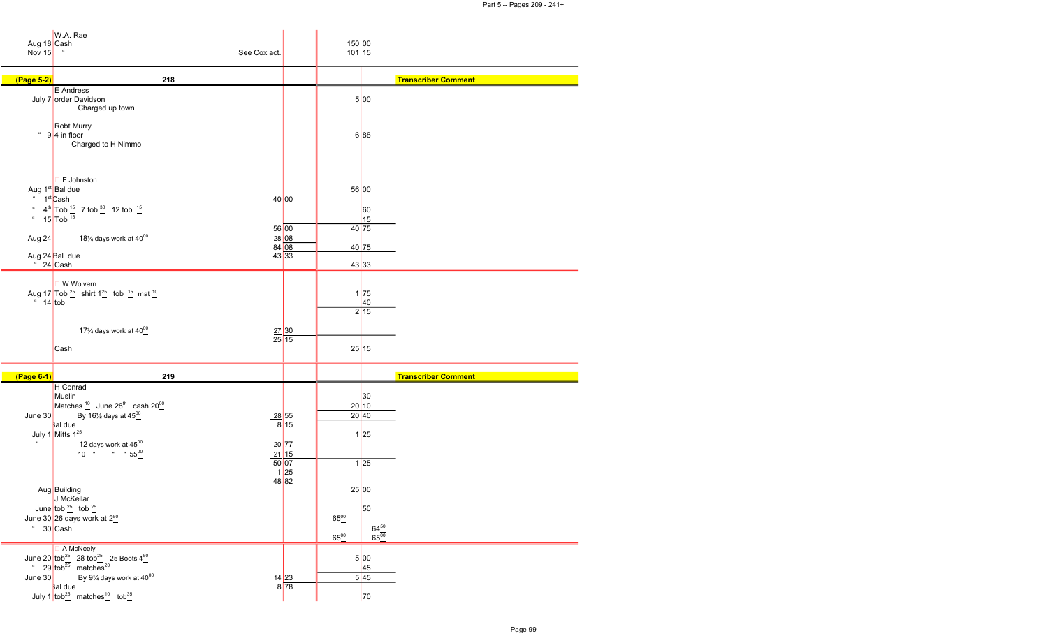| | | | | | |
|---|---|---|---|---|---|
| | W.A. Rae | | | | |
| Aug 18 | Cash | | | 150 | 00 |
| ~~Nov 15~~ | ~~"~~ ~~See Cox act~~ | | | ~~101~~ | ~~15~~ |

| (Page 5-2) | 218 | | | | | Transcriber Comment |
|---|---|---|---|---|---|---|
| | E Andress | | | | | |
| July 7 | order Davidson | | | 5 | 00 | |
| | Charged up town | | | | | |
| | Robt Murry | | | | | |
| " 9 | 4 in floor | | | 6 | 88 | |
| | Charged to H Nimmo | | | | | |
| | E Johnston | | | | | |
| Aug 1st | Bal due | | | 56 | 00 | |
| " 1st | Cash | 40 | 00 | | | |
| " 4th | Tob $\frac{15}{}$ 7 tob $\frac{30}{}$ 12 tob $\frac{15}{}$ | | | | 60 | |
| " 15 | Tob $\frac{15}{}$ | | | | 15 | |
| | | 56 | 00 | 40 | 75 | |
| Aug 24 | 18¼ days work at $40^{00}$ | 28 | 08 | | | |
| | | 84 | 08 | 40 | 75 | |
| Aug 24 | Bal due | 43 | 33 | | | |
| " 24 | Cash | | | 43 | 33 | |
| | W Wolvern | | | | | |
| Aug 17 | Tob $\frac{25}{}$ shirt $1^{25}$ tob $\frac{15}{}$ mat $\frac{10}{}$ | | | 1 | 75 | |
| " 14 | tob | | | | 40 | |
| | | | | 2 | 15 | |
| | 17¾ days work at $40^{00}$ | 27 | 30 | | | |
| | | 25 | 15 | | | |
| | Cash | | | 25 | 15 | |

| (Page 6-1) | 219 | | | | | Transcriber Comment |
|---|---|---|---|---|---|---|
| | H Conrad | | | | | |
| | Muslin | | | | 30 | |
| | Matches $\frac{10}{}$ June 28th cash $20^{00}$ | | | 20 | 10 | |
| June 30 | By 16½ days at $45^{00}$ | 28 | 55 | 20 | 40 | |
| | Bal due | 8 | 15 | | | |
| July 1 | Mitts $1^{25}$ | | | 1 | 25 | |
| " | 12 days work at $45^{00}$ | 20 | 77 | | | |
| | 10 " " " $55^{00}$ | 21 | 15 | | | |
| | | 50 | 07 | 1 | 25 | |
| | | 1 | 25 | | | |
| | | 48 | 82 | | | |
| Aug | Building | | | ~~25~~ | ~~00~~ | |
| | J McKellar | | | | | |
| June | tob $\frac{25}{}$ tob $\frac{25}{}$ | | | | 50 | |
| June 30 | 26 days work at $2^{50}$ | | | $65^{00}$ | | |
| " 30 | Cash | | | | $64^{50}$ | |
| | | | | $65^{00}$ | $65^{00}$ | |
| | A McNeely | | | | | |
| June 20 | tob$^{25}$ 28 tob$^{25}$ 25 Boots $4^{50}$ | | | 5 | 00 | |
| " 29 | tob$^{25}$ matches$^{20}$ | | | | 45 | |
| June 30 | By 9¼ days work at $40^{00}$ | 14 | 23 | 5 | 45 | |
| | Bal due | 8 | 78 | | | |
| July 1 | tob$^{25}$ matches$^{10}$ tob$^{35}$ | | | | 70 | |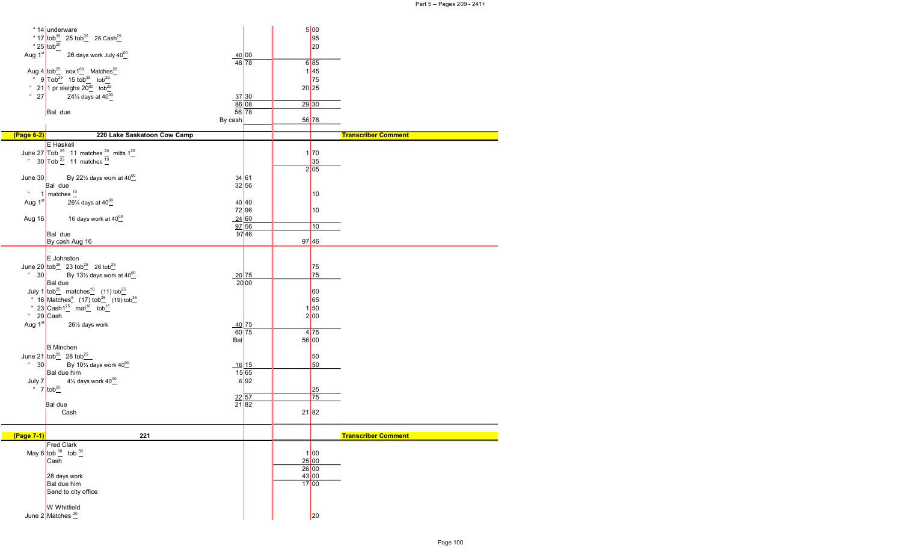| Date | Item | Credit | | Debit | |
|---|---|---|---|---|---|
| " 14 | underware | | | 5 | 00 |
| " 17 | tob $^{35}$ 25 tob $^{35}$ 26 Cash $^{25}$ | | | | 95 |
| " 25 | tob $^{20}$ | | | | 20 |
| Aug 1st | 26 days work July $40^{00}$ | 40 | 00 | | |
| | | 48 | 78 | 6 | 85 |
| Aug 4 | tob $^{25}$ sox $1^{00}$ Matches $^{20}$ | | | 1 | 45 |
| " 9 | Tob $^{25}$ 15 tob $^{25}$ tob $^{25}$ | | | | 75 |
| " 21 | 1 pr sleighs $20^{00}$ tob $^{25}$ | | | 20 | 25 |
| " 27 | 24¼ days at $40^{00}$ | 37 | 30 | | |
| | | 86 | 08 | 29 | 30 |
| | Bal due | 56 | 78 | | |
| | By cash | | | 56 | 78 |

| (Page 6-2) | 220 Lake Saskatoon Cow Camp | | | | | Transcriber Comment |
|---|---|---|---|---|---|---|
| | E Haskell | | | | | |
| June 27 | Tob $^{25}$ 11 matches $^{20}$ mitts $1^{25}$ | | | 1 | 70 | |
| " 30 | Tob $^{25}$ 11 matches $^{10}$ | | | | 35 | |
| | | | | 2 | 05 | |
| June 30 | By 22½ days work at $40^{00}$ | 34 | 61 | | | |
| | Bal due | 32 | 56 | | | |
| " 1 | matches $^{10}$ | | | | 10 | |
| Aug 1st | 26¼ days at $40^{00}$ | 40 | 40 | | | |
| | | 72 | 96 | | 10 | |
| Aug 16 | 16 days work at $40^{00}$ | 24 | 60 | | | |
| | | 97 | 56 | | 10 | |
| | Bal due | 97 | 46 | | | |
| | By cash Aug 16 | | | 97 | 46 | |
| | E Johnston | | | | | |
| June 20 | tob $^{25}$ 23 tob $^{25}$ 26 tob $^{25}$ | | | | 75 | |
| " 30 | By 13½ days work at $40^{00}$ | 20 | 75 | | 75 | |
| | Bal due | 20 | 00 | | | |
| July 1 | tob $^{25}$ matches $^{10}$ (11) tob $^{25}$ | | | | 60 | |
| " 16 | Matches $^{5}$ (17) tob $^{25}$ (19) tob $^{35}$ | | | | 65 | |
| " 23 | Cash $1^{25}$ mat $^{10}$ tob $^{15}$ | | | 1 | 50 | |
| " 29 | Cash | | | 2 | 00 | |
| Aug 1st | 26½ days work | 40 | 75 | | | |
| | | 60 | 75 | 4 | 75 | |
| | Bal | | | 56 | 00 | |
| | B Minchen | | | | | |
| June 21 | tob $^{25}$ 28 tob $^{25}$ | | | | 50 | |
| " 30 | By 10¼ days work $40^{00}$ | 16 | 15 | | 50 | |
| | Bal due him | 15 | 65 | | | |
| July 7 | 4½ days work $40^{00}$ | 6 | 92 | | | |
| " 7 | tob $^{25}$ | | | | 25 | |
| | | 22 | 57 | | 75 | |
| | Bal due | 21 | 82 | | | |
| | Cash | | | 21 | 82 | |

| (Page 7-1) | 221 | | | | | Transcriber Comment |
|---|---|---|---|---|---|---|
| | Fred Clark | | | | | |
| May 6 | tob $^{50}$ tob $^{50}$ | | | 1 | 00 | |
| | Cash | | | 25 | 00 | |
| | | | | 26 | 00 | |
| | 28 days work | | | 43 | 00 | |
| | Bal due him | | | 17 | 00 | |
| | Send to city office | | | | | |
| | W Whitfield | | | | | |
| June 2 | Matches $^{20}$ | | | | 20 | |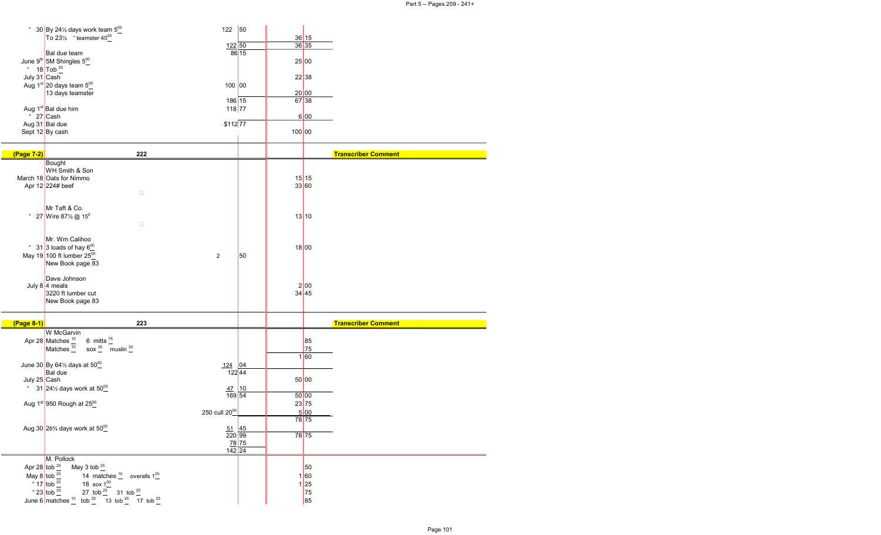| Date | Description | Dr. | | Cr. | | Transcriber Comment |
|---|---|---|---|---|---|---|
| " 30 | By 24½ days work team $5^{\underline{00}}$ | 122 | 50 | | | |
| | To 23½ " teamster $40^{\underline{00}}$ | | | 36 | 15 | |
| | | 122 | 50 | 36 | 35 | |
| | | 86 | 15 | | | |
| | Bal due team | | | | | |
| June 9th | 5M Shingles $5^{\underline{00}}$ | | | 25 | 00 | |
| " 18 | Tob $^{\underline{25}}$ | | | | | |
| July 31 | Cash | | | 22 | 38 | |
| Aug 1st | 20 days team $5^{\underline{00}}$ | 100 | 00 | | | |
| | 13 days teamster | | | 20 | 00 | |
| | | 186 | 15 | 67 | 38 | |
| Aug 1st | Bal due him | 118 | 77 | | | |
| " 27 | Cash | | | 6 | 00 | |
| Aug 31 | Bal due | $112 | 77 | | | |
| Sept 12 | By cash | | | 100 | 00 | |
| **(Page 7-2)** | **222** | | | | | **Transcriber Comment** |
| | Bought | | | | | |
| | WH Smith & Son | | | | | |
| March 18 | Oats for Nimmo | | | 15 | 15 | |
| Apr 12 | 224# beef | | | 33 | 60 | |
| | Mr Taft & Co. | | | | | |
| " 27 | Wire 87½ @ $15^{¢}$ | | | 13 | 10 | |
| | Mr. Wm Calihoo | | | | | |
| " 31 | 3 loads of hay $6^{\underline{00}}$ | | | 18 | 00 | |
| May 19 | 100 ft lumber $25^{\underline{00}}$ | 2 | 50 | | | |
| | New Book page 83 | | | | | |
| | Dave Johnson | | | | | |
| July 8 | 4 meals | | | 2 | 00 | |
| | 3220 ft lumber cut | | | 34 | 45 | |
| | New Book page 83 | | | | | |
| **(Page 8-1)** | **223** | | | | | **Transcriber Comment** |
| | W McGarvin | | | | | |
| Apr 28 | Matches $^{\underline{10}}$ 6 mitts $^{\underline{75}}$ | | | | 85 | |
| | Matches $^{\underline{10}}$ sox $^{\underline{35}}$ muslin $^{\underline{30}}$ | | | | 75 | |
| | | | | 1 | 60 | |
| June 30 | By 64⅓ days at $50^{\underline{00}}$ | 124 | 04 | | | |
| | Bal due | 122 | 44 | | | |
| July 25 | Cash | | | 50 | 00 | |
| " 31 | 24½ days work at $50^{\underline{00}}$ | 47 | 10 | | | |
| | | 169 | 54 | 50 | 00 | |
| Aug 1st | 950 Rough at $25^{\underline{00}}$ | | | 23 | 75 | |
| | | 250 cull $20^{\underline{00}}$ | | 5 | 00 | |
| | | | | 78 | 75 | |
| Aug 30 | 26¾ days work at $50^{\underline{00}}$ | 51 | 45 | | | |
| | | 220 | 99 | 78 | 75 | |
| | | 78 | 75 | | | |
| | | 142 | 24 | | | |
| | M. Pollock | | | | | |
| Apr 28 | tob $^{\underline{25}}$ May 3 tob $^{\underline{25}}$ | | | | 50 | |
| May 8 | tob $^{\underline{25}}$ 14 matches $^{\underline{10}}$ overalls $1^{\underline{25}}$ | | | 1 | 60 | |
| " 17 | tob $^{\underline{25}}$ 18 sox $1^{\underline{00}}$ | | | 1 | 25 | |
| " 23 | tob $^{\underline{25}}$ 27 tob $^{\underline{25}}$ 31 tob $^{\underline{25}}$ | | | | 75 | |
| June 6 | matches $^{\underline{10}}$ tob $^{\underline{25}}$ 13 tob $^{\underline{25}}$ 17 tob $^{\underline{25}}$ | | | | 85 | |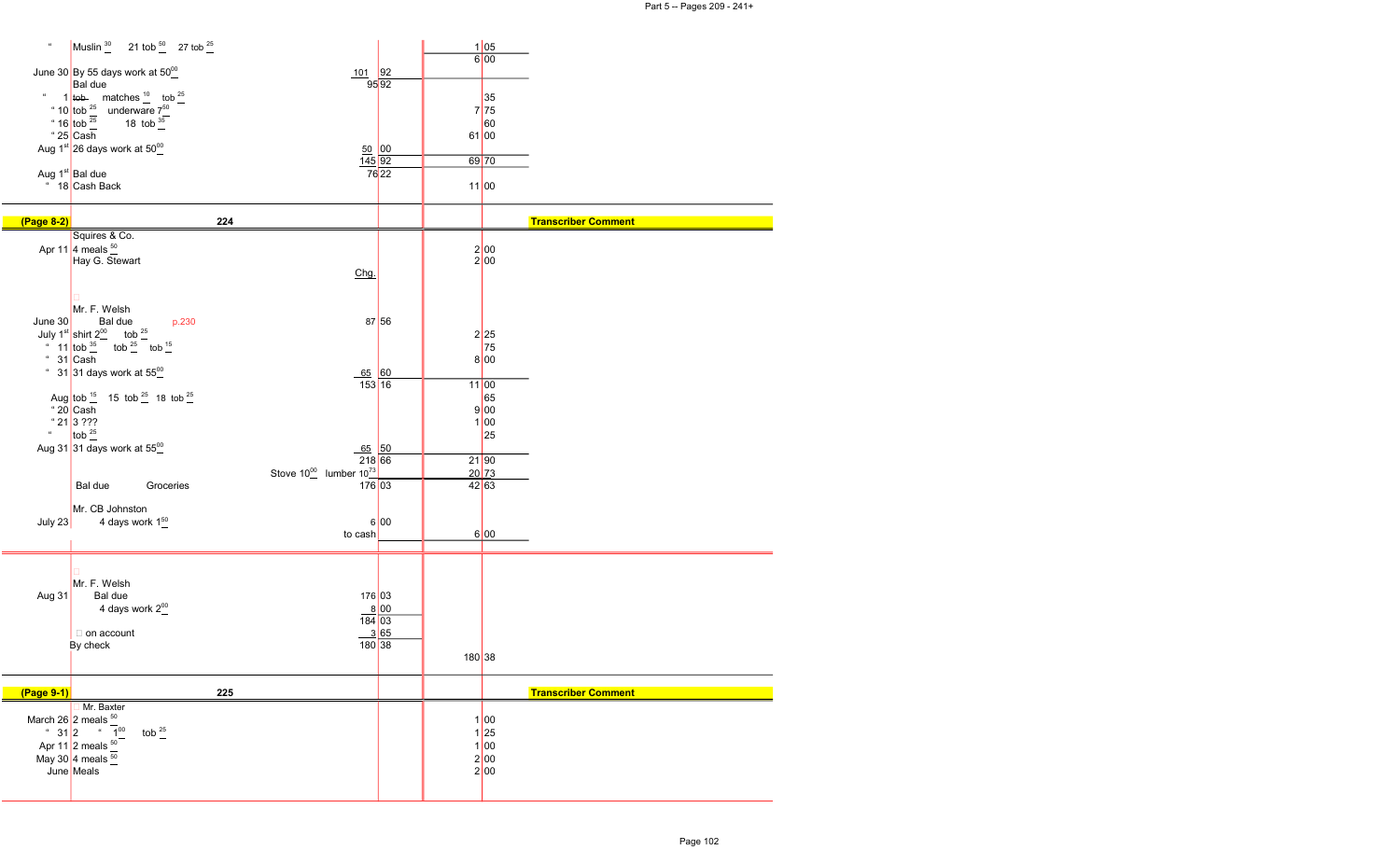| Date | Description | | Debit | | Credit | | Transcriber Comment |
|---|---|---|---|---|---|---|---|
| " | Muslin 30 21 tob 50 27 tob 25 | | | | 1 | 05 | |
| | | | | | 6 | 00 | |
| June 30 | By 55 days work at 50.00 | | 101 | 92 | | | |
| | Bal due | | 95 | 92 | | | |
| " 1 | ~~tob~~ matches 10 tob 25 | | | | | 35 | |
| " 10 | tob 25 underware 7.50 | | | | 7 | 75 | |
| " 16 | tob 25 18 tob 35 | | | | | 60 | |
| " 25 | Cash | | | | 61 | 00 | |
| Aug 1st | 26 days work at 50.00 | | 50 | 00 | | | |
| | | | 145 | 92 | 69 | 70 | |
| Aug 1st | Bal due | | 76 | 22 | | | |
| " 18 | Cash Back | | | | 11 | 00 | |

| (Page 8-2) | 224 | | | | | | Transcriber Comment |
|---|---|---|---|---|---|---|---|
| | Squires & Co. | | | | | | |
| Apr 11 | 4 meals 50 | | | | 2 | 00 | |
| | Hay G. Stewart | | | | 2 | 00 | |
| | | Chg. | | | | | |
| | Mr. F. Welsh | | | | | | |
| June 30 | Bal due | p.230 | 87 | 56 | | | |
| July 1st | shirt 2.00 tob 25 | | | | 2 | 25 | |
| " 11 | tob 35 tob 25 tob 15 | | | | | 75 | |
| " 31 | Cash | | | | 8 | 00 | |
| " 31 | 31 days work at 55.00 | | 65 | 60 | | | |
| | | | 153 | 16 | 11 | 00 | |
| Aug | tob 15 15 tob 25 18 tob 25 | | | | | 65 | |
| " 20 | Cash | | | | 9 | 00 | |
| " 21 | 3 ??? | | | | 1 | 00 | |
| " | tob 25 | | | | | 25 | |
| Aug 31 | 31 days work at 55.00 | | 65 | 50 | | | |
| | | | 218 | 66 | 21 | 90 | |
| | | Stove 10.00 lumber 10.73 | | | 20 | 73 | |
| | Bal due Groceries | | 176 | 03 | 42 | 63 | |
| | Mr. CB Johnston | | | | | | |
| July 23 | 4 days work 1.50 | | 6 | 00 | | | |
| | | to cash | | | 6 | 00 | |

| Date | Description | | Debit | | Credit | | |
|---|---|---|---|---|---|---|---|
| | Mr. F. Welsh | | | | | | |
| Aug 31 | Bal due | | 176 | 03 | | | |
| | 4 days work 2.00 | | 8 | 00 | | | |
| | | | 184 | 03 | | | |
| | on account | | 3 | 65 | | | |
| | By check | | 180 | 38 | | | |
| | | | | | 180 | 38 | |

| (Page 9-1) | 225 | | | | | | Transcriber Comment |
|---|---|---|---|---|---|---|---|
| | Mr. Baxter | | | | | | |
| March 26 | 2 meals 50 | | | | 1 | 00 | |
| " 31 | 2 " 1.00 tob 25 | | | | 1 | 25 | |
| Apr 11 | 2 meals 50 | | | | 1 | 00 | |
| May 30 | 4 meals 50 | | | | 2 | 00 | |
| June | Meals | | | | 2 | 00 | |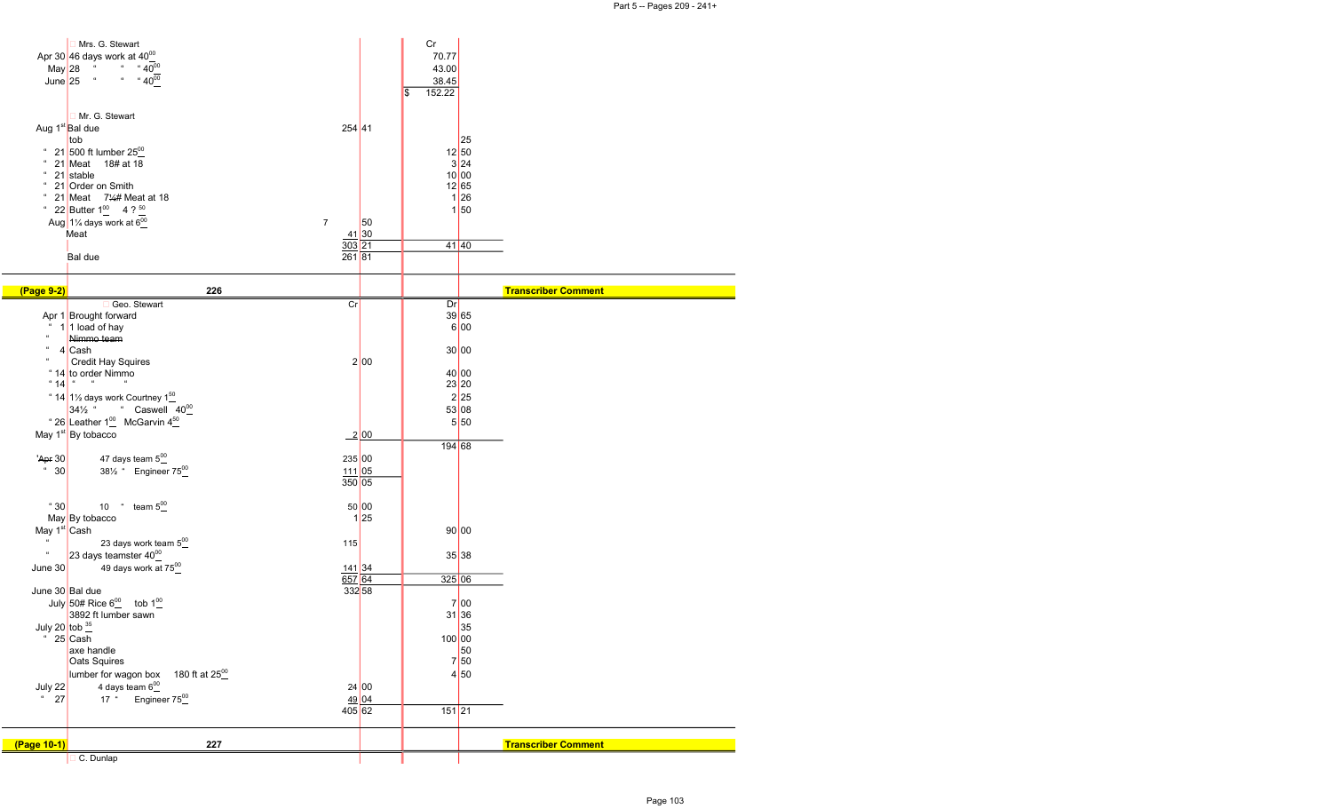| Date | Description | Dr | | Cr | | Transcriber Comment |
|---|---|---|---|---|---|---|
| | Mrs. G. Stewart | | | Cr | | |
| Apr 30 | 46 days work at $40^{00}$ | | | 70.77 | | |
| May 28 | " " " $40^{00}$ | | | 43.00 | | |
| June 25 | " " " $40^{00}$ | | | 38.45 | | |
| | | | | $ 152.22 | | |
| | | | | | | |
| | Mr. G. Stewart | | | | | |
| Aug 1st | Bal due | 254 | 41 | | | |
| | tob | | | | 25 | |
| " 21 | 500 ft lumber $25^{00}$ | | | 12 | 50 | |
| " 21 | Meat 18# at 18 | | | 3 | 24 | |
| " 21 | stable | | | 10 | 00 | |
| " 21 | Order on Smith | | | 12 | 65 | |
| " 21 | Meat 7¼# Meat at 18 | | | 1 | 26 | |
| " 22 | Butter $1^{00}$ 4 ? $^{50}$ | | | 1 | 50 | |
| Aug | 1¼ days work at $6^{00}$ | 7 | 50 | | | |
| | Meat | 41 | 30 | | | |
| | | 303 | 21 | 41 | 40 | |
| | Bal due | 261 | 81 | | | |

**(Page 9-2)** 226 — Transcriber Comment

| Date | Description | Cr | | Dr | | Transcriber Comment |
|---|---|---|---|---|---|---|
| | Geo. Stewart | Cr | | Dr | | |
| Apr 1 | Brought forward | | | 39 | 65 | |
| " 1 | 1 load of hay | | | 6 | 00 | |
| " | ~~Nimmo team~~ | | | | | |
| " 4 | Cash | | | 30 | 00 | |
| " | Credit Hay Squires | 2 | 00 | | | |
| " 14 | to order Nimmo | | | 40 | 00 | |
| " 14 | " " | | | 23 | 20 | |
| " 14 | 1½ days work Courtney $1^{50}$ | | | 2 | 25 | |
| | 34½ " " Caswell $40^{00}$ | | | 53 | 08 | |
| " 26 | Leather $1^{00}$ McGarvin $4^{50}$ | | | 5 | 50 | |
| May 1st | By tobacco | 2 | 00 | | | |
| | | | | 194 | 68 | |
| ~~Apr~~ 30 | 47 days team $5^{00}$ | 235 | 00 | | | |
| " 30 | 38½ " Engineer $75^{00}$ | 111 | 05 | | | |
| | | 350 | 05 | | | |
| | | | | | | |
| " 30 | 10 " team $5^{00}$ | 50 | 00 | | | |
| May | By tobacco | 1 | 25 | | | |
| May 1st | Cash | | | 90 | 00 | |
| " | 23 days work team $5^{00}$ | 115 | | | | |
| " | 23 days teamster $40^{00}$ | | | 35 | 38 | |
| June 30 | 49 days work at $75^{00}$ | 141 | 34 | | | |
| | | 657 | 64 | 325 | 06 | |
| June 30 | Bal due | 332 | 58 | | | |
| July | 50# Rice $6^{00}$ tob $1^{00}$ | | | 7 | 00 | |
| | 3892 ft lumber sawn | | | 31 | 36 | |
| July 20 | tob $^{35}$ | | | | 35 | |
| " 25 | Cash | | | 100 | 00 | |
| | axe handle | | | | 50 | |
| | Oats Squires | | | 7 | 50 | |
| | lumber for wagon box 180 ft at $25^{00}$ | | | 4 | 50 | |
| July 22 | 4 days team $6^{00}$ | 24 | 00 | | | |
| " 27 | 17 " Engineer $75^{00}$ | 49 | 04 | | | |
| | | 405 | 62 | 151 | 21 | |

**(Page 10-1)** 227 — Transcriber Comment

| Date | Description | | | | |
|---|---|---|---|---|---|
| | C. Dunlap | | | | |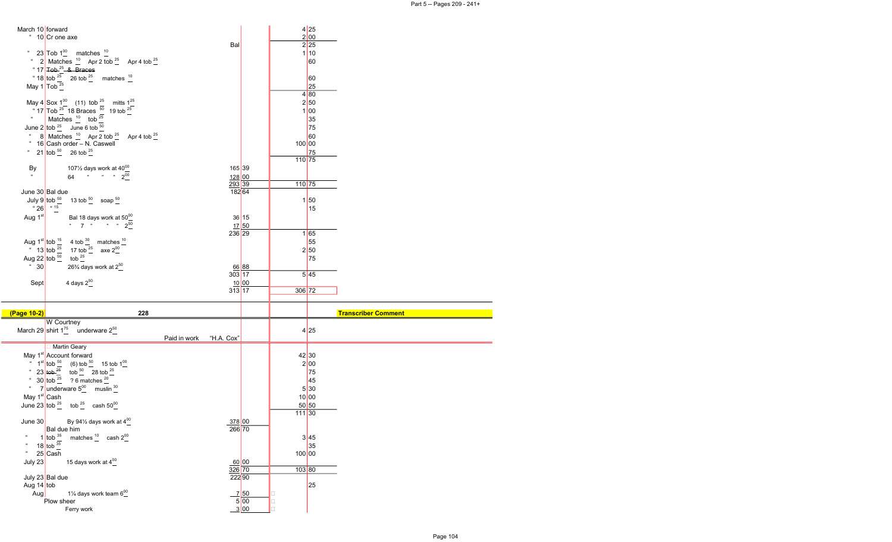| Date | Item | Credit | | Debit | |
|---|---|---|---|---|---|
| March 10 | forward | | | 4 | 25 |
| " 10 | Cr one axe | | | 2 | 00 |
| | Bal | | | 2 | 25 |
| " 23 | Tob $1^{00}$ matches $^{10}$ | | | 1 | 10 |
| " 2 | Matches $^{10}$ Apr 2 tob $^{25}$ Apr 4 tob $^{25}$ | | | | 60 |
| " 17 | ~~Tob $^{25}$ & Braces~~ | | | | |
| " 18 | tob $^{25}$ 26 tob $^{25}$ matches $^{10}$ | | | | 60 |
| May 1 | Tob $^{25}$ | | | | 25 |
| | | | | 4 | 80 |
| May 4 | Sox $1^{00}$ (11) tob $^{25}$ mitts $1^{25}$ | | | 2 | 50 |
| " 17 | Tob $^{25}$ 18 Braces $^{50}$ 19 tob $^{25}$ | | | 1 | 00 |
| " | Matches $^{10}$ tob $^{25}$ | | | | 35 |
| June 2 | tob $^{25}$ June 6 tob $^{50}$ | | | | 75 |
| " 8 | Matches $^{10}$ Apr 2 tob $^{25}$ Apr 4 tob $^{25}$ | | | | 60 |
| " 16 | Cash order – N. Caswell | | | 100 | 00 |
| " 21 | tob $^{50}$ 26 tob $^{25}$ | | | | 75 |
| | | | | 110 | 75 |
| By | 107⅓ days work at $40^{00}$ | 165 | 39 | | |
| " | 64 " " " $2^{00}$ | 128 | 00 | | |
| | | 293 | 39 | 110 | 75 |
| June 30 | Bal due | 182 | 64 | | |
| July 9 | tob $^{50}$ 13 tob $^{50}$ soap $^{50}$ | | | 1 | 50 |
| " 26 | " $^{15}$ | | | | 15 |
| Aug 1st | Bal 18 days work at $50^{00}$ | 36 | 15 | | |
| | " 7 " " " $2^{50}$ | 17 | 50 | | |
| | | 236 | 29 | 1 | 65 |
| Aug 1st | tob $^{15}$ 4 tob $^{30}$ matches $^{10}$ | | | | 55 |
| " 13 | tob $^{25}$ 17 tob $^{25}$ axe $2^{00}$ | | | 2 | 50 |
| Aug 22 | tob $^{50}$ tob $^{25}$ | | | | 75 |
| " 30 | 26¾ days work at $2^{50}$ | 66 | 88 | | |
| | | 303 | 17 | 5 | 45 |
| Sept | 4 days $2^{50}$ | 10 | 00 | | |
| | | 313 | 17 | 306 | 72 |

**(Page 10-2)** 228 — Transcriber Comment

| Date | Item | Credit | | Debit | |
|---|---|---|---|---|---|
| | W Courtney | | | | |
| March 29 | shirt $1^{75}$ underware $2^{50}$ | | | 4 | 25 |
| | Paid in work "H.A. Cox" | | | | |

| Date | Item | Credit | | Debit | |
|---|---|---|---|---|---|
| | Martin Geary | | | | |
| May 1st | Account forward | | | 42 | 30 |
| " 1st | tob $^{50}$ (6) tob $^{50}$ 15 tob $1^{00}$ | | | 2 | 00 |
| " 23 | ~~tob $^{25}$~~ tob $^{50}$ 28 tob $^{25}$ | | | | 75 |
| " 30 | tob $^{25}$ ? 6 matches $^{20}$ | | | | 45 |
| " 7 | underware $5^{00}$ muslin $^{30}$ | | | 5 | 30 |
| May 1st | Cash | | | 10 | 00 |
| June 23 | tob $^{25}$ tob $^{25}$ cash $50^{00}$ | | | 50 | 50 |
| | | | | 111 | 30 |
| June 30 | By 94½ days work at $4^{00}$ | 378 | 00 | | |
| | Bal due him | 266 | 70 | | |
| " 1 | tob $^{35}$ matches $^{10}$ cash $2^{00}$ | | | 3 | 45 |
| " 18 | tob $^{35}$ | | | | 35 |
| " 25 | Cash | | | 100 | 00 |
| July 23 | 15 days work at $4^{00}$ | 60 | 00 | | |
| | | 326 | 70 | 103 | 80 |
| July 23 | Bal due | 222 | 90 | | |
| Aug 14 | tob | | | | 25 |
| Aug | 1¼ days work team $6^{00}$ | 7 | 50 | | |
| | Plow sheer | 5 | 00 | | |
| | Ferry work | 3 | 00 | | |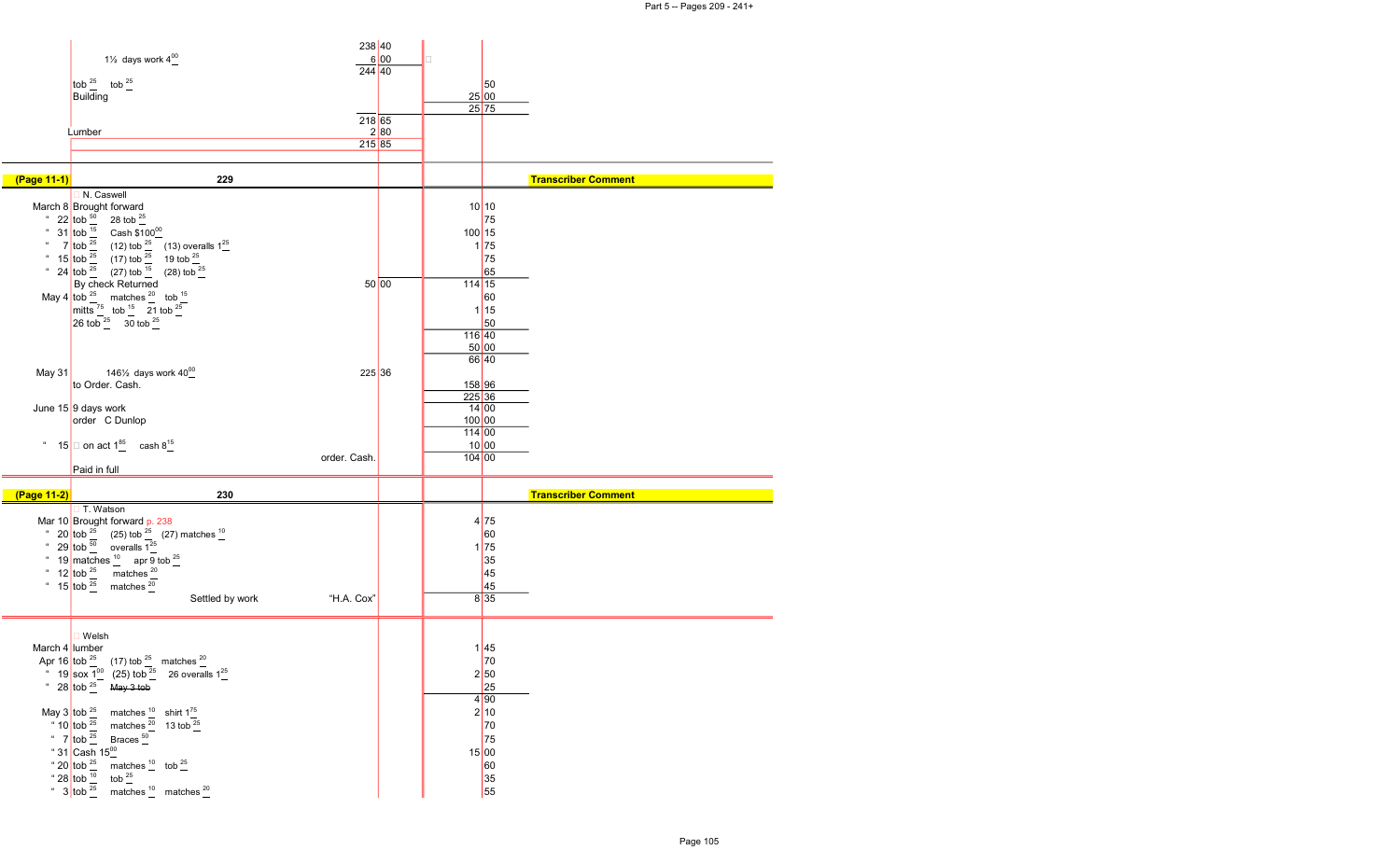| Date | Description | Credit | | Debit | | Transcriber Comment |
|---|---|---|---|---|---|---|
| | | 238 | 40 | | | |
| | 1½ days work $4^{00}$ | 6 | 00 | | | |
| | | 244 | 40 | | | |
| | tob $^{25}$ tob $^{25}$ | | | | 50 | |
| | Building | | | 25 | 00 | |
| | | | | 25 | 75 | |
| | | 218 | 65 | | | |
| | Lumber | 2 | 80 | | | |
| | | 215 | 85 | | | |

| (Page 11-1) | 229 | | | | | Transcriber Comment |
|---|---|---|---|---|---|---|
| | N. Caswell | | | | | |
| March 8 | Brought forward | | | 10 | 10 | |
| " 22 | tob $^{50}$ 28 tob $^{25}$ | | | | 75 | |
| " 31 | tob $^{15}$ Cash $\$100^{00}$ | | | 100 | 15 | |
| " 7 | tob $^{25}$ (12) tob $^{25}$ (13) overalls $1^{25}$ | | | 1 | 75 | |
| " 15 | tob $^{25}$ (17) tob $^{25}$ 19 tob $^{25}$ | | | | 75 | |
| " 24 | tob $^{25}$ (27) tob $^{15}$ (28) tob $^{25}$ | | | | 65 | |
| | By check Returned | 50 | 00 | 114 | 15 | |
| May 4 | tob $^{25}$ matches $^{20}$ tob $^{15}$ | | | | 60 | |
| | mitts $^{75}$ tob $^{15}$ 21 tob $^{25}$ | | | 1 | 15 | |
| | 26 tob $^{25}$ 30 tob $^{25}$ | | | | 50 | |
| | | | | 116 | 40 | |
| | | | | 50 | 00 | |
| | | | | 66 | 40 | |
| May 31 | 146½ days work $40^{00}$ | 225 | 36 | | | |
| | to Order. Cash. | | | 158 | 96 | |
| | | | | 225 | 36 | |
| June 15 | 9 days work | | | 14 | 00 | |
| | order C Dunlop | | | 100 | 00 | |
| | | | | 114 | 00 | |
| " 15 | on act $1^{85}$ cash $8^{15}$ | | | 10 | 00 | |
| | order. Cash. | | | 104 | 00 | |
| | Paid in full | | | | | |

| (Page 11-2) | 230 | | | | | Transcriber Comment |
|---|---|---|---|---|---|---|
| | T. Watson | | | | | |
| Mar 10 | Brought forward p. 238 | | | 4 | 75 | |
| " 20 | tob $^{25}$ (25) tob $^{25}$ (27) matches $^{10}$ | | | | 60 | |
| " 29 | tob $^{50}$ overalls $1^{25}$ | | | 1 | 75 | |
| " 19 | matches $^{10}$ apr 9 tob $^{25}$ | | | | 35 | |
| " 12 | tob $^{25}$ matches $^{20}$ | | | | 45 | |
| " 15 | tob $^{25}$ matches $^{20}$ | | | | 45 | |
| | Settled by work "H.A. Cox" | | | 8 | 35 | |

| Date | Description | Credit | | Debit | | |
|---|---|---|---|---|---|---|
| | Welsh | | | | | |
| March 4 | lumber | | | 1 | 45 | |
| Apr 16 | tob $^{25}$ (17) tob $^{25}$ matches $^{20}$ | | | | 70 | |
| " 19 | sox $1^{00}$ (25) tob $^{25}$ 26 overalls $1^{25}$ | | | 2 | 50 | |
| " 28 | tob $^{25}$ ~~May 3 tob~~ | | | | 25 | |
| | | | | 4 | 90 | |
| May 3 | tob $^{25}$ matches $^{10}$ shirt $1^{75}$ | | | 2 | 10 | |
| " 10 | tob $^{25}$ matches $^{20}$ 13 tob $^{25}$ | | | | 70 | |
| " 7 | tob $^{25}$ Braces $^{50}$ | | | | 75 | |
| " 31 | Cash $15^{00}$ | | | 15 | 00 | |
| " 20 | tob $^{25}$ matches $^{10}$ tob $^{25}$ | | | | 60 | |
| " 28 | tob $^{10}$ tob $^{25}$ | | | | 35 | |
| " 3 | tob $^{25}$ matches $^{10}$ matches $^{20}$ | | | | 55 | |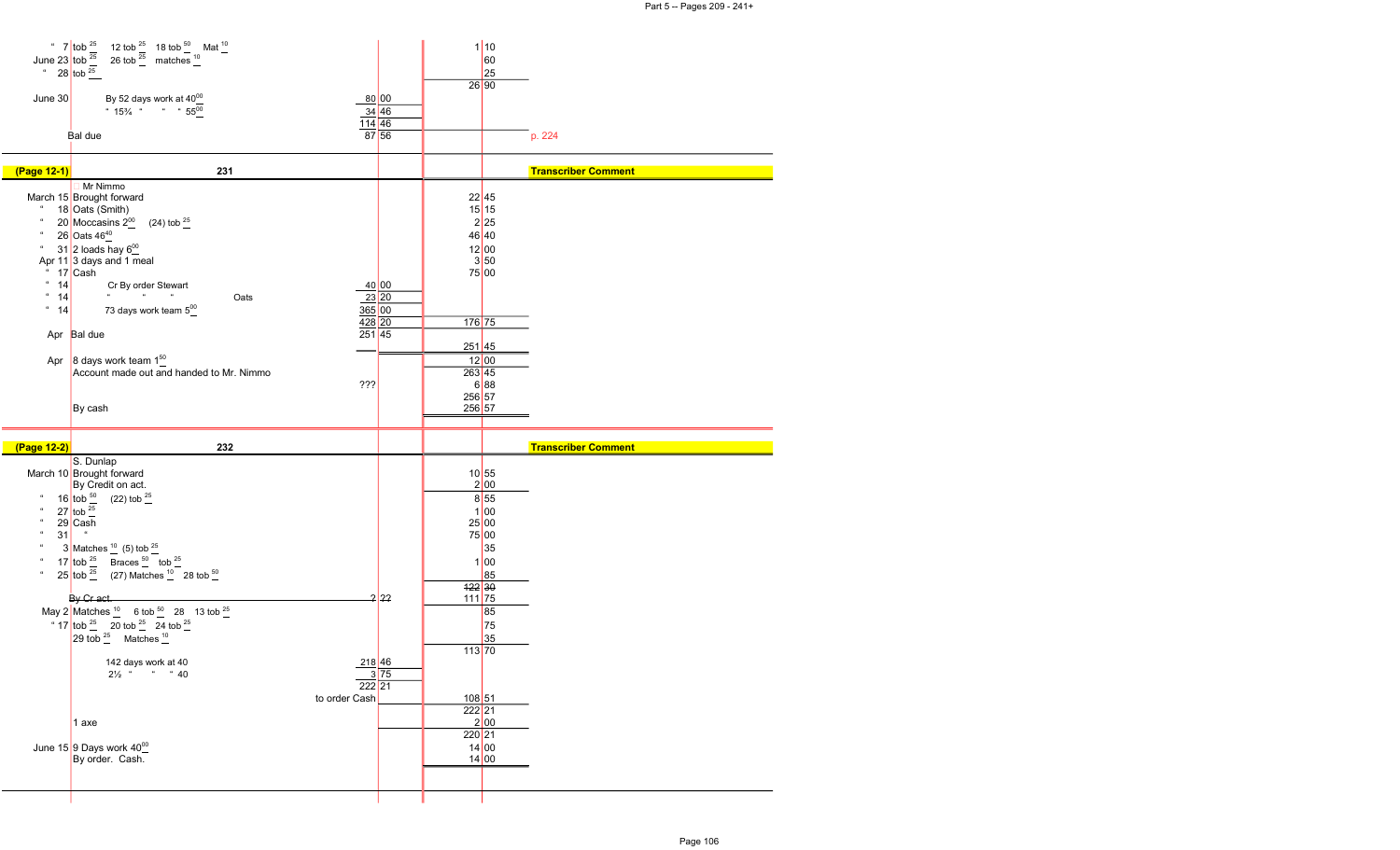| Date | Item | Credit | Debit | Comment |
|---|---|---|---|---|
| " 7 | tob $^{25}$  12 tob $^{25}$  18 tob $^{50}$  Mat $^{10}$ | | 1 10 | |
| June 23 | tob $^{25}$  26 tob $^{25}$  matches $^{10}$ | | 60 | |
| " 28 | tob $^{25}$ | | 25 | |
| | | | 26 90 | |
| June 30 | By 52 days work at $40^{00}$ | 80 00 | | |
| | " 15¾ " " " $55^{00}$ | 34 46 | | |
| | | 114 46 | | |
| | Bal due | 87 56 | | p. 224 |

| (Page 12-1) | 231 | | | Transcriber Comment |
|---|---|---|---|---|
| | Mr Nimmo | | | |
| March 15 | Brought forward | | 22 45 | |
| " 18 | Oats (Smith) | | 15 15 | |
| " 20 | Moccasins $2^{00}$  (24) tob $^{25}$ | | 2 25 | |
| " 26 | Oats $46^{40}$ | | 46 40 | |
| " 31 | 2 loads hay $6^{00}$ | | 12 00 | |
| Apr 11 | 3 days and 1 meal | | 3 50 | |
| " 17 | Cash | | 75 00 | |
| " 14 | Cr By order Stewart | 40 00 | | |
| " 14 | " " " Oats | 23 20 | | |
| " 14 | 73 days work team $5^{00}$ | 365 00 | | |
| | | 428 20 | 176 75 | |
| Apr | Bal due | 251 45 | | |
| | | | 251 45 | |
| Apr | 8 days work team $1^{50}$ | | 12 00 | |
| | Account made out and handed to Mr. Nimmo | | 263 45 | |
| | | ??? | 6 88 | |
| | | | 256 57 | |
| | By cash | | 256 57 | |

| (Page 12-2) | 232 | | | Transcriber Comment |
|---|---|---|---|---|
| | S. Dunlap | | | |
| March 10 | Brought forward | | 10 55 | |
| | By Credit on act. | | 2 00 | |
| " 16 | tob $^{50}$  (22) tob $^{25}$ | | 8 55 | |
| " 27 | tob $^{25}$ | | 1 00 | |
| " 29 | Cash | | 25 00 | |
| " 31 | " | | 75 00 | |
| " 3 | Matches $^{10}$  (5) tob $^{25}$ | | 35 | |
| " 17 | tob $^{25}$  Braces $^{50}$  tob $^{25}$ | | 1 00 | |
| " 25 | tob $^{25}$  (27) Matches $^{10}$  28 tob $^{50}$ | | 85 | |
| | | | ~~122~~ 30 | |
| | ~~By Cr act.~~ | ~~2 22~~ | 111 75 | |
| May 2 | Matches $^{10}$  6 tob $^{50}$  28  13 tob $^{25}$ | | 85 | |
| " 17 | tob $^{25}$  20 tob $^{25}$  24 tob $^{25}$ | | 75 | |
| | 29 tob $^{25}$  Matches $^{10}$ | | 35 | |
| | | | 113 70 | |
| | 142 days work at 40 | 218 46 | | |
| | 2½ " " " 40 | 3 75 | | |
| | | 222 21 | | |
| | to order Cash | | 108 51 | |
| | | | 222 21 | |
| | 1 axe | | 2 00 | |
| | | | 220 21 | |
| June 15 | 9 Days work $40^{00}$ | | 14 00 | |
| | By order. Cash. | | 14 00 | |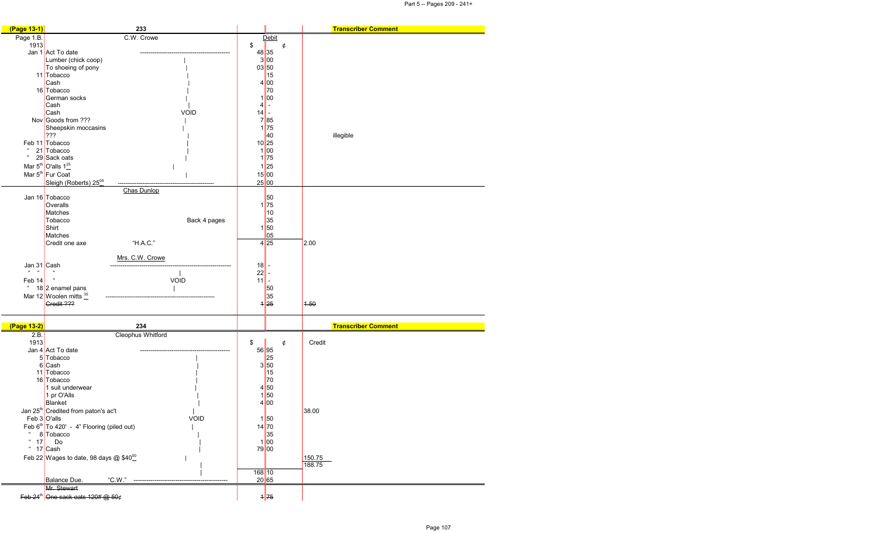| (Page 13-1) | 233 | | | | Transcriber Comment |
|---|---|---|---|---|---|
| Page 1.B. | C.W. Crowe | Debit | | | |
| 1913 | | $ | ¢ | | |
| Jan 1 | Act To date | 48 | 35 | | |
| | Lumber (chick coop) | 3 | 00 | | |
| | To shoeing of pony | 03 | 50 | | |
| 11 | Tobacco | | 15 | | |
| | Cash | 4 | 00 | | |
| 16 | Tobacco | | 70 | | |
| | German socks | 1 | 00 | | |
| | Cash | 4 | - | | |
| | Cash VOID | 14 | - | | |
| Nov | Goods from ??? | 7 | 85 | | |
| | Sheepskin moccasins | 1 | 75 | | |
| | ??? | | 40 | | illegible |
| Feb 11 | Tobacco | 10 | 25 | | |
| " 21 | Tobacco | 1 | 00 | | |
| " 29 | Sack oats | 1 | 75 | | |
| Mar 5th | O'alls $1^{25}$ | 1 | 25 | | |
| Mar 5th | Fur Coat | 15 | 00 | | |
| | Sleigh (Roberts) $25^{00}$ | 25 | 00 | | |
| | Chas Dunlop | | | | |
| Jan 16 | Tobacco | | 50 | | |
| | Overalls | 1 | 75 | | |
| | Matches | | 10 | | |
| | Tobacco Back 4 pages | | 35 | | |
| | Shirt | 1 | 50 | | |
| | Matches | | 05 | | |
| | Credit one axe "H.A.C." | 4 | 25 | 2.00 | |
| | Mrs. C.W. Crowe | | | | |
| Jan 31 | Cash | 18 | - | | |
| " " | " | 22 | - | | |
| Feb 14 | " VOID | 11 | - | | |
| " 18 | 2 enamel pans | | 50 | | |
| Mar 12 | Woolen mitts $^{35}$ | | 35 | | |
| | ~~Credit ???~~ | ~~1~~ | ~~25~~ | ~~1.50~~ | |

| (Page 13-2) | 234 | | | | Transcriber Comment |
|---|---|---|---|---|---|
| 2.B. | Cleophus Whitford | | | | |
| 1913 | | $ | ¢ | Credit | |
| Jan 4 | Act To date | 56 | 95 | | |
| 5 | Tobacco | | 25 | | |
| 6 | Cash | 3 | 50 | | |
| 11 | Tobacco | | 15 | | |
| 16 | Tobacco | | 70 | | |
| | 1 suit underwear | 4 | 50 | | |
| | 1 pr O'Alls | 1 | 50 | | |
| | Blanket | 4 | 00 | | |
| Jan 25th | Credited from paton's ac't | | | 38.00 | |
| Feb 3 | O'alls VOID | 1 | 50 | | |
| Feb 6th | To 420' - 4" Flooring (piled out) | 14 | 70 | | |
| " 8 | Tobacco | | 35 | | |
| " 17 | Do | 1 | 00 | | |
| " 17 | Cash | 79 | 00 | | |
| Feb 22 | Wages to date, 98 days @ $40^{00}$ | | | 150.75 | |
| | | | | 188.75 | |
| | | 168 | 10 | | |
| | Balance Due. "C.W." | 20 | 65 | | |
| | ~~Mr. Stewart~~ | | | | |
| ~~Feb 24th~~ | ~~One sack oats 120# @ 50¢~~ | ~~1~~ | ~~75~~ | | |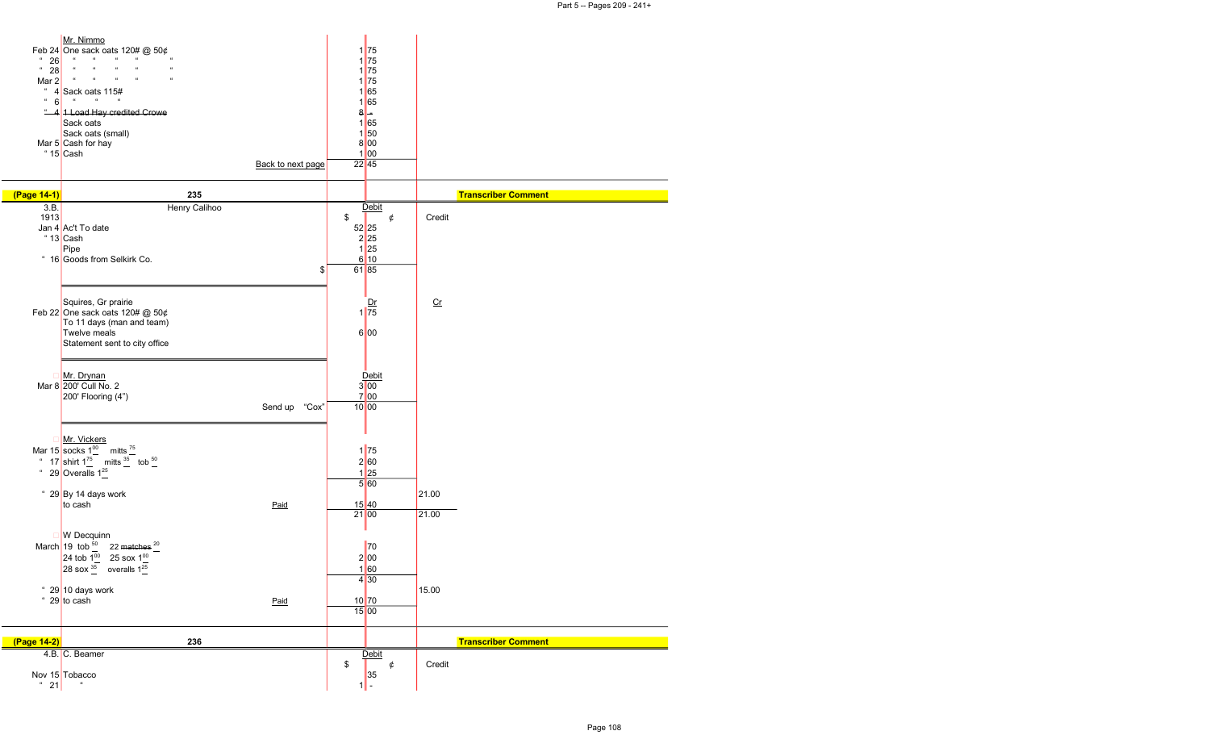| | Mr. Nimmo | | |
|---|---|---|---|
| Feb 24 | One sack oats 120# @ 50¢ | 1 75 | |
| " 26 | " " " " " | 1 75 | |
| " 28 | " " " " " | 1 75 | |
| Mar 2 | " " " " " | 1 75 | |
| " 4 | Sack oats 115# | 1 65 | |
| " 6 | " " " | 1 65 | |
| " 4 | ~~1 Load Hay credited Crowe~~ | 8 - | |
| | Sack oats | 1 65 | |
| | Sack oats (small) | 1 50 | |
| Mar 5 | Cash for hay | 8 00 | |
| " 15 | Cash | 1 00 | |
| | Back to next page | 22 45 | |

**(Page 14-1)** 235 — **Transcriber Comment**

| 3.B. 1913 | Henry Calihoo | Debit $ ¢ | Credit |
|---|---|---|---|
| Jan 4 | Act To date | 52 25 | |
| " 13 | Cash | 2 25 | |
| | Pipe | 1 25 | |
| " 16 | Goods from Selkirk Co. | 6 10 | |
| | $ | 61 85 | |

| | Squires, Gr prairie | Dr | Cr |
|---|---|---|---|
| Feb 22 | One sack oats 120# @ 50¢ | 1 75 | |
| | To 11 days (man and team) | | |
| | Twelve meals | 6 00 | |
| | Statement sent to city office | | |

| | Mr. Drynan | Debit | |
|---|---|---|---|
| Mar 8 | 200' Cull No. 2 | 3 00 | |
| | 200' Flooring (4") | 7 00 | |
| | Send up "Cox" | 10 00 | |

| | Mr. Vickers | | |
|---|---|---|---|
| Mar 15 | socks 1.00 mitts .75 | 1 75 | |
| " 17 | shirt 1.75 mitts .35 tob .50 | 2 60 | |
| " 29 | Overalls 1.25 | 1 25 | |
| | | 5 60 | |
| " 29 | By 14 days work | | 21.00 |
| | to cash Paid | 15 40 | |
| | | 21 00 | 21.00 |

| | W Decquinn | | |
|---|---|---|---|
| March 19 | tob .50 22 ~~matches~~ .20 | 70 | |
| | 24 tob 1.00 25 sox 1.00 | 2 00 | |
| | 28 sox .35 overalls 1.25 | 1 60 | |
| | | 4 30 | |
| " 29 | 10 days work | | 15.00 |
| " 29 | to cash Paid | 10 70 | |
| | | 15 00 | |

**(Page 14-2)** 236 — **Transcriber Comment**

| 4.B. | C. Beamer | Debit $ ¢ | Credit |
|---|---|---|---|
| Nov 15 | Tobacco | 35 | |
| " 21 | " | 1 - | |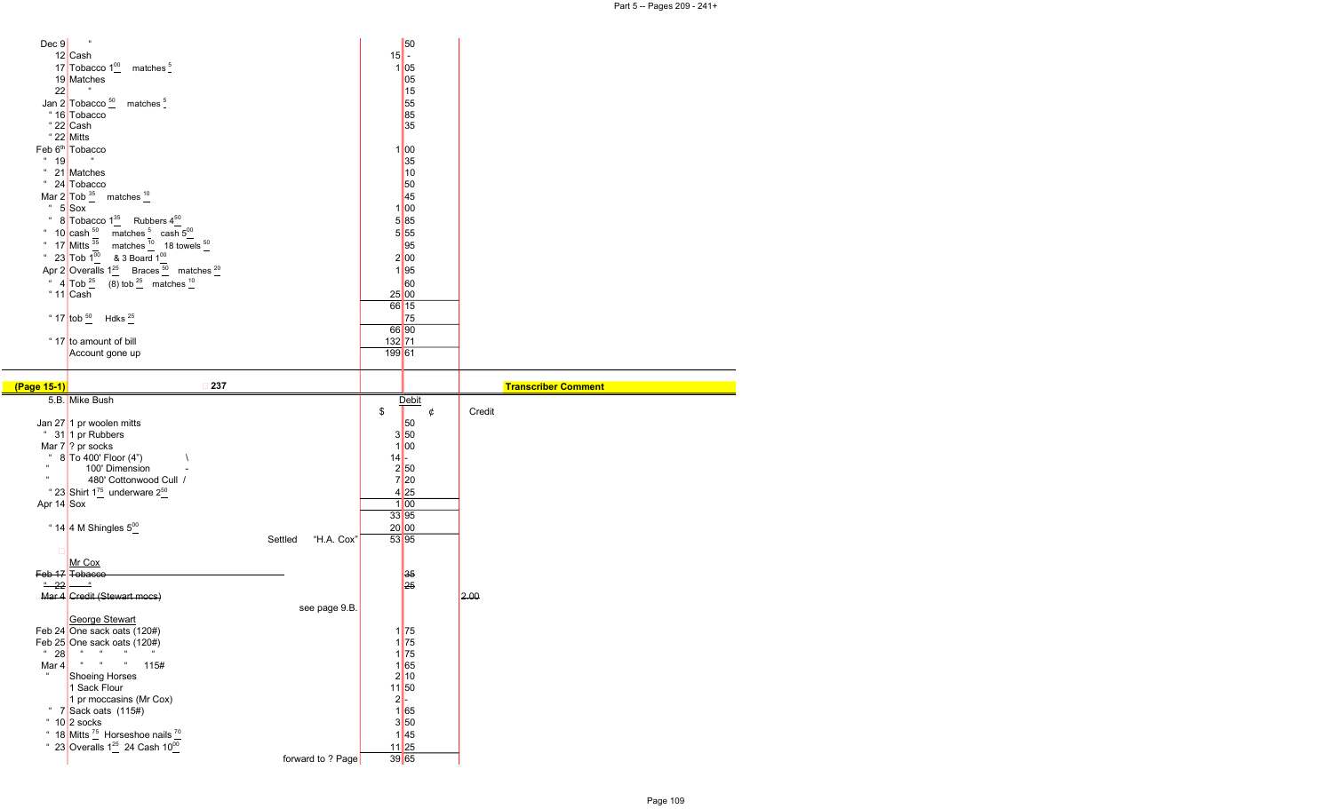| Date | Item | $ | ¢ | Credit |
|---|---|---|---|---|
| Dec 9 | " | | 50 | |
| 12 | Cash | 15 | - | |
| 17 | Tobacco $1^{\underline{00}}$ matches $^{\underline{5}}$ | 1 | 05 | |
| 19 | Matches | | 05 | |
| 22 | " | | 15 | |
| Jan 2 | Tobacco $^{\underline{50}}$ matches $^{\underline{5}}$ | | 55 | |
| " 16 | Tobacco | | 85 | |
| " 22 | Cash | | 35 | |
| " 22 | Mitts | | | |
| Feb 6th | Tobacco | 1 | 00 | |
| " 19 | " | | 35 | |
| " 21 | Matches | | 10 | |
| " 24 | Tobacco | | 50 | |
| Mar 2 | Tob $^{\underline{35}}$ matches $^{\underline{10}}$ | | 45 | |
| " 5 | Sox | 1 | 00 | |
| " 8 | Tobacco $1^{\underline{35}}$ Rubbers $4^{\underline{50}}$ | 5 | 85 | |
| " 10 | cash $^{\underline{50}}$ matches $^{\underline{5}}$ cash $5^{\underline{00}}$ | 5 | 55 | |
| " 17 | Mitts $^{\underline{35}}$ matches $^{\underline{10}}$ 18 towels $^{\underline{50}}$ | | 95 | |
| " 23 | Tob $1^{\underline{00}}$ & 3 Board $1^{\underline{00}}$ | 2 | 00 | |
| Apr 2 | Overalls $1^{\underline{25}}$ Braces $^{\underline{50}}$ matches $^{\underline{20}}$ | 1 | 95 | |
| " 4 | Tob $^{\underline{25}}$ (8) tob $^{\underline{25}}$ matches $^{\underline{10}}$ | | 60 | |
| " 11 | Cash | 25 | 00 | |
| | | 66 | 15 | |
| " 17 | tob $^{\underline{50}}$ Hdks $^{\underline{25}}$ | | 75 | |
| | | 66 | 90 | |
| " 17 | to amount of bill | 132 | 71 | |
| | Account gone up | 199 | 61 | |

**(Page 15-1)** 237

**Transcriber Comment**

| Date | 5.B. Mike Bush | $ (Debit) | ¢ | Credit |
|---|---|---|---|---|
| Jan 27 | 1 pr woolen mitts | | 50 | |
| " 31 | 1 pr Rubbers | 3 | 50 | |
| Mar 7 | ? pr socks | 1 | 00 | |
| " 8 | To 400' Floor (4") \ | 14 | - | |
| " | 100' Dimension - | 2 | 50 | |
| " | 480' Cottonwood Cull / | 7 | 20 | |
| " 23 | Shirt $1^{\underline{75}}$ underware $2^{\underline{50}}$ | 4 | 25 | |
| Apr 14 | Sox | 1 | 00 | |
| | | 33 | 95 | |
| " 14 | 4 M Shingles $5^{\underline{00}}$ | 20 | 00 | |
| | Settled "H.A. Cox" | 53 | 95 | |
| | Mr Cox | | | |
| ~~Feb 17~~ | ~~Tobacco~~ | | ~~35~~ | |
| ~~" 22~~ | ~~"~~ | | ~~25~~ | |
| ~~Mar 4~~ | ~~Credit (Stewart mocs)~~ | | | ~~2.00~~ |
| | see page 9.B. | | | |
| | George Stewart | | | |
| Feb 24 | One sack oats (120#) | 1 | 75 | |
| Feb 25 | One sack oats (120#) | 1 | 75 | |
| " 28 | " " " " | 1 | 75 | |
| Mar 4 | " " " 115# | 1 | 65 | |
| " | Shoeing Horses | 2 | 10 | |
| | 1 Sack Flour | 11 | 50 | |
| | 1 pr moccasins (Mr Cox) | 2 | - | |
| " 7 | Sack oats (115#) | 1 | 65 | |
| " 10 | 2 socks | 3 | 50 | |
| " 18 | Mitts $^{\underline{75}}$ Horseshoe nails $^{\underline{70}}$ | 1 | 45 | |
| " 23 | Overalls $1^{\underline{25}}$ 24 Cash $10^{\underline{00}}$ | 11 | 25 | |
| | forward to ? Page | 39 | 65 | |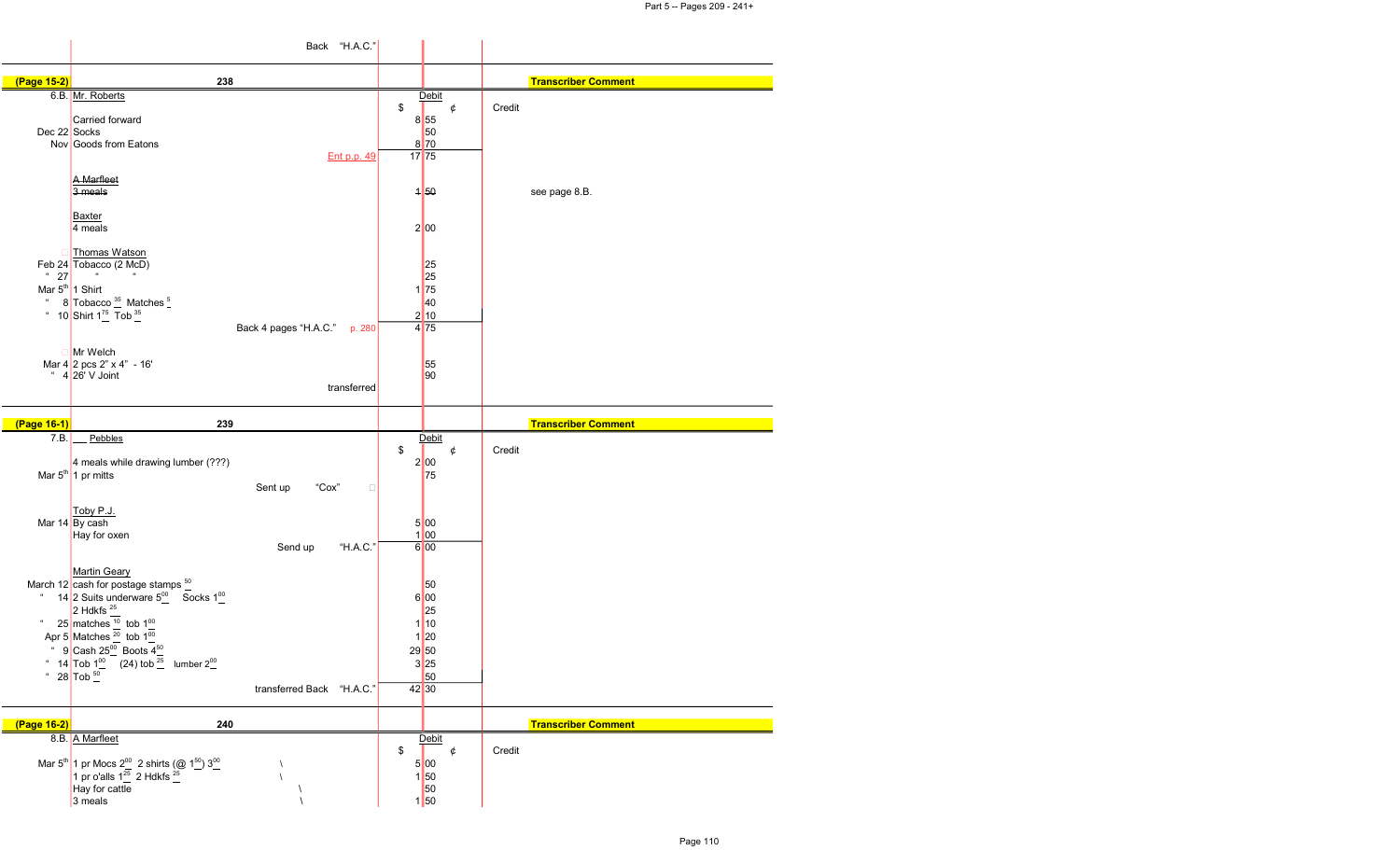| | Back "H.A.C." | | | |
|---|---|---|---|---|

| (Page 15-2) | 238 | | | Transcriber Comment |
|---|---|---|---|---|
| 6.B. | Mr. Roberts | Debit $ ¢ | Credit | |
| | Carried forward | 8 55 | | |
| Dec 22 | Socks | 50 | | |
| Nov | Goods from Eatons | 8 70 | | |
| | Ent p.p. 49 | 17 75 | | |
| | ~~A Marfleet~~ | | | |
| | ~~3 meals~~ | ~~1 50~~ | | see page 8.B. |
| | Baxter | | | |
| | 4 meals | 2 00 | | |
| | Thomas Watson | | | |
| Feb 24 | Tobacco (2 McD) | 25 | | |
| " 27 | " " | 25 | | |
| Mar 5th | 1 Shirt | 1 75 | | |
| " 8 | Tobacco 35 Matches 5 | 40 | | |
| " 10 | Shirt 1 75 Tob 35 | 2 10 | | |
| | Back 4 pages "H.A.C." p. 280 | 4 75 | | |
| | Mr Welch | | | |
| Mar 4 | 2 pcs 2" x 4" - 16' | 55 | | |
| " 4 | 26' V Joint | 90 | | |
| | transferred | | | |

| (Page 16-1) | 239 | | | Transcriber Comment |
|---|---|---|---|---|
| 7.B. | ___ Pebbles | Debit $ ¢ | Credit | |
| | 4 meals while drawing lumber (???) | 2 00 | | |
| Mar 5th | 1 pr mitts | 75 | | |
| | Sent up "Cox" | | | |
| | Toby P.J. | | | |
| Mar 14 | By cash | 5 00 | | |
| | Hay for oxen | 1 00 | | |
| | Send up "H.A.C." | 6 00 | | |
| | Martin Geary | | | |
| March 12 | cash for postage stamps 50 | 50 | | |
| " 14 | 2 Suits underware 5 00 Socks 1 00 | 6 00 | | |
| | 2 Hdkfs 25 | 25 | | |
| " 25 | matches 10 tob 1 00 | 1 10 | | |
| Apr 5 | Matches 20 tob 1 00 | 1 20 | | |
| " 9 | Cash 25 00 Boots 4 50 | 29 50 | | |
| " 14 | Tob 1 00 (24) tob 25 lumber 2 00 | 3 25 | | |
| " 28 | Tob 50 | 50 | | |
| | transferred Back "H.A.C." | 42 30 | | |

| (Page 16-2) | 240 | | | Transcriber Comment |
|---|---|---|---|---|
| 8.B. | A Marfleet | Debit $ ¢ | Credit | |
| Mar 5th | 1 pr Mocs 2 00 2 shirts (@ 1 50) 3 00 \ | 5 00 | | |
| | 1 pr o'alls 1 25 2 Hdkfs 25 \ | 1 50 | | |
| | Hay for cattle \ | 50 | | |
| | 3 meals \ | 1 50 | | |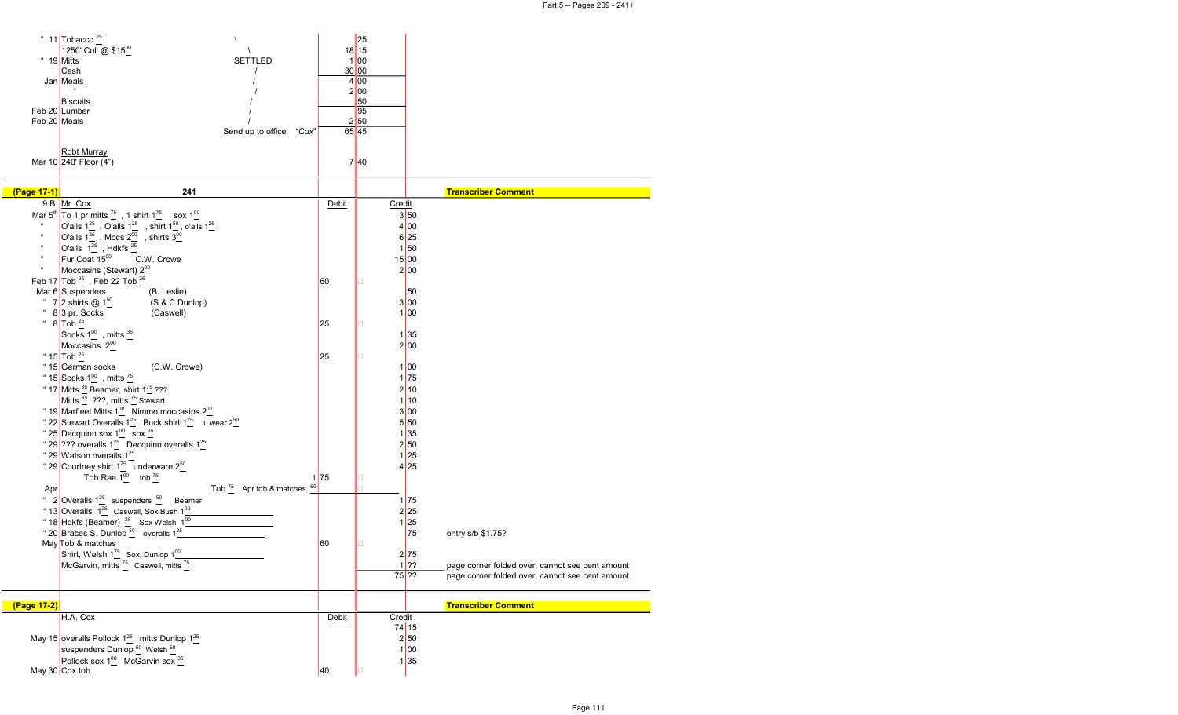| | | | Debit | | Credit | |
|---|---|---|---|---|---|---|
| " 11 | Tobacco 25 | \ | | 25 | | |
| | 1250' Cull @ $15.00 | \ | 18 | 15 | | |
| " 19 | Mitts | SETTLED | 1 | 00 | | |
| | Cash | / | 30 | 00 | | |
| Jan | Meals | / | 4 | 00 | | |
| | " | / | 2 | 00 | | |
| | Biscuits | / | | 50 | | |
| Feb 20 | Lumber | / | | 95 | | |
| Feb 20 | Meals | / | 2 | 50 | | |
| | | Send up to office "Cox" | 65 | 45 | | |
| | Robt Murray | | | | | |
| Mar 10 | 240' Floor (4") | | 7 | 40 | | |

| (Page 17-1) | 241 | Debit | | Credit | | Transcriber Comment |
|---|---|---|---|---|---|---|
| 9.B. | Mr. Cox | | | | | |
| Mar 5th | To 1 pr mitts 75 , 1 shirt 1.75 , sox 1.00 | | | 3 | 50 | |
| " | O'alls 1.25 , O'alls 1.25 , shirt 1.50 , ~~o'alls 1.25~~ | | | 4 | 00 | |
| " | O'alls 1.25 , Mocs 2.00 , shirts 3.00 | | | 6 | 25 | |
| " | O'alls 1.25 , Hdkfs 25 | | | 1 | 50 | |
| " | Fur Coat 15.00 C.W. Crowe | | | 15 | 00 | |
| " | Moccasins (Stewart) 2.00 | | | 2 | 00 | |
| Feb 17 | Tob 35 , Feb 22 Tob 25 | 60 | | | | |
| Mar 6 | Suspenders (B. Leslie) | | | | 50 | |
| " 7 | 2 shirts @ 1.50 (S & C Dunlop) | | | 3 | 00 | |
| " 8 | 3 pr. Socks (Caswell) | | | 1 | 00 | |
| " 8 | Tob 25 | 25 | | | | |
| | Socks 1.00 , mitts 35 | | | 1 | 35 | |
| | Moccasins 2.00 | | | 2 | 00 | |
| " 15 | Tob 25 | 25 | | | | |
| " 15 | German socks (C.W. Crowe) | | | 1 | 00 | |
| " 15 | Socks 1.00 , mitts 75 | | | 1 | 75 | |
| " 17 | Mitts 35 Beamer, shirt 1.75 ??? | | | 2 | 10 | |
| | Mitts 35 ???, mitts 75 Stewart | | | 1 | 10 | |
| " 19 | Marfleet Mitts 1.00 Nimmo moccasins 2.00 | | | 3 | 00 | |
| " 22 | Stewart Overalls 1.25 Buck shirt 1.75 u.wear 2.50 | | | 5 | 50 | |
| " 25 | Decquinn sox 1.00 sox 35 | | | 1 | 35 | |
| " 29 | ??? overalls 1.25 Decquinn overalls 1.25 | | | 2 | 50 | |
| " 29 | Watson overalls 1.25 | | | 1 | 25 | |
| " 29 | Courtney shirt 1.75 underware 2.50 | | | 4 | 25 | |
| | Tob Rae 1.00 tob 75 | 1 | 75 | | | |
| Apr | Tob 75 Apr tob & matches 60 | | | | | |
| " 2 | Overalls 1.25 suspenders 50 Beamer | | | 1 | 75 | |
| " 13 | Overalls 1.25 Caswell, Sox Bush 1.00 | | | 2 | 25 | |
| " 18 | Hdkfs (Beamer) 25 Sox Welsh 1.00 | | | 1 | 25 | |
| " 20 | Braces S. Dunlop 50 overalls 1.25 | | | | 75 | entry s/b $1.75? |
| May | Tob & matches | 60 | | | | |
| | Shirt, Welsh 1.75 Sox, Dunlop 1.00 | | | 2 | 75 | |
| | McGarvin, mitts 75 Caswell, mitts 75 | | | 1 | ?? | page corner folded over, cannot see cent amount |
| | | | | 75 | ?? | page corner folded over, cannot see cent amount |

| (Page 17-2) | | Debit | | Credit | | Transcriber Comment |
|---|---|---|---|---|---|---|
| | H.A. Cox | | | | | |
| | | | | 74 | 15 | |
| May 15 | overalls Pollock 1.25 mitts Dunlop 1.25 | | | 2 | 50 | |
| | suspenders Dunlop 50 Welsh 50 | | | 1 | 00 | |
| | Pollock sox 1.00 McGarvin sox 35 | | | 1 | 35 | |
| May 30 | Cox tob | 40 | | | | |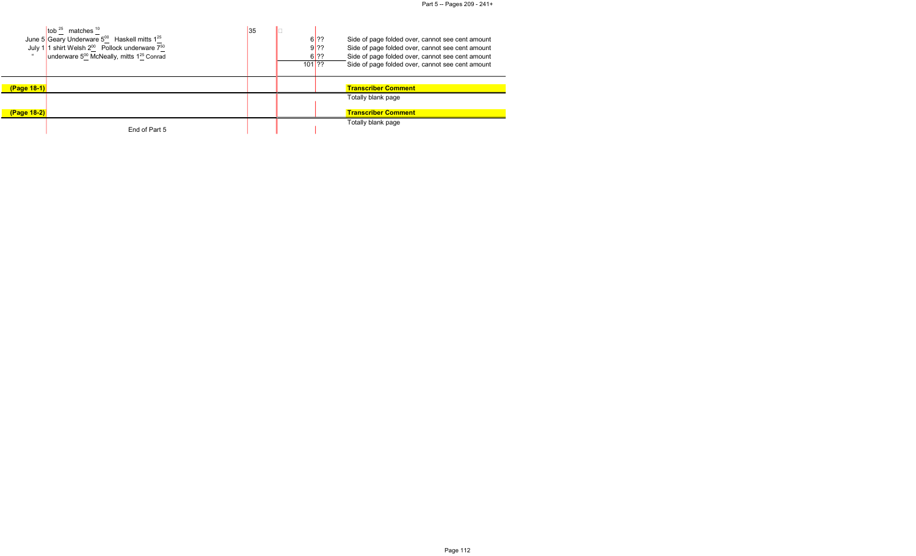| | | | | | |
|---|---|---|---|---|---|
| | tob $^{25}$ matches $^{10}$ | 35 | | | |
| June 5 | Geary Underware $5^{00}$ Haskell mitts $1^{25}$ | | 6 | ?? | Side of page folded over, cannot see cent amount |
| July 1 | 1 shirt Welsh $2^{00}$ Pollock underware $7^{50}$ | | 9 | ?? | Side of page folded over, cannot see cent amount |
| " | underware $5^{00}$ McNeally, mitts $1^{25}$ Conrad | | 6 | ?? | Side of page folded over, cannot see cent amount |
| | | | 101 | ?? | Side of page folded over, cannot see cent amount |
| **(Page 18-1)** | | | | | **Transcriber Comment** |
| | | | | | Totally blank page |
| **(Page 18-2)** | | | | | **Transcriber Comment** |
| | | | | | Totally blank page |
| | End of Part 5 | | | | |